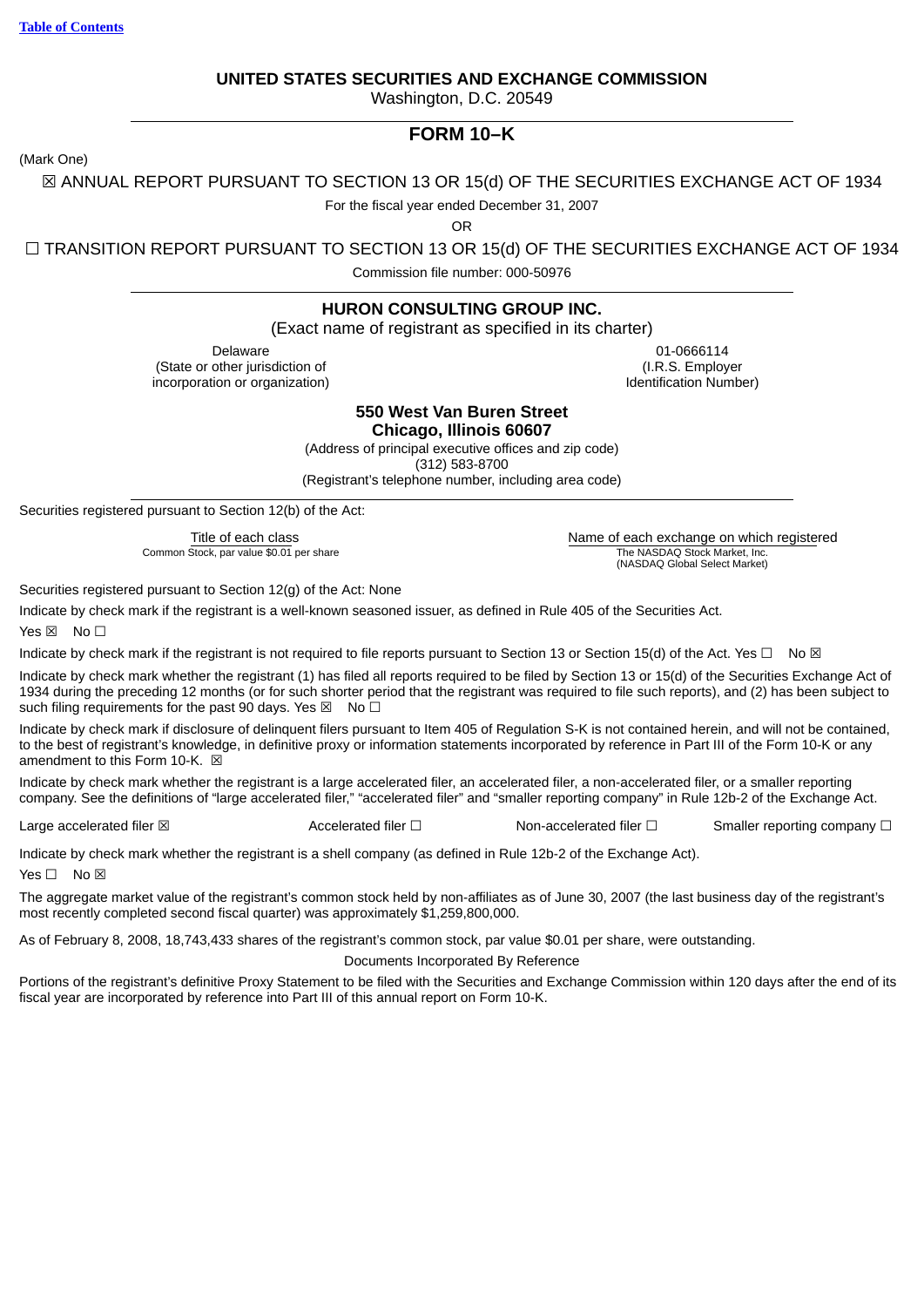[Table of Contents](#)

**UNITED STATES SECURITIES AND EXCHANGE COMMISSION**

Washington, D.C. 20549

---

# FORM 10–K

(Mark One)

☒ ANNUAL REPORT PURSUANT TO SECTION 13 OR 15(d) OF THE SECURITIES EXCHANGE ACT OF 1934

For the fiscal year ended December 31, 2007

OR

☐ TRANSITION REPORT PURSUANT TO SECTION 13 OR 15(d) OF THE SECURITIES EXCHANGE ACT OF 1934

Commission file number: 000-50976

---

## HURON CONSULTING GROUP INC.

(Exact name of registrant as specified in its charter)

| Delaware | 01-0666114 |
|---|---|
| (State or other jurisdiction of incorporation or organization) | (I.R.S. Employer Identification Number) |

**550 West Van Buren Street**
**Chicago, Illinois 60607**

(Address of principal executive offices and zip code)

(312) 583-8700

(Registrant's telephone number, including area code)

---

Securities registered pursuant to Section 12(b) of the Act:

| Title of each class | Name of each exchange on which registered |
|---|---|
| Common Stock, par value $0.01 per share | The NASDAQ Stock Market, Inc. (NASDAQ Global Select Market) |

Securities registered pursuant to Section 12(g) of the Act: None

Indicate by check mark if the registrant is a well-known seasoned issuer, as defined in Rule 405 of the Securities Act.

Yes ☒ No ☐

Indicate by check mark if the registrant is not required to file reports pursuant to Section 13 or Section 15(d) of the Act. Yes ☐ No ☒

Indicate by check mark whether the registrant (1) has filed all reports required to be filed by Section 13 or 15(d) of the Securities Exchange Act of 1934 during the preceding 12 months (or for such shorter period that the registrant was required to file such reports), and (2) has been subject to such filing requirements for the past 90 days. Yes ☒ No ☐

Indicate by check mark if disclosure of delinquent filers pursuant to Item 405 of Regulation S-K is not contained herein, and will not be contained, to the best of registrant's knowledge, in definitive proxy or information statements incorporated by reference in Part III of the Form 10-K or any amendment to this Form 10-K. ☒

Indicate by check mark whether the registrant is a large accelerated filer, an accelerated filer, a non-accelerated filer, or a smaller reporting company. See the definitions of "large accelerated filer," "accelerated filer" and "smaller reporting company" in Rule 12b-2 of the Exchange Act.

Large accelerated filer ☒ Accelerated filer ☐ Non-accelerated filer ☐ Smaller reporting company ☐

Indicate by check mark whether the registrant is a shell company (as defined in Rule 12b-2 of the Exchange Act).

Yes ☐ No ☒

The aggregate market value of the registrant's common stock held by non-affiliates as of June 30, 2007 (the last business day of the registrant's most recently completed second fiscal quarter) was approximately $1,259,800,000.

As of February 8, 2008, 18,743,433 shares of the registrant's common stock, par value $0.01 per share, were outstanding.

Documents Incorporated By Reference

Portions of the registrant's definitive Proxy Statement to be filed with the Securities and Exchange Commission within 120 days after the end of its fiscal year are incorporated by reference into Part III of this annual report on Form 10-K.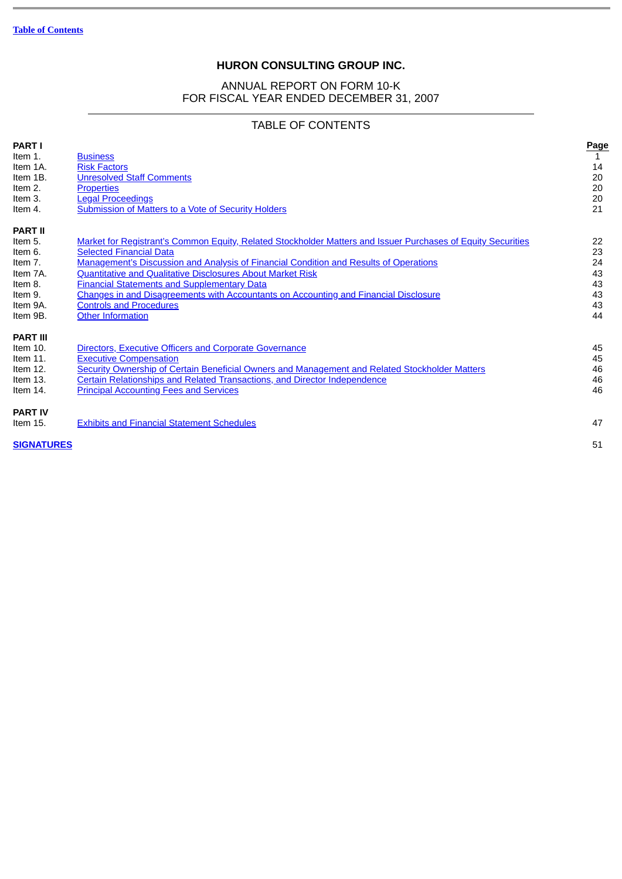[Table of Contents](#)

# HURON CONSULTING GROUP INC.

ANNUAL REPORT ON FORM 10-K
FOR FISCAL YEAR ENDED DECEMBER 31, 2007

## TABLE OF CONTENTS

| | | Page |
|---|---|---|
| **PART I** | | |
| Item 1. | Business | 1 |
| Item 1A. | Risk Factors | 14 |
| Item 1B. | Unresolved Staff Comments | 20 |
| Item 2. | Properties | 20 |
| Item 3. | Legal Proceedings | 20 |
| Item 4. | Submission of Matters to a Vote of Security Holders | 21 |
| **PART II** | | |
| Item 5. | Market for Registrant's Common Equity, Related Stockholder Matters and Issuer Purchases of Equity Securities | 22 |
| Item 6. | Selected Financial Data | 23 |
| Item 7. | Management's Discussion and Analysis of Financial Condition and Results of Operations | 24 |
| Item 7A. | Quantitative and Qualitative Disclosures About Market Risk | 43 |
| Item 8. | Financial Statements and Supplementary Data | 43 |
| Item 9. | Changes in and Disagreements with Accountants on Accounting and Financial Disclosure | 43 |
| Item 9A. | Controls and Procedures | 43 |
| Item 9B. | Other Information | 44 |
| **PART III** | | |
| Item 10. | Directors, Executive Officers and Corporate Governance | 45 |
| Item 11. | Executive Compensation | 45 |
| Item 12. | Security Ownership of Certain Beneficial Owners and Management and Related Stockholder Matters | 46 |
| Item 13. | Certain Relationships and Related Transactions, and Director Independence | 46 |
| Item 14. | Principal Accounting Fees and Services | 46 |
| **PART IV** | | |
| Item 15. | Exhibits and Financial Statement Schedules | 47 |
| **SIGNATURES** | | 51 |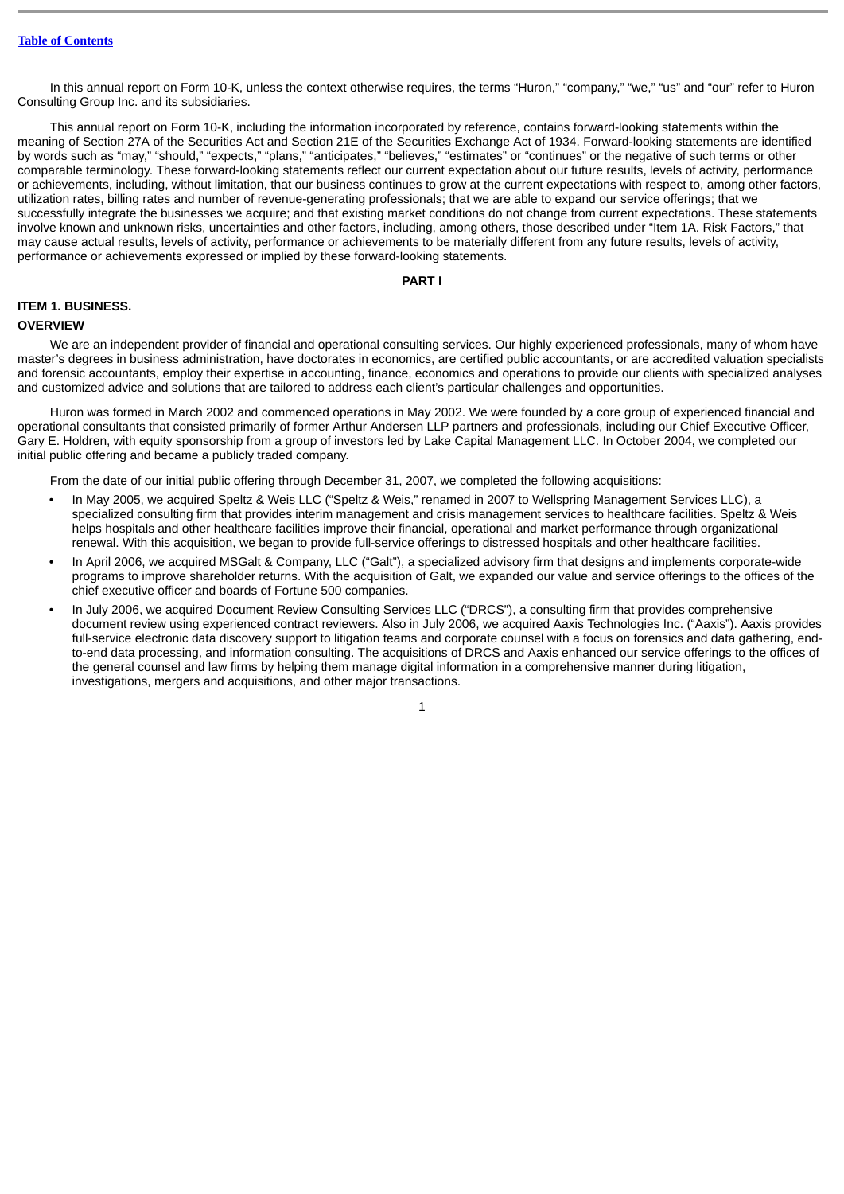In this annual report on Form 10-K, unless the context otherwise requires, the terms "Huron," "company," "we," "us" and "our" refer to Huron Consulting Group Inc. and its subsidiaries.

This annual report on Form 10-K, including the information incorporated by reference, contains forward-looking statements within the meaning of Section 27A of the Securities Act and Section 21E of the Securities Exchange Act of 1934. Forward-looking statements are identified by words such as "may," "should," "expects," "plans," "anticipates," "believes," "estimates" or "continues" or the negative of such terms or other comparable terminology. These forward-looking statements reflect our current expectation about our future results, levels of activity, performance or achievements, including, without limitation, that our business continues to grow at the current expectations with respect to, among other factors, utilization rates, billing rates and number of revenue-generating professionals; that we are able to expand our service offerings; that we successfully integrate the businesses we acquire; and that existing market conditions do not change from current expectations. These statements involve known and unknown risks, uncertainties and other factors, including, among others, those described under "Item 1A. Risk Factors," that may cause actual results, levels of activity, performance or achievements to be materially different from any future results, levels of activity, performance or achievements expressed or implied by these forward-looking statements.

**PART I**

## ITEM 1. BUSINESS.

### OVERVIEW

We are an independent provider of financial and operational consulting services. Our highly experienced professionals, many of whom have master's degrees in business administration, have doctorates in economics, are certified public accountants, or are accredited valuation specialists and forensic accountants, employ their expertise in accounting, finance, economics and operations to provide our clients with specialized analyses and customized advice and solutions that are tailored to address each client's particular challenges and opportunities.

Huron was formed in March 2002 and commenced operations in May 2002. We were founded by a core group of experienced financial and operational consultants that consisted primarily of former Arthur Andersen LLP partners and professionals, including our Chief Executive Officer, Gary E. Holdren, with equity sponsorship from a group of investors led by Lake Capital Management LLC. In October 2004, we completed our initial public offering and became a publicly traded company.

From the date of our initial public offering through December 31, 2007, we completed the following acquisitions:

- In May 2005, we acquired Speltz & Weis LLC ("Speltz & Weis," renamed in 2007 to Wellspring Management Services LLC), a specialized consulting firm that provides interim management and crisis management services to healthcare facilities. Speltz & Weis helps hospitals and other healthcare facilities improve their financial, operational and market performance through organizational renewal. With this acquisition, we began to provide full-service offerings to distressed hospitals and other healthcare facilities.
- In April 2006, we acquired MSGalt & Company, LLC ("Galt"), a specialized advisory firm that designs and implements corporate-wide programs to improve shareholder returns. With the acquisition of Galt, we expanded our value and service offerings to the offices of the chief executive officer and boards of Fortune 500 companies.
- In July 2006, we acquired Document Review Consulting Services LLC ("DRCS"), a consulting firm that provides comprehensive document review using experienced contract reviewers. Also in July 2006, we acquired Aaxis Technologies Inc. ("Aaxis"). Aaxis provides full-service electronic data discovery support to litigation teams and corporate counsel with a focus on forensics and data gathering, end-to-end data processing, and information consulting. The acquisitions of DRCS and Aaxis enhanced our service offerings to the offices of the general counsel and law firms by helping them manage digital information in a comprehensive manner during litigation, investigations, mergers and acquisitions, and other major transactions.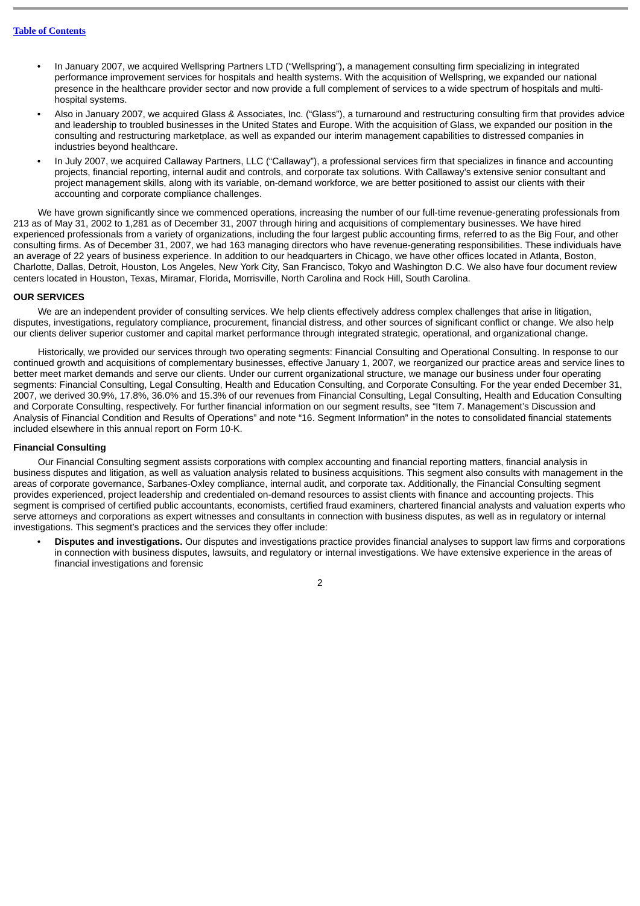- In January 2007, we acquired Wellspring Partners LTD ("Wellspring"), a management consulting firm specializing in integrated performance improvement services for hospitals and health systems. With the acquisition of Wellspring, we expanded our national presence in the healthcare provider sector and now provide a full complement of services to a wide spectrum of hospitals and multi-hospital systems.
- Also in January 2007, we acquired Glass & Associates, Inc. ("Glass"), a turnaround and restructuring consulting firm that provides advice and leadership to troubled businesses in the United States and Europe. With the acquisition of Glass, we expanded our position in the consulting and restructuring marketplace, as well as expanded our interim management capabilities to distressed companies in industries beyond healthcare.
- In July 2007, we acquired Callaway Partners, LLC ("Callaway"), a professional services firm that specializes in finance and accounting projects, financial reporting, internal audit and controls, and corporate tax solutions. With Callaway's extensive senior consultant and project management skills, along with its variable, on-demand workforce, we are better positioned to assist our clients with their accounting and corporate compliance challenges.

We have grown significantly since we commenced operations, increasing the number of our full-time revenue-generating professionals from 213 as of May 31, 2002 to 1,281 as of December 31, 2007 through hiring and acquisitions of complementary businesses. We have hired experienced professionals from a variety of organizations, including the four largest public accounting firms, referred to as the Big Four, and other consulting firms. As of December 31, 2007, we had 163 managing directors who have revenue-generating responsibilities. These individuals have an average of 22 years of business experience. In addition to our headquarters in Chicago, we have other offices located in Atlanta, Boston, Charlotte, Dallas, Detroit, Houston, Los Angeles, New York City, San Francisco, Tokyo and Washington D.C. We also have four document review centers located in Houston, Texas, Miramar, Florida, Morrisville, North Carolina and Rock Hill, South Carolina.

## OUR SERVICES

We are an independent provider of consulting services. We help clients effectively address complex challenges that arise in litigation, disputes, investigations, regulatory compliance, procurement, financial distress, and other sources of significant conflict or change. We also help our clients deliver superior customer and capital market performance through integrated strategic, operational, and organizational change.

Historically, we provided our services through two operating segments: Financial Consulting and Operational Consulting. In response to our continued growth and acquisitions of complementary businesses, effective January 1, 2007, we reorganized our practice areas and service lines to better meet market demands and serve our clients. Under our current organizational structure, we manage our business under four operating segments: Financial Consulting, Legal Consulting, Health and Education Consulting, and Corporate Consulting. For the year ended December 31, 2007, we derived 30.9%, 17.8%, 36.0% and 15.3% of our revenues from Financial Consulting, Legal Consulting, Health and Education Consulting and Corporate Consulting, respectively. For further financial information on our segment results, see "Item 7. Management's Discussion and Analysis of Financial Condition and Results of Operations" and note "16. Segment Information" in the notes to consolidated financial statements included elsewhere in this annual report on Form 10-K.

### Financial Consulting

Our Financial Consulting segment assists corporations with complex accounting and financial reporting matters, financial analysis in business disputes and litigation, as well as valuation analysis related to business acquisitions. This segment also consults with management in the areas of corporate governance, Sarbanes-Oxley compliance, internal audit, and corporate tax. Additionally, the Financial Consulting segment provides experienced, project leadership and credentialed on-demand resources to assist clients with finance and accounting projects. This segment is comprised of certified public accountants, economists, certified fraud examiners, chartered financial analysts and valuation experts who serve attorneys and corporations as expert witnesses and consultants in connection with business disputes, as well as in regulatory or internal investigations. This segment's practices and the services they offer include:

- **Disputes and investigations.** Our disputes and investigations practice provides financial analyses to support law firms and corporations in connection with business disputes, lawsuits, and regulatory or internal investigations. We have extensive experience in the areas of financial investigations and forensic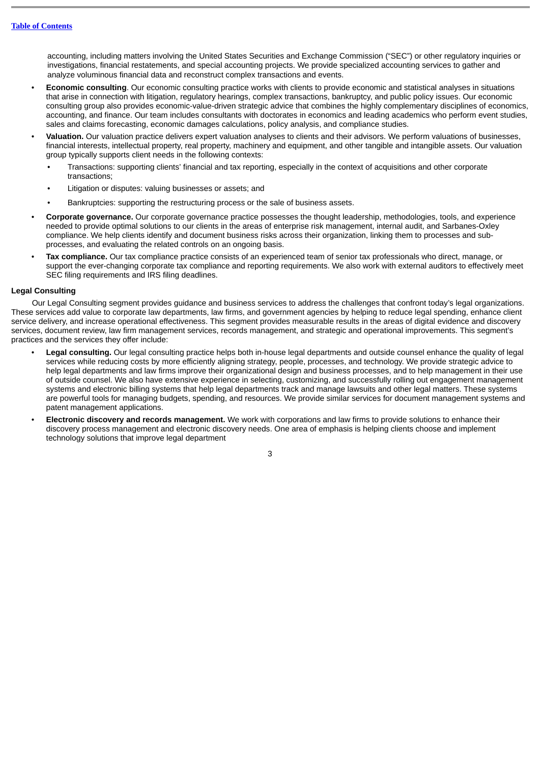accounting, including matters involving the United States Securities and Exchange Commission ("SEC") or other regulatory inquiries or investigations, financial restatements, and special accounting projects. We provide specialized accounting services to gather and analyze voluminous financial data and reconstruct complex transactions and events.

- **Economic consulting**. Our economic consulting practice works with clients to provide economic and statistical analyses in situations that arise in connection with litigation, regulatory hearings, complex transactions, bankruptcy, and public policy issues. Our economic consulting group also provides economic-value-driven strategic advice that combines the highly complementary disciplines of economics, accounting, and finance. Our team includes consultants with doctorates in economics and leading academics who perform event studies, sales and claims forecasting, economic damages calculations, policy analysis, and compliance studies.
- **Valuation.** Our valuation practice delivers expert valuation analyses to clients and their advisors. We perform valuations of businesses, financial interests, intellectual property, real property, machinery and equipment, and other tangible and intangible assets. Our valuation group typically supports client needs in the following contexts:
  - Transactions: supporting clients' financial and tax reporting, especially in the context of acquisitions and other corporate transactions;
  - Litigation or disputes: valuing businesses or assets; and
  - Bankruptcies: supporting the restructuring process or the sale of business assets.
- **Corporate governance.** Our corporate governance practice possesses the thought leadership, methodologies, tools, and experience needed to provide optimal solutions to our clients in the areas of enterprise risk management, internal audit, and Sarbanes-Oxley compliance. We help clients identify and document business risks across their organization, linking them to processes and sub-processes, and evaluating the related controls on an ongoing basis.
- **Tax compliance.** Our tax compliance practice consists of an experienced team of senior tax professionals who direct, manage, or support the ever-changing corporate tax compliance and reporting requirements. We also work with external auditors to effectively meet SEC filing requirements and IRS filing deadlines.

**Legal Consulting**

Our Legal Consulting segment provides guidance and business services to address the challenges that confront today's legal organizations. These services add value to corporate law departments, law firms, and government agencies by helping to reduce legal spending, enhance client service delivery, and increase operational effectiveness. This segment provides measurable results in the areas of digital evidence and discovery services, document review, law firm management services, records management, and strategic and operational improvements. This segment's practices and the services they offer include:

- **Legal consulting.** Our legal consulting practice helps both in-house legal departments and outside counsel enhance the quality of legal services while reducing costs by more efficiently aligning strategy, people, processes, and technology. We provide strategic advice to help legal departments and law firms improve their organizational design and business processes, and to help management in their use of outside counsel. We also have extensive experience in selecting, customizing, and successfully rolling out engagement management systems and electronic billing systems that help legal departments track and manage lawsuits and other legal matters. These systems are powerful tools for managing budgets, spending, and resources. We provide similar services for document management systems and patent management applications.
- **Electronic discovery and records management.** We work with corporations and law firms to provide solutions to enhance their discovery process management and electronic discovery needs. One area of emphasis is helping clients choose and implement technology solutions that improve legal department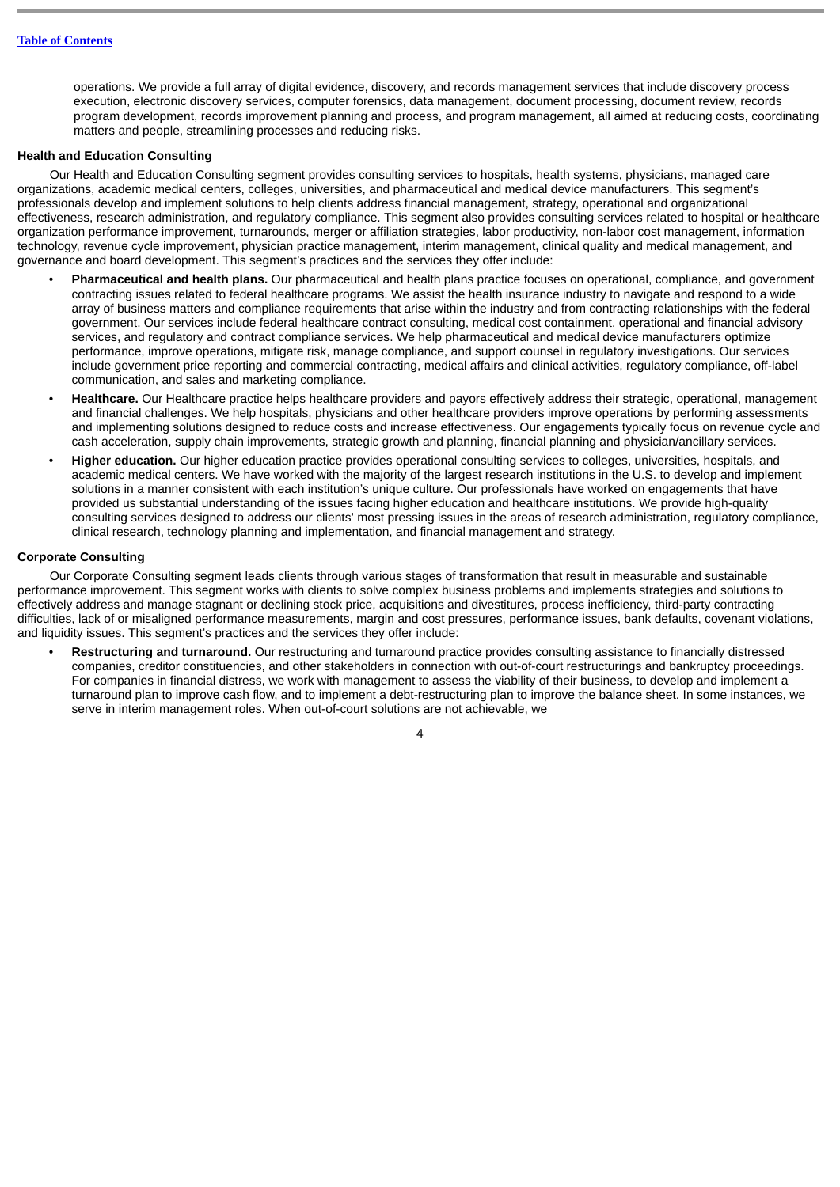operations. We provide a full array of digital evidence, discovery, and records management services that include discovery process execution, electronic discovery services, computer forensics, data management, document processing, document review, records program development, records improvement planning and process, and program management, all aimed at reducing costs, coordinating matters and people, streamlining processes and reducing risks.

**Health and Education Consulting**

Our Health and Education Consulting segment provides consulting services to hospitals, health systems, physicians, managed care organizations, academic medical centers, colleges, universities, and pharmaceutical and medical device manufacturers. This segment's professionals develop and implement solutions to help clients address financial management, strategy, operational and organizational effectiveness, research administration, and regulatory compliance. This segment also provides consulting services related to hospital or healthcare organization performance improvement, turnarounds, merger or affiliation strategies, labor productivity, non-labor cost management, information technology, revenue cycle improvement, physician practice management, interim management, clinical quality and medical management, and governance and board development. This segment's practices and the services they offer include:

- **Pharmaceutical and health plans.** Our pharmaceutical and health plans practice focuses on operational, compliance, and government contracting issues related to federal healthcare programs. We assist the health insurance industry to navigate and respond to a wide array of business matters and compliance requirements that arise within the industry and from contracting relationships with the federal government. Our services include federal healthcare contract consulting, medical cost containment, operational and financial advisory services, and regulatory and contract compliance services. We help pharmaceutical and medical device manufacturers optimize performance, improve operations, mitigate risk, manage compliance, and support counsel in regulatory investigations. Our services include government price reporting and commercial contracting, medical affairs and clinical activities, regulatory compliance, off-label communication, and sales and marketing compliance.
- **Healthcare.** Our Healthcare practice helps healthcare providers and payors effectively address their strategic, operational, management and financial challenges. We help hospitals, physicians and other healthcare providers improve operations by performing assessments and implementing solutions designed to reduce costs and increase effectiveness. Our engagements typically focus on revenue cycle and cash acceleration, supply chain improvements, strategic growth and planning, financial planning and physician/ancillary services.
- **Higher education.** Our higher education practice provides operational consulting services to colleges, universities, hospitals, and academic medical centers. We have worked with the majority of the largest research institutions in the U.S. to develop and implement solutions in a manner consistent with each institution's unique culture. Our professionals have worked on engagements that have provided us substantial understanding of the issues facing higher education and healthcare institutions. We provide high-quality consulting services designed to address our clients' most pressing issues in the areas of research administration, regulatory compliance, clinical research, technology planning and implementation, and financial management and strategy.

**Corporate Consulting**

Our Corporate Consulting segment leads clients through various stages of transformation that result in measurable and sustainable performance improvement. This segment works with clients to solve complex business problems and implements strategies and solutions to effectively address and manage stagnant or declining stock price, acquisitions and divestitures, process inefficiency, third-party contracting difficulties, lack of or misaligned performance measurements, margin and cost pressures, performance issues, bank defaults, covenant violations, and liquidity issues. This segment's practices and the services they offer include:

- **Restructuring and turnaround.** Our restructuring and turnaround practice provides consulting assistance to financially distressed companies, creditor constituencies, and other stakeholders in connection with out-of-court restructurings and bankruptcy proceedings. For companies in financial distress, we work with management to assess the viability of their business, to develop and implement a turnaround plan to improve cash flow, and to implement a debt-restructuring plan to improve the balance sheet. In some instances, we serve in interim management roles. When out-of-court solutions are not achievable, we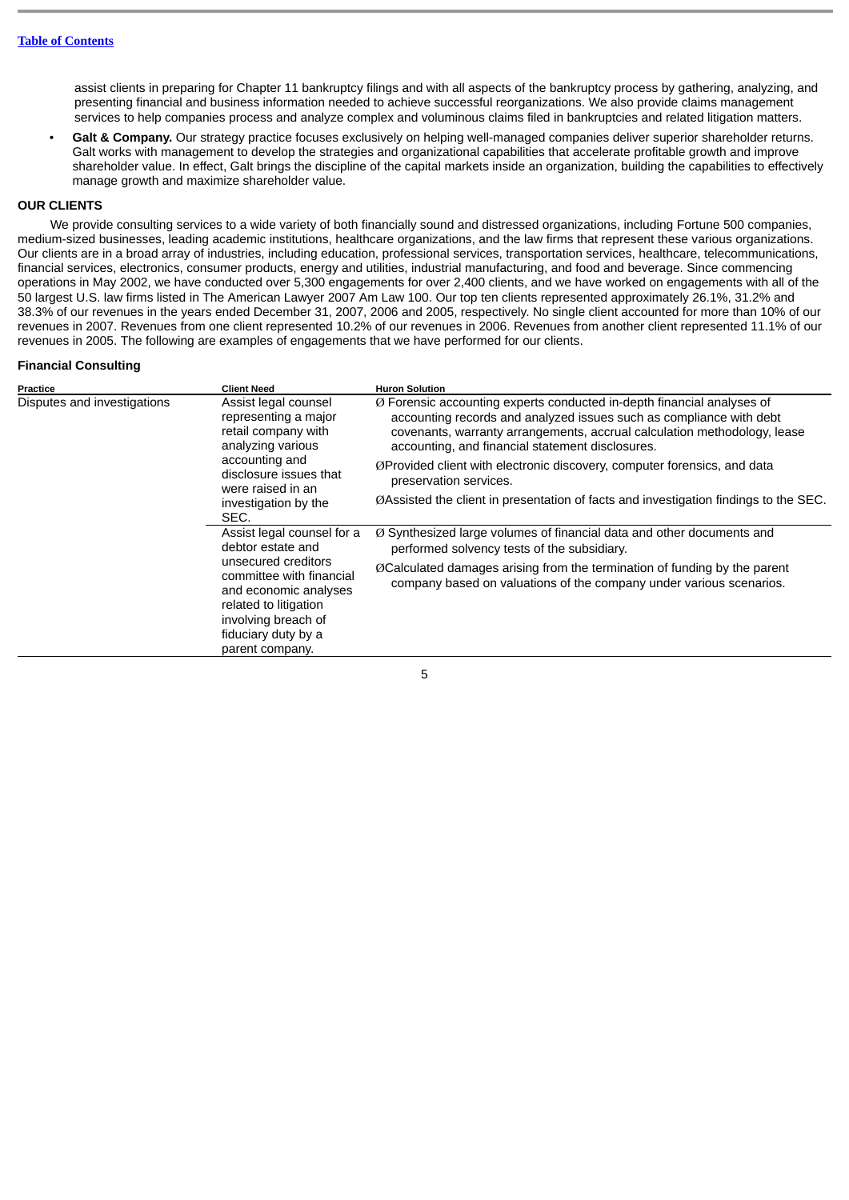assist clients in preparing for Chapter 11 bankruptcy filings and with all aspects of the bankruptcy process by gathering, analyzing, and presenting financial and business information needed to achieve successful reorganizations. We also provide claims management services to help companies process and analyze complex and voluminous claims filed in bankruptcies and related litigation matters.

- **Galt & Company.** Our strategy practice focuses exclusively on helping well-managed companies deliver superior shareholder returns. Galt works with management to develop the strategies and organizational capabilities that accelerate profitable growth and improve shareholder value. In effect, Galt brings the discipline of the capital markets inside an organization, building the capabilities to effectively manage growth and maximize shareholder value.

## OUR CLIENTS

We provide consulting services to a wide variety of both financially sound and distressed organizations, including Fortune 500 companies, medium-sized businesses, leading academic institutions, healthcare organizations, and the law firms that represent these various organizations. Our clients are in a broad array of industries, including education, professional services, transportation services, healthcare, telecommunications, financial services, electronics, consumer products, energy and utilities, industrial manufacturing, and food and beverage. Since commencing operations in May 2002, we have conducted over 5,300 engagements for over 2,400 clients, and we have worked on engagements with all of the 50 largest U.S. law firms listed in The American Lawyer 2007 Am Law 100. Our top ten clients represented approximately 26.1%, 31.2% and 38.3% of our revenues in the years ended December 31, 2007, 2006 and 2005, respectively. No single client accounted for more than 10% of our revenues in 2007. Revenues from one client represented 10.2% of our revenues in 2006. Revenues from another client represented 11.1% of our revenues in 2005. The following are examples of engagements that we have performed for our clients.

### Financial Consulting

| Practice | Client Need | Huron Solution |
|---|---|---|
| Disputes and investigations | Assist legal counsel representing a major retail company with analyzing various accounting and disclosure issues that were raised in an investigation by the SEC. | Ø Forensic accounting experts conducted in-depth financial analyses of accounting records and analyzed issues such as compliance with debt covenants, warranty arrangements, accrual calculation methodology, lease accounting, and financial statement disclosures.<br>Ø Provided client with electronic discovery, computer forensics, and data preservation services.<br>Ø Assisted the client in presentation of facts and investigation findings to the SEC. |
| | Assist legal counsel for a debtor estate and unsecured creditors committee with financial and economic analyses related to litigation involving breach of fiduciary duty by a parent company. | Ø Synthesized large volumes of financial data and other documents and performed solvency tests of the subsidiary.<br>Ø Calculated damages arising from the termination of funding by the parent company based on valuations of the company under various scenarios. |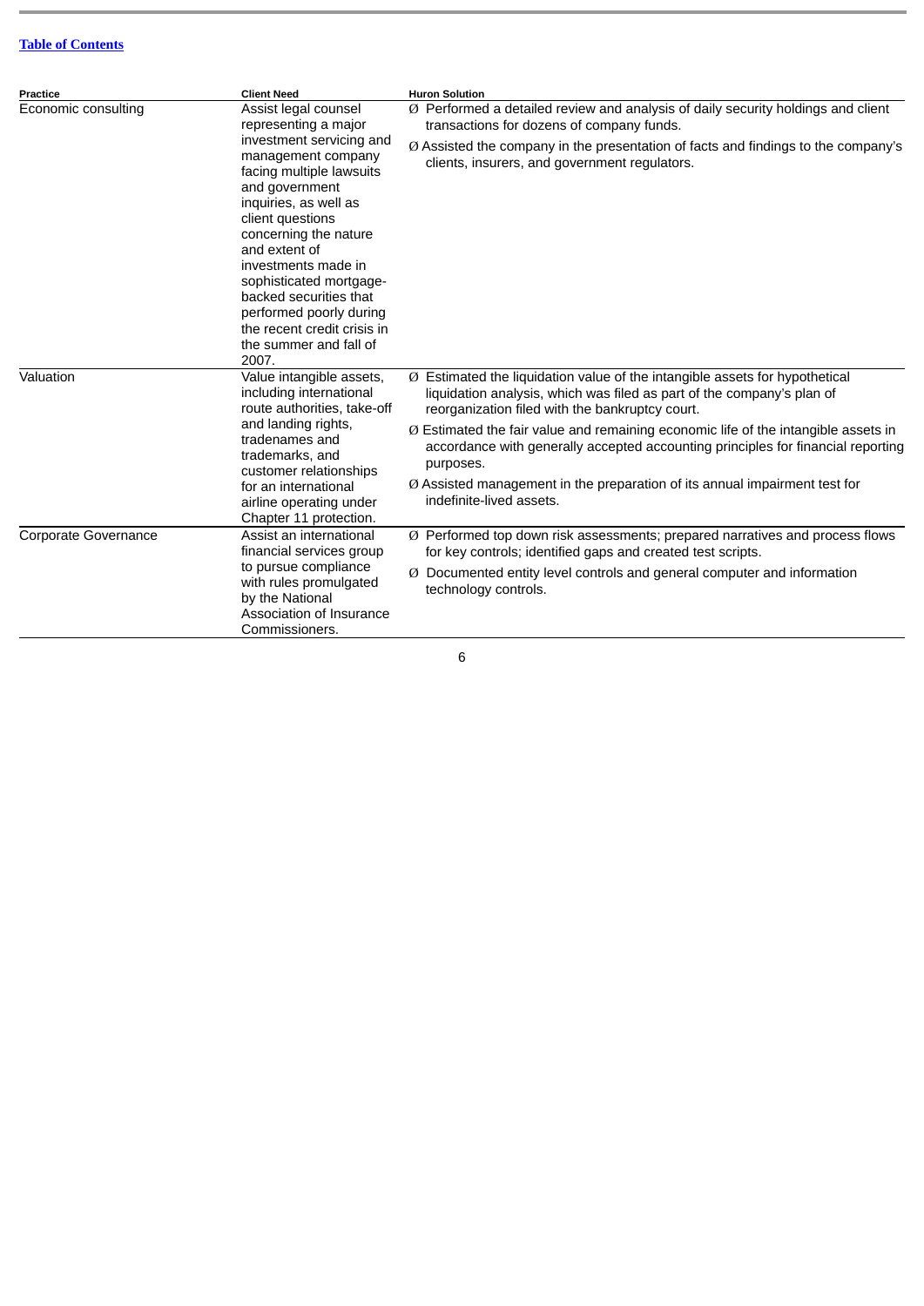| Practice | Client Need | Huron Solution |
|---|---|---|
| Economic consulting | Assist legal counsel representing a major investment servicing and management company facing multiple lawsuits and government inquiries, as well as client questions concerning the nature and extent of investments made in sophisticated mortgage-backed securities that performed poorly during the recent credit crisis in the summer and fall of 2007. | Ø Performed a detailed review and analysis of daily security holdings and client transactions for dozens of company funds.<br>Ø Assisted the company in the presentation of facts and findings to the company's clients, insurers, and government regulators. |
| Valuation | Value intangible assets, including international route authorities, take-off and landing rights, tradenames and trademarks, and customer relationships for an international airline operating under Chapter 11 protection. | Ø Estimated the liquidation value of the intangible assets for hypothetical liquidation analysis, which was filed as part of the company's plan of reorganization filed with the bankruptcy court.<br>Ø Estimated the fair value and remaining economic life of the intangible assets in accordance with generally accepted accounting principles for financial reporting purposes.<br>Ø Assisted management in the preparation of its annual impairment test for indefinite-lived assets. |
| Corporate Governance | Assist an international financial services group to pursue compliance with rules promulgated by the National Association of Insurance Commissioners. | Ø Performed top down risk assessments; prepared narratives and process flows for key controls; identified gaps and created test scripts.<br>Ø Documented entity level controls and general computer and information technology controls. |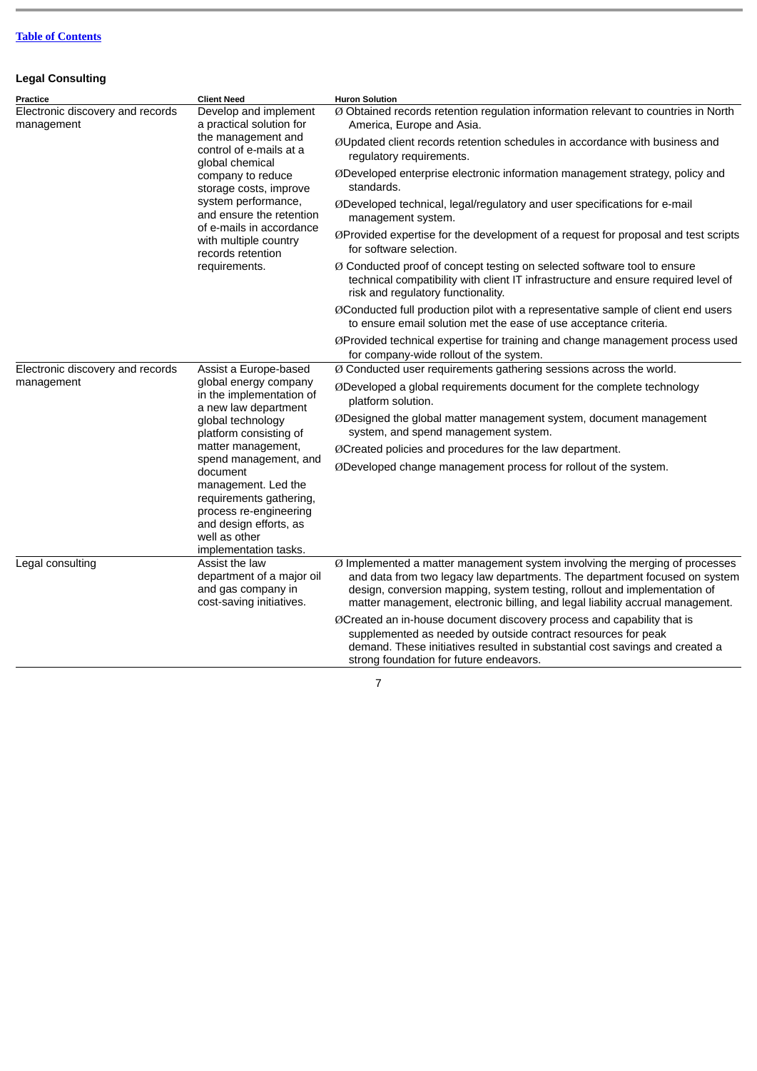[Table of Contents](#)

### Legal Consulting

| Practice | Client Need | Huron Solution |
|---|---|---|
| Electronic discovery and records management | Develop and implement a practical solution for the management and control of e-mails at a global chemical company to reduce storage costs, improve system performance, and ensure the retention of e-mails in accordance with multiple country records retention requirements. | Ø Obtained records retention regulation information relevant to countries in North America, Europe and Asia.<br>ØUpdated client records retention schedules in accordance with business and regulatory requirements.<br>ØDeveloped enterprise electronic information management strategy, policy and standards.<br>ØDeveloped technical, legal/regulatory and user specifications for e-mail management system.<br>ØProvided expertise for the development of a request for proposal and test scripts for software selection.<br>Ø Conducted proof of concept testing on selected software tool to ensure technical compatibility with client IT infrastructure and ensure required level of risk and regulatory functionality.<br>ØConducted full production pilot with a representative sample of client end users to ensure email solution met the ease of use acceptance criteria.<br>ØProvided technical expertise for training and change management process used for company-wide rollout of the system. |
| Electronic discovery and records management | Assist a Europe-based global energy company in the implementation of a new law department global technology platform consisting of matter management, spend management, and document management. Led the requirements gathering, process re-engineering and design efforts, as well as other implementation tasks. | Ø Conducted user requirements gathering sessions across the world.<br>ØDeveloped a global requirements document for the complete technology platform solution.<br>ØDesigned the global matter management system, document management system, and spend management system.<br>ØCreated policies and procedures for the law department.<br>ØDeveloped change management process for rollout of the system. |
| Legal consulting | Assist the law department of a major oil and gas company in cost-saving initiatives. | Ø Implemented a matter management system involving the merging of processes and data from two legacy law departments. The department focused on system design, conversion mapping, system testing, rollout and implementation of matter management, electronic billing, and legal liability accrual management.<br>ØCreated an in-house document discovery process and capability that is supplemented as needed by outside contract resources for peak demand. These initiatives resulted in substantial cost savings and created a strong foundation for future endeavors. |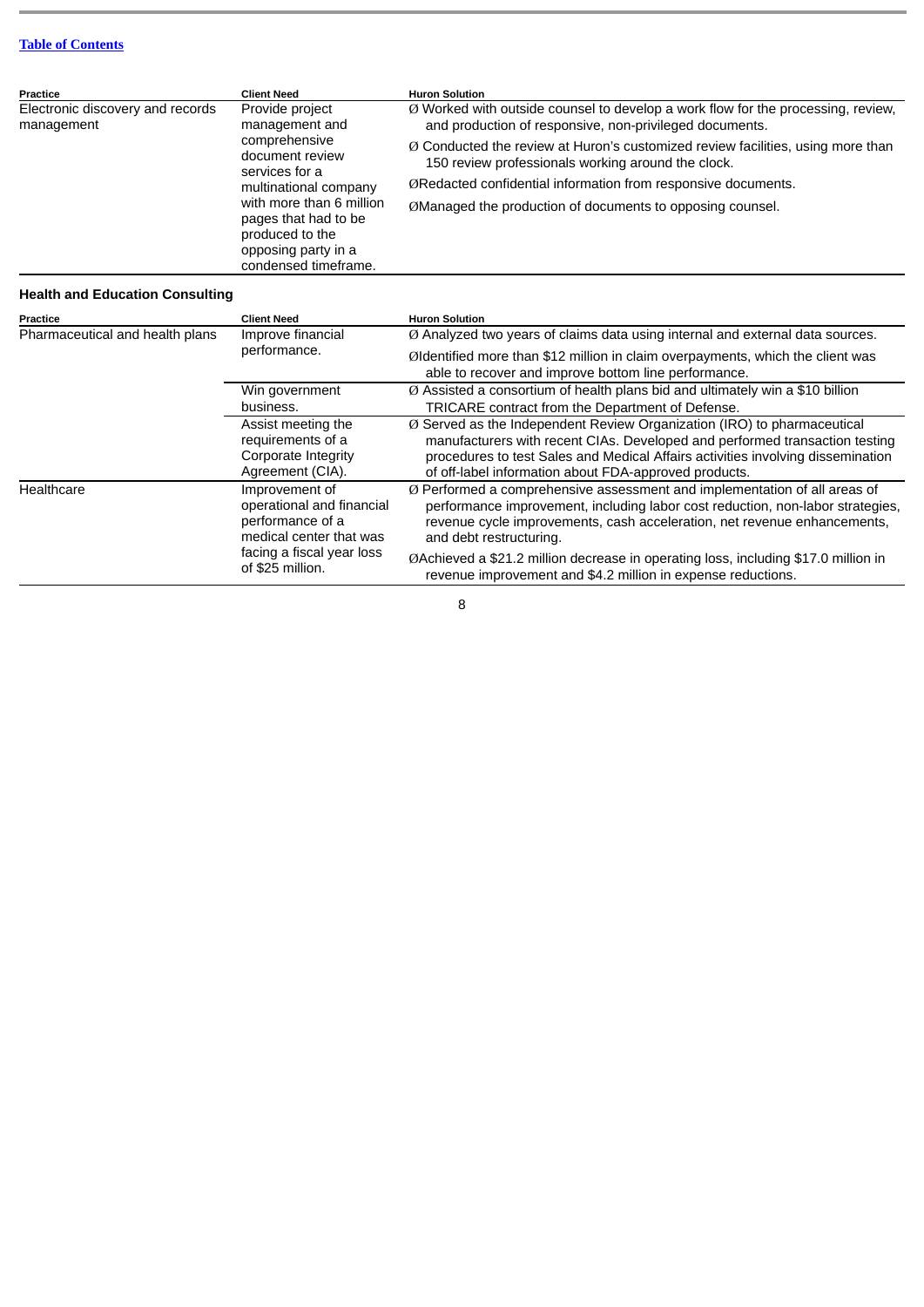[Table of Contents](#)

| Practice | Client Need | Huron Solution |
|---|---|---|
| Electronic discovery and records management | Provide project management and comprehensive document review services for a multinational company with more than 6 million pages that had to be produced to the opposing party in a condensed timeframe. | Ø Worked with outside counsel to develop a work flow for the processing, review, and production of responsive, non-privileged documents.<br>Ø Conducted the review at Huron's customized review facilities, using more than 150 review professionals working around the clock.<br>ØRedacted confidential information from responsive documents.<br>ØManaged the production of documents to opposing counsel. |

**Health and Education Consulting**

| Practice | Client Need | Huron Solution |
|---|---|---|
| Pharmaceutical and health plans | Improve financial performance. | Ø Analyzed two years of claims data using internal and external data sources.<br>ØIdentified more than $12 million in claim overpayments, which the client was able to recover and improve bottom line performance. |
| | Win government business. | Ø Assisted a consortium of health plans bid and ultimately win a $10 billion TRICARE contract from the Department of Defense. |
| | Assist meeting the requirements of a Corporate Integrity Agreement (CIA). | Ø Served as the Independent Review Organization (IRO) to pharmaceutical manufacturers with recent CIAs. Developed and performed transaction testing procedures to test Sales and Medical Affairs activities involving dissemination of off-label information about FDA-approved products. |
| Healthcare | Improvement of operational and financial performance of a medical center that was facing a fiscal year loss of $25 million. | Ø Performed a comprehensive assessment and implementation of all areas of performance improvement, including labor cost reduction, non-labor strategies, revenue cycle improvements, cash acceleration, net revenue enhancements, and debt restructuring.<br>ØAchieved a $21.2 million decrease in operating loss, including $17.0 million in revenue improvement and $4.2 million in expense reductions. |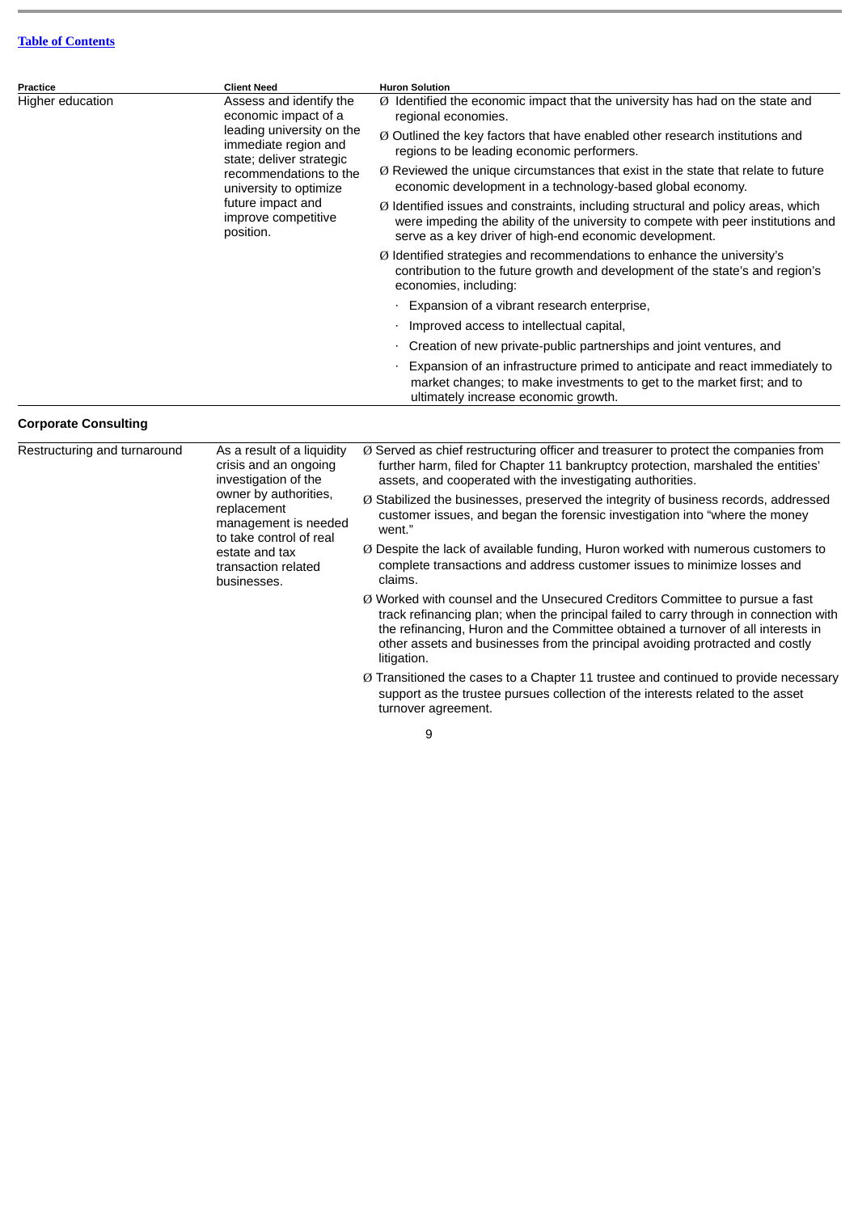[Table of Contents](#)

| Practice | Client Need | Huron Solution |
|---|---|---|
| Higher education | Assess and identify the economic impact of a leading university on the immediate region and state; deliver strategic recommendations to the university to optimize future impact and improve competitive position. | Ø Identified the economic impact that the university has had on the state and regional economies.<br>Ø Outlined the key factors that have enabled other research institutions and regions to be leading economic performers.<br>Ø Reviewed the unique circumstances that exist in the state that relate to future economic development in a technology-based global economy.<br>Ø Identified issues and constraints, including structural and policy areas, which were impeding the ability of the university to compete with peer institutions and serve as a key driver of high-end economic development.<br>Ø Identified strategies and recommendations to enhance the university's contribution to the future growth and development of the state's and region's economies, including:<br>· Expansion of a vibrant research enterprise,<br>· Improved access to intellectual capital,<br>· Creation of new private-public partnerships and joint ventures, and<br>· Expansion of an infrastructure primed to anticipate and react immediately to market changes; to make investments to get to the market first; and to ultimately increase economic growth. |

**Corporate Consulting**

| Practice | Client Need | Huron Solution |
|---|---|---|
| Restructuring and turnaround | As a result of a liquidity crisis and an ongoing investigation of the owner by authorities, replacement management is needed to take control of real estate and tax transaction related businesses. | Ø Served as chief restructuring officer and treasurer to protect the companies from further harm, filed for Chapter 11 bankruptcy protection, marshaled the entities' assets, and cooperated with the investigating authorities.<br>Ø Stabilized the businesses, preserved the integrity of business records, addressed customer issues, and began the forensic investigation into "where the money went."<br>Ø Despite the lack of available funding, Huron worked with numerous customers to complete transactions and address customer issues to minimize losses and claims.<br>Ø Worked with counsel and the Unsecured Creditors Committee to pursue a fast track refinancing plan; when the principal failed to carry through in connection with the refinancing, Huron and the Committee obtained a turnover of all interests in other assets and businesses from the principal avoiding protracted and costly litigation.<br>Ø Transitioned the cases to a Chapter 11 trustee and continued to provide necessary support as the trustee pursues collection of the interests related to the asset turnover agreement. |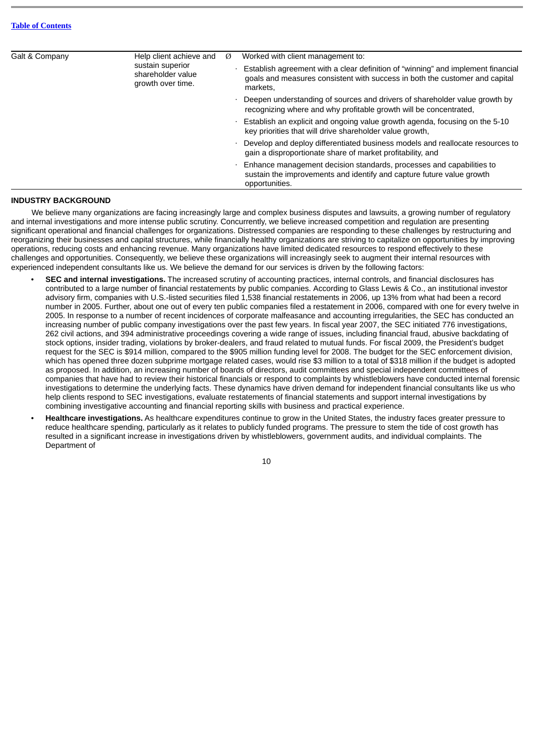| | | |
|---|---|---|
| Galt & Company | Help client achieve and sustain superior shareholder value growth over time. | Ø Worked with client management to:<br>· Establish agreement with a clear definition of "winning" and implement financial goals and measures consistent with success in both the customer and capital markets,<br>· Deepen understanding of sources and drivers of shareholder value growth by recognizing where and why profitable growth will be concentrated,<br>· Establish an explicit and ongoing value growth agenda, focusing on the 5-10 key priorities that will drive shareholder value growth,<br>· Develop and deploy differentiated business models and reallocate resources to gain a disproportionate share of market profitability, and<br>· Enhance management decision standards, processes and capabilities to sustain the improvements and identify and capture future value growth opportunities. |

## INDUSTRY BACKGROUND

We believe many organizations are facing increasingly large and complex business disputes and lawsuits, a growing number of regulatory and internal investigations and more intense public scrutiny. Concurrently, we believe increased competition and regulation are presenting significant operational and financial challenges for organizations. Distressed companies are responding to these challenges by restructuring and reorganizing their businesses and capital structures, while financially healthy organizations are striving to capitalize on opportunities by improving operations, reducing costs and enhancing revenue. Many organizations have limited dedicated resources to respond effectively to these challenges and opportunities. Consequently, we believe these organizations will increasingly seek to augment their internal resources with experienced independent consultants like us. We believe the demand for our services is driven by the following factors:

- **SEC and internal investigations.** The increased scrutiny of accounting practices, internal controls, and financial disclosures has contributed to a large number of financial restatements by public companies. According to Glass Lewis & Co., an institutional investor advisory firm, companies with U.S.-listed securities filed 1,538 financial restatements in 2006, up 13% from what had been a record number in 2005. Further, about one out of every ten public companies filed a restatement in 2006, compared with one for every twelve in 2005. In response to a number of recent incidences of corporate malfeasance and accounting irregularities, the SEC has conducted an increasing number of public company investigations over the past few years. In fiscal year 2007, the SEC initiated 776 investigations, 262 civil actions, and 394 administrative proceedings covering a wide range of issues, including financial fraud, abusive backdating of stock options, insider trading, violations by broker-dealers, and fraud related to mutual funds. For fiscal 2009, the President's budget request for the SEC is $914 million, compared to the $905 million funding level for 2008. The budget for the SEC enforcement division, which has opened three dozen subprime mortgage related cases, would rise $3 million to a total of $318 million if the budget is adopted as proposed. In addition, an increasing number of boards of directors, audit committees and special independent committees of companies that have had to review their historical financials or respond to complaints by whistleblowers have conducted internal forensic investigations to determine the underlying facts. These dynamics have driven demand for independent financial consultants like us who help clients respond to SEC investigations, evaluate restatements of financial statements and support internal investigations by combining investigative accounting and financial reporting skills with business and practical experience.
- **Healthcare investigations.** As healthcare expenditures continue to grow in the United States, the industry faces greater pressure to reduce healthcare spending, particularly as it relates to publicly funded programs. The pressure to stem the tide of cost growth has resulted in a significant increase in investigations driven by whistleblowers, government audits, and individual complaints. The Department of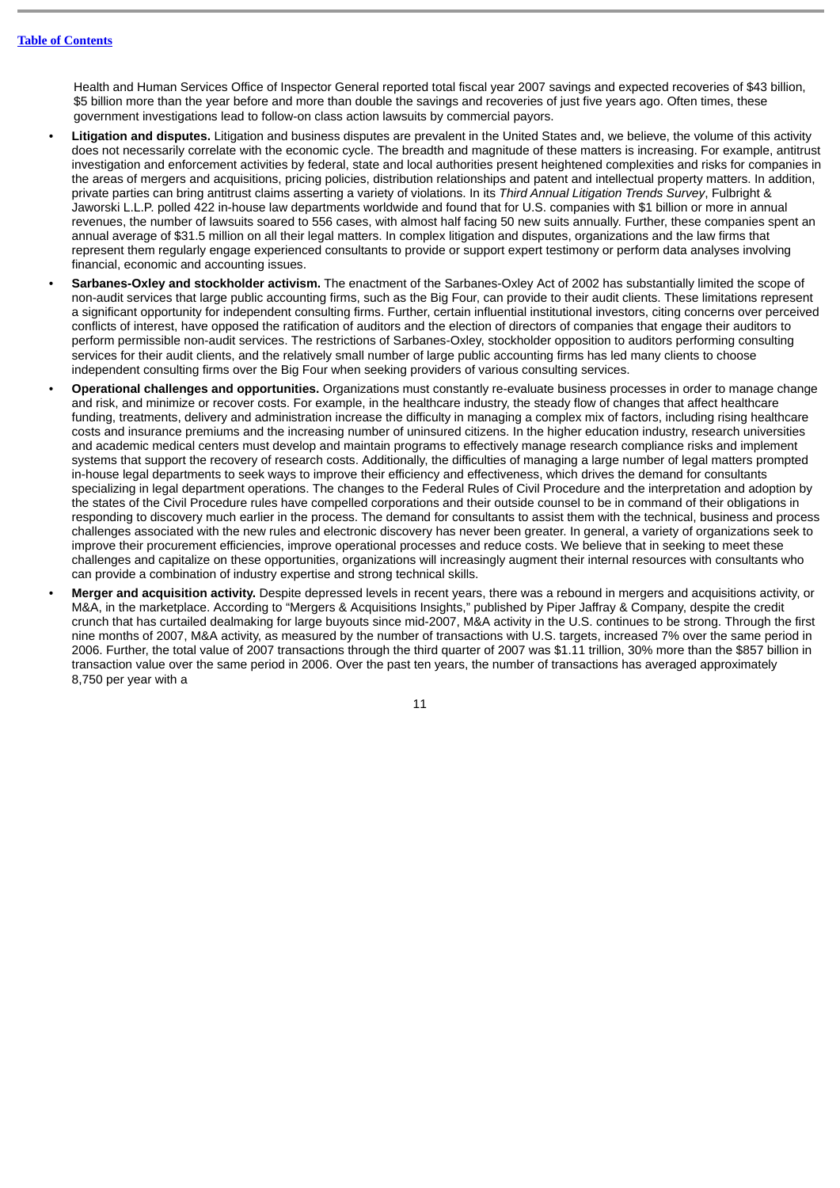Health and Human Services Office of Inspector General reported total fiscal year 2007 savings and expected recoveries of $43 billion, $5 billion more than the year before and more than double the savings and recoveries of just five years ago. Often times, these government investigations lead to follow-on class action lawsuits by commercial payors.

- **Litigation and disputes.** Litigation and business disputes are prevalent in the United States and, we believe, the volume of this activity does not necessarily correlate with the economic cycle. The breadth and magnitude of these matters is increasing. For example, antitrust investigation and enforcement activities by federal, state and local authorities present heightened complexities and risks for companies in the areas of mergers and acquisitions, pricing policies, distribution relationships and patent and intellectual property matters. In addition, private parties can bring antitrust claims asserting a variety of violations. In its *Third Annual Litigation Trends Survey*, Fulbright & Jaworski L.L.P. polled 422 in-house law departments worldwide and found that for U.S. companies with $1 billion or more in annual revenues, the number of lawsuits soared to 556 cases, with almost half facing 50 new suits annually. Further, these companies spent an annual average of $31.5 million on all their legal matters. In complex litigation and disputes, organizations and the law firms that represent them regularly engage experienced consultants to provide or support expert testimony or perform data analyses involving financial, economic and accounting issues.
- **Sarbanes-Oxley and stockholder activism.** The enactment of the Sarbanes-Oxley Act of 2002 has substantially limited the scope of non-audit services that large public accounting firms, such as the Big Four, can provide to their audit clients. These limitations represent a significant opportunity for independent consulting firms. Further, certain influential institutional investors, citing concerns over perceived conflicts of interest, have opposed the ratification of auditors and the election of directors of companies that engage their auditors to perform permissible non-audit services. The restrictions of Sarbanes-Oxley, stockholder opposition to auditors performing consulting services for their audit clients, and the relatively small number of large public accounting firms has led many clients to choose independent consulting firms over the Big Four when seeking providers of various consulting services.
- **Operational challenges and opportunities.** Organizations must constantly re-evaluate business processes in order to manage change and risk, and minimize or recover costs. For example, in the healthcare industry, the steady flow of changes that affect healthcare funding, treatments, delivery and administration increase the difficulty in managing a complex mix of factors, including rising healthcare costs and insurance premiums and the increasing number of uninsured citizens. In the higher education industry, research universities and academic medical centers must develop and maintain programs to effectively manage research compliance risks and implement systems that support the recovery of research costs. Additionally, the difficulties of managing a large number of legal matters prompted in-house legal departments to seek ways to improve their efficiency and effectiveness, which drives the demand for consultants specializing in legal department operations. The changes to the Federal Rules of Civil Procedure and the interpretation and adoption by the states of the Civil Procedure rules have compelled corporations and their outside counsel to be in command of their obligations in responding to discovery much earlier in the process. The demand for consultants to assist them with the technical, business and process challenges associated with the new rules and electronic discovery has never been greater. In general, a variety of organizations seek to improve their procurement efficiencies, improve operational processes and reduce costs. We believe that in seeking to meet these challenges and capitalize on these opportunities, organizations will increasingly augment their internal resources with consultants who can provide a combination of industry expertise and strong technical skills.
- **Merger and acquisition activity.** Despite depressed levels in recent years, there was a rebound in mergers and acquisitions activity, or M&A, in the marketplace. According to "Mergers & Acquisitions Insights," published by Piper Jaffray & Company, despite the credit crunch that has curtailed dealmaking for large buyouts since mid-2007, M&A activity in the U.S. continues to be strong. Through the first nine months of 2007, M&A activity, as measured by the number of transactions with U.S. targets, increased 7% over the same period in 2006. Further, the total value of 2007 transactions through the third quarter of 2007 was $1.11 trillion, 30% more than the $857 billion in transaction value over the same period in 2006. Over the past ten years, the number of transactions has averaged approximately 8,750 per year with a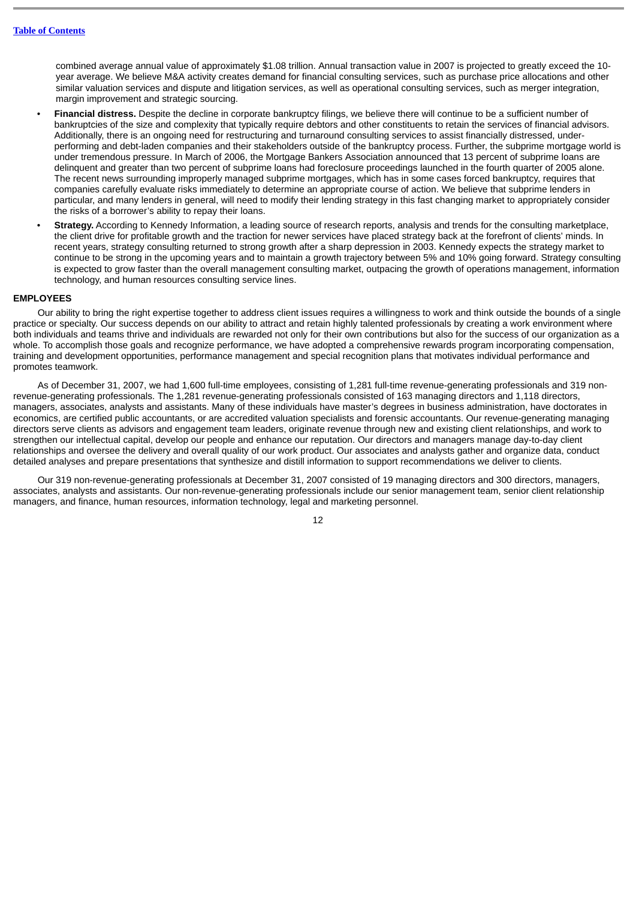combined average annual value of approximately $1.08 trillion. Annual transaction value in 2007 is projected to greatly exceed the 10-year average. We believe M&A activity creates demand for financial consulting services, such as purchase price allocations and other similar valuation services and dispute and litigation services, as well as operational consulting services, such as merger integration, margin improvement and strategic sourcing.

- **Financial distress.** Despite the decline in corporate bankruptcy filings, we believe there will continue to be a sufficient number of bankruptcies of the size and complexity that typically require debtors and other constituents to retain the services of financial advisors. Additionally, there is an ongoing need for restructuring and turnaround consulting services to assist financially distressed, under-performing and debt-laden companies and their stakeholders outside of the bankruptcy process. Further, the subprime mortgage world is under tremendous pressure. In March of 2006, the Mortgage Bankers Association announced that 13 percent of subprime loans are delinquent and greater than two percent of subprime loans had foreclosure proceedings launched in the fourth quarter of 2005 alone. The recent news surrounding improperly managed subprime mortgages, which has in some cases forced bankruptcy, requires that companies carefully evaluate risks immediately to determine an appropriate course of action. We believe that subprime lenders in particular, and many lenders in general, will need to modify their lending strategy in this fast changing market to appropriately consider the risks of a borrower's ability to repay their loans.
- **Strategy.** According to Kennedy Information, a leading source of research reports, analysis and trends for the consulting marketplace, the client drive for profitable growth and the traction for newer services have placed strategy back at the forefront of clients' minds. In recent years, strategy consulting returned to strong growth after a sharp depression in 2003. Kennedy expects the strategy market to continue to be strong in the upcoming years and to maintain a growth trajectory between 5% and 10% going forward. Strategy consulting is expected to grow faster than the overall management consulting market, outpacing the growth of operations management, information technology, and human resources consulting service lines.

## EMPLOYEES

Our ability to bring the right expertise together to address client issues requires a willingness to work and think outside the bounds of a single practice or specialty. Our success depends on our ability to attract and retain highly talented professionals by creating a work environment where both individuals and teams thrive and individuals are rewarded not only for their own contributions but also for the success of our organization as a whole. To accomplish those goals and recognize performance, we have adopted a comprehensive rewards program incorporating compensation, training and development opportunities, performance management and special recognition plans that motivates individual performance and promotes teamwork.

As of December 31, 2007, we had 1,600 full-time employees, consisting of 1,281 full-time revenue-generating professionals and 319 non-revenue-generating professionals. The 1,281 revenue-generating professionals consisted of 163 managing directors and 1,118 directors, managers, associates, analysts and assistants. Many of these individuals have master's degrees in business administration, have doctorates in economics, are certified public accountants, or are accredited valuation specialists and forensic accountants. Our revenue-generating managing directors serve clients as advisors and engagement team leaders, originate revenue through new and existing client relationships, and work to strengthen our intellectual capital, develop our people and enhance our reputation. Our directors and managers manage day-to-day client relationships and oversee the delivery and overall quality of our work product. Our associates and analysts gather and organize data, conduct detailed analyses and prepare presentations that synthesize and distill information to support recommendations we deliver to clients.

Our 319 non-revenue-generating professionals at December 31, 2007 consisted of 19 managing directors and 300 directors, managers, associates, analysts and assistants. Our non-revenue-generating professionals include our senior management team, senior client relationship managers, and finance, human resources, information technology, legal and marketing personnel.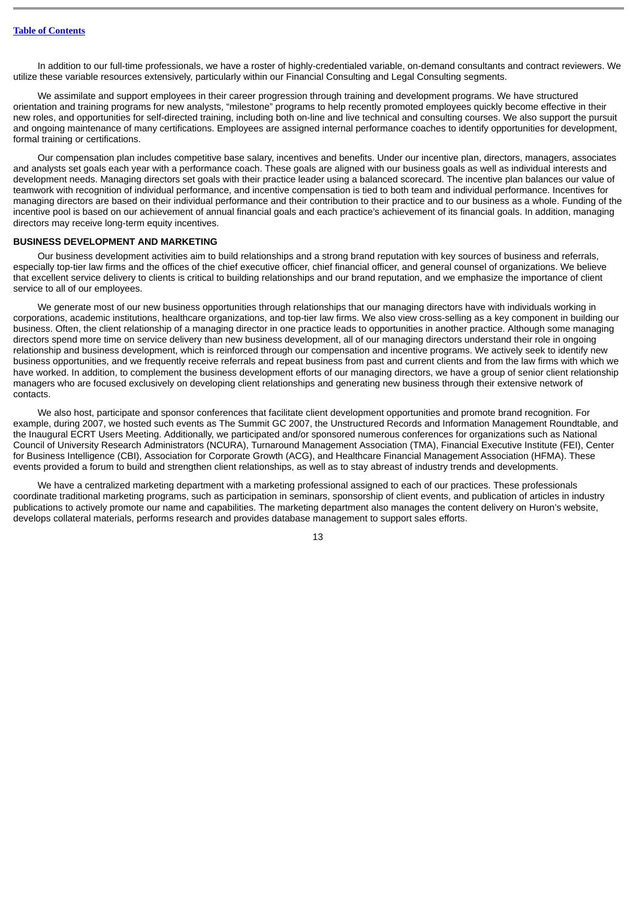In addition to our full-time professionals, we have a roster of highly-credentialed variable, on-demand consultants and contract reviewers. We utilize these variable resources extensively, particularly within our Financial Consulting and Legal Consulting segments.

We assimilate and support employees in their career progression through training and development programs. We have structured orientation and training programs for new analysts, "milestone" programs to help recently promoted employees quickly become effective in their new roles, and opportunities for self-directed training, including both on-line and live technical and consulting courses. We also support the pursuit and ongoing maintenance of many certifications. Employees are assigned internal performance coaches to identify opportunities for development, formal training or certifications.

Our compensation plan includes competitive base salary, incentives and benefits. Under our incentive plan, directors, managers, associates and analysts set goals each year with a performance coach. These goals are aligned with our business goals as well as individual interests and development needs. Managing directors set goals with their practice leader using a balanced scorecard. The incentive plan balances our value of teamwork with recognition of individual performance, and incentive compensation is tied to both team and individual performance. Incentives for managing directors are based on their individual performance and their contribution to their practice and to our business as a whole. Funding of the incentive pool is based on our achievement of annual financial goals and each practice's achievement of its financial goals. In addition, managing directors may receive long-term equity incentives.

## BUSINESS DEVELOPMENT AND MARKETING

Our business development activities aim to build relationships and a strong brand reputation with key sources of business and referrals, especially top-tier law firms and the offices of the chief executive officer, chief financial officer, and general counsel of organizations. We believe that excellent service delivery to clients is critical to building relationships and our brand reputation, and we emphasize the importance of client service to all of our employees.

We generate most of our new business opportunities through relationships that our managing directors have with individuals working in corporations, academic institutions, healthcare organizations, and top-tier law firms. We also view cross-selling as a key component in building our business. Often, the client relationship of a managing director in one practice leads to opportunities in another practice. Although some managing directors spend more time on service delivery than new business development, all of our managing directors understand their role in ongoing relationship and business development, which is reinforced through our compensation and incentive programs. We actively seek to identify new business opportunities, and we frequently receive referrals and repeat business from past and current clients and from the law firms with which we have worked. In addition, to complement the business development efforts of our managing directors, we have a group of senior client relationship managers who are focused exclusively on developing client relationships and generating new business through their extensive network of contacts.

We also host, participate and sponsor conferences that facilitate client development opportunities and promote brand recognition. For example, during 2007, we hosted such events as The Summit GC 2007, the Unstructured Records and Information Management Roundtable, and the Inaugural ECRT Users Meeting. Additionally, we participated and/or sponsored numerous conferences for organizations such as National Council of University Research Administrators (NCURA), Turnaround Management Association (TMA), Financial Executive Institute (FEI), Center for Business Intelligence (CBI), Association for Corporate Growth (ACG), and Healthcare Financial Management Association (HFMA). These events provided a forum to build and strengthen client relationships, as well as to stay abreast of industry trends and developments.

We have a centralized marketing department with a marketing professional assigned to each of our practices. These professionals coordinate traditional marketing programs, such as participation in seminars, sponsorship of client events, and publication of articles in industry publications to actively promote our name and capabilities. The marketing department also manages the content delivery on Huron's website, develops collateral materials, performs research and provides database management to support sales efforts.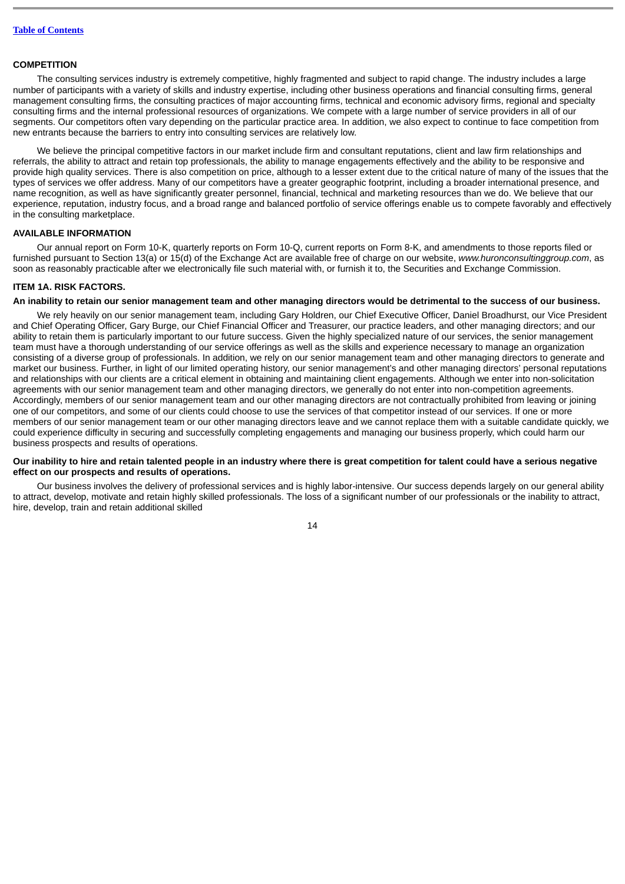## COMPETITION

The consulting services industry is extremely competitive, highly fragmented and subject to rapid change. The industry includes a large number of participants with a variety of skills and industry expertise, including other business operations and financial consulting firms, general management consulting firms, the consulting practices of major accounting firms, technical and economic advisory firms, regional and specialty consulting firms and the internal professional resources of organizations. We compete with a large number of service providers in all of our segments. Our competitors often vary depending on the particular practice area. In addition, we also expect to continue to face competition from new entrants because the barriers to entry into consulting services are relatively low.

We believe the principal competitive factors in our market include firm and consultant reputations, client and law firm relationships and referrals, the ability to attract and retain top professionals, the ability to manage engagements effectively and the ability to be responsive and provide high quality services. There is also competition on price, although to a lesser extent due to the critical nature of many of the issues that the types of services we offer address. Many of our competitors have a greater geographic footprint, including a broader international presence, and name recognition, as well as have significantly greater personnel, financial, technical and marketing resources than we do. We believe that our experience, reputation, industry focus, and a broad range and balanced portfolio of service offerings enable us to compete favorably and effectively in the consulting marketplace.

## AVAILABLE INFORMATION

Our annual report on Form 10-K, quarterly reports on Form 10-Q, current reports on Form 8-K, and amendments to those reports filed or furnished pursuant to Section 13(a) or 15(d) of the Exchange Act are available free of charge on our website, *www.huronconsultinggroup.com*, as soon as reasonably practicable after we electronically file such material with, or furnish it to, the Securities and Exchange Commission.

## ITEM 1A. RISK FACTORS.

**An inability to retain our senior management team and other managing directors would be detrimental to the success of our business.**

We rely heavily on our senior management team, including Gary Holdren, our Chief Executive Officer, Daniel Broadhurst, our Vice President and Chief Operating Officer, Gary Burge, our Chief Financial Officer and Treasurer, our practice leaders, and other managing directors; and our ability to retain them is particularly important to our future success. Given the highly specialized nature of our services, the senior management team must have a thorough understanding of our service offerings as well as the skills and experience necessary to manage an organization consisting of a diverse group of professionals. In addition, we rely on our senior management team and other managing directors to generate and market our business. Further, in light of our limited operating history, our senior management's and other managing directors' personal reputations and relationships with our clients are a critical element in obtaining and maintaining client engagements. Although we enter into non-solicitation agreements with our senior management team and other managing directors, we generally do not enter into non-competition agreements. Accordingly, members of our senior management team and our other managing directors are not contractually prohibited from leaving or joining one of our competitors, and some of our clients could choose to use the services of that competitor instead of our services. If one or more members of our senior management team or our other managing directors leave and we cannot replace them with a suitable candidate quickly, we could experience difficulty in securing and successfully completing engagements and managing our business properly, which could harm our business prospects and results of operations.

**Our inability to hire and retain talented people in an industry where there is great competition for talent could have a serious negative effect on our prospects and results of operations.**

Our business involves the delivery of professional services and is highly labor-intensive. Our success depends largely on our general ability to attract, develop, motivate and retain highly skilled professionals. The loss of a significant number of our professionals or the inability to attract, hire, develop, train and retain additional skilled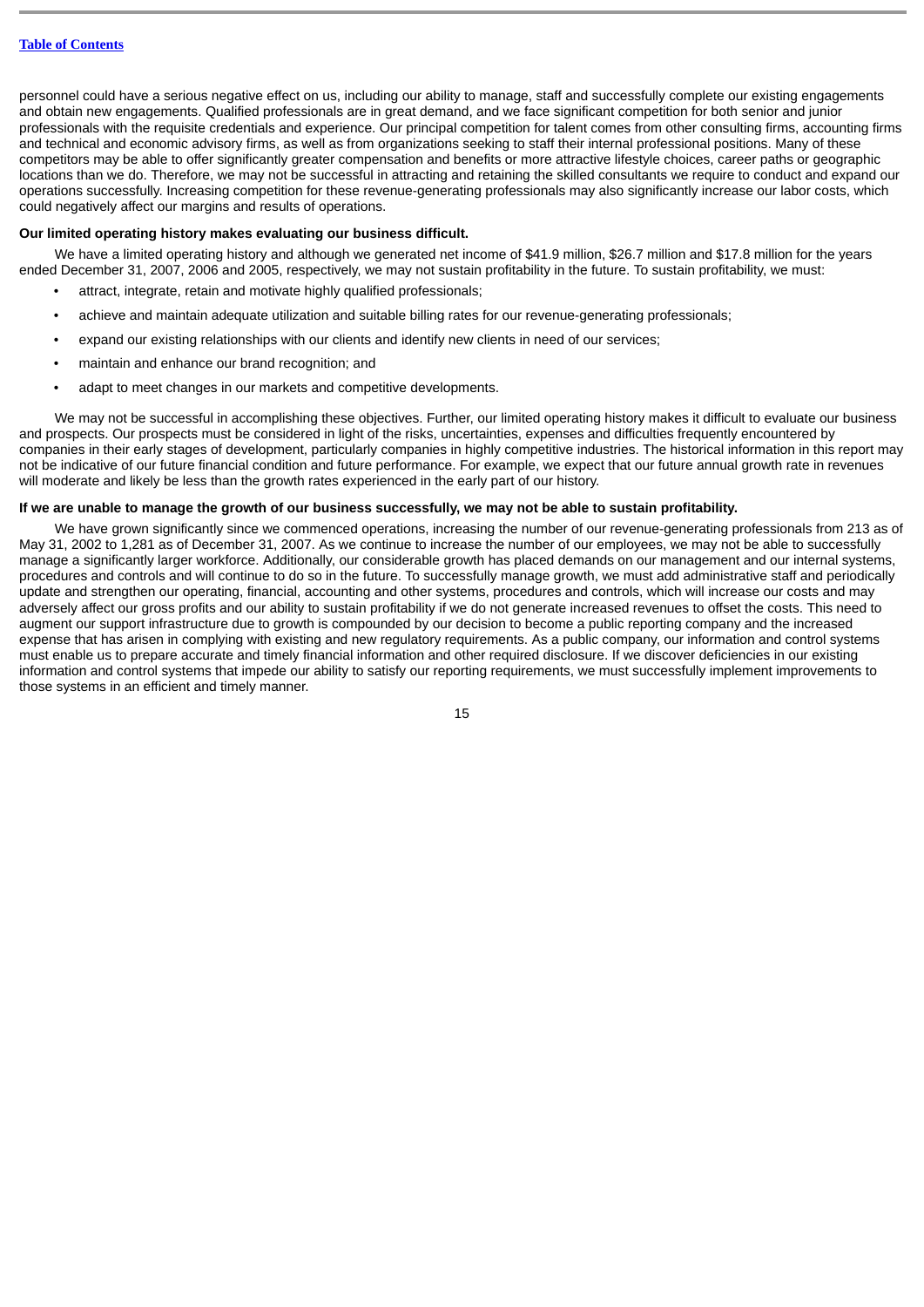personnel could have a serious negative effect on us, including our ability to manage, staff and successfully complete our existing engagements and obtain new engagements. Qualified professionals are in great demand, and we face significant competition for both senior and junior professionals with the requisite credentials and experience. Our principal competition for talent comes from other consulting firms, accounting firms and technical and economic advisory firms, as well as from organizations seeking to staff their internal professional positions. Many of these competitors may be able to offer significantly greater compensation and benefits or more attractive lifestyle choices, career paths or geographic locations than we do. Therefore, we may not be successful in attracting and retaining the skilled consultants we require to conduct and expand our operations successfully. Increasing competition for these revenue-generating professionals may also significantly increase our labor costs, which could negatively affect our margins and results of operations.

**Our limited operating history makes evaluating our business difficult.**

We have a limited operating history and although we generated net income of $41.9 million, $26.7 million and $17.8 million for the years ended December 31, 2007, 2006 and 2005, respectively, we may not sustain profitability in the future. To sustain profitability, we must:

- attract, integrate, retain and motivate highly qualified professionals;
- achieve and maintain adequate utilization and suitable billing rates for our revenue-generating professionals;
- expand our existing relationships with our clients and identify new clients in need of our services;
- maintain and enhance our brand recognition; and
- adapt to meet changes in our markets and competitive developments.

We may not be successful in accomplishing these objectives. Further, our limited operating history makes it difficult to evaluate our business and prospects. Our prospects must be considered in light of the risks, uncertainties, expenses and difficulties frequently encountered by companies in their early stages of development, particularly companies in highly competitive industries. The historical information in this report may not be indicative of our future financial condition and future performance. For example, we expect that our future annual growth rate in revenues will moderate and likely be less than the growth rates experienced in the early part of our history.

**If we are unable to manage the growth of our business successfully, we may not be able to sustain profitability.**

We have grown significantly since we commenced operations, increasing the number of our revenue-generating professionals from 213 as of May 31, 2002 to 1,281 as of December 31, 2007. As we continue to increase the number of our employees, we may not be able to successfully manage a significantly larger workforce. Additionally, our considerable growth has placed demands on our management and our internal systems, procedures and controls and will continue to do so in the future. To successfully manage growth, we must add administrative staff and periodically update and strengthen our operating, financial, accounting and other systems, procedures and controls, which will increase our costs and may adversely affect our gross profits and our ability to sustain profitability if we do not generate increased revenues to offset the costs. This need to augment our support infrastructure due to growth is compounded by our decision to become a public reporting company and the increased expense that has arisen in complying with existing and new regulatory requirements. As a public company, our information and control systems must enable us to prepare accurate and timely financial information and other required disclosure. If we discover deficiencies in our existing information and control systems that impede our ability to satisfy our reporting requirements, we must successfully implement improvements to those systems in an efficient and timely manner.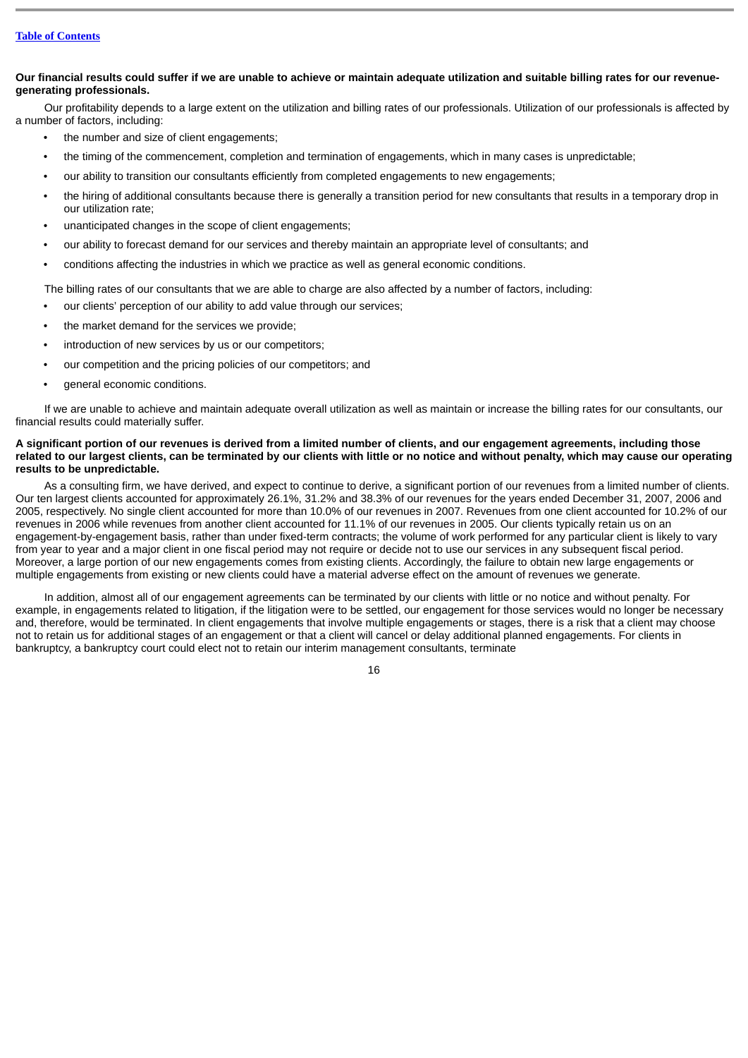**Our financial results could suffer if we are unable to achieve or maintain adequate utilization and suitable billing rates for our revenue-generating professionals.**

Our profitability depends to a large extent on the utilization and billing rates of our professionals. Utilization of our professionals is affected by a number of factors, including:

- the number and size of client engagements;
- the timing of the commencement, completion and termination of engagements, which in many cases is unpredictable;
- our ability to transition our consultants efficiently from completed engagements to new engagements;
- the hiring of additional consultants because there is generally a transition period for new consultants that results in a temporary drop in our utilization rate;
- unanticipated changes in the scope of client engagements;
- our ability to forecast demand for our services and thereby maintain an appropriate level of consultants; and
- conditions affecting the industries in which we practice as well as general economic conditions.

The billing rates of our consultants that we are able to charge are also affected by a number of factors, including:

- our clients' perception of our ability to add value through our services;
- the market demand for the services we provide;
- introduction of new services by us or our competitors;
- our competition and the pricing policies of our competitors; and
- general economic conditions.

If we are unable to achieve and maintain adequate overall utilization as well as maintain or increase the billing rates for our consultants, our financial results could materially suffer.

**A significant portion of our revenues is derived from a limited number of clients, and our engagement agreements, including those related to our largest clients, can be terminated by our clients with little or no notice and without penalty, which may cause our operating results to be unpredictable.**

As a consulting firm, we have derived, and expect to continue to derive, a significant portion of our revenues from a limited number of clients. Our ten largest clients accounted for approximately 26.1%, 31.2% and 38.3% of our revenues for the years ended December 31, 2007, 2006 and 2005, respectively. No single client accounted for more than 10.0% of our revenues in 2007. Revenues from one client accounted for 10.2% of our revenues in 2006 while revenues from another client accounted for 11.1% of our revenues in 2005. Our clients typically retain us on an engagement-by-engagement basis, rather than under fixed-term contracts; the volume of work performed for any particular client is likely to vary from year to year and a major client in one fiscal period may not require or decide not to use our services in any subsequent fiscal period. Moreover, a large portion of our new engagements comes from existing clients. Accordingly, the failure to obtain new large engagements or multiple engagements from existing or new clients could have a material adverse effect on the amount of revenues we generate.

In addition, almost all of our engagement agreements can be terminated by our clients with little or no notice and without penalty. For example, in engagements related to litigation, if the litigation were to be settled, our engagement for those services would no longer be necessary and, therefore, would be terminated. In client engagements that involve multiple engagements or stages, there is a risk that a client may choose not to retain us for additional stages of an engagement or that a client will cancel or delay additional planned engagements. For clients in bankruptcy, a bankruptcy court could elect not to retain our interim management consultants, terminate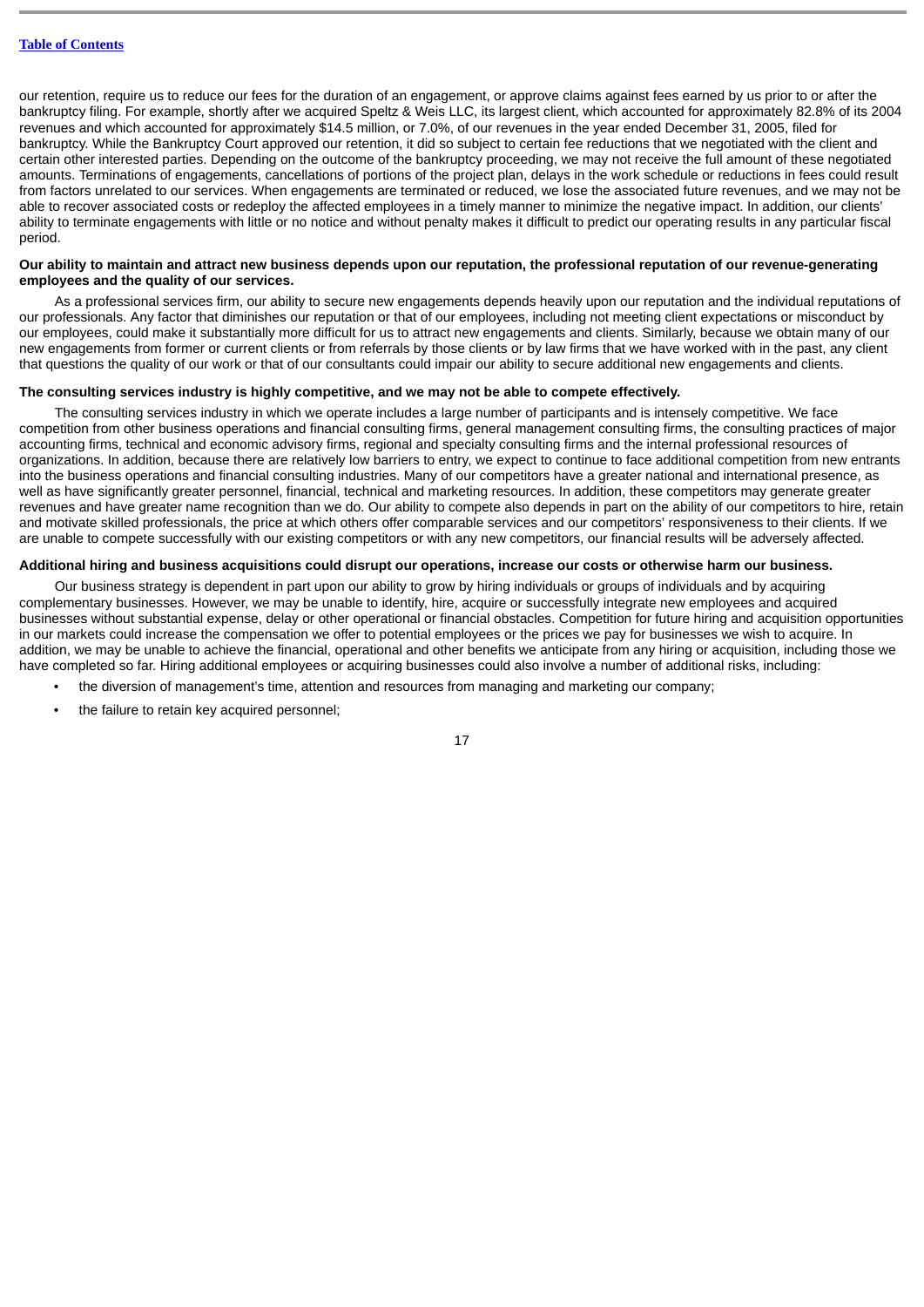our retention, require us to reduce our fees for the duration of an engagement, or approve claims against fees earned by us prior to or after the bankruptcy filing. For example, shortly after we acquired Speltz & Weis LLC, its largest client, which accounted for approximately 82.8% of its 2004 revenues and which accounted for approximately $14.5 million, or 7.0%, of our revenues in the year ended December 31, 2005, filed for bankruptcy. While the Bankruptcy Court approved our retention, it did so subject to certain fee reductions that we negotiated with the client and certain other interested parties. Depending on the outcome of the bankruptcy proceeding, we may not receive the full amount of these negotiated amounts. Terminations of engagements, cancellations of portions of the project plan, delays in the work schedule or reductions in fees could result from factors unrelated to our services. When engagements are terminated or reduced, we lose the associated future revenues, and we may not be able to recover associated costs or redeploy the affected employees in a timely manner to minimize the negative impact. In addition, our clients' ability to terminate engagements with little or no notice and without penalty makes it difficult to predict our operating results in any particular fiscal period.

**Our ability to maintain and attract new business depends upon our reputation, the professional reputation of our revenue-generating employees and the quality of our services.**

As a professional services firm, our ability to secure new engagements depends heavily upon our reputation and the individual reputations of our professionals. Any factor that diminishes our reputation or that of our employees, including not meeting client expectations or misconduct by our employees, could make it substantially more difficult for us to attract new engagements and clients. Similarly, because we obtain many of our new engagements from former or current clients or from referrals by those clients or by law firms that we have worked with in the past, any client that questions the quality of our work or that of our consultants could impair our ability to secure additional new engagements and clients.

**The consulting services industry is highly competitive, and we may not be able to compete effectively.**

The consulting services industry in which we operate includes a large number of participants and is intensely competitive. We face competition from other business operations and financial consulting firms, general management consulting firms, the consulting practices of major accounting firms, technical and economic advisory firms, regional and specialty consulting firms and the internal professional resources of organizations. In addition, because there are relatively low barriers to entry, we expect to continue to face additional competition from new entrants into the business operations and financial consulting industries. Many of our competitors have a greater national and international presence, as well as have significantly greater personnel, financial, technical and marketing resources. In addition, these competitors may generate greater revenues and have greater name recognition than we do. Our ability to compete also depends in part on the ability of our competitors to hire, retain and motivate skilled professionals, the price at which others offer comparable services and our competitors' responsiveness to their clients. If we are unable to compete successfully with our existing competitors or with any new competitors, our financial results will be adversely affected.

**Additional hiring and business acquisitions could disrupt our operations, increase our costs or otherwise harm our business.**

Our business strategy is dependent in part upon our ability to grow by hiring individuals or groups of individuals and by acquiring complementary businesses. However, we may be unable to identify, hire, acquire or successfully integrate new employees and acquired businesses without substantial expense, delay or other operational or financial obstacles. Competition for future hiring and acquisition opportunities in our markets could increase the compensation we offer to potential employees or the prices we pay for businesses we wish to acquire. In addition, we may be unable to achieve the financial, operational and other benefits we anticipate from any hiring or acquisition, including those we have completed so far. Hiring additional employees or acquiring businesses could also involve a number of additional risks, including:

- the diversion of management's time, attention and resources from managing and marketing our company;
- the failure to retain key acquired personnel;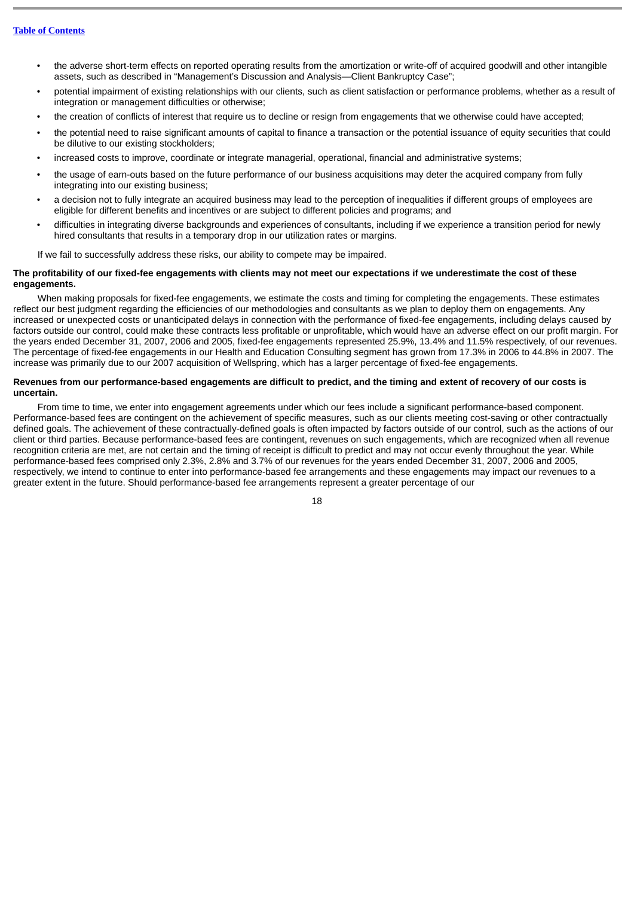- the adverse short-term effects on reported operating results from the amortization or write-off of acquired goodwill and other intangible assets, such as described in "Management's Discussion and Analysis—Client Bankruptcy Case";
- potential impairment of existing relationships with our clients, such as client satisfaction or performance problems, whether as a result of integration or management difficulties or otherwise;
- the creation of conflicts of interest that require us to decline or resign from engagements that we otherwise could have accepted;
- the potential need to raise significant amounts of capital to finance a transaction or the potential issuance of equity securities that could be dilutive to our existing stockholders;
- increased costs to improve, coordinate or integrate managerial, operational, financial and administrative systems;
- the usage of earn-outs based on the future performance of our business acquisitions may deter the acquired company from fully integrating into our existing business;
- a decision not to fully integrate an acquired business may lead to the perception of inequalities if different groups of employees are eligible for different benefits and incentives or are subject to different policies and programs; and
- difficulties in integrating diverse backgrounds and experiences of consultants, including if we experience a transition period for newly hired consultants that results in a temporary drop in our utilization rates or margins.

If we fail to successfully address these risks, our ability to compete may be impaired.

**The profitability of our fixed-fee engagements with clients may not meet our expectations if we underestimate the cost of these engagements.**

When making proposals for fixed-fee engagements, we estimate the costs and timing for completing the engagements. These estimates reflect our best judgment regarding the efficiencies of our methodologies and consultants as we plan to deploy them on engagements. Any increased or unexpected costs or unanticipated delays in connection with the performance of fixed-fee engagements, including delays caused by factors outside our control, could make these contracts less profitable or unprofitable, which would have an adverse effect on our profit margin. For the years ended December 31, 2007, 2006 and 2005, fixed-fee engagements represented 25.9%, 13.4% and 11.5% respectively, of our revenues. The percentage of fixed-fee engagements in our Health and Education Consulting segment has grown from 17.3% in 2006 to 44.8% in 2007. The increase was primarily due to our 2007 acquisition of Wellspring, which has a larger percentage of fixed-fee engagements.

**Revenues from our performance-based engagements are difficult to predict, and the timing and extent of recovery of our costs is uncertain.**

From time to time, we enter into engagement agreements under which our fees include a significant performance-based component. Performance-based fees are contingent on the achievement of specific measures, such as our clients meeting cost-saving or other contractually defined goals. The achievement of these contractually-defined goals is often impacted by factors outside of our control, such as the actions of our client or third parties. Because performance-based fees are contingent, revenues on such engagements, which are recognized when all revenue recognition criteria are met, are not certain and the timing of receipt is difficult to predict and may not occur evenly throughout the year. While performance-based fees comprised only 2.3%, 2.8% and 3.7% of our revenues for the years ended December 31, 2007, 2006 and 2005, respectively, we intend to continue to enter into performance-based fee arrangements and these engagements may impact our revenues to a greater extent in the future. Should performance-based fee arrangements represent a greater percentage of our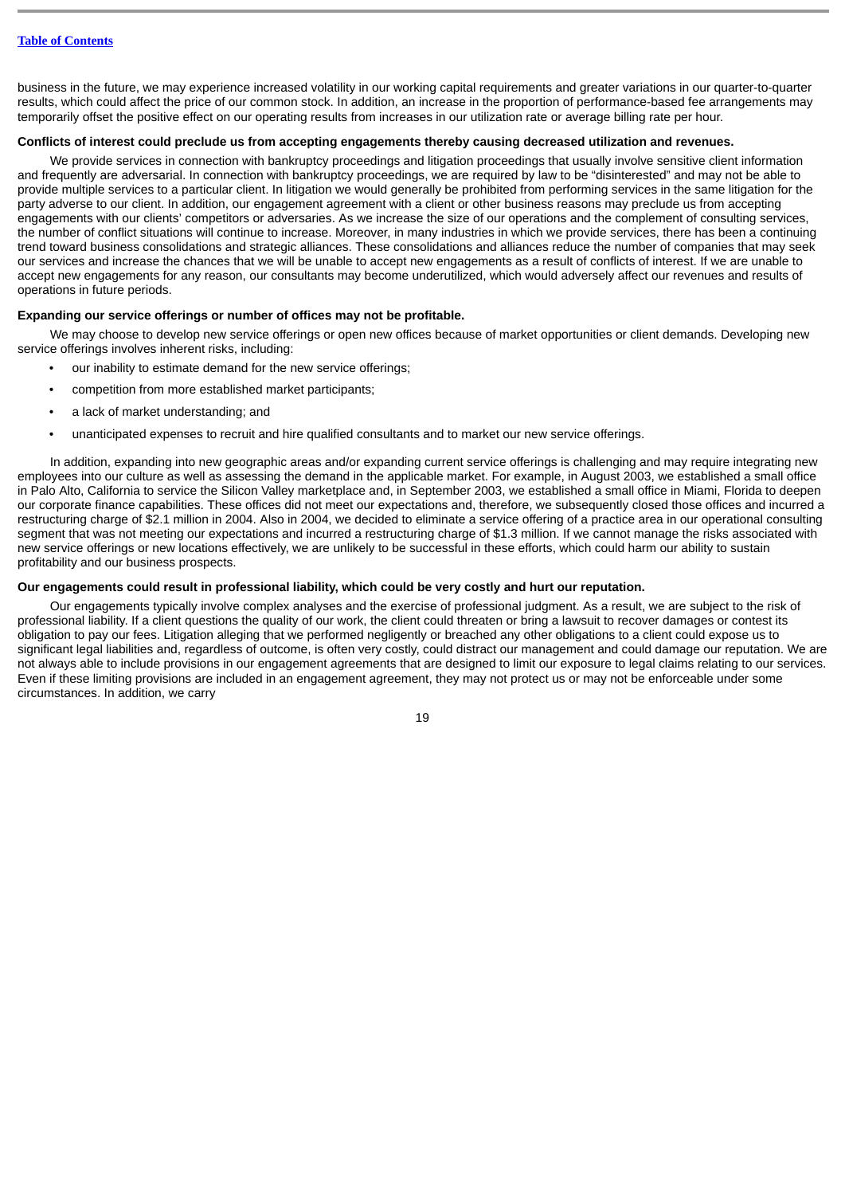business in the future, we may experience increased volatility in our working capital requirements and greater variations in our quarter-to-quarter results, which could affect the price of our common stock. In addition, an increase in the proportion of performance-based fee arrangements may temporarily offset the positive effect on our operating results from increases in our utilization rate or average billing rate per hour.

**Conflicts of interest could preclude us from accepting engagements thereby causing decreased utilization and revenues.**

We provide services in connection with bankruptcy proceedings and litigation proceedings that usually involve sensitive client information and frequently are adversarial. In connection with bankruptcy proceedings, we are required by law to be "disinterested" and may not be able to provide multiple services to a particular client. In litigation we would generally be prohibited from performing services in the same litigation for the party adverse to our client. In addition, our engagement agreement with a client or other business reasons may preclude us from accepting engagements with our clients' competitors or adversaries. As we increase the size of our operations and the complement of consulting services, the number of conflict situations will continue to increase. Moreover, in many industries in which we provide services, there has been a continuing trend toward business consolidations and strategic alliances. These consolidations and alliances reduce the number of companies that may seek our services and increase the chances that we will be unable to accept new engagements as a result of conflicts of interest. If we are unable to accept new engagements for any reason, our consultants may become underutilized, which would adversely affect our revenues and results of operations in future periods.

**Expanding our service offerings or number of offices may not be profitable.**

We may choose to develop new service offerings or open new offices because of market opportunities or client demands. Developing new service offerings involves inherent risks, including:

- our inability to estimate demand for the new service offerings;
- competition from more established market participants;
- a lack of market understanding; and
- unanticipated expenses to recruit and hire qualified consultants and to market our new service offerings.

In addition, expanding into new geographic areas and/or expanding current service offerings is challenging and may require integrating new employees into our culture as well as assessing the demand in the applicable market. For example, in August 2003, we established a small office in Palo Alto, California to service the Silicon Valley marketplace and, in September 2003, we established a small office in Miami, Florida to deepen our corporate finance capabilities. These offices did not meet our expectations and, therefore, we subsequently closed those offices and incurred a restructuring charge of $2.1 million in 2004. Also in 2004, we decided to eliminate a service offering of a practice area in our operational consulting segment that was not meeting our expectations and incurred a restructuring charge of $1.3 million. If we cannot manage the risks associated with new service offerings or new locations effectively, we are unlikely to be successful in these efforts, which could harm our ability to sustain profitability and our business prospects.

**Our engagements could result in professional liability, which could be very costly and hurt our reputation.**

Our engagements typically involve complex analyses and the exercise of professional judgment. As a result, we are subject to the risk of professional liability. If a client questions the quality of our work, the client could threaten or bring a lawsuit to recover damages or contest its obligation to pay our fees. Litigation alleging that we performed negligently or breached any other obligations to a client could expose us to significant legal liabilities and, regardless of outcome, is often very costly, could distract our management and could damage our reputation. We are not always able to include provisions in our engagement agreements that are designed to limit our exposure to legal claims relating to our services. Even if these limiting provisions are included in an engagement agreement, they may not protect us or may not be enforceable under some circumstances. In addition, we carry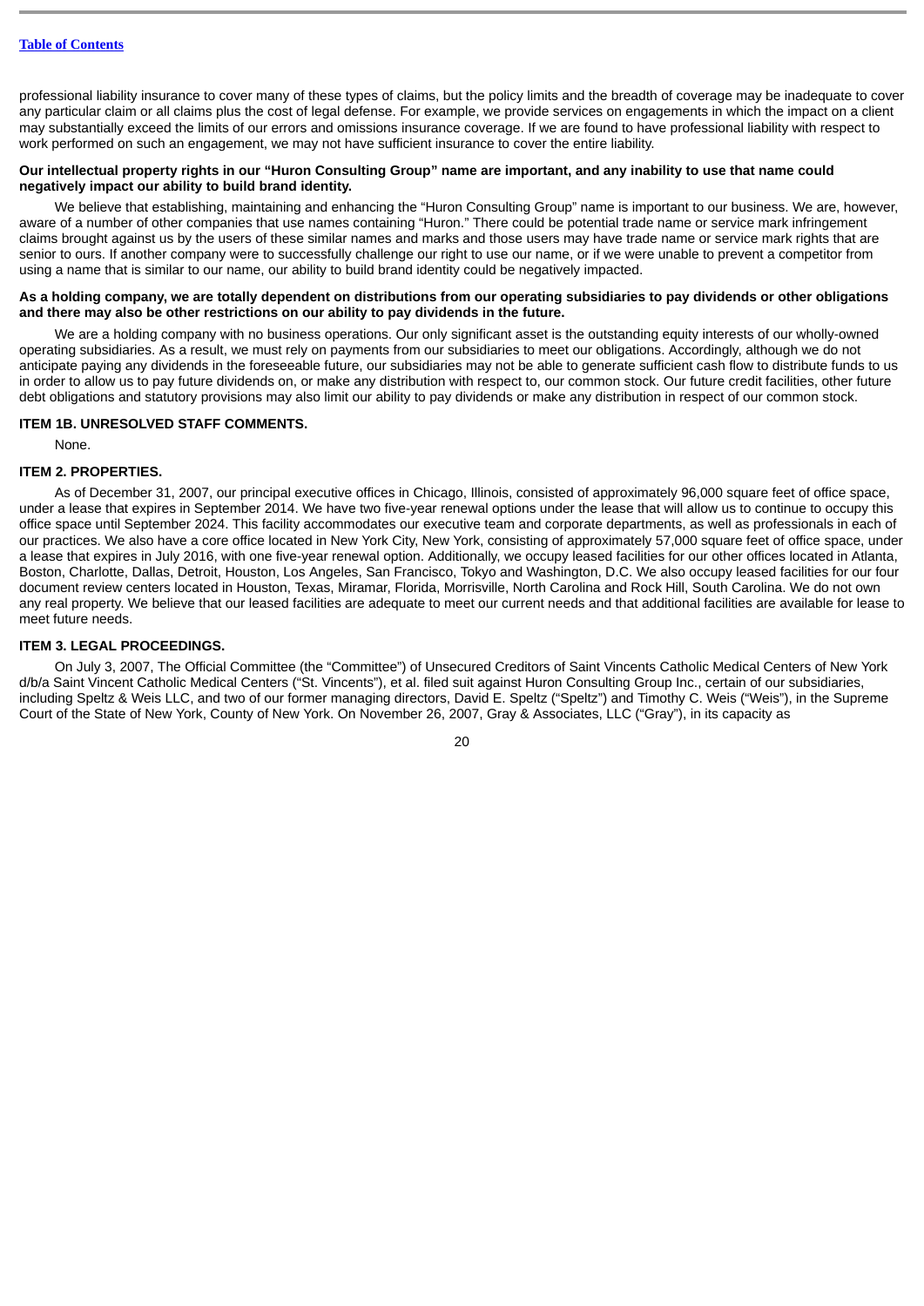professional liability insurance to cover many of these types of claims, but the policy limits and the breadth of coverage may be inadequate to cover any particular claim or all claims plus the cost of legal defense. For example, we provide services on engagements in which the impact on a client may substantially exceed the limits of our errors and omissions insurance coverage. If we are found to have professional liability with respect to work performed on such an engagement, we may not have sufficient insurance to cover the entire liability.

**Our intellectual property rights in our "Huron Consulting Group" name are important, and any inability to use that name could negatively impact our ability to build brand identity.**

We believe that establishing, maintaining and enhancing the "Huron Consulting Group" name is important to our business. We are, however, aware of a number of other companies that use names containing "Huron." There could be potential trade name or service mark infringement claims brought against us by the users of these similar names and marks and those users may have trade name or service mark rights that are senior to ours. If another company were to successfully challenge our right to use our name, or if we were unable to prevent a competitor from using a name that is similar to our name, our ability to build brand identity could be negatively impacted.

**As a holding company, we are totally dependent on distributions from our operating subsidiaries to pay dividends or other obligations and there may also be other restrictions on our ability to pay dividends in the future.**

We are a holding company with no business operations. Our only significant asset is the outstanding equity interests of our wholly-owned operating subsidiaries. As a result, we must rely on payments from our subsidiaries to meet our obligations. Accordingly, although we do not anticipate paying any dividends in the foreseeable future, our subsidiaries may not be able to generate sufficient cash flow to distribute funds to us in order to allow us to pay future dividends on, or make any distribution with respect to, our common stock. Our future credit facilities, other future debt obligations and statutory provisions may also limit our ability to pay dividends or make any distribution in respect of our common stock.

## ITEM 1B. UNRESOLVED STAFF COMMENTS.

None.

## ITEM 2. PROPERTIES.

As of December 31, 2007, our principal executive offices in Chicago, Illinois, consisted of approximately 96,000 square feet of office space, under a lease that expires in September 2014. We have two five-year renewal options under the lease that will allow us to continue to occupy this office space until September 2024. This facility accommodates our executive team and corporate departments, as well as professionals in each of our practices. We also have a core office located in New York City, New York, consisting of approximately 57,000 square feet of office space, under a lease that expires in July 2016, with one five-year renewal option. Additionally, we occupy leased facilities for our other offices located in Atlanta, Boston, Charlotte, Dallas, Detroit, Houston, Los Angeles, San Francisco, Tokyo and Washington, D.C. We also occupy leased facilities for our four document review centers located in Houston, Texas, Miramar, Florida, Morrisville, North Carolina and Rock Hill, South Carolina. We do not own any real property. We believe that our leased facilities are adequate to meet our current needs and that additional facilities are available for lease to meet future needs.

## ITEM 3. LEGAL PROCEEDINGS.

On July 3, 2007, The Official Committee (the "Committee") of Unsecured Creditors of Saint Vincents Catholic Medical Centers of New York d/b/a Saint Vincent Catholic Medical Centers ("St. Vincents"), et al. filed suit against Huron Consulting Group Inc., certain of our subsidiaries, including Speltz & Weis LLC, and two of our former managing directors, David E. Speltz ("Speltz") and Timothy C. Weis ("Weis"), in the Supreme Court of the State of New York, County of New York. On November 26, 2007, Gray & Associates, LLC ("Gray"), in its capacity as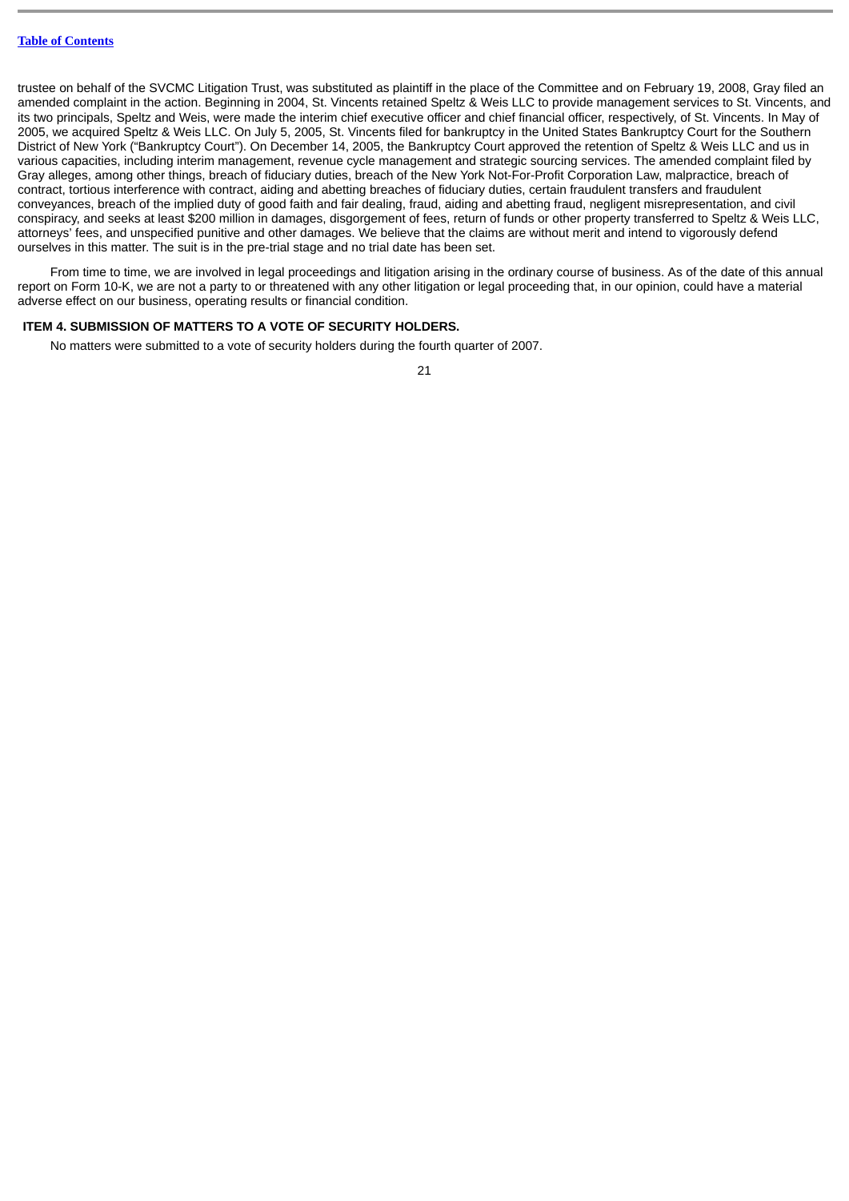trustee on behalf of the SVCMC Litigation Trust, was substituted as plaintiff in the place of the Committee and on February 19, 2008, Gray filed an amended complaint in the action. Beginning in 2004, St. Vincents retained Speltz & Weis LLC to provide management services to St. Vincents, and its two principals, Speltz and Weis, were made the interim chief executive officer and chief financial officer, respectively, of St. Vincents. In May of 2005, we acquired Speltz & Weis LLC. On July 5, 2005, St. Vincents filed for bankruptcy in the United States Bankruptcy Court for the Southern District of New York ("Bankruptcy Court"). On December 14, 2005, the Bankruptcy Court approved the retention of Speltz & Weis LLC and us in various capacities, including interim management, revenue cycle management and strategic sourcing services. The amended complaint filed by Gray alleges, among other things, breach of fiduciary duties, breach of the New York Not-For-Profit Corporation Law, malpractice, breach of contract, tortious interference with contract, aiding and abetting breaches of fiduciary duties, certain fraudulent transfers and fraudulent conveyances, breach of the implied duty of good faith and fair dealing, fraud, aiding and abetting fraud, negligent misrepresentation, and civil conspiracy, and seeks at least $200 million in damages, disgorgement of fees, return of funds or other property transferred to Speltz & Weis LLC, attorneys' fees, and unspecified punitive and other damages. We believe that the claims are without merit and intend to vigorously defend ourselves in this matter. The suit is in the pre-trial stage and no trial date has been set.

From time to time, we are involved in legal proceedings and litigation arising in the ordinary course of business. As of the date of this annual report on Form 10-K, we are not a party to or threatened with any other litigation or legal proceeding that, in our opinion, could have a material adverse effect on our business, operating results or financial condition.

## ITEM 4. SUBMISSION OF MATTERS TO A VOTE OF SECURITY HOLDERS.

No matters were submitted to a vote of security holders during the fourth quarter of 2007.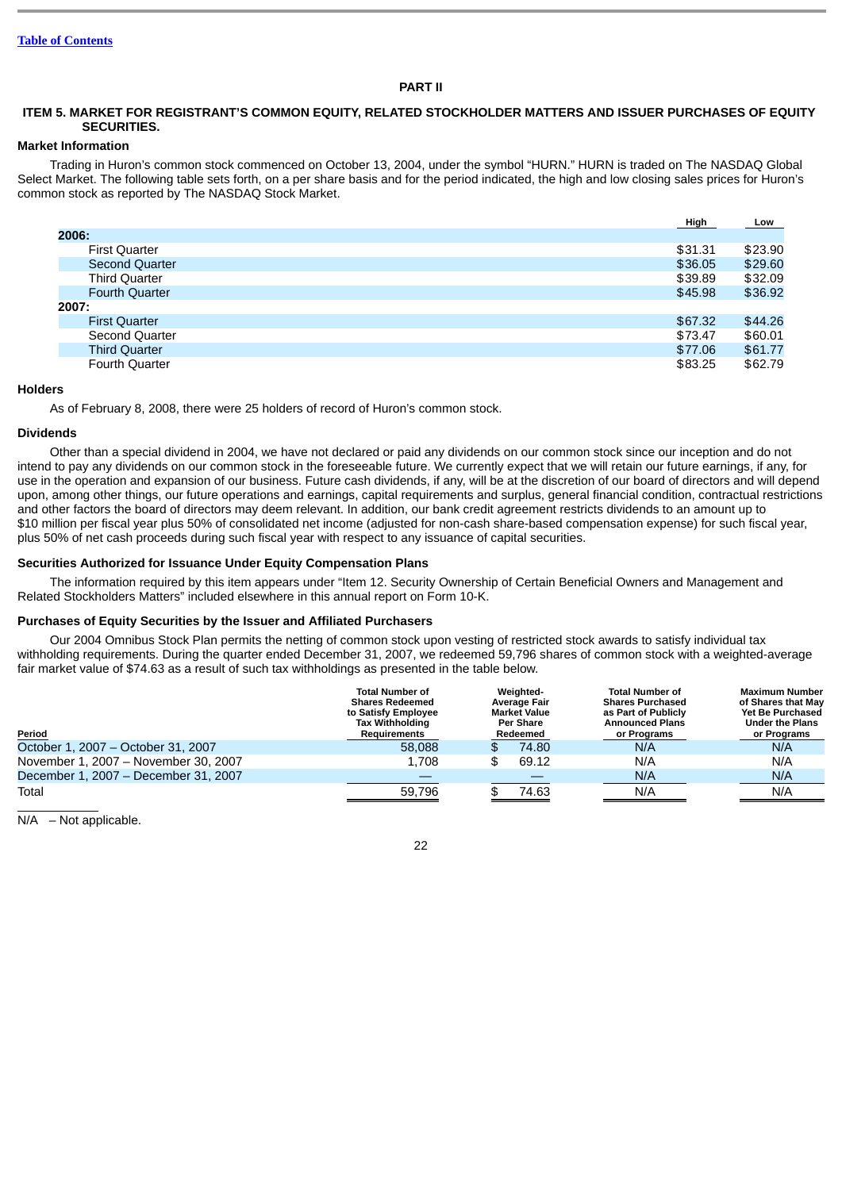# PART II

## ITEM 5. MARKET FOR REGISTRANT'S COMMON EQUITY, RELATED STOCKHOLDER MATTERS AND ISSUER PURCHASES OF EQUITY SECURITIES.

### Market Information

Trading in Huron's common stock commenced on October 13, 2004, under the symbol "HURN." HURN is traded on The NASDAQ Global Select Market. The following table sets forth, on a per share basis and for the period indicated, the high and low closing sales prices for Huron's common stock as reported by The NASDAQ Stock Market.

| | High | Low |
|---|---|---|
| **2006:** | | |
| First Quarter | $31.31 | $23.90 |
| Second Quarter | $36.05 | $29.60 |
| Third Quarter | $39.89 | $32.09 |
| Fourth Quarter | $45.98 | $36.92 |
| **2007:** | | |
| First Quarter | $67.32 | $44.26 |
| Second Quarter | $73.47 | $60.01 |
| Third Quarter | $77.06 | $61.77 |
| Fourth Quarter | $83.25 | $62.79 |

### Holders

As of February 8, 2008, there were 25 holders of record of Huron's common stock.

### Dividends

Other than a special dividend in 2004, we have not declared or paid any dividends on our common stock since our inception and do not intend to pay any dividends on our common stock in the foreseeable future. We currently expect that we will retain our future earnings, if any, for use in the operation and expansion of our business. Future cash dividends, if any, will be at the discretion of our board of directors and will depend upon, among other things, our future operations and earnings, capital requirements and surplus, general financial condition, contractual restrictions and other factors the board of directors may deem relevant. In addition, our bank credit agreement restricts dividends to an amount up to $10 million per fiscal year plus 50% of consolidated net income (adjusted for non-cash share-based compensation expense) for such fiscal year, plus 50% of net cash proceeds during such fiscal year with respect to any issuance of capital securities.

### Securities Authorized for Issuance Under Equity Compensation Plans

The information required by this item appears under "Item 12. Security Ownership of Certain Beneficial Owners and Management and Related Stockholders Matters" included elsewhere in this annual report on Form 10-K.

### Purchases of Equity Securities by the Issuer and Affiliated Purchasers

Our 2004 Omnibus Stock Plan permits the netting of common stock upon vesting of restricted stock awards to satisfy individual tax withholding requirements. During the quarter ended December 31, 2007, we redeemed 59,796 shares of common stock with a weighted-average fair market value of $74.63 as a result of such tax withholdings as presented in the table below.

| Period | Total Number of Shares Redeemed to Satisfy Employee Tax Withholding Requirements | Weighted-Average Fair Market Value Per Share Redeemed | Total Number of Shares Purchased as Part of Publicly Announced Plans or Programs | Maximum Number of Shares that May Yet Be Purchased Under the Plans or Programs |
|---|---|---|---|---|
| October 1, 2007 – October 31, 2007 | 58,088 | $ 74.80 | N/A | N/A |
| November 1, 2007 – November 30, 2007 | 1,708 | $ 69.12 | N/A | N/A |
| December 1, 2007 – December 31, 2007 | — | — | N/A | N/A |
| Total | 59,796 | $ 74.63 | N/A | N/A |

N/A – Not applicable.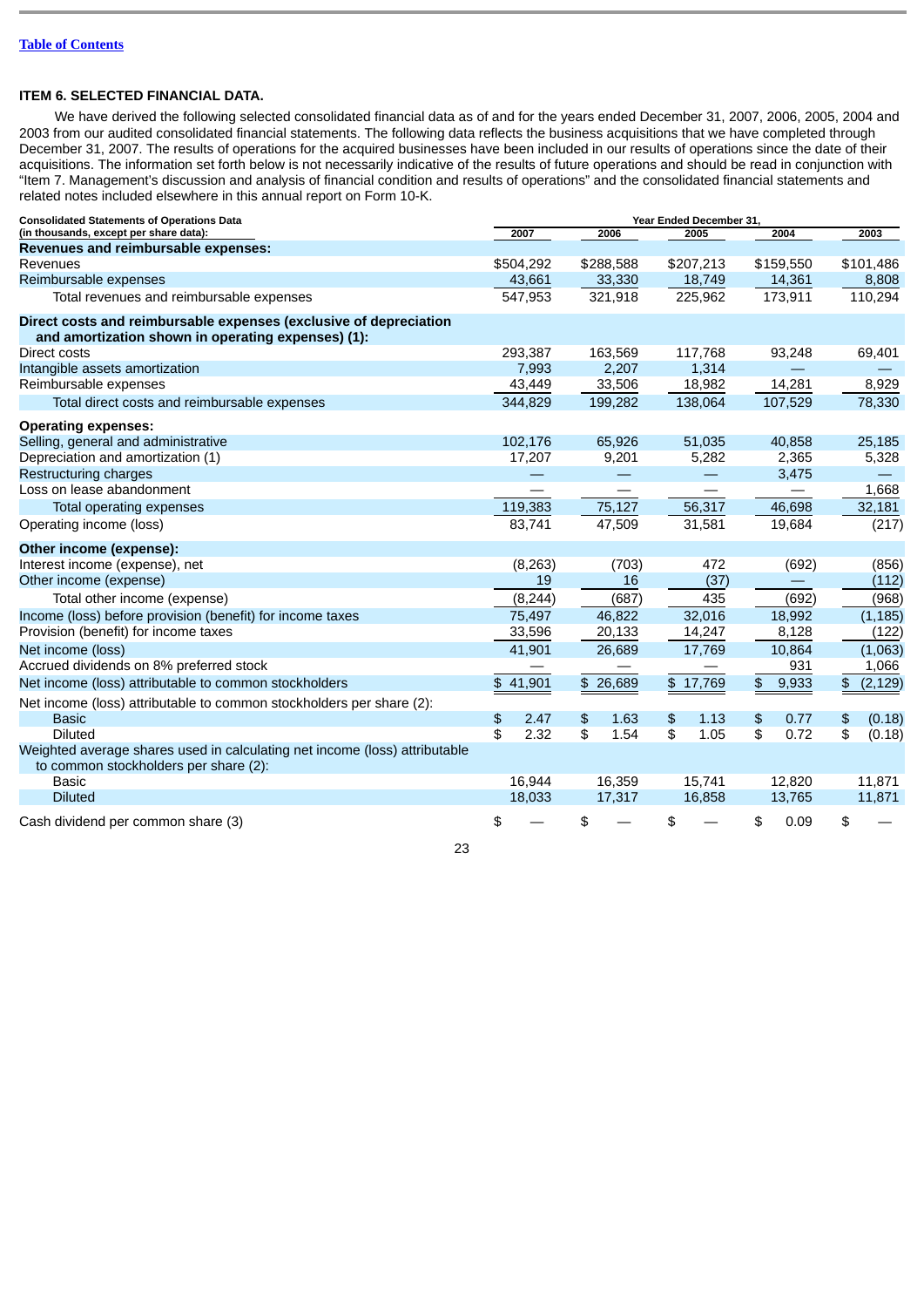[Table of Contents](#)

## ITEM 6. SELECTED FINANCIAL DATA.

We have derived the following selected consolidated financial data as of and for the years ended December 31, 2007, 2006, 2005, 2004 and 2003 from our audited consolidated financial statements. The following data reflects the business acquisitions that we have completed through December 31, 2007. The results of operations for the acquired businesses have been included in our results of operations since the date of their acquisitions. The information set forth below is not necessarily indicative of the results of future operations and should be read in conjunction with "Item 7. Management's discussion and analysis of financial condition and results of operations" and the consolidated financial statements and related notes included elsewhere in this annual report on Form 10-K.

| Consolidated Statements of Operations Data (in thousands, except per share data): | Year Ended December 31, | | | | |
|---|---|---|---|---|---|
| | 2007 | 2006 | 2005 | 2004 | 2003 |
| **Revenues and reimbursable expenses:** | | | | | |
| Revenues | $504,292 | $288,588 | $207,213 | $159,550 | $101,486 |
| Reimbursable expenses | 43,661 | 33,330 | 18,749 | 14,361 | 8,808 |
| Total revenues and reimbursable expenses | 547,953 | 321,918 | 225,962 | 173,911 | 110,294 |
| **Direct costs and reimbursable expenses (exclusive of depreciation and amortization shown in operating expenses) (1):** | | | | | |
| Direct costs | 293,387 | 163,569 | 117,768 | 93,248 | 69,401 |
| Intangible assets amortization | 7,993 | 2,207 | 1,314 | — | — |
| Reimbursable expenses | 43,449 | 33,506 | 18,982 | 14,281 | 8,929 |
| Total direct costs and reimbursable expenses | 344,829 | 199,282 | 138,064 | 107,529 | 78,330 |
| **Operating expenses:** | | | | | |
| Selling, general and administrative | 102,176 | 65,926 | 51,035 | 40,858 | 25,185 |
| Depreciation and amortization (1) | 17,207 | 9,201 | 5,282 | 2,365 | 5,328 |
| Restructuring charges | — | — | — | 3,475 | — |
| Loss on lease abandonment | — | — | — | — | 1,668 |
| Total operating expenses | 119,383 | 75,127 | 56,317 | 46,698 | 32,181 |
| Operating income (loss) | 83,741 | 47,509 | 31,581 | 19,684 | (217) |
| **Other income (expense):** | | | | | |
| Interest income (expense), net | (8,263) | (703) | 472 | (692) | (856) |
| Other income (expense) | 19 | 16 | (37) | — | (112) |
| Total other income (expense) | (8,244) | (687) | 435 | (692) | (968) |
| Income (loss) before provision (benefit) for income taxes | 75,497 | 46,822 | 32,016 | 18,992 | (1,185) |
| Provision (benefit) for income taxes | 33,596 | 20,133 | 14,247 | 8,128 | (122) |
| Net income (loss) | 41,901 | 26,689 | 17,769 | 10,864 | (1,063) |
| Accrued dividends on 8% preferred stock | — | — | — | 931 | 1,066 |
| Net income (loss) attributable to common stockholders | $ 41,901 | $ 26,689 | $ 17,769 | $ 9,933 | $ (2,129) |
| Net income (loss) attributable to common stockholders per share (2): | | | | | |
| Basic | $ 2.47 | $ 1.63 | $ 1.13 | $ 0.77 | $ (0.18) |
| Diluted | $ 2.32 | $ 1.54 | $ 1.05 | $ 0.72 | $ (0.18) |
| Weighted average shares used in calculating net income (loss) attributable to common stockholders per share (2): | | | | | |
| Basic | 16,944 | 16,359 | 15,741 | 12,820 | 11,871 |
| Diluted | 18,033 | 17,317 | 16,858 | 13,765 | 11,871 |
| Cash dividend per common share (3) | $ — | $ — | $ — | $ 0.09 | $ — |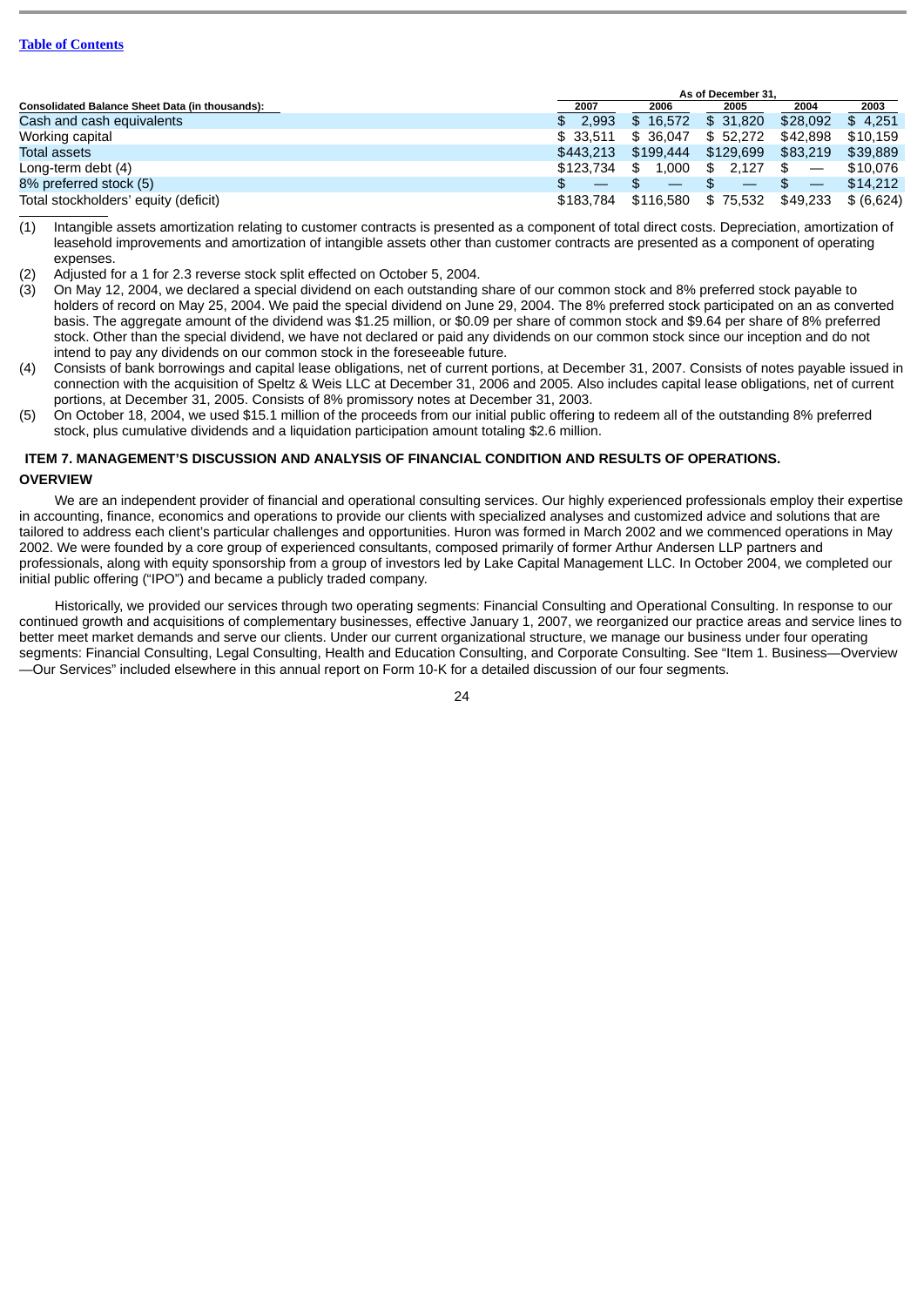[Table of Contents](#)

| Consolidated Balance Sheet Data (in thousands): | As of December 31, 2007 | 2006 | 2005 | 2004 | 2003 |
|---|---|---|---|---|---|
| Cash and cash equivalents | $ 2,993 | $ 16,572 | $ 31,820 | $28,092 | $ 4,251 |
| Working capital | $ 33,511 | $ 36,047 | $ 52,272 | $42,898 | $10,159 |
| Total assets | $443,213 | $199,444 | $129,699 | $83,219 | $39,889 |
| Long-term debt (4) | $123,734 | $ 1,000 | $ 2,127 | $ — | $10,076 |
| 8% preferred stock (5) | $ — | $ — | $ — | $ — | $14,212 |
| Total stockholders' equity (deficit) | $183,784 | $116,580 | $ 75,532 | $49,233 | $ (6,624) |

(1) Intangible assets amortization relating to customer contracts is presented as a component of total direct costs. Depreciation, amortization of leasehold improvements and amortization of intangible assets other than customer contracts are presented as a component of operating expenses.

(2) Adjusted for a 1 for 2.3 reverse stock split effected on October 5, 2004.

(3) On May 12, 2004, we declared a special dividend on each outstanding share of our common stock and 8% preferred stock payable to holders of record on May 25, 2004. We paid the special dividend on June 29, 2004. The 8% preferred stock participated on an as converted basis. The aggregate amount of the dividend was $1.25 million, or $0.09 per share of common stock and $9.64 per share of 8% preferred stock. Other than the special dividend, we have not declared or paid any dividends on our common stock since our inception and do not intend to pay any dividends on our common stock in the foreseeable future.

(4) Consists of bank borrowings and capital lease obligations, net of current portions, at December 31, 2007. Consists of notes payable issued in connection with the acquisition of Speltz & Weis LLC at December 31, 2006 and 2005. Also includes capital lease obligations, net of current portions, at December 31, 2005. Consists of 8% promissory notes at December 31, 2003.

(5) On October 18, 2004, we used $15.1 million of the proceeds from our initial public offering to redeem all of the outstanding 8% preferred stock, plus cumulative dividends and a liquidation participation amount totaling $2.6 million.

## ITEM 7. MANAGEMENT'S DISCUSSION AND ANALYSIS OF FINANCIAL CONDITION AND RESULTS OF OPERATIONS.

### OVERVIEW

We are an independent provider of financial and operational consulting services. Our highly experienced professionals employ their expertise in accounting, finance, economics and operations to provide our clients with specialized analyses and customized advice and solutions that are tailored to address each client's particular challenges and opportunities. Huron was formed in March 2002 and we commenced operations in May 2002. We were founded by a core group of experienced consultants, composed primarily of former Arthur Andersen LLP partners and professionals, along with equity sponsorship from a group of investors led by Lake Capital Management LLC. In October 2004, we completed our initial public offering ("IPO") and became a publicly traded company.

Historically, we provided our services through two operating segments: Financial Consulting and Operational Consulting. In response to our continued growth and acquisitions of complementary businesses, effective January 1, 2007, we reorganized our practice areas and service lines to better meet market demands and serve our clients. Under our current organizational structure, we manage our business under four operating segments: Financial Consulting, Legal Consulting, Health and Education Consulting, and Corporate Consulting. See "Item 1. Business—Overview—Our Services" included elsewhere in this annual report on Form 10-K for a detailed discussion of our four segments.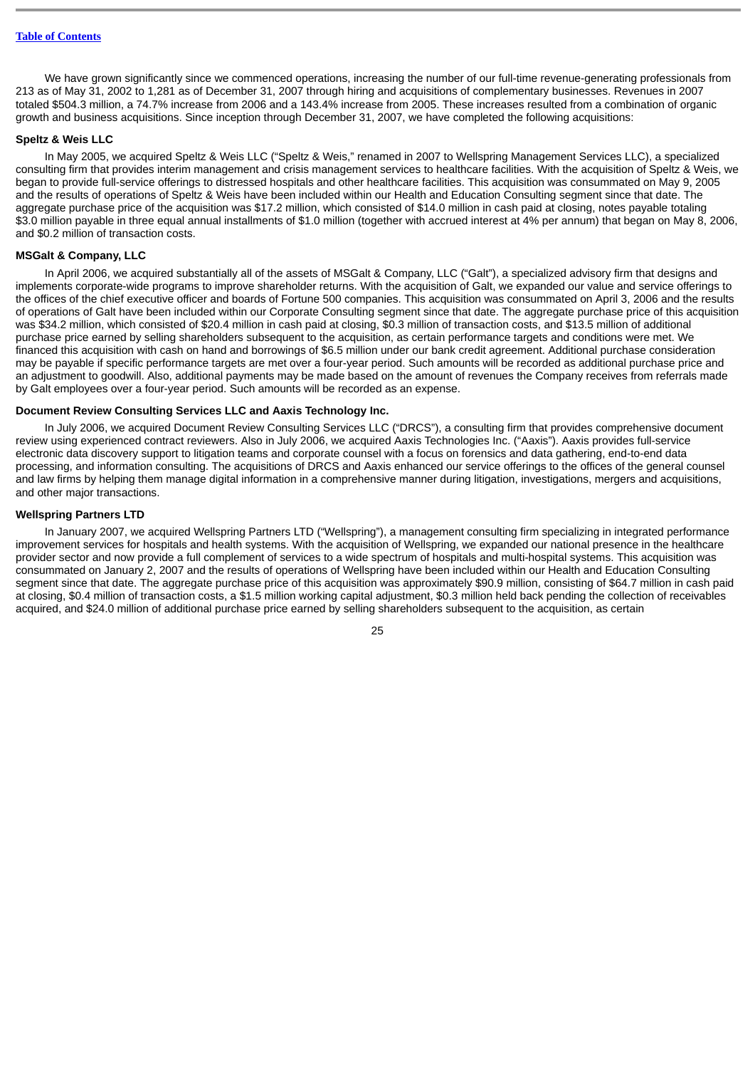We have grown significantly since we commenced operations, increasing the number of our full-time revenue-generating professionals from 213 as of May 31, 2002 to 1,281 as of December 31, 2007 through hiring and acquisitions of complementary businesses. Revenues in 2007 totaled $504.3 million, a 74.7% increase from 2006 and a 143.4% increase from 2005. These increases resulted from a combination of organic growth and business acquisitions. Since inception through December 31, 2007, we have completed the following acquisitions:

**Speltz & Weis LLC**

In May 2005, we acquired Speltz & Weis LLC ("Speltz & Weis," renamed in 2007 to Wellspring Management Services LLC), a specialized consulting firm that provides interim management and crisis management services to healthcare facilities. With the acquisition of Speltz & Weis, we began to provide full-service offerings to distressed hospitals and other healthcare facilities. This acquisition was consummated on May 9, 2005 and the results of operations of Speltz & Weis have been included within our Health and Education Consulting segment since that date. The aggregate purchase price of the acquisition was $17.2 million, which consisted of $14.0 million in cash paid at closing, notes payable totaling $3.0 million payable in three equal annual installments of $1.0 million (together with accrued interest at 4% per annum) that began on May 8, 2006, and $0.2 million of transaction costs.

**MSGalt & Company, LLC**

In April 2006, we acquired substantially all of the assets of MSGalt & Company, LLC ("Galt"), a specialized advisory firm that designs and implements corporate-wide programs to improve shareholder returns. With the acquisition of Galt, we expanded our value and service offerings to the offices of the chief executive officer and boards of Fortune 500 companies. This acquisition was consummated on April 3, 2006 and the results of operations of Galt have been included within our Corporate Consulting segment since that date. The aggregate purchase price of this acquisition was $34.2 million, which consisted of $20.4 million in cash paid at closing, $0.3 million of transaction costs, and $13.5 million of additional purchase price earned by selling shareholders subsequent to the acquisition, as certain performance targets and conditions were met. We financed this acquisition with cash on hand and borrowings of $6.5 million under our bank credit agreement. Additional purchase consideration may be payable if specific performance targets are met over a four-year period. Such amounts will be recorded as additional purchase price and an adjustment to goodwill. Also, additional payments may be made based on the amount of revenues the Company receives from referrals made by Galt employees over a four-year period. Such amounts will be recorded as an expense.

**Document Review Consulting Services LLC and Aaxis Technology Inc.**

In July 2006, we acquired Document Review Consulting Services LLC ("DRCS"), a consulting firm that provides comprehensive document review using experienced contract reviewers. Also in July 2006, we acquired Aaxis Technologies Inc. ("Aaxis"). Aaxis provides full-service electronic data discovery support to litigation teams and corporate counsel with a focus on forensics and data gathering, end-to-end data processing, and information consulting. The acquisitions of DRCS and Aaxis enhanced our service offerings to the offices of the general counsel and law firms by helping them manage digital information in a comprehensive manner during litigation, investigations, mergers and acquisitions, and other major transactions.

**Wellspring Partners LTD**

In January 2007, we acquired Wellspring Partners LTD ("Wellspring"), a management consulting firm specializing in integrated performance improvement services for hospitals and health systems. With the acquisition of Wellspring, we expanded our national presence in the healthcare provider sector and now provide a full complement of services to a wide spectrum of hospitals and multi-hospital systems. This acquisition was consummated on January 2, 2007 and the results of operations of Wellspring have been included within our Health and Education Consulting segment since that date. The aggregate purchase price of this acquisition was approximately $90.9 million, consisting of $64.7 million in cash paid at closing, $0.4 million of transaction costs, a $1.5 million working capital adjustment, $0.3 million held back pending the collection of receivables acquired, and $24.0 million of additional purchase price earned by selling shareholders subsequent to the acquisition, as certain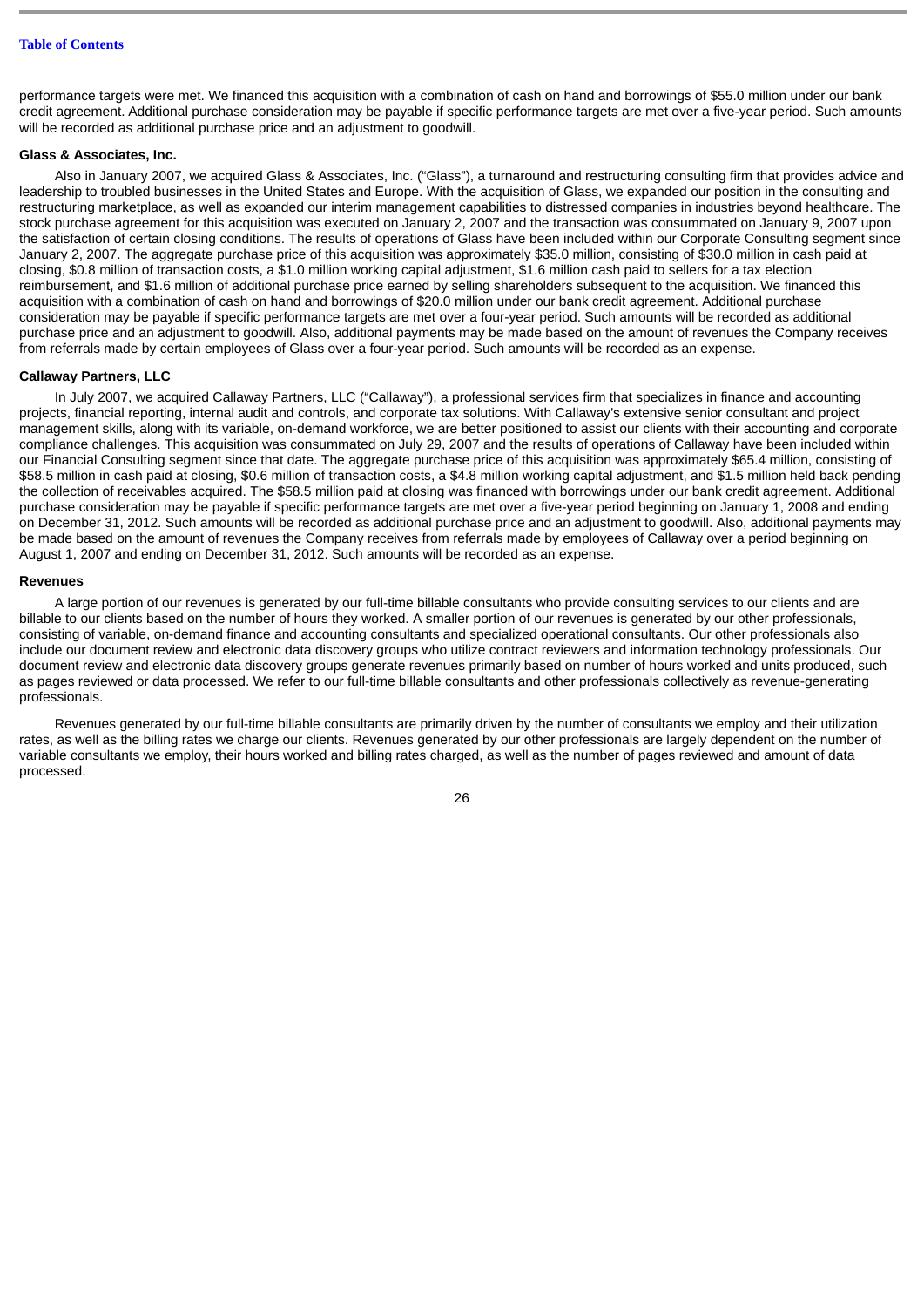performance targets were met. We financed this acquisition with a combination of cash on hand and borrowings of $55.0 million under our bank credit agreement. Additional purchase consideration may be payable if specific performance targets are met over a five-year period. Such amounts will be recorded as additional purchase price and an adjustment to goodwill.

**Glass & Associates, Inc.**

Also in January 2007, we acquired Glass & Associates, Inc. ("Glass"), a turnaround and restructuring consulting firm that provides advice and leadership to troubled businesses in the United States and Europe. With the acquisition of Glass, we expanded our position in the consulting and restructuring marketplace, as well as expanded our interim management capabilities to distressed companies in industries beyond healthcare. The stock purchase agreement for this acquisition was executed on January 2, 2007 and the transaction was consummated on January 9, 2007 upon the satisfaction of certain closing conditions. The results of operations of Glass have been included within our Corporate Consulting segment since January 2, 2007. The aggregate purchase price of this acquisition was approximately $35.0 million, consisting of $30.0 million in cash paid at closing, $0.8 million of transaction costs, a $1.0 million working capital adjustment, $1.6 million cash paid to sellers for a tax election reimbursement, and $1.6 million of additional purchase price earned by selling shareholders subsequent to the acquisition. We financed this acquisition with a combination of cash on hand and borrowings of $20.0 million under our bank credit agreement. Additional purchase consideration may be payable if specific performance targets are met over a four-year period. Such amounts will be recorded as additional purchase price and an adjustment to goodwill. Also, additional payments may be made based on the amount of revenues the Company receives from referrals made by certain employees of Glass over a four-year period. Such amounts will be recorded as an expense.

**Callaway Partners, LLC**

In July 2007, we acquired Callaway Partners, LLC ("Callaway"), a professional services firm that specializes in finance and accounting projects, financial reporting, internal audit and controls, and corporate tax solutions. With Callaway's extensive senior consultant and project management skills, along with its variable, on-demand workforce, we are better positioned to assist our clients with their accounting and corporate compliance challenges. This acquisition was consummated on July 29, 2007 and the results of operations of Callaway have been included within our Financial Consulting segment since that date. The aggregate purchase price of this acquisition was approximately $65.4 million, consisting of $58.5 million in cash paid at closing, $0.6 million of transaction costs, a $4.8 million working capital adjustment, and $1.5 million held back pending the collection of receivables acquired. The $58.5 million paid at closing was financed with borrowings under our bank credit agreement. Additional purchase consideration may be payable if specific performance targets are met over a five-year period beginning on January 1, 2008 and ending on December 31, 2012. Such amounts will be recorded as additional purchase price and an adjustment to goodwill. Also, additional payments may be made based on the amount of revenues the Company receives from referrals made by employees of Callaway over a period beginning on August 1, 2007 and ending on December 31, 2012. Such amounts will be recorded as an expense.

**Revenues**

A large portion of our revenues is generated by our full-time billable consultants who provide consulting services to our clients and are billable to our clients based on the number of hours they worked. A smaller portion of our revenues is generated by our other professionals, consisting of variable, on-demand finance and accounting consultants and specialized operational consultants. Our other professionals also include our document review and electronic data discovery groups who utilize contract reviewers and information technology professionals. Our document review and electronic data discovery groups generate revenues primarily based on number of hours worked and units produced, such as pages reviewed or data processed. We refer to our full-time billable consultants and other professionals collectively as revenue-generating professionals.

Revenues generated by our full-time billable consultants are primarily driven by the number of consultants we employ and their utilization rates, as well as the billing rates we charge our clients. Revenues generated by our other professionals are largely dependent on the number of variable consultants we employ, their hours worked and billing rates charged, as well as the number of pages reviewed and amount of data processed.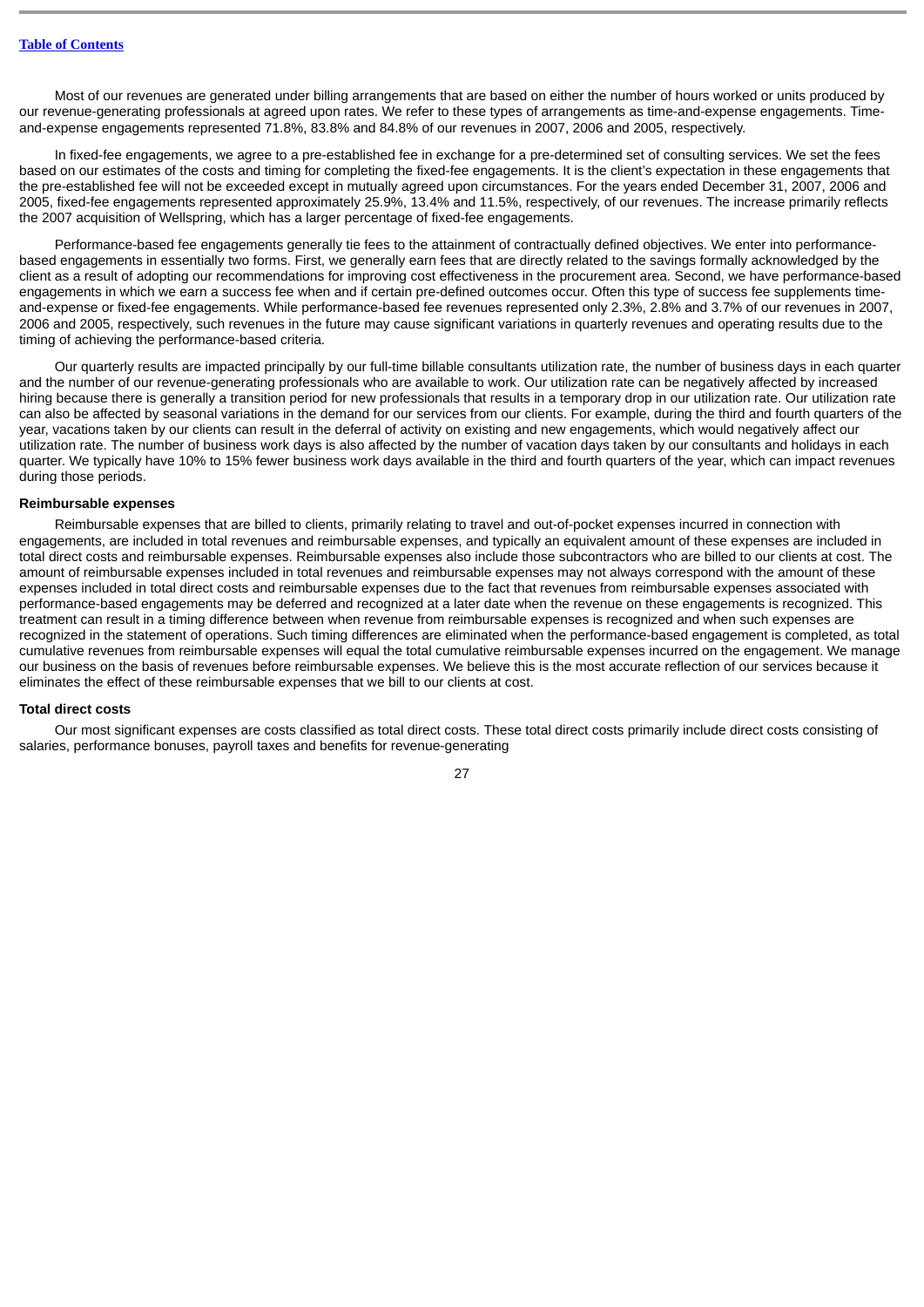Most of our revenues are generated under billing arrangements that are based on either the number of hours worked or units produced by our revenue-generating professionals at agreed upon rates. We refer to these types of arrangements as time-and-expense engagements. Time-and-expense engagements represented 71.8%, 83.8% and 84.8% of our revenues in 2007, 2006 and 2005, respectively.

In fixed-fee engagements, we agree to a pre-established fee in exchange for a pre-determined set of consulting services. We set the fees based on our estimates of the costs and timing for completing the fixed-fee engagements. It is the client's expectation in these engagements that the pre-established fee will not be exceeded except in mutually agreed upon circumstances. For the years ended December 31, 2007, 2006 and 2005, fixed-fee engagements represented approximately 25.9%, 13.4% and 11.5%, respectively, of our revenues. The increase primarily reflects the 2007 acquisition of Wellspring, which has a larger percentage of fixed-fee engagements.

Performance-based fee engagements generally tie fees to the attainment of contractually defined objectives. We enter into performance-based engagements in essentially two forms. First, we generally earn fees that are directly related to the savings formally acknowledged by the client as a result of adopting our recommendations for improving cost effectiveness in the procurement area. Second, we have performance-based engagements in which we earn a success fee when and if certain pre-defined outcomes occur. Often this type of success fee supplements time-and-expense or fixed-fee engagements. While performance-based fee revenues represented only 2.3%, 2.8% and 3.7% of our revenues in 2007, 2006 and 2005, respectively, such revenues in the future may cause significant variations in quarterly revenues and operating results due to the timing of achieving the performance-based criteria.

Our quarterly results are impacted principally by our full-time billable consultants utilization rate, the number of business days in each quarter and the number of our revenue-generating professionals who are available to work. Our utilization rate can be negatively affected by increased hiring because there is generally a transition period for new professionals that results in a temporary drop in our utilization rate. Our utilization rate can also be affected by seasonal variations in the demand for our services from our clients. For example, during the third and fourth quarters of the year, vacations taken by our clients can result in the deferral of activity on existing and new engagements, which would negatively affect our utilization rate. The number of business work days is also affected by the number of vacation days taken by our consultants and holidays in each quarter. We typically have 10% to 15% fewer business work days available in the third and fourth quarters of the year, which can impact revenues during those periods.

**Reimbursable expenses**

Reimbursable expenses that are billed to clients, primarily relating to travel and out-of-pocket expenses incurred in connection with engagements, are included in total revenues and reimbursable expenses, and typically an equivalent amount of these expenses are included in total direct costs and reimbursable expenses. Reimbursable expenses also include those subcontractors who are billed to our clients at cost. The amount of reimbursable expenses included in total revenues and reimbursable expenses may not always correspond with the amount of these expenses included in total direct costs and reimbursable expenses due to the fact that revenues from reimbursable expenses associated with performance-based engagements may be deferred and recognized at a later date when the revenue on these engagements is recognized. This treatment can result in a timing difference between when revenue from reimbursable expenses is recognized and when such expenses are recognized in the statement of operations. Such timing differences are eliminated when the performance-based engagement is completed, as total cumulative revenues from reimbursable expenses will equal the total cumulative reimbursable expenses incurred on the engagement. We manage our business on the basis of revenues before reimbursable expenses. We believe this is the most accurate reflection of our services because it eliminates the effect of these reimbursable expenses that we bill to our clients at cost.

**Total direct costs**

Our most significant expenses are costs classified as total direct costs. These total direct costs primarily include direct costs consisting of salaries, performance bonuses, payroll taxes and benefits for revenue-generating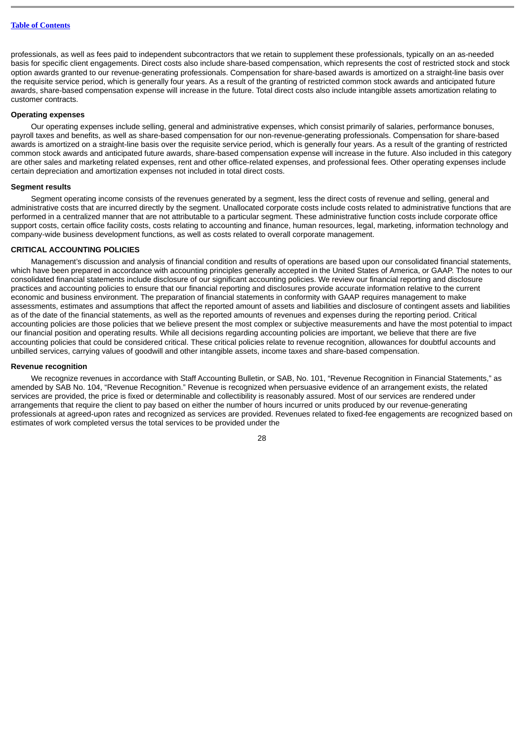professionals, as well as fees paid to independent subcontractors that we retain to supplement these professionals, typically on an as-needed basis for specific client engagements. Direct costs also include share-based compensation, which represents the cost of restricted stock and stock option awards granted to our revenue-generating professionals. Compensation for share-based awards is amortized on a straight-line basis over the requisite service period, which is generally four years. As a result of the granting of restricted common stock awards and anticipated future awards, share-based compensation expense will increase in the future. Total direct costs also include intangible assets amortization relating to customer contracts.

#### Operating expenses

Our operating expenses include selling, general and administrative expenses, which consist primarily of salaries, performance bonuses, payroll taxes and benefits, as well as share-based compensation for our non-revenue-generating professionals. Compensation for share-based awards is amortized on a straight-line basis over the requisite service period, which is generally four years. As a result of the granting of restricted common stock awards and anticipated future awards, share-based compensation expense will increase in the future. Also included in this category are other sales and marketing related expenses, rent and other office-related expenses, and professional fees. Other operating expenses include certain depreciation and amortization expenses not included in total direct costs.

#### Segment results

Segment operating income consists of the revenues generated by a segment, less the direct costs of revenue and selling, general and administrative costs that are incurred directly by the segment. Unallocated corporate costs include costs related to administrative functions that are performed in a centralized manner that are not attributable to a particular segment. These administrative function costs include corporate office support costs, certain office facility costs, costs relating to accounting and finance, human resources, legal, marketing, information technology and company-wide business development functions, as well as costs related to overall corporate management.

### CRITICAL ACCOUNTING POLICIES

Management's discussion and analysis of financial condition and results of operations are based upon our consolidated financial statements, which have been prepared in accordance with accounting principles generally accepted in the United States of America, or GAAP. The notes to our consolidated financial statements include disclosure of our significant accounting policies. We review our financial reporting and disclosure practices and accounting policies to ensure that our financial reporting and disclosures provide accurate information relative to the current economic and business environment. The preparation of financial statements in conformity with GAAP requires management to make assessments, estimates and assumptions that affect the reported amount of assets and liabilities and disclosure of contingent assets and liabilities as of the date of the financial statements, as well as the reported amounts of revenues and expenses during the reporting period. Critical accounting policies are those policies that we believe present the most complex or subjective measurements and have the most potential to impact our financial position and operating results. While all decisions regarding accounting policies are important, we believe that there are five accounting policies that could be considered critical. These critical policies relate to revenue recognition, allowances for doubtful accounts and unbilled services, carrying values of goodwill and other intangible assets, income taxes and share-based compensation.

#### Revenue recognition

We recognize revenues in accordance with Staff Accounting Bulletin, or SAB, No. 101, "Revenue Recognition in Financial Statements," as amended by SAB No. 104, "Revenue Recognition." Revenue is recognized when persuasive evidence of an arrangement exists, the related services are provided, the price is fixed or determinable and collectibility is reasonably assured. Most of our services are rendered under arrangements that require the client to pay based on either the number of hours incurred or units produced by our revenue-generating professionals at agreed-upon rates and recognized as services are provided. Revenues related to fixed-fee engagements are recognized based on estimates of work completed versus the total services to be provided under the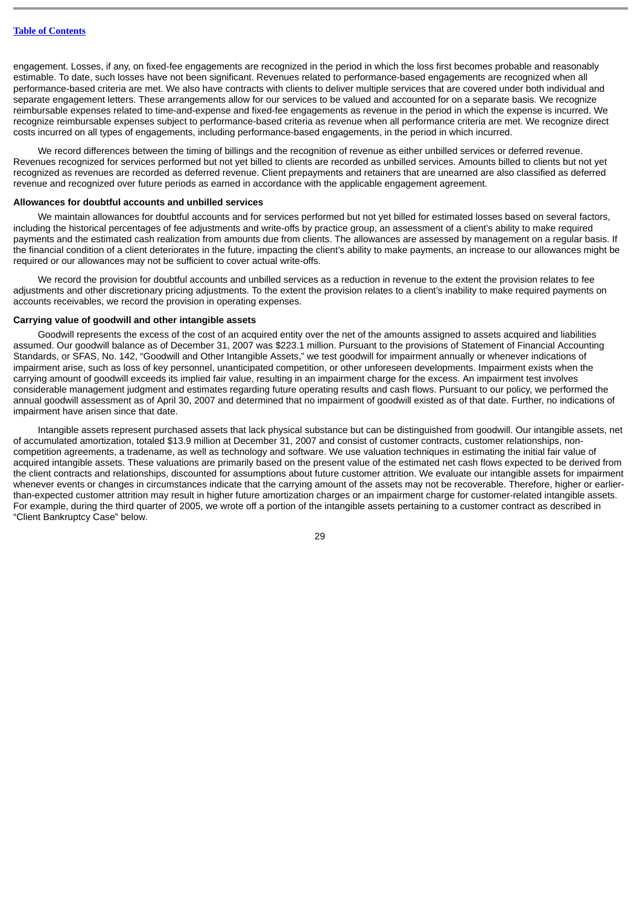engagement. Losses, if any, on fixed-fee engagements are recognized in the period in which the loss first becomes probable and reasonably estimable. To date, such losses have not been significant. Revenues related to performance-based engagements are recognized when all performance-based criteria are met. We also have contracts with clients to deliver multiple services that are covered under both individual and separate engagement letters. These arrangements allow for our services to be valued and accounted for on a separate basis. We recognize reimbursable expenses related to time-and-expense and fixed-fee engagements as revenue in the period in which the expense is incurred. We recognize reimbursable expenses subject to performance-based criteria as revenue when all performance criteria are met. We recognize direct costs incurred on all types of engagements, including performance-based engagements, in the period in which incurred.

We record differences between the timing of billings and the recognition of revenue as either unbilled services or deferred revenue. Revenues recognized for services performed but not yet billed to clients are recorded as unbilled services. Amounts billed to clients but not yet recognized as revenues are recorded as deferred revenue. Client prepayments and retainers that are unearned are also classified as deferred revenue and recognized over future periods as earned in accordance with the applicable engagement agreement.

**Allowances for doubtful accounts and unbilled services**

We maintain allowances for doubtful accounts and for services performed but not yet billed for estimated losses based on several factors, including the historical percentages of fee adjustments and write-offs by practice group, an assessment of a client's ability to make required payments and the estimated cash realization from amounts due from clients. The allowances are assessed by management on a regular basis. If the financial condition of a client deteriorates in the future, impacting the client's ability to make payments, an increase to our allowances might be required or our allowances may not be sufficient to cover actual write-offs.

We record the provision for doubtful accounts and unbilled services as a reduction in revenue to the extent the provision relates to fee adjustments and other discretionary pricing adjustments. To the extent the provision relates to a client's inability to make required payments on accounts receivables, we record the provision in operating expenses.

**Carrying value of goodwill and other intangible assets**

Goodwill represents the excess of the cost of an acquired entity over the net of the amounts assigned to assets acquired and liabilities assumed. Our goodwill balance as of December 31, 2007 was $223.1 million. Pursuant to the provisions of Statement of Financial Accounting Standards, or SFAS, No. 142, "Goodwill and Other Intangible Assets," we test goodwill for impairment annually or whenever indications of impairment arise, such as loss of key personnel, unanticipated competition, or other unforeseen developments. Impairment exists when the carrying amount of goodwill exceeds its implied fair value, resulting in an impairment charge for the excess. An impairment test involves considerable management judgment and estimates regarding future operating results and cash flows. Pursuant to our policy, we performed the annual goodwill assessment as of April 30, 2007 and determined that no impairment of goodwill existed as of that date. Further, no indications of impairment have arisen since that date.

Intangible assets represent purchased assets that lack physical substance but can be distinguished from goodwill. Our intangible assets, net of accumulated amortization, totaled $13.9 million at December 31, 2007 and consist of customer contracts, customer relationships, non-competition agreements, a tradename, as well as technology and software. We use valuation techniques in estimating the initial fair value of acquired intangible assets. These valuations are primarily based on the present value of the estimated net cash flows expected to be derived from the client contracts and relationships, discounted for assumptions about future customer attrition. We evaluate our intangible assets for impairment whenever events or changes in circumstances indicate that the carrying amount of the assets may not be recoverable. Therefore, higher or earlier-than-expected customer attrition may result in higher future amortization charges or an impairment charge for customer-related intangible assets. For example, during the third quarter of 2005, we wrote off a portion of the intangible assets pertaining to a customer contract as described in "Client Bankruptcy Case" below.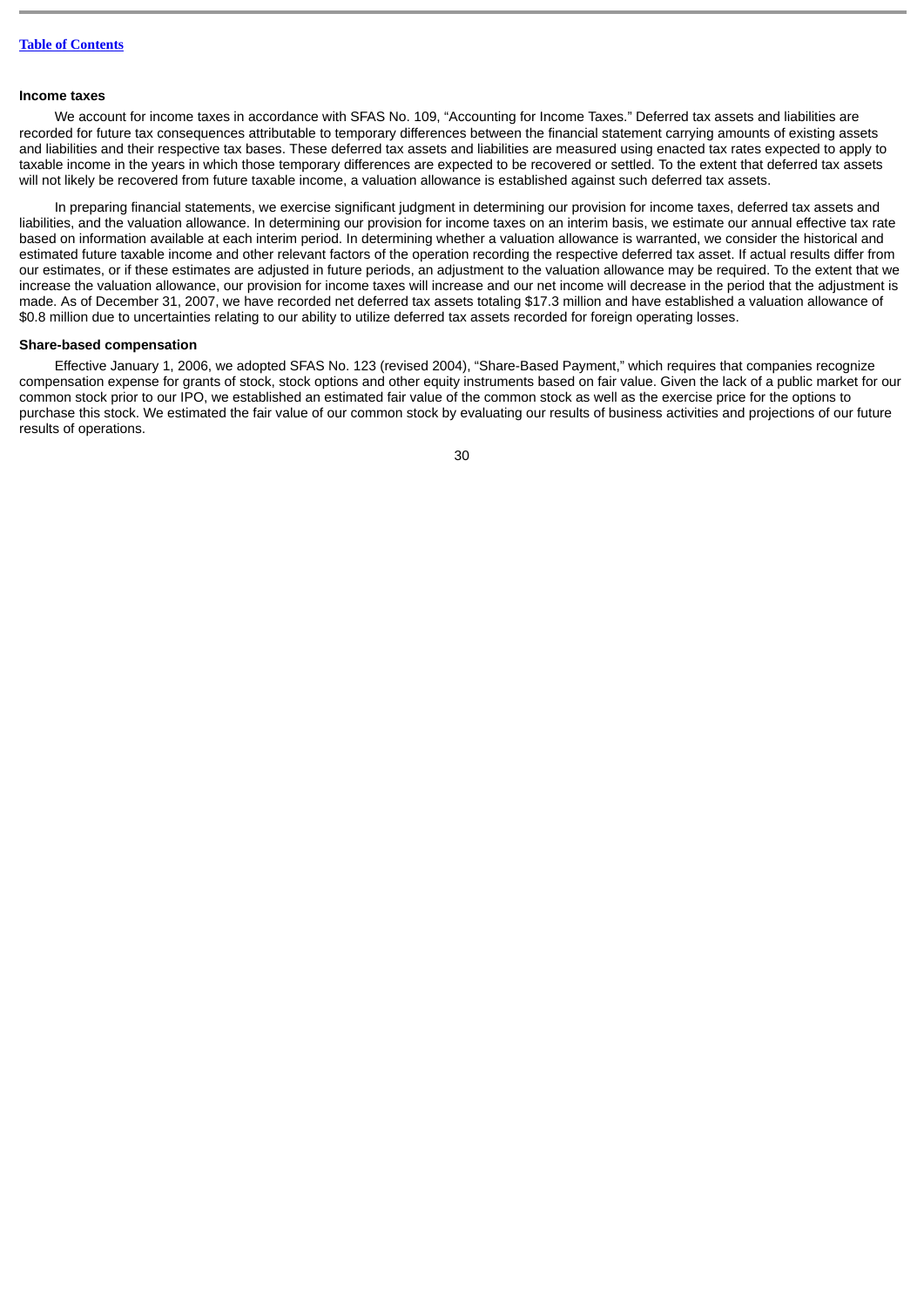**Income taxes**

We account for income taxes in accordance with SFAS No. 109, "Accounting for Income Taxes." Deferred tax assets and liabilities are recorded for future tax consequences attributable to temporary differences between the financial statement carrying amounts of existing assets and liabilities and their respective tax bases. These deferred tax assets and liabilities are measured using enacted tax rates expected to apply to taxable income in the years in which those temporary differences are expected to be recovered or settled. To the extent that deferred tax assets will not likely be recovered from future taxable income, a valuation allowance is established against such deferred tax assets.

In preparing financial statements, we exercise significant judgment in determining our provision for income taxes, deferred tax assets and liabilities, and the valuation allowance. In determining our provision for income taxes on an interim basis, we estimate our annual effective tax rate based on information available at each interim period. In determining whether a valuation allowance is warranted, we consider the historical and estimated future taxable income and other relevant factors of the operation recording the respective deferred tax asset. If actual results differ from our estimates, or if these estimates are adjusted in future periods, an adjustment to the valuation allowance may be required. To the extent that we increase the valuation allowance, our provision for income taxes will increase and our net income will decrease in the period that the adjustment is made. As of December 31, 2007, we have recorded net deferred tax assets totaling $17.3 million and have established a valuation allowance of $0.8 million due to uncertainties relating to our ability to utilize deferred tax assets recorded for foreign operating losses.

**Share-based compensation**

Effective January 1, 2006, we adopted SFAS No. 123 (revised 2004), "Share-Based Payment," which requires that companies recognize compensation expense for grants of stock, stock options and other equity instruments based on fair value. Given the lack of a public market for our common stock prior to our IPO, we established an estimated fair value of the common stock as well as the exercise price for the options to purchase this stock. We estimated the fair value of our common stock by evaluating our results of business activities and projections of our future results of operations.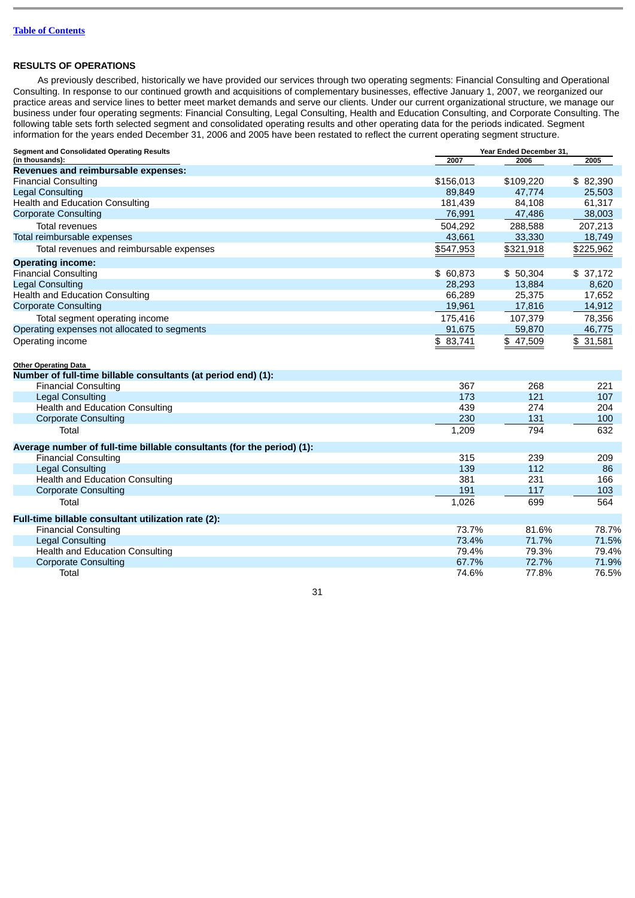[Table of Contents](#)

## RESULTS OF OPERATIONS

As previously described, historically we have provided our services through two operating segments: Financial Consulting and Operational Consulting. In response to our continued growth and acquisitions of complementary businesses, effective January 1, 2007, we reorganized our practice areas and service lines to better meet market demands and serve our clients. Under our current organizational structure, we manage our business under four operating segments: Financial Consulting, Legal Consulting, Health and Education Consulting, and Corporate Consulting. The following table sets forth selected segment and consolidated operating results and other operating data for the periods indicated. Segment information for the years ended December 31, 2006 and 2005 have been restated to reflect the current operating segment structure.

| Segment and Consolidated Operating Results (in thousands): | Year Ended December 31, 2007 | 2006 | 2005 |
|---|---|---|---|
| **Revenues and reimbursable expenses:** | | | |
| Financial Consulting | $156,013 | $109,220 | $ 82,390 |
| Legal Consulting | 89,849 | 47,774 | 25,503 |
| Health and Education Consulting | 181,439 | 84,108 | 61,317 |
| Corporate Consulting | 76,991 | 47,486 | 38,003 |
| Total revenues | 504,292 | 288,588 | 207,213 |
| Total reimbursable expenses | 43,661 | 33,330 | 18,749 |
| Total revenues and reimbursable expenses | $547,953 | $321,918 | $225,962 |
| **Operating income:** | | | |
| Financial Consulting | $ 60,873 | $ 50,304 | $ 37,172 |
| Legal Consulting | 28,293 | 13,884 | 8,620 |
| Health and Education Consulting | 66,289 | 25,375 | 17,652 |
| Corporate Consulting | 19,961 | 17,816 | 14,912 |
| Total segment operating income | 175,416 | 107,379 | 78,356 |
| Operating expenses not allocated to segments | 91,675 | 59,870 | 46,775 |
| Operating income | $ 83,741 | $ 47,509 | $ 31,581 |
| **Other Operating Data** | | | |
| **Number of full-time billable consultants (at period end) (1):** | | | |
| Financial Consulting | 367 | 268 | 221 |
| Legal Consulting | 173 | 121 | 107 |
| Health and Education Consulting | 439 | 274 | 204 |
| Corporate Consulting | 230 | 131 | 100 |
| Total | 1,209 | 794 | 632 |
| **Average number of full-time billable consultants (for the period) (1):** | | | |
| Financial Consulting | 315 | 239 | 209 |
| Legal Consulting | 139 | 112 | 86 |
| Health and Education Consulting | 381 | 231 | 166 |
| Corporate Consulting | 191 | 117 | 103 |
| Total | 1,026 | 699 | 564 |
| **Full-time billable consultant utilization rate (2):** | | | |
| Financial Consulting | 73.7% | 81.6% | 78.7% |
| Legal Consulting | 73.4% | 71.7% | 71.5% |
| Health and Education Consulting | 79.4% | 79.3% | 79.4% |
| Corporate Consulting | 67.7% | 72.7% | 71.9% |
| Total | 74.6% | 77.8% | 76.5% |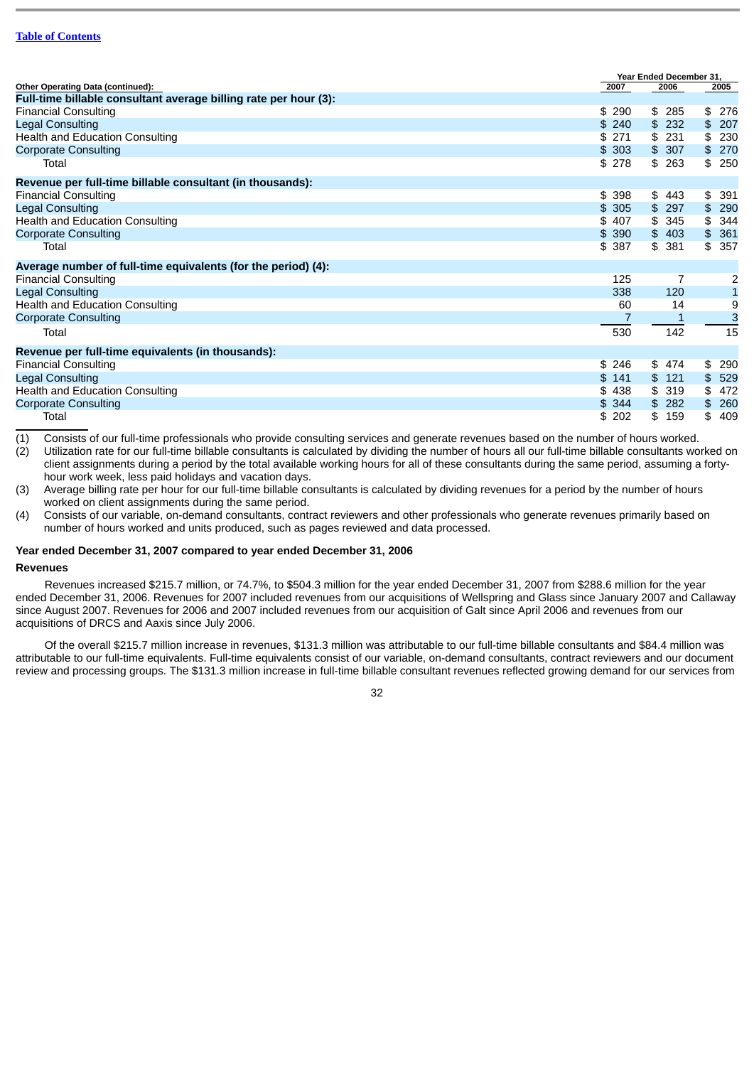| Other Operating Data (continued): | Year Ended December 31, 2007 | 2006 | 2005 |
|---|---|---|---|
| **Full-time billable consultant average billing rate per hour (3):** | | | |
| Financial Consulting | $ 290 | $ 285 | $ 276 |
| Legal Consulting | $ 240 | $ 232 | $ 207 |
| Health and Education Consulting | $ 271 | $ 231 | $ 230 |
| Corporate Consulting | $ 303 | $ 307 | $ 270 |
| Total | $ 278 | $ 263 | $ 250 |
| **Revenue per full-time billable consultant (in thousands):** | | | |
| Financial Consulting | $ 398 | $ 443 | $ 391 |
| Legal Consulting | $ 305 | $ 297 | $ 290 |
| Health and Education Consulting | $ 407 | $ 345 | $ 344 |
| Corporate Consulting | $ 390 | $ 403 | $ 361 |
| Total | $ 387 | $ 381 | $ 357 |
| **Average number of full-time equivalents (for the period) (4):** | | | |
| Financial Consulting | 125 | 7 | 2 |
| Legal Consulting | 338 | 120 | 1 |
| Health and Education Consulting | 60 | 14 | 9 |
| Corporate Consulting | 7 | 1 | 3 |
| Total | 530 | 142 | 15 |
| **Revenue per full-time equivalents (in thousands):** | | | |
| Financial Consulting | $ 246 | $ 474 | $ 290 |
| Legal Consulting | $ 141 | $ 121 | $ 529 |
| Health and Education Consulting | $ 438 | $ 319 | $ 472 |
| Corporate Consulting | $ 344 | $ 282 | $ 260 |
| Total | $ 202 | $ 159 | $ 409 |

(1) Consists of our full-time professionals who provide consulting services and generate revenues based on the number of hours worked.

(2) Utilization rate for our full-time billable consultants is calculated by dividing the number of hours all our full-time billable consultants worked on client assignments during a period by the total available working hours for all of these consultants during the same period, assuming a forty-hour work week, less paid holidays and vacation days.

(3) Average billing rate per hour for our full-time billable consultants is calculated by dividing revenues for a period by the number of hours worked on client assignments during the same period.

(4) Consists of our variable, on-demand consultants, contract reviewers and other professionals who generate revenues primarily based on number of hours worked and units produced, such as pages reviewed and data processed.

**Year ended December 31, 2007 compared to year ended December 31, 2006**

**Revenues**

Revenues increased $215.7 million, or 74.7%, to $504.3 million for the year ended December 31, 2007 from $288.6 million for the year ended December 31, 2006. Revenues for 2007 included revenues from our acquisitions of Wellspring and Glass since January 2007 and Callaway since August 2007. Revenues for 2006 and 2007 included revenues from our acquisition of Galt since April 2006 and revenues from our acquisitions of DRCS and Aaxis since July 2006.

Of the overall $215.7 million increase in revenues, $131.3 million was attributable to our full-time billable consultants and $84.4 million was attributable to our full-time equivalents. Full-time equivalents consist of our variable, on-demand consultants, contract reviewers and our document review and processing groups. The $131.3 million increase in full-time billable consultant revenues reflected growing demand for our services from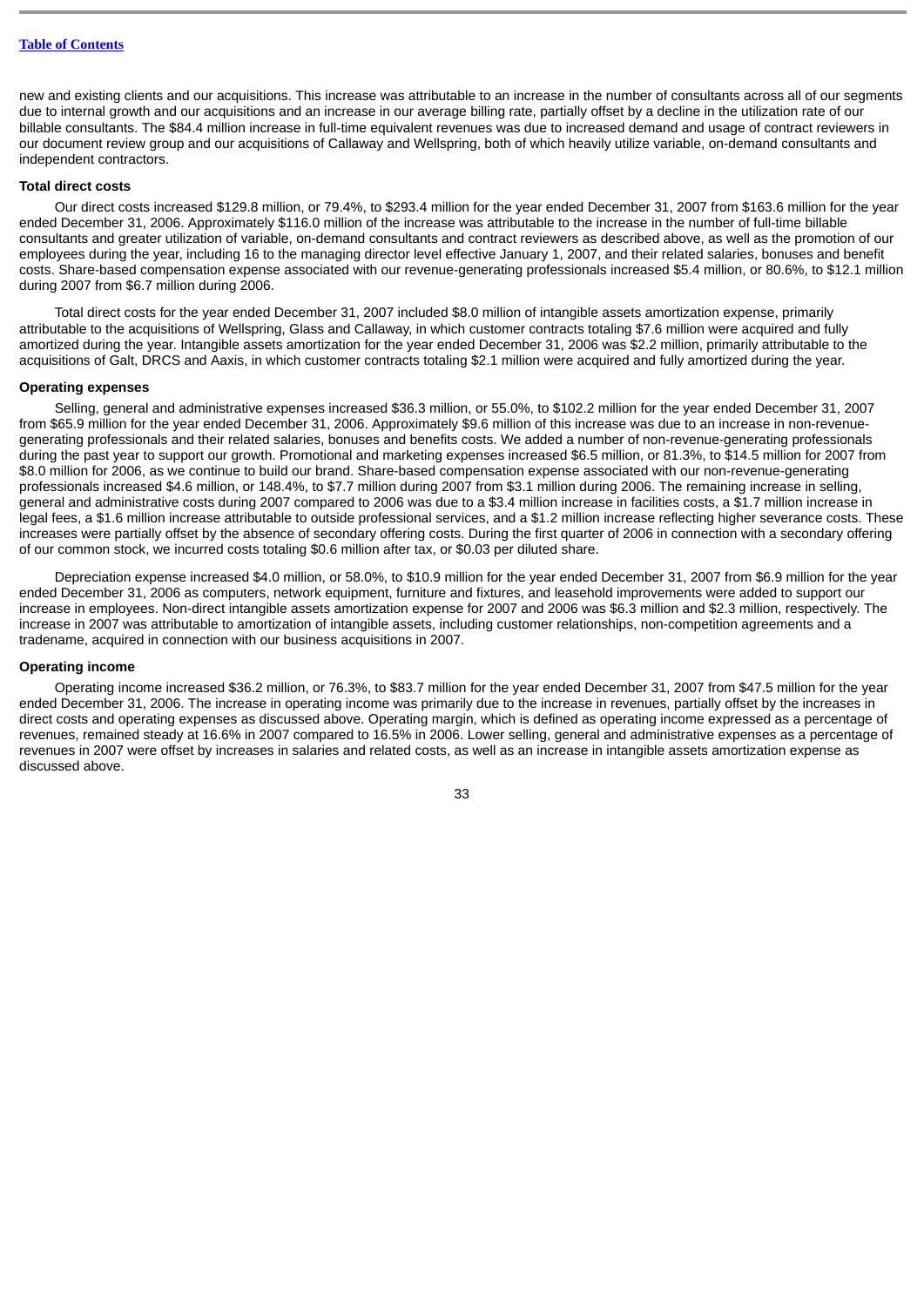new and existing clients and our acquisitions. This increase was attributable to an increase in the number of consultants across all of our segments due to internal growth and our acquisitions and an increase in our average billing rate, partially offset by a decline in the utilization rate of our billable consultants. The $84.4 million increase in full-time equivalent revenues was due to increased demand and usage of contract reviewers in our document review group and our acquisitions of Callaway and Wellspring, both of which heavily utilize variable, on-demand consultants and independent contractors.

**Total direct costs**

Our direct costs increased $129.8 million, or 79.4%, to $293.4 million for the year ended December 31, 2007 from $163.6 million for the year ended December 31, 2006. Approximately $116.0 million of the increase was attributable to the increase in the number of full-time billable consultants and greater utilization of variable, on-demand consultants and contract reviewers as described above, as well as the promotion of our employees during the year, including 16 to the managing director level effective January 1, 2007, and their related salaries, bonuses and benefit costs. Share-based compensation expense associated with our revenue-generating professionals increased $5.4 million, or 80.6%, to $12.1 million during 2007 from $6.7 million during 2006.

Total direct costs for the year ended December 31, 2007 included $8.0 million of intangible assets amortization expense, primarily attributable to the acquisitions of Wellspring, Glass and Callaway, in which customer contracts totaling $7.6 million were acquired and fully amortized during the year. Intangible assets amortization for the year ended December 31, 2006 was $2.2 million, primarily attributable to the acquisitions of Galt, DRCS and Aaxis, in which customer contracts totaling $2.1 million were acquired and fully amortized during the year.

**Operating expenses**

Selling, general and administrative expenses increased $36.3 million, or 55.0%, to $102.2 million for the year ended December 31, 2007 from $65.9 million for the year ended December 31, 2006. Approximately $9.6 million of this increase was due to an increase in non-revenue-generating professionals and their related salaries, bonuses and benefits costs. We added a number of non-revenue-generating professionals during the past year to support our growth. Promotional and marketing expenses increased $6.5 million, or 81.3%, to $14.5 million for 2007 from $8.0 million for 2006, as we continue to build our brand. Share-based compensation expense associated with our non-revenue-generating professionals increased $4.6 million, or 148.4%, to $7.7 million during 2007 from $3.1 million during 2006. The remaining increase in selling, general and administrative costs during 2007 compared to 2006 was due to a $3.4 million increase in facilities costs, a $1.7 million increase in legal fees, a $1.6 million increase attributable to outside professional services, and a $1.2 million increase reflecting higher severance costs. These increases were partially offset by the absence of secondary offering costs. During the first quarter of 2006 in connection with a secondary offering of our common stock, we incurred costs totaling $0.6 million after tax, or $0.03 per diluted share.

Depreciation expense increased $4.0 million, or 58.0%, to $10.9 million for the year ended December 31, 2007 from $6.9 million for the year ended December 31, 2006 as computers, network equipment, furniture and fixtures, and leasehold improvements were added to support our increase in employees. Non-direct intangible assets amortization expense for 2007 and 2006 was $6.3 million and $2.3 million, respectively. The increase in 2007 was attributable to amortization of intangible assets, including customer relationships, non-competition agreements and a tradename, acquired in connection with our business acquisitions in 2007.

**Operating income**

Operating income increased $36.2 million, or 76.3%, to $83.7 million for the year ended December 31, 2007 from $47.5 million for the year ended December 31, 2006. The increase in operating income was primarily due to the increase in revenues, partially offset by the increases in direct costs and operating expenses as discussed above. Operating margin, which is defined as operating income expressed as a percentage of revenues, remained steady at 16.6% in 2007 compared to 16.5% in 2006. Lower selling, general and administrative expenses as a percentage of revenues in 2007 were offset by increases in salaries and related costs, as well as an increase in intangible assets amortization expense as discussed above.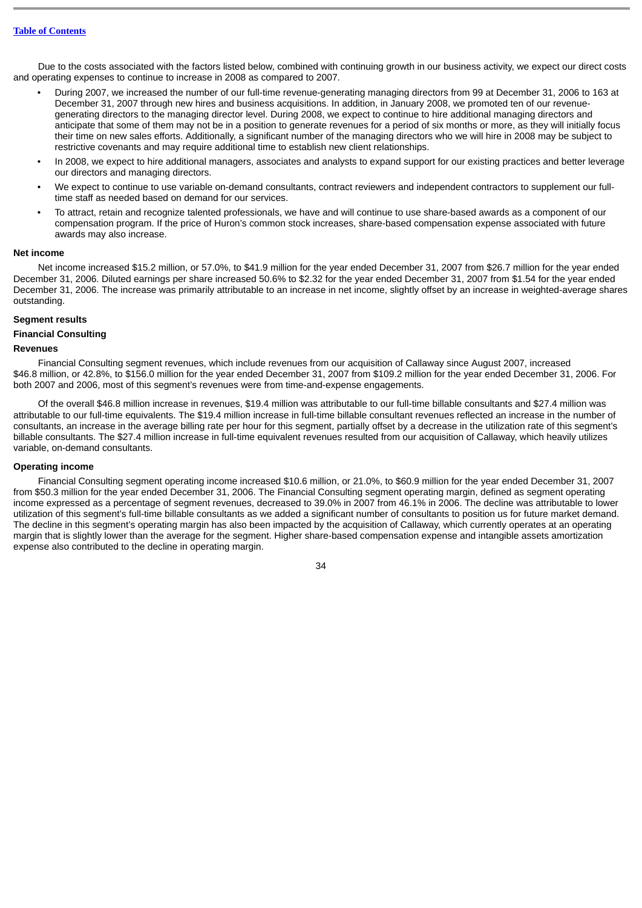Due to the costs associated with the factors listed below, combined with continuing growth in our business activity, we expect our direct costs and operating expenses to continue to increase in 2008 as compared to 2007.

- During 2007, we increased the number of our full-time revenue-generating managing directors from 99 at December 31, 2006 to 163 at December 31, 2007 through new hires and business acquisitions. In addition, in January 2008, we promoted ten of our revenue-generating directors to the managing director level. During 2008, we expect to continue to hire additional managing directors and anticipate that some of them may not be in a position to generate revenues for a period of six months or more, as they will initially focus their time on new sales efforts. Additionally, a significant number of the managing directors who we will hire in 2008 may be subject to restrictive covenants and may require additional time to establish new client relationships.
- In 2008, we expect to hire additional managers, associates and analysts to expand support for our existing practices and better leverage our directors and managing directors.
- We expect to continue to use variable on-demand consultants, contract reviewers and independent contractors to supplement our full-time staff as needed based on demand for our services.
- To attract, retain and recognize talented professionals, we have and will continue to use share-based awards as a component of our compensation program. If the price of Huron's common stock increases, share-based compensation expense associated with future awards may also increase.

**Net income**

Net income increased $15.2 million, or 57.0%, to $41.9 million for the year ended December 31, 2007 from $26.7 million for the year ended December 31, 2006. Diluted earnings per share increased 50.6% to $2.32 for the year ended December 31, 2007 from $1.54 for the year ended December 31, 2006. The increase was primarily attributable to an increase in net income, slightly offset by an increase in weighted-average shares outstanding.

**Segment results**

**Financial Consulting**

**Revenues**

Financial Consulting segment revenues, which include revenues from our acquisition of Callaway since August 2007, increased $46.8 million, or 42.8%, to $156.0 million for the year ended December 31, 2007 from $109.2 million for the year ended December 31, 2006. For both 2007 and 2006, most of this segment's revenues were from time-and-expense engagements.

Of the overall $46.8 million increase in revenues, $19.4 million was attributable to our full-time billable consultants and $27.4 million was attributable to our full-time equivalents. The $19.4 million increase in full-time billable consultant revenues reflected an increase in the number of consultants, an increase in the average billing rate per hour for this segment, partially offset by a decrease in the utilization rate of this segment's billable consultants. The $27.4 million increase in full-time equivalent revenues resulted from our acquisition of Callaway, which heavily utilizes variable, on-demand consultants.

**Operating income**

Financial Consulting segment operating income increased $10.6 million, or 21.0%, to $60.9 million for the year ended December 31, 2007 from $50.3 million for the year ended December 31, 2006. The Financial Consulting segment operating margin, defined as segment operating income expressed as a percentage of segment revenues, decreased to 39.0% in 2007 from 46.1% in 2006. The decline was attributable to lower utilization of this segment's full-time billable consultants as we added a significant number of consultants to position us for future market demand. The decline in this segment's operating margin has also been impacted by the acquisition of Callaway, which currently operates at an operating margin that is slightly lower than the average for the segment. Higher share-based compensation expense and intangible assets amortization expense also contributed to the decline in operating margin.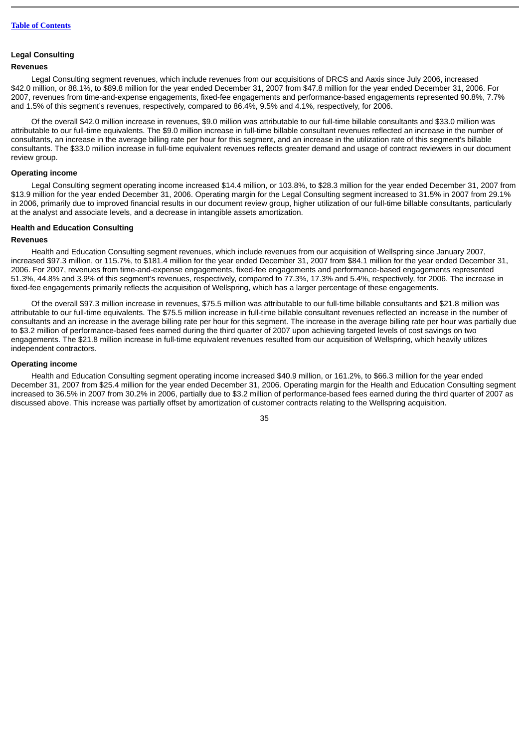### Legal Consulting

#### Revenues

Legal Consulting segment revenues, which include revenues from our acquisitions of DRCS and Aaxis since July 2006, increased $42.0 million, or 88.1%, to $89.8 million for the year ended December 31, 2007 from $47.8 million for the year ended December 31, 2006. For 2007, revenues from time-and-expense engagements, fixed-fee engagements and performance-based engagements represented 90.8%, 7.7% and 1.5% of this segment's revenues, respectively, compared to 86.4%, 9.5% and 4.1%, respectively, for 2006.

Of the overall $42.0 million increase in revenues, $9.0 million was attributable to our full-time billable consultants and $33.0 million was attributable to our full-time equivalents. The $9.0 million increase in full-time billable consultant revenues reflected an increase in the number of consultants, an increase in the average billing rate per hour for this segment, and an increase in the utilization rate of this segment's billable consultants. The $33.0 million increase in full-time equivalent revenues reflects greater demand and usage of contract reviewers in our document review group.

#### Operating income

Legal Consulting segment operating income increased $14.4 million, or 103.8%, to $28.3 million for the year ended December 31, 2007 from $13.9 million for the year ended December 31, 2006. Operating margin for the Legal Consulting segment increased to 31.5% in 2007 from 29.1% in 2006, primarily due to improved financial results in our document review group, higher utilization of our full-time billable consultants, particularly at the analyst and associate levels, and a decrease in intangible assets amortization.

### Health and Education Consulting

#### Revenues

Health and Education Consulting segment revenues, which include revenues from our acquisition of Wellspring since January 2007, increased $97.3 million, or 115.7%, to $181.4 million for the year ended December 31, 2007 from $84.1 million for the year ended December 31, 2006. For 2007, revenues from time-and-expense engagements, fixed-fee engagements and performance-based engagements represented 51.3%, 44.8% and 3.9% of this segment's revenues, respectively, compared to 77.3%, 17.3% and 5.4%, respectively, for 2006. The increase in fixed-fee engagements primarily reflects the acquisition of Wellspring, which has a larger percentage of these engagements.

Of the overall $97.3 million increase in revenues, $75.5 million was attributable to our full-time billable consultants and $21.8 million was attributable to our full-time equivalents. The $75.5 million increase in full-time billable consultant revenues reflected an increase in the number of consultants and an increase in the average billing rate per hour for this segment. The increase in the average billing rate per hour was partially due to $3.2 million of performance-based fees earned during the third quarter of 2007 upon achieving targeted levels of cost savings on two engagements. The $21.8 million increase in full-time equivalent revenues resulted from our acquisition of Wellspring, which heavily utilizes independent contractors.

#### Operating income

Health and Education Consulting segment operating income increased $40.9 million, or 161.2%, to $66.3 million for the year ended December 31, 2007 from $25.4 million for the year ended December 31, 2006. Operating margin for the Health and Education Consulting segment increased to 36.5% in 2007 from 30.2% in 2006, partially due to $3.2 million of performance-based fees earned during the third quarter of 2007 as discussed above. This increase was partially offset by amortization of customer contracts relating to the Wellspring acquisition.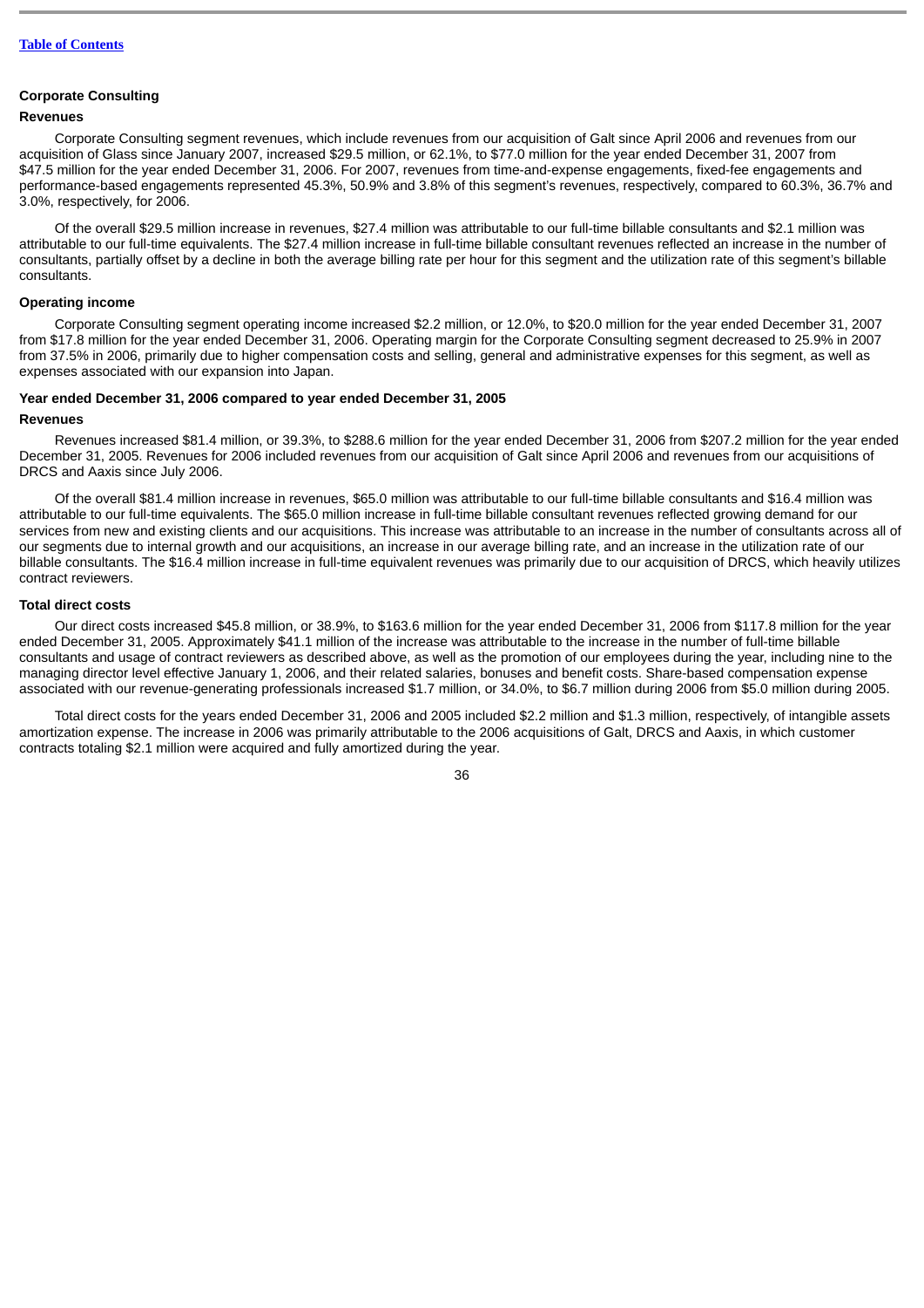**Corporate Consulting**

**Revenues**

Corporate Consulting segment revenues, which include revenues from our acquisition of Galt since April 2006 and revenues from our acquisition of Glass since January 2007, increased $29.5 million, or 62.1%, to $77.0 million for the year ended December 31, 2007 from $47.5 million for the year ended December 31, 2006. For 2007, revenues from time-and-expense engagements, fixed-fee engagements and performance-based engagements represented 45.3%, 50.9% and 3.8% of this segment's revenues, respectively, compared to 60.3%, 36.7% and 3.0%, respectively, for 2006.

Of the overall $29.5 million increase in revenues, $27.4 million was attributable to our full-time billable consultants and $2.1 million was attributable to our full-time equivalents. The $27.4 million increase in full-time billable consultant revenues reflected an increase in the number of consultants, partially offset by a decline in both the average billing rate per hour for this segment and the utilization rate of this segment's billable consultants.

**Operating income**

Corporate Consulting segment operating income increased $2.2 million, or 12.0%, to $20.0 million for the year ended December 31, 2007 from $17.8 million for the year ended December 31, 2006. Operating margin for the Corporate Consulting segment decreased to 25.9% in 2007 from 37.5% in 2006, primarily due to higher compensation costs and selling, general and administrative expenses for this segment, as well as expenses associated with our expansion into Japan.

**Year ended December 31, 2006 compared to year ended December 31, 2005**

**Revenues**

Revenues increased $81.4 million, or 39.3%, to $288.6 million for the year ended December 31, 2006 from $207.2 million for the year ended December 31, 2005. Revenues for 2006 included revenues from our acquisition of Galt since April 2006 and revenues from our acquisitions of DRCS and Aaxis since July 2006.

Of the overall $81.4 million increase in revenues, $65.0 million was attributable to our full-time billable consultants and $16.4 million was attributable to our full-time equivalents. The $65.0 million increase in full-time billable consultant revenues reflected growing demand for our services from new and existing clients and our acquisitions. This increase was attributable to an increase in the number of consultants across all of our segments due to internal growth and our acquisitions, an increase in our average billing rate, and an increase in the utilization rate of our billable consultants. The $16.4 million increase in full-time equivalent revenues was primarily due to our acquisition of DRCS, which heavily utilizes contract reviewers.

**Total direct costs**

Our direct costs increased $45.8 million, or 38.9%, to $163.6 million for the year ended December 31, 2006 from $117.8 million for the year ended December 31, 2005. Approximately $41.1 million of the increase was attributable to the increase in the number of full-time billable consultants and usage of contract reviewers as described above, as well as the promotion of our employees during the year, including nine to the managing director level effective January 1, 2006, and their related salaries, bonuses and benefit costs. Share-based compensation expense associated with our revenue-generating professionals increased $1.7 million, or 34.0%, to $6.7 million during 2006 from $5.0 million during 2005.

Total direct costs for the years ended December 31, 2006 and 2005 included $2.2 million and $1.3 million, respectively, of intangible assets amortization expense. The increase in 2006 was primarily attributable to the 2006 acquisitions of Galt, DRCS and Aaxis, in which customer contracts totaling $2.1 million were acquired and fully amortized during the year.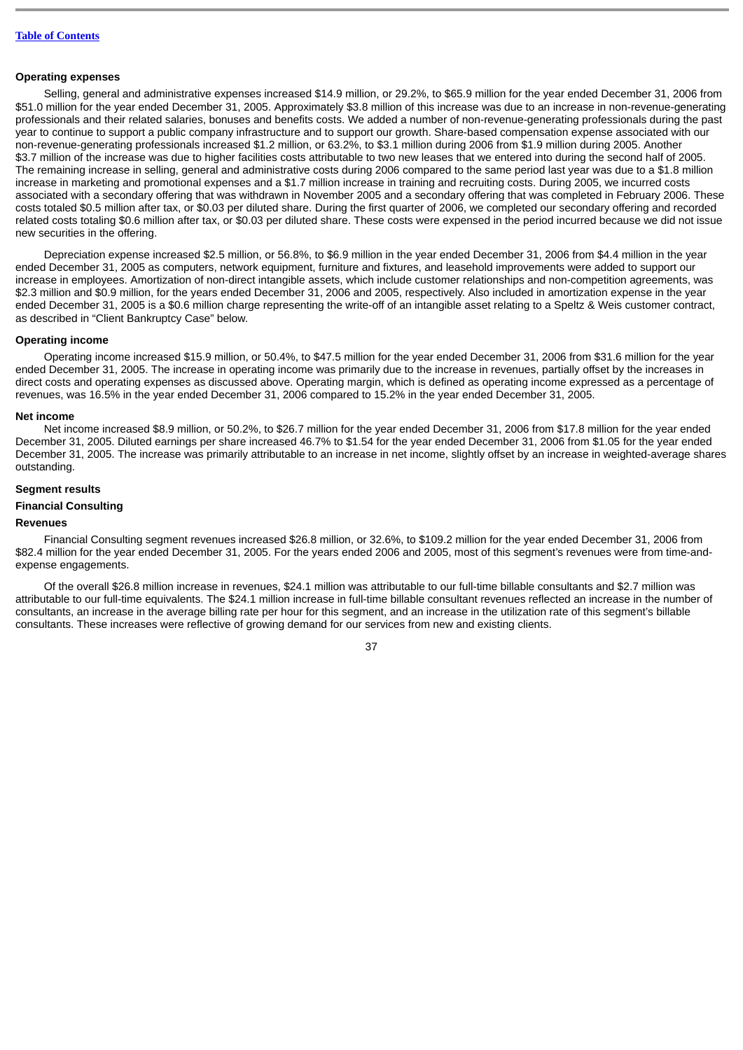### Operating expenses

Selling, general and administrative expenses increased $14.9 million, or 29.2%, to $65.9 million for the year ended December 31, 2006 from $51.0 million for the year ended December 31, 2005. Approximately $3.8 million of this increase was due to an increase in non-revenue-generating professionals and their related salaries, bonuses and benefits costs. We added a number of non-revenue-generating professionals during the past year to continue to support a public company infrastructure and to support our growth. Share-based compensation expense associated with our non-revenue-generating professionals increased $1.2 million, or 63.2%, to $3.1 million during 2006 from $1.9 million during 2005. Another $3.7 million of the increase was due to higher facilities costs attributable to two new leases that we entered into during the second half of 2005. The remaining increase in selling, general and administrative costs during 2006 compared to the same period last year was due to a $1.8 million increase in marketing and promotional expenses and a $1.7 million increase in training and recruiting costs. During 2005, we incurred costs associated with a secondary offering that was withdrawn in November 2005 and a secondary offering that was completed in February 2006. These costs totaled $0.5 million after tax, or $0.03 per diluted share. During the first quarter of 2006, we completed our secondary offering and recorded related costs totaling $0.6 million after tax, or $0.03 per diluted share. These costs were expensed in the period incurred because we did not issue new securities in the offering.

Depreciation expense increased $2.5 million, or 56.8%, to $6.9 million in the year ended December 31, 2006 from $4.4 million in the year ended December 31, 2005 as computers, network equipment, furniture and fixtures, and leasehold improvements were added to support our increase in employees. Amortization of non-direct intangible assets, which include customer relationships and non-competition agreements, was $2.3 million and $0.9 million, for the years ended December 31, 2006 and 2005, respectively. Also included in amortization expense in the year ended December 31, 2005 is a $0.6 million charge representing the write-off of an intangible asset relating to a Speltz & Weis customer contract, as described in "Client Bankruptcy Case" below.

### Operating income

Operating income increased $15.9 million, or 50.4%, to $47.5 million for the year ended December 31, 2006 from $31.6 million for the year ended December 31, 2005. The increase in operating income was primarily due to the increase in revenues, partially offset by the increases in direct costs and operating expenses as discussed above. Operating margin, which is defined as operating income expressed as a percentage of revenues, was 16.5% in the year ended December 31, 2006 compared to 15.2% in the year ended December 31, 2005.

### Net income

Net income increased $8.9 million, or 50.2%, to $26.7 million for the year ended December 31, 2006 from $17.8 million for the year ended December 31, 2005. Diluted earnings per share increased 46.7% to $1.54 for the year ended December 31, 2006 from $1.05 for the year ended December 31, 2005. The increase was primarily attributable to an increase in net income, slightly offset by an increase in weighted-average shares outstanding.

### Segment results

### Financial Consulting

### Revenues

Financial Consulting segment revenues increased $26.8 million, or 32.6%, to $109.2 million for the year ended December 31, 2006 from $82.4 million for the year ended December 31, 2005. For the years ended 2006 and 2005, most of this segment's revenues were from time-and-expense engagements.

Of the overall $26.8 million increase in revenues, $24.1 million was attributable to our full-time billable consultants and $2.7 million was attributable to our full-time equivalents. The $24.1 million increase in full-time billable consultant revenues reflected an increase in the number of consultants, an increase in the average billing rate per hour for this segment, and an increase in the utilization rate of this segment's billable consultants. These increases were reflective of growing demand for our services from new and existing clients.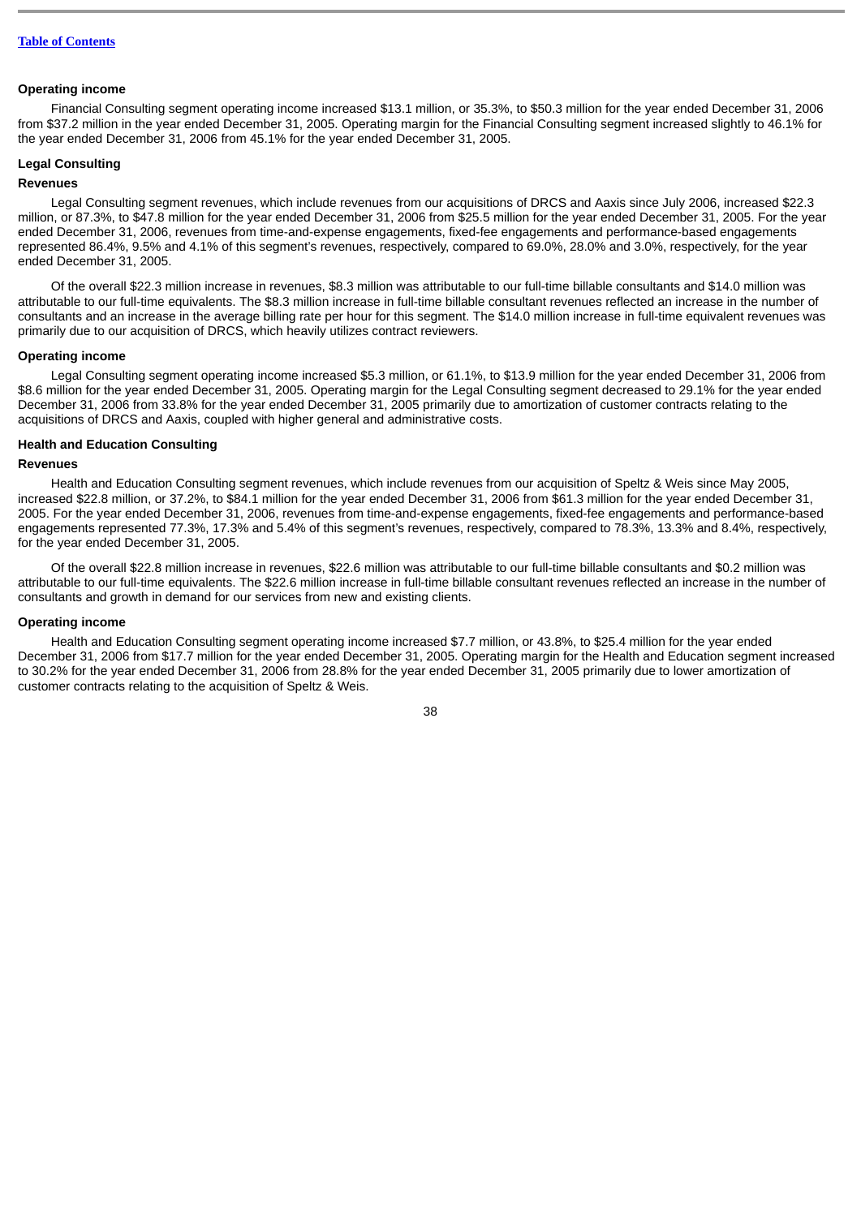### Operating income

Financial Consulting segment operating income increased $13.1 million, or 35.3%, to $50.3 million for the year ended December 31, 2006 from $37.2 million in the year ended December 31, 2005. Operating margin for the Financial Consulting segment increased slightly to 46.1% for the year ended December 31, 2006 from 45.1% for the year ended December 31, 2005.

## Legal Consulting

### Revenues

Legal Consulting segment revenues, which include revenues from our acquisitions of DRCS and Aaxis since July 2006, increased $22.3 million, or 87.3%, to $47.8 million for the year ended December 31, 2006 from $25.5 million for the year ended December 31, 2005. For the year ended December 31, 2006, revenues from time-and-expense engagements, fixed-fee engagements and performance-based engagements represented 86.4%, 9.5% and 4.1% of this segment's revenues, respectively, compared to 69.0%, 28.0% and 3.0%, respectively, for the year ended December 31, 2005.

Of the overall $22.3 million increase in revenues, $8.3 million was attributable to our full-time billable consultants and $14.0 million was attributable to our full-time equivalents. The $8.3 million increase in full-time billable consultant revenues reflected an increase in the number of consultants and an increase in the average billing rate per hour for this segment. The $14.0 million increase in full-time equivalent revenues was primarily due to our acquisition of DRCS, which heavily utilizes contract reviewers.

### Operating income

Legal Consulting segment operating income increased $5.3 million, or 61.1%, to $13.9 million for the year ended December 31, 2006 from $8.6 million for the year ended December 31, 2005. Operating margin for the Legal Consulting segment decreased to 29.1% for the year ended December 31, 2006 from 33.8% for the year ended December 31, 2005 primarily due to amortization of customer contracts relating to the acquisitions of DRCS and Aaxis, coupled with higher general and administrative costs.

## Health and Education Consulting

### Revenues

Health and Education Consulting segment revenues, which include revenues from our acquisition of Speltz & Weis since May 2005, increased $22.8 million, or 37.2%, to $84.1 million for the year ended December 31, 2006 from $61.3 million for the year ended December 31, 2005. For the year ended December 31, 2006, revenues from time-and-expense engagements, fixed-fee engagements and performance-based engagements represented 77.3%, 17.3% and 5.4% of this segment's revenues, respectively, compared to 78.3%, 13.3% and 8.4%, respectively, for the year ended December 31, 2005.

Of the overall $22.8 million increase in revenues, $22.6 million was attributable to our full-time billable consultants and $0.2 million was attributable to our full-time equivalents. The $22.6 million increase in full-time billable consultant revenues reflected an increase in the number of consultants and growth in demand for our services from new and existing clients.

### Operating income

Health and Education Consulting segment operating income increased $7.7 million, or 43.8%, to $25.4 million for the year ended December 31, 2006 from $17.7 million for the year ended December 31, 2005. Operating margin for the Health and Education segment increased to 30.2% for the year ended December 31, 2006 from 28.8% for the year ended December 31, 2005 primarily due to lower amortization of customer contracts relating to the acquisition of Speltz & Weis.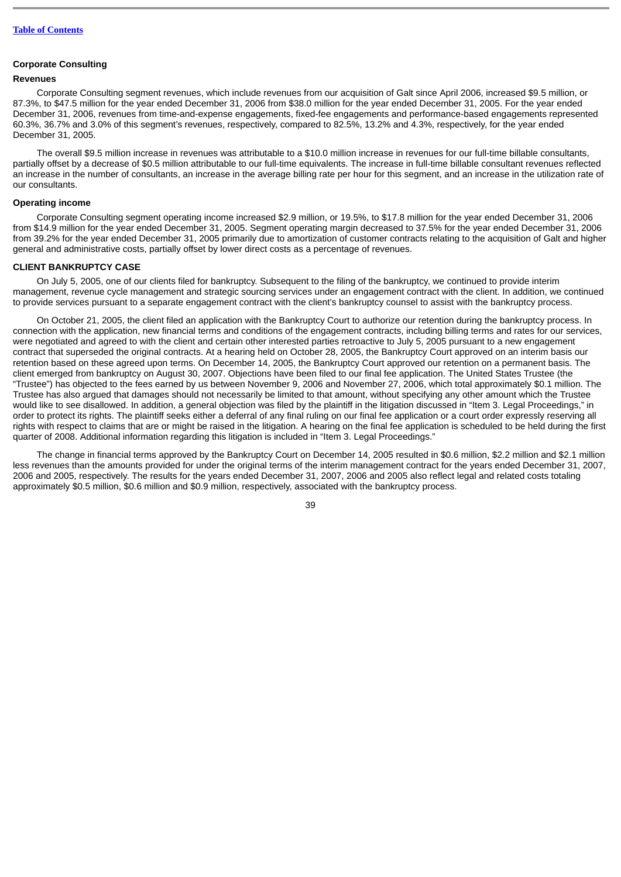### Corporate Consulting

#### Revenues

Corporate Consulting segment revenues, which include revenues from our acquisition of Galt since April 2006, increased $9.5 million, or 87.3%, to $47.5 million for the year ended December 31, 2006 from $38.0 million for the year ended December 31, 2005. For the year ended December 31, 2006, revenues from time-and-expense engagements, fixed-fee engagements and performance-based engagements represented 60.3%, 36.7% and 3.0% of this segment's revenues, respectively, compared to 82.5%, 13.2% and 4.3%, respectively, for the year ended December 31, 2005.

The overall $9.5 million increase in revenues was attributable to a $10.0 million increase in revenues for our full-time billable consultants, partially offset by a decrease of $0.5 million attributable to our full-time equivalents. The increase in full-time billable consultant revenues reflected an increase in the number of consultants, an increase in the average billing rate per hour for this segment, and an increase in the utilization rate of our consultants.

#### Operating income

Corporate Consulting segment operating income increased $2.9 million, or 19.5%, to $17.8 million for the year ended December 31, 2006 from $14.9 million for the year ended December 31, 2005. Segment operating margin decreased to 37.5% for the year ended December 31, 2006 from 39.2% for the year ended December 31, 2005 primarily due to amortization of customer contracts relating to the acquisition of Galt and higher general and administrative costs, partially offset by lower direct costs as a percentage of revenues.

### CLIENT BANKRUPTCY CASE

On July 5, 2005, one of our clients filed for bankruptcy. Subsequent to the filing of the bankruptcy, we continued to provide interim management, revenue cycle management and strategic sourcing services under an engagement contract with the client. In addition, we continued to provide services pursuant to a separate engagement contract with the client's bankruptcy counsel to assist with the bankruptcy process.

On October 21, 2005, the client filed an application with the Bankruptcy Court to authorize our retention during the bankruptcy process. In connection with the application, new financial terms and conditions of the engagement contracts, including billing terms and rates for our services, were negotiated and agreed to with the client and certain other interested parties retroactive to July 5, 2005 pursuant to a new engagement contract that superseded the original contracts. At a hearing held on October 28, 2005, the Bankruptcy Court approved on an interim basis our retention based on these agreed upon terms. On December 14, 2005, the Bankruptcy Court approved our retention on a permanent basis. The client emerged from bankruptcy on August 30, 2007. Objections have been filed to our final fee application. The United States Trustee (the "Trustee") has objected to the fees earned by us between November 9, 2006 and November 27, 2006, which total approximately $0.1 million. The Trustee has also argued that damages should not necessarily be limited to that amount, without specifying any other amount which the Trustee would like to see disallowed. In addition, a general objection was filed by the plaintiff in the litigation discussed in "Item 3. Legal Proceedings," in order to protect its rights. The plaintiff seeks either a deferral of any final ruling on our final fee application or a court order expressly reserving all rights with respect to claims that are or might be raised in the litigation. A hearing on the final fee application is scheduled to be held during the first quarter of 2008. Additional information regarding this litigation is included in "Item 3. Legal Proceedings."

The change in financial terms approved by the Bankruptcy Court on December 14, 2005 resulted in $0.6 million, $2.2 million and $2.1 million less revenues than the amounts provided for under the original terms of the interim management contract for the years ended December 31, 2007, 2006 and 2005, respectively. The results for the years ended December 31, 2007, 2006 and 2005 also reflect legal and related costs totaling approximately $0.5 million, $0.6 million and $0.9 million, respectively, associated with the bankruptcy process.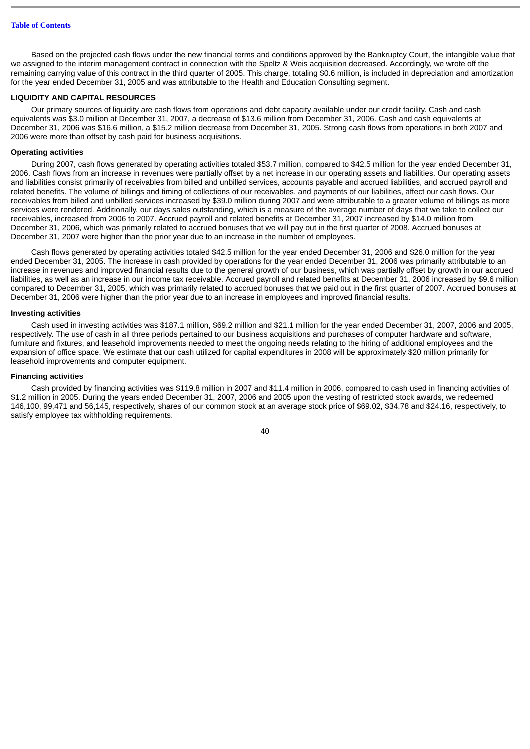Based on the projected cash flows under the new financial terms and conditions approved by the Bankruptcy Court, the intangible value that we assigned to the interim management contract in connection with the Speltz & Weis acquisition decreased. Accordingly, we wrote off the remaining carrying value of this contract in the third quarter of 2005. This charge, totaling $0.6 million, is included in depreciation and amortization for the year ended December 31, 2005 and was attributable to the Health and Education Consulting segment.

## LIQUIDITY AND CAPITAL RESOURCES

Our primary sources of liquidity are cash flows from operations and debt capacity available under our credit facility. Cash and cash equivalents was $3.0 million at December 31, 2007, a decrease of $13.6 million from December 31, 2006. Cash and cash equivalents at December 31, 2006 was $16.6 million, a $15.2 million decrease from December 31, 2005. Strong cash flows from operations in both 2007 and 2006 were more than offset by cash paid for business acquisitions.

### Operating activities

During 2007, cash flows generated by operating activities totaled $53.7 million, compared to $42.5 million for the year ended December 31, 2006. Cash flows from an increase in revenues were partially offset by a net increase in our operating assets and liabilities. Our operating assets and liabilities consist primarily of receivables from billed and unbilled services, accounts payable and accrued liabilities, and accrued payroll and related benefits. The volume of billings and timing of collections of our receivables, and payments of our liabilities, affect our cash flows. Our receivables from billed and unbilled services increased by $39.0 million during 2007 and were attributable to a greater volume of billings as more services were rendered. Additionally, our days sales outstanding, which is a measure of the average number of days that we take to collect our receivables, increased from 2006 to 2007. Accrued payroll and related benefits at December 31, 2007 increased by $14.0 million from December 31, 2006, which was primarily related to accrued bonuses that we will pay out in the first quarter of 2008. Accrued bonuses at December 31, 2007 were higher than the prior year due to an increase in the number of employees.

Cash flows generated by operating activities totaled $42.5 million for the year ended December 31, 2006 and $26.0 million for the year ended December 31, 2005. The increase in cash provided by operations for the year ended December 31, 2006 was primarily attributable to an increase in revenues and improved financial results due to the general growth of our business, which was partially offset by growth in our accrued liabilities, as well as an increase in our income tax receivable. Accrued payroll and related benefits at December 31, 2006 increased by $9.6 million compared to December 31, 2005, which was primarily related to accrued bonuses that we paid out in the first quarter of 2007. Accrued bonuses at December 31, 2006 were higher than the prior year due to an increase in employees and improved financial results.

### Investing activities

Cash used in investing activities was $187.1 million, $69.2 million and $21.1 million for the year ended December 31, 2007, 2006 and 2005, respectively. The use of cash in all three periods pertained to our business acquisitions and purchases of computer hardware and software, furniture and fixtures, and leasehold improvements needed to meet the ongoing needs relating to the hiring of additional employees and the expansion of office space. We estimate that our cash utilized for capital expenditures in 2008 will be approximately $20 million primarily for leasehold improvements and computer equipment.

### Financing activities

Cash provided by financing activities was $119.8 million in 2007 and $11.4 million in 2006, compared to cash used in financing activities of $1.2 million in 2005. During the years ended December 31, 2007, 2006 and 2005 upon the vesting of restricted stock awards, we redeemed 146,100, 99,471 and 56,145, respectively, shares of our common stock at an average stock price of $69.02, $34.78 and $24.16, respectively, to satisfy employee tax withholding requirements.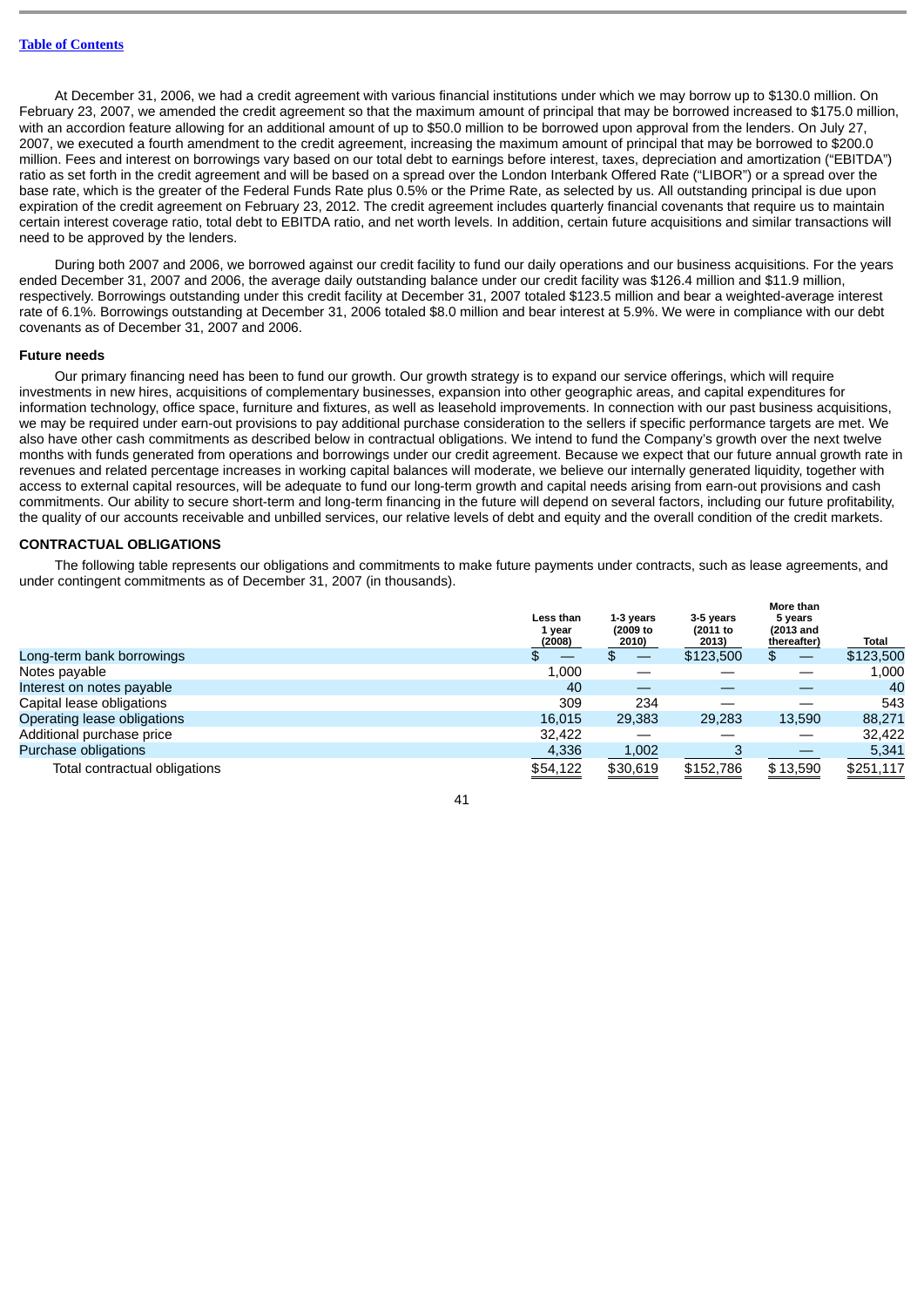At December 31, 2006, we had a credit agreement with various financial institutions under which we may borrow up to $130.0 million. On February 23, 2007, we amended the credit agreement so that the maximum amount of principal that may be borrowed increased to $175.0 million, with an accordion feature allowing for an additional amount of up to $50.0 million to be borrowed upon approval from the lenders. On July 27, 2007, we executed a fourth amendment to the credit agreement, increasing the maximum amount of principal that may be borrowed to $200.0 million. Fees and interest on borrowings vary based on our total debt to earnings before interest, taxes, depreciation and amortization ("EBITDA") ratio as set forth in the credit agreement and will be based on a spread over the London Interbank Offered Rate ("LIBOR") or a spread over the base rate, which is the greater of the Federal Funds Rate plus 0.5% or the Prime Rate, as selected by us. All outstanding principal is due upon expiration of the credit agreement on February 23, 2012. The credit agreement includes quarterly financial covenants that require us to maintain certain interest coverage ratio, total debt to EBITDA ratio, and net worth levels. In addition, certain future acquisitions and similar transactions will need to be approved by the lenders.

During both 2007 and 2006, we borrowed against our credit facility to fund our daily operations and our business acquisitions. For the years ended December 31, 2007 and 2006, the average daily outstanding balance under our credit facility was $126.4 million and $11.9 million, respectively. Borrowings outstanding under this credit facility at December 31, 2007 totaled $123.5 million and bear a weighted-average interest rate of 6.1%. Borrowings outstanding at December 31, 2006 totaled $8.0 million and bear interest at 5.9%. We were in compliance with our debt covenants as of December 31, 2007 and 2006.

**Future needs**

Our primary financing need has been to fund our growth. Our growth strategy is to expand our service offerings, which will require investments in new hires, acquisitions of complementary businesses, expansion into other geographic areas, and capital expenditures for information technology, office space, furniture and fixtures, as well as leasehold improvements. In connection with our past business acquisitions, we may be required under earn-out provisions to pay additional purchase consideration to the sellers if specific performance targets are met. We also have other cash commitments as described below in contractual obligations. We intend to fund the Company's growth over the next twelve months with funds generated from operations and borrowings under our credit agreement. Because we expect that our future annual growth rate in revenues and related percentage increases in working capital balances will moderate, we believe our internally generated liquidity, together with access to external capital resources, will be adequate to fund our long-term growth and capital needs arising from earn-out provisions and cash commitments. Our ability to secure short-term and long-term financing in the future will depend on several factors, including our future profitability, the quality of our accounts receivable and unbilled services, our relative levels of debt and equity and the overall condition of the credit markets.

## CONTRACTUAL OBLIGATIONS

The following table represents our obligations and commitments to make future payments under contracts, such as lease agreements, and under contingent commitments as of December 31, 2007 (in thousands).

| | Less than 1 year (2008) | 1-3 years (2009 to 2010) | 3-5 years (2011 to 2013) | More than 5 years (2013 and thereafter) | Total |
|---|---|---|---|---|---|
| Long-term bank borrowings | $ — | $ — | $123,500 | $ — | $123,500 |
| Notes payable | 1,000 | — | — | — | 1,000 |
| Interest on notes payable | 40 | — | — | — | 40 |
| Capital lease obligations | 309 | 234 | — | — | 543 |
| Operating lease obligations | 16,015 | 29,383 | 29,283 | 13,590 | 88,271 |
| Additional purchase price | 32,422 | — | — | — | 32,422 |
| Purchase obligations | 4,336 | 1,002 | 3 | — | 5,341 |
| Total contractual obligations | $54,122 | $30,619 | $152,786 | $13,590 | $251,117 |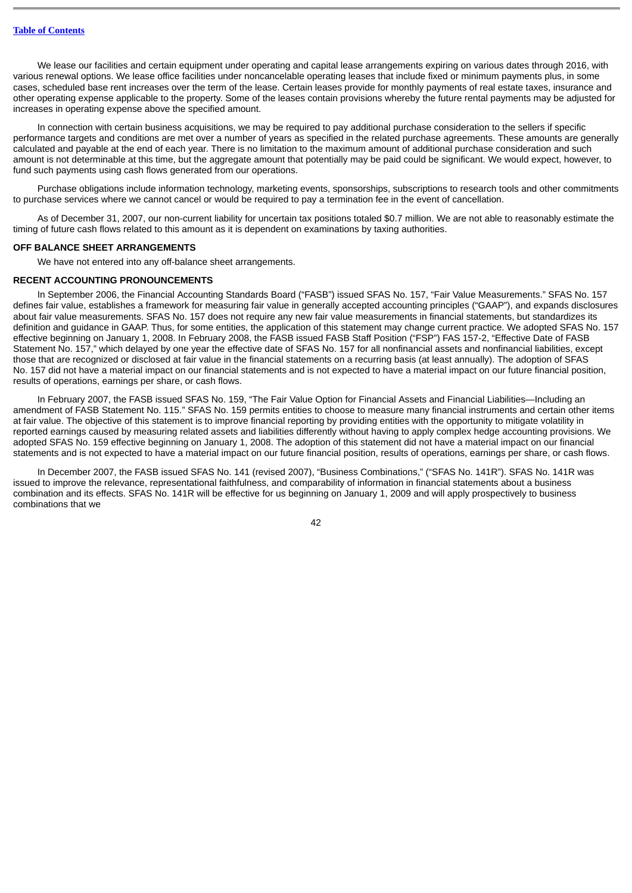We lease our facilities and certain equipment under operating and capital lease arrangements expiring on various dates through 2016, with various renewal options. We lease office facilities under noncancelable operating leases that include fixed or minimum payments plus, in some cases, scheduled base rent increases over the term of the lease. Certain leases provide for monthly payments of real estate taxes, insurance and other operating expense applicable to the property. Some of the leases contain provisions whereby the future rental payments may be adjusted for increases in operating expense above the specified amount.

In connection with certain business acquisitions, we may be required to pay additional purchase consideration to the sellers if specific performance targets and conditions are met over a number of years as specified in the related purchase agreements. These amounts are generally calculated and payable at the end of each year. There is no limitation to the maximum amount of additional purchase consideration and such amount is not determinable at this time, but the aggregate amount that potentially may be paid could be significant. We would expect, however, to fund such payments using cash flows generated from our operations.

Purchase obligations include information technology, marketing events, sponsorships, subscriptions to research tools and other commitments to purchase services where we cannot cancel or would be required to pay a termination fee in the event of cancellation.

As of December 31, 2007, our non-current liability for uncertain tax positions totaled $0.7 million. We are not able to reasonably estimate the timing of future cash flows related to this amount as it is dependent on examinations by taxing authorities.

**OFF BALANCE SHEET ARRANGEMENTS**

We have not entered into any off-balance sheet arrangements.

**RECENT ACCOUNTING PRONOUNCEMENTS**

In September 2006, the Financial Accounting Standards Board ("FASB") issued SFAS No. 157, "Fair Value Measurements." SFAS No. 157 defines fair value, establishes a framework for measuring fair value in generally accepted accounting principles ("GAAP"), and expands disclosures about fair value measurements. SFAS No. 157 does not require any new fair value measurements in financial statements, but standardizes its definition and guidance in GAAP. Thus, for some entities, the application of this statement may change current practice. We adopted SFAS No. 157 effective beginning on January 1, 2008. In February 2008, the FASB issued FASB Staff Position ("FSP") FAS 157-2, "Effective Date of FASB Statement No. 157," which delayed by one year the effective date of SFAS No. 157 for all nonfinancial assets and nonfinancial liabilities, except those that are recognized or disclosed at fair value in the financial statements on a recurring basis (at least annually). The adoption of SFAS No. 157 did not have a material impact on our financial statements and is not expected to have a material impact on our future financial position, results of operations, earnings per share, or cash flows.

In February 2007, the FASB issued SFAS No. 159, "The Fair Value Option for Financial Assets and Financial Liabilities—Including an amendment of FASB Statement No. 115." SFAS No. 159 permits entities to choose to measure many financial instruments and certain other items at fair value. The objective of this statement is to improve financial reporting by providing entities with the opportunity to mitigate volatility in reported earnings caused by measuring related assets and liabilities differently without having to apply complex hedge accounting provisions. We adopted SFAS No. 159 effective beginning on January 1, 2008. The adoption of this statement did not have a material impact on our financial statements and is not expected to have a material impact on our future financial position, results of operations, earnings per share, or cash flows.

In December 2007, the FASB issued SFAS No. 141 (revised 2007), "Business Combinations," ("SFAS No. 141R"). SFAS No. 141R was issued to improve the relevance, representational faithfulness, and comparability of information in financial statements about a business combination and its effects. SFAS No. 141R will be effective for us beginning on January 1, 2009 and will apply prospectively to business combinations that we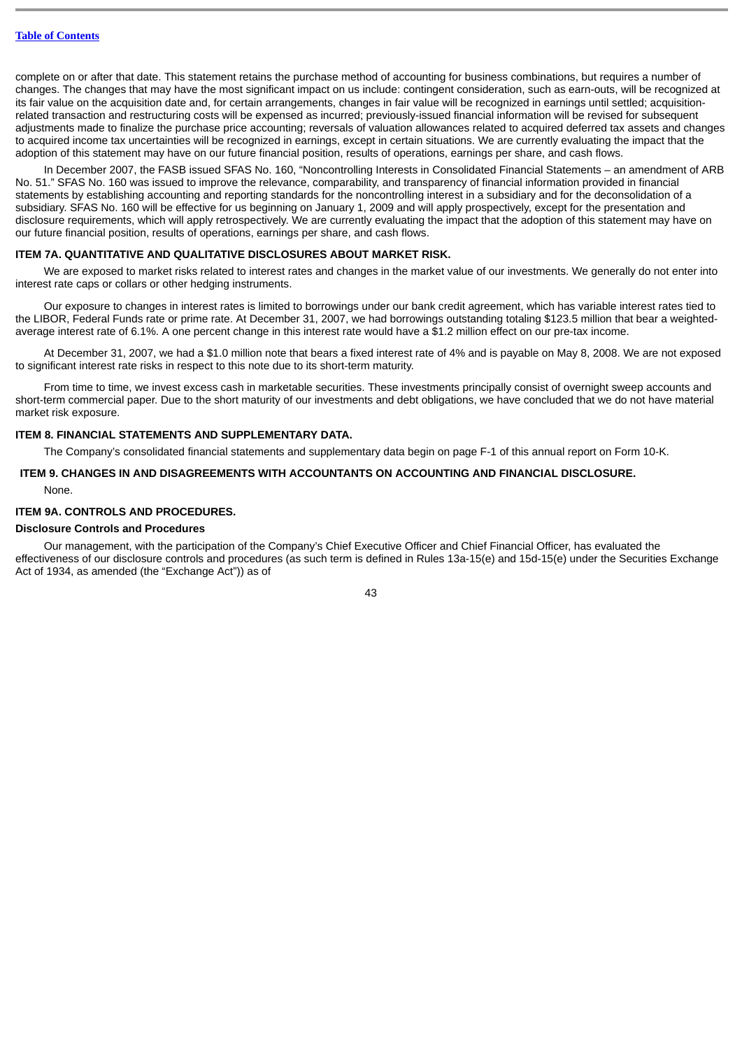complete on or after that date. This statement retains the purchase method of accounting for business combinations, but requires a number of changes. The changes that may have the most significant impact on us include: contingent consideration, such as earn-outs, will be recognized at its fair value on the acquisition date and, for certain arrangements, changes in fair value will be recognized in earnings until settled; acquisition-related transaction and restructuring costs will be expensed as incurred; previously-issued financial information will be revised for subsequent adjustments made to finalize the purchase price accounting; reversals of valuation allowances related to acquired deferred tax assets and changes to acquired income tax uncertainties will be recognized in earnings, except in certain situations. We are currently evaluating the impact that the adoption of this statement may have on our future financial position, results of operations, earnings per share, and cash flows.

In December 2007, the FASB issued SFAS No. 160, "Noncontrolling Interests in Consolidated Financial Statements – an amendment of ARB No. 51." SFAS No. 160 was issued to improve the relevance, comparability, and transparency of financial information provided in financial statements by establishing accounting and reporting standards for the noncontrolling interest in a subsidiary and for the deconsolidation of a subsidiary. SFAS No. 160 will be effective for us beginning on January 1, 2009 and will apply prospectively, except for the presentation and disclosure requirements, which will apply retrospectively. We are currently evaluating the impact that the adoption of this statement may have on our future financial position, results of operations, earnings per share, and cash flows.

## ITEM 7A. QUANTITATIVE AND QUALITATIVE DISCLOSURES ABOUT MARKET RISK.

We are exposed to market risks related to interest rates and changes in the market value of our investments. We generally do not enter into interest rate caps or collars or other hedging instruments.

Our exposure to changes in interest rates is limited to borrowings under our bank credit agreement, which has variable interest rates tied to the LIBOR, Federal Funds rate or prime rate. At December 31, 2007, we had borrowings outstanding totaling $123.5 million that bear a weighted-average interest rate of 6.1%. A one percent change in this interest rate would have a $1.2 million effect on our pre-tax income.

At December 31, 2007, we had a $1.0 million note that bears a fixed interest rate of 4% and is payable on May 8, 2008. We are not exposed to significant interest rate risks in respect to this note due to its short-term maturity.

From time to time, we invest excess cash in marketable securities. These investments principally consist of overnight sweep accounts and short-term commercial paper. Due to the short maturity of our investments and debt obligations, we have concluded that we do not have material market risk exposure.

## ITEM 8. FINANCIAL STATEMENTS AND SUPPLEMENTARY DATA.

The Company's consolidated financial statements and supplementary data begin on page F-1 of this annual report on Form 10-K.

## ITEM 9. CHANGES IN AND DISAGREEMENTS WITH ACCOUNTANTS ON ACCOUNTING AND FINANCIAL DISCLOSURE.

None.

## ITEM 9A. CONTROLS AND PROCEDURES.

### Disclosure Controls and Procedures

Our management, with the participation of the Company's Chief Executive Officer and Chief Financial Officer, has evaluated the effectiveness of our disclosure controls and procedures (as such term is defined in Rules 13a-15(e) and 15d-15(e) under the Securities Exchange Act of 1934, as amended (the "Exchange Act")) as of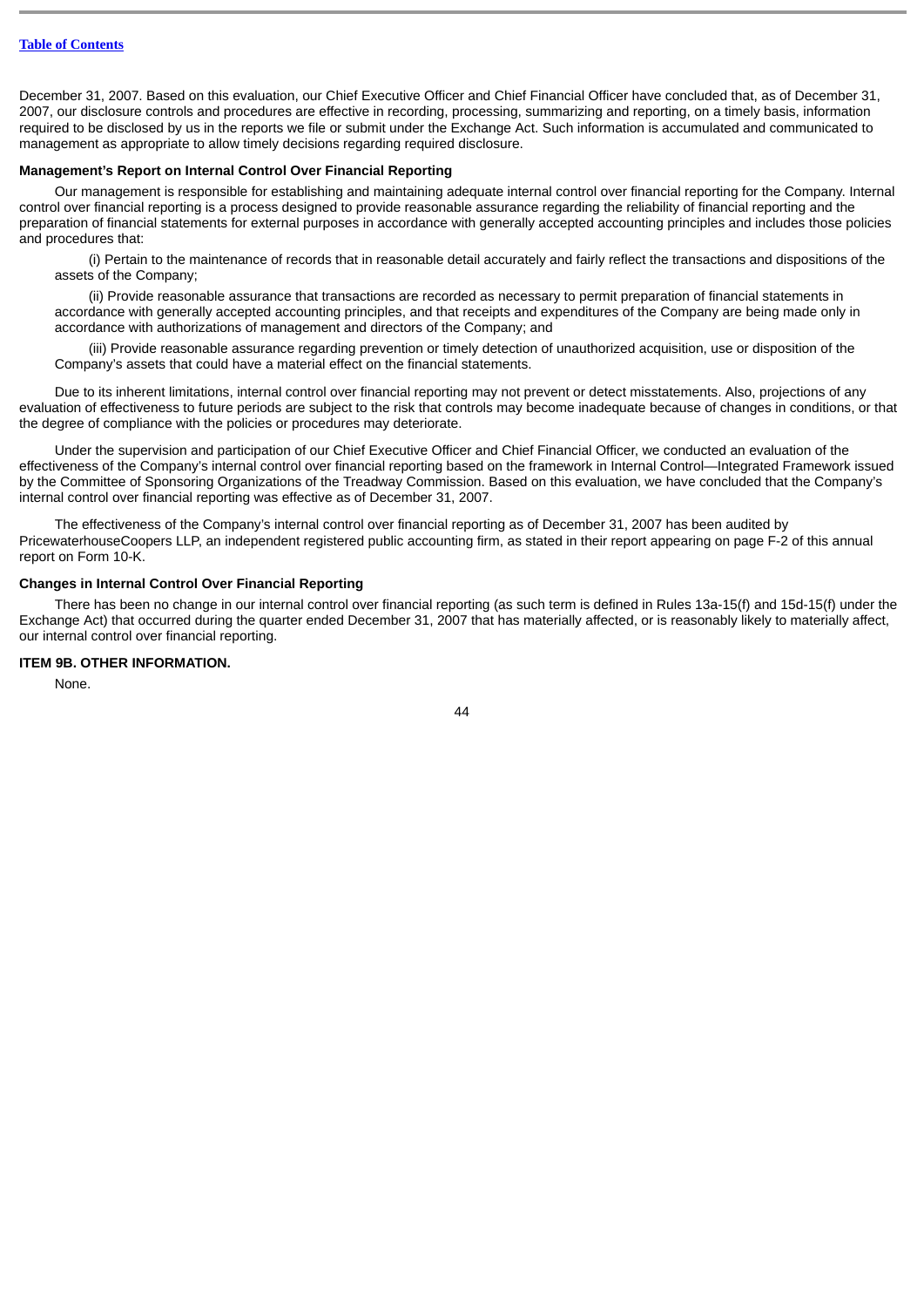December 31, 2007. Based on this evaluation, our Chief Executive Officer and Chief Financial Officer have concluded that, as of December 31, 2007, our disclosure controls and procedures are effective in recording, processing, summarizing and reporting, on a timely basis, information required to be disclosed by us in the reports we file or submit under the Exchange Act. Such information is accumulated and communicated to management as appropriate to allow timely decisions regarding required disclosure.

**Management's Report on Internal Control Over Financial Reporting**

Our management is responsible for establishing and maintaining adequate internal control over financial reporting for the Company. Internal control over financial reporting is a process designed to provide reasonable assurance regarding the reliability of financial reporting and the preparation of financial statements for external purposes in accordance with generally accepted accounting principles and includes those policies and procedures that:

(i) Pertain to the maintenance of records that in reasonable detail accurately and fairly reflect the transactions and dispositions of the assets of the Company;

(ii) Provide reasonable assurance that transactions are recorded as necessary to permit preparation of financial statements in accordance with generally accepted accounting principles, and that receipts and expenditures of the Company are being made only in accordance with authorizations of management and directors of the Company; and

(iii) Provide reasonable assurance regarding prevention or timely detection of unauthorized acquisition, use or disposition of the Company's assets that could have a material effect on the financial statements.

Due to its inherent limitations, internal control over financial reporting may not prevent or detect misstatements. Also, projections of any evaluation of effectiveness to future periods are subject to the risk that controls may become inadequate because of changes in conditions, or that the degree of compliance with the policies or procedures may deteriorate.

Under the supervision and participation of our Chief Executive Officer and Chief Financial Officer, we conducted an evaluation of the effectiveness of the Company's internal control over financial reporting based on the framework in Internal Control—Integrated Framework issued by the Committee of Sponsoring Organizations of the Treadway Commission. Based on this evaluation, we have concluded that the Company's internal control over financial reporting was effective as of December 31, 2007.

The effectiveness of the Company's internal control over financial reporting as of December 31, 2007 has been audited by PricewaterhouseCoopers LLP, an independent registered public accounting firm, as stated in their report appearing on page F-2 of this annual report on Form 10-K.

**Changes in Internal Control Over Financial Reporting**

There has been no change in our internal control over financial reporting (as such term is defined in Rules 13a-15(f) and 15d-15(f) under the Exchange Act) that occurred during the quarter ended December 31, 2007 that has materially affected, or is reasonably likely to materially affect, our internal control over financial reporting.

**ITEM 9B. OTHER INFORMATION.**

None.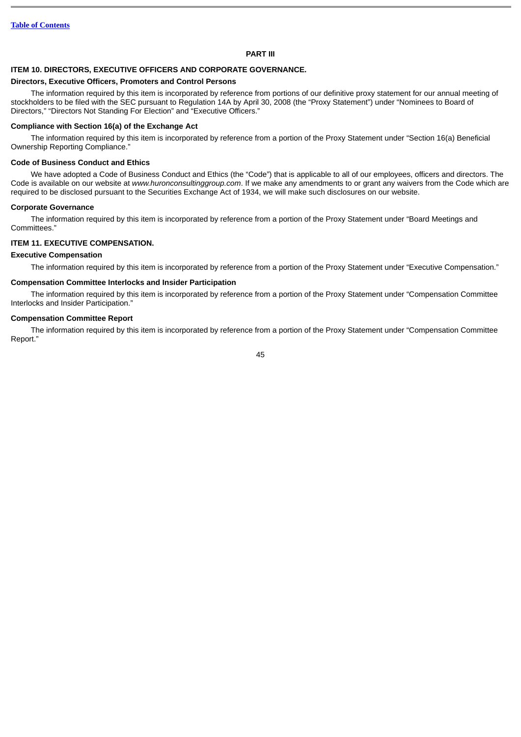## PART III

### ITEM 10. DIRECTORS, EXECUTIVE OFFICERS AND CORPORATE GOVERNANCE.

**Directors, Executive Officers, Promoters and Control Persons**

The information required by this item is incorporated by reference from portions of our definitive proxy statement for our annual meeting of stockholders to be filed with the SEC pursuant to Regulation 14A by April 30, 2008 (the "Proxy Statement") under "Nominees to Board of Directors," "Directors Not Standing For Election" and "Executive Officers."

**Compliance with Section 16(a) of the Exchange Act**

The information required by this item is incorporated by reference from a portion of the Proxy Statement under "Section 16(a) Beneficial Ownership Reporting Compliance."

**Code of Business Conduct and Ethics**

We have adopted a Code of Business Conduct and Ethics (the "Code") that is applicable to all of our employees, officers and directors. The Code is available on our website at *www.huronconsultinggroup.com*. If we make any amendments to or grant any waivers from the Code which are required to be disclosed pursuant to the Securities Exchange Act of 1934, we will make such disclosures on our website.

**Corporate Governance**

The information required by this item is incorporated by reference from a portion of the Proxy Statement under "Board Meetings and Committees."

### ITEM 11. EXECUTIVE COMPENSATION.

**Executive Compensation**

The information required by this item is incorporated by reference from a portion of the Proxy Statement under "Executive Compensation."

**Compensation Committee Interlocks and Insider Participation**

The information required by this item is incorporated by reference from a portion of the Proxy Statement under "Compensation Committee Interlocks and Insider Participation."

**Compensation Committee Report**

The information required by this item is incorporated by reference from a portion of the Proxy Statement under "Compensation Committee Report."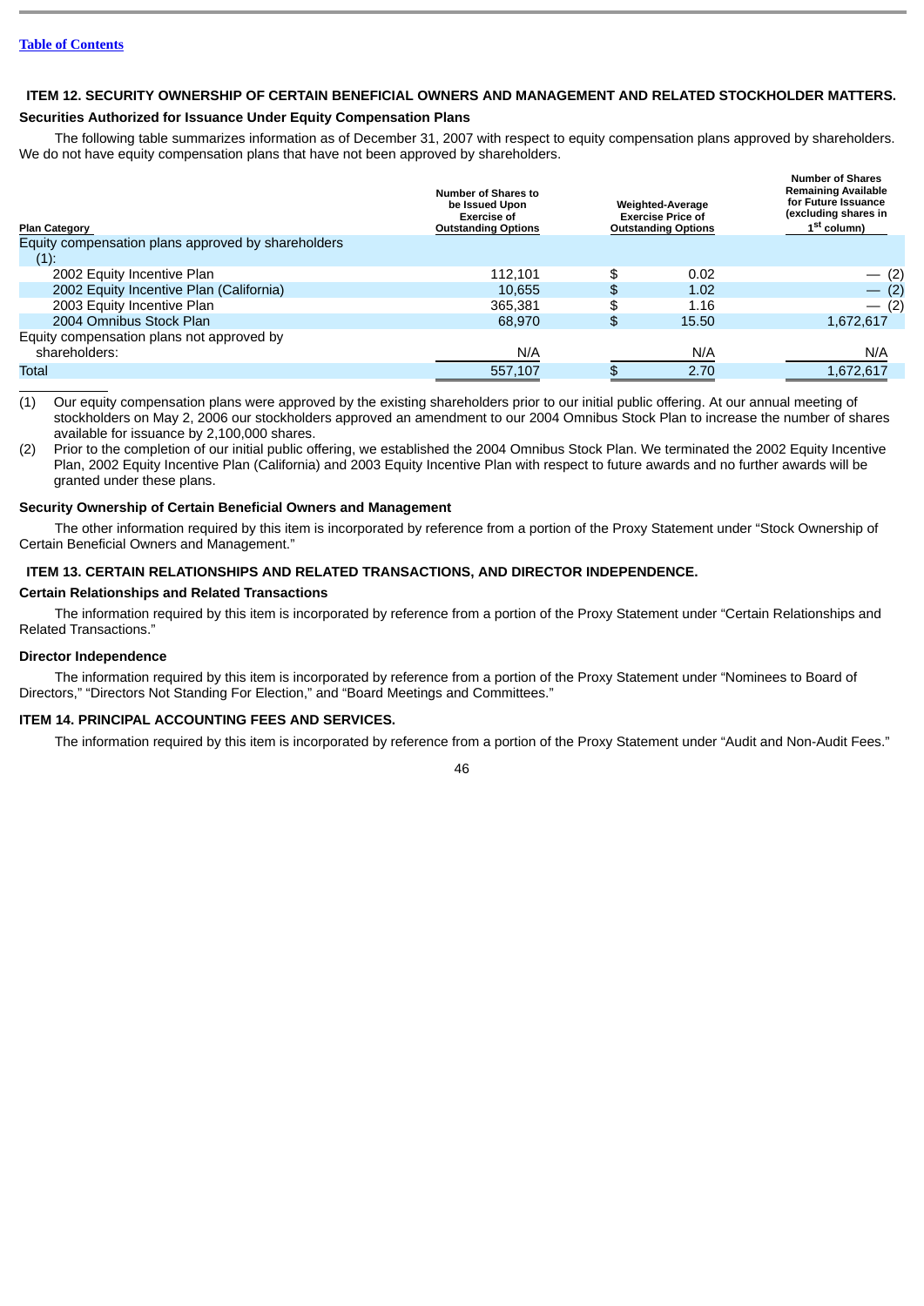Table of Contents

## ITEM 12. SECURITY OWNERSHIP OF CERTAIN BENEFICIAL OWNERS AND MANAGEMENT AND RELATED STOCKHOLDER MATTERS.

### Securities Authorized for Issuance Under Equity Compensation Plans

The following table summarizes information as of December 31, 2007 with respect to equity compensation plans approved by shareholders. We do not have equity compensation plans that have not been approved by shareholders.

| Plan Category | Number of Shares to be Issued Upon Exercise of Outstanding Options | Weighted-Average Exercise Price of Outstanding Options | Number of Shares Remaining Available for Future Issuance (excluding shares in 1st column) |
|---|---|---|---|
| Equity compensation plans approved by shareholders (1): | | | |
| 2002 Equity Incentive Plan | 112,101 | $ 0.02 | — (2) |
| 2002 Equity Incentive Plan (California) | 10,655 | $ 1.02 | — (2) |
| 2003 Equity Incentive Plan | 365,381 | $ 1.16 | — (2) |
| 2004 Omnibus Stock Plan | 68,970 | $ 15.50 | 1,672,617 |
| Equity compensation plans not approved by shareholders: | N/A | N/A | N/A |
| Total | 557,107 | $ 2.70 | 1,672,617 |

(1) Our equity compensation plans were approved by the existing shareholders prior to our initial public offering. At our annual meeting of stockholders on May 2, 2006 our stockholders approved an amendment to our 2004 Omnibus Stock Plan to increase the number of shares available for issuance by 2,100,000 shares.

(2) Prior to the completion of our initial public offering, we established the 2004 Omnibus Stock Plan. We terminated the 2002 Equity Incentive Plan, 2002 Equity Incentive Plan (California) and 2003 Equity Incentive Plan with respect to future awards and no further awards will be granted under these plans.

### Security Ownership of Certain Beneficial Owners and Management

The other information required by this item is incorporated by reference from a portion of the Proxy Statement under "Stock Ownership of Certain Beneficial Owners and Management."

## ITEM 13. CERTAIN RELATIONSHIPS AND RELATED TRANSACTIONS, AND DIRECTOR INDEPENDENCE.

### Certain Relationships and Related Transactions

The information required by this item is incorporated by reference from a portion of the Proxy Statement under "Certain Relationships and Related Transactions."

### Director Independence

The information required by this item is incorporated by reference from a portion of the Proxy Statement under "Nominees to Board of Directors," "Directors Not Standing For Election," and "Board Meetings and Committees."

## ITEM 14. PRINCIPAL ACCOUNTING FEES AND SERVICES.

The information required by this item is incorporated by reference from a portion of the Proxy Statement under "Audit and Non-Audit Fees."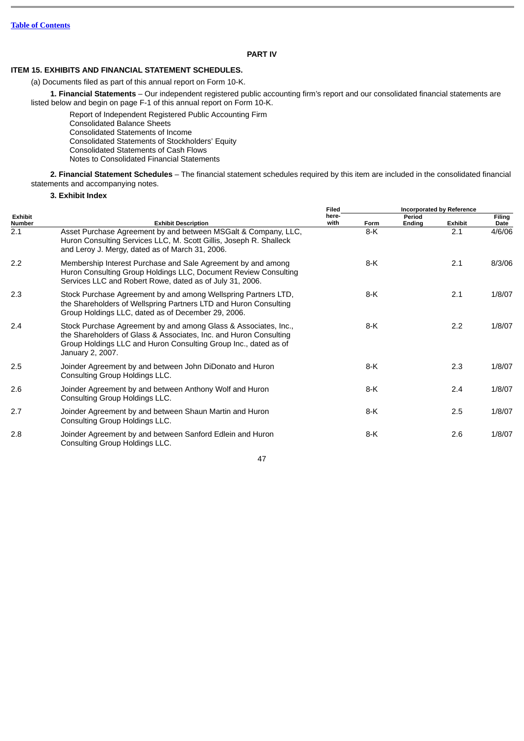[Table of Contents](#)

# PART IV

## ITEM 15. EXHIBITS AND FINANCIAL STATEMENT SCHEDULES.

(a) Documents filed as part of this annual report on Form 10-K.

**1. Financial Statements** – Our independent registered public accounting firm's report and our consolidated financial statements are listed below and begin on page F-1 of this annual report on Form 10-K.

Report of Independent Registered Public Accounting Firm
Consolidated Balance Sheets
Consolidated Statements of Income
Consolidated Statements of Stockholders' Equity
Consolidated Statements of Cash Flows
Notes to Consolidated Financial Statements

**2. Financial Statement Schedules** – The financial statement schedules required by this item are included in the consolidated financial statements and accompanying notes.

**3. Exhibit Index**

| Exhibit Number | Exhibit Description | Filed here-with | Incorporated by Reference | | | |
|---|---|---|---|---|---|---|
| | | | Form | Period Ending | Exhibit | Filing Date |
| 2.1 | Asset Purchase Agreement by and between MSGalt & Company, LLC, Huron Consulting Services LLC, M. Scott Gillis, Joseph R. Shalleck and Leroy J. Mergy, dated as of March 31, 2006. | | 8-K | | 2.1 | 4/6/06 |
| 2.2 | Membership Interest Purchase and Sale Agreement by and among Huron Consulting Group Holdings LLC, Document Review Consulting Services LLC and Robert Rowe, dated as of July 31, 2006. | | 8-K | | 2.1 | 8/3/06 |
| 2.3 | Stock Purchase Agreement by and among Wellspring Partners LTD, the Shareholders of Wellspring Partners LTD and Huron Consulting Group Holdings LLC, dated as of December 29, 2006. | | 8-K | | 2.1 | 1/8/07 |
| 2.4 | Stock Purchase Agreement by and among Glass & Associates, Inc., the Shareholders of Glass & Associates, Inc. and Huron Consulting Group Holdings LLC and Huron Consulting Group Inc., dated as of January 2, 2007. | | 8-K | | 2.2 | 1/8/07 |
| 2.5 | Joinder Agreement by and between John DiDonato and Huron Consulting Group Holdings LLC. | | 8-K | | 2.3 | 1/8/07 |
| 2.6 | Joinder Agreement by and between Anthony Wolf and Huron Consulting Group Holdings LLC. | | 8-K | | 2.4 | 1/8/07 |
| 2.7 | Joinder Agreement by and between Shaun Martin and Huron Consulting Group Holdings LLC. | | 8-K | | 2.5 | 1/8/07 |
| 2.8 | Joinder Agreement by and between Sanford Edlein and Huron Consulting Group Holdings LLC. | | 8-K | | 2.6 | 1/8/07 |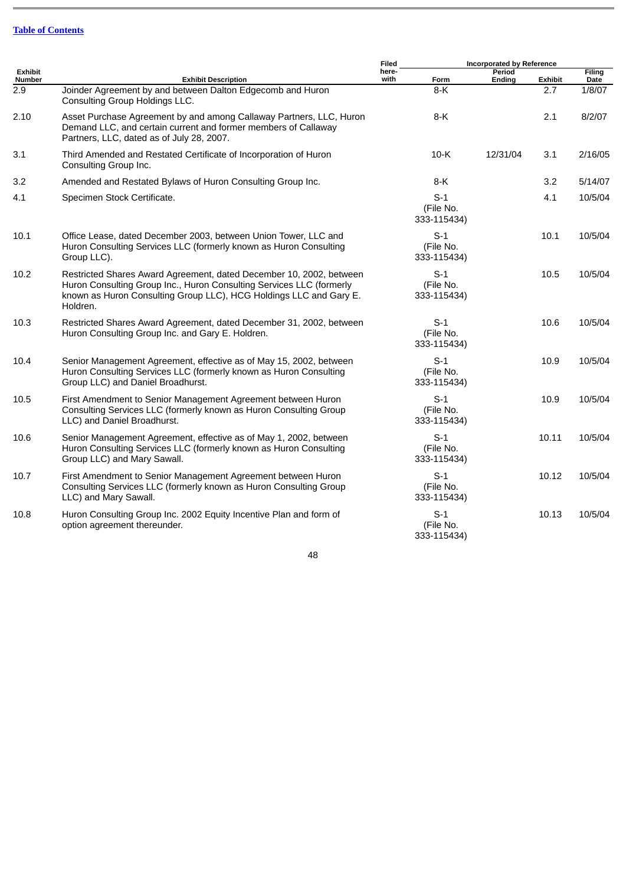[Table of Contents](#)

| Exhibit Number | Exhibit Description | Filed here-with | Incorporated by Reference | | | |
|---|---|---|---|---|---|---|
| | | | Form | Period Ending | Exhibit | Filing Date |
| 2.9 | Joinder Agreement by and between Dalton Edgecomb and Huron Consulting Group Holdings LLC. | | 8-K | | 2.7 | 1/8/07 |
| 2.10 | Asset Purchase Agreement by and among Callaway Partners, LLC, Huron Demand LLC, and certain current and former members of Callaway Partners, LLC, dated as of July 28, 2007. | | 8-K | | 2.1 | 8/2/07 |
| 3.1 | Third Amended and Restated Certificate of Incorporation of Huron Consulting Group Inc. | | 10-K | 12/31/04 | 3.1 | 2/16/05 |
| 3.2 | Amended and Restated Bylaws of Huron Consulting Group Inc. | | 8-K | | 3.2 | 5/14/07 |
| 4.1 | Specimen Stock Certificate. | | S-1 (File No. 333-115434) | | 4.1 | 10/5/04 |
| 10.1 | Office Lease, dated December 2003, between Union Tower, LLC and Huron Consulting Services LLC (formerly known as Huron Consulting Group LLC). | | S-1 (File No. 333-115434) | | 10.1 | 10/5/04 |
| 10.2 | Restricted Shares Award Agreement, dated December 10, 2002, between Huron Consulting Group Inc., Huron Consulting Services LLC (formerly known as Huron Consulting Group LLC), HCG Holdings LLC and Gary E. Holdren. | | S-1 (File No. 333-115434) | | 10.5 | 10/5/04 |
| 10.3 | Restricted Shares Award Agreement, dated December 31, 2002, between Huron Consulting Group Inc. and Gary E. Holdren. | | S-1 (File No. 333-115434) | | 10.6 | 10/5/04 |
| 10.4 | Senior Management Agreement, effective as of May 15, 2002, between Huron Consulting Services LLC (formerly known as Huron Consulting Group LLC) and Daniel Broadhurst. | | S-1 (File No. 333-115434) | | 10.9 | 10/5/04 |
| 10.5 | First Amendment to Senior Management Agreement between Huron Consulting Services LLC (formerly known as Huron Consulting Group LLC) and Daniel Broadhurst. | | S-1 (File No. 333-115434) | | 10.9 | 10/5/04 |
| 10.6 | Senior Management Agreement, effective as of May 1, 2002, between Huron Consulting Services LLC (formerly known as Huron Consulting Group LLC) and Mary Sawall. | | S-1 (File No. 333-115434) | | 10.11 | 10/5/04 |
| 10.7 | First Amendment to Senior Management Agreement between Huron Consulting Services LLC (formerly known as Huron Consulting Group LLC) and Mary Sawall. | | S-1 (File No. 333-115434) | | 10.12 | 10/5/04 |
| 10.8 | Huron Consulting Group Inc. 2002 Equity Incentive Plan and form of option agreement thereunder. | | S-1 (File No. 333-115434) | | 10.13 | 10/5/04 |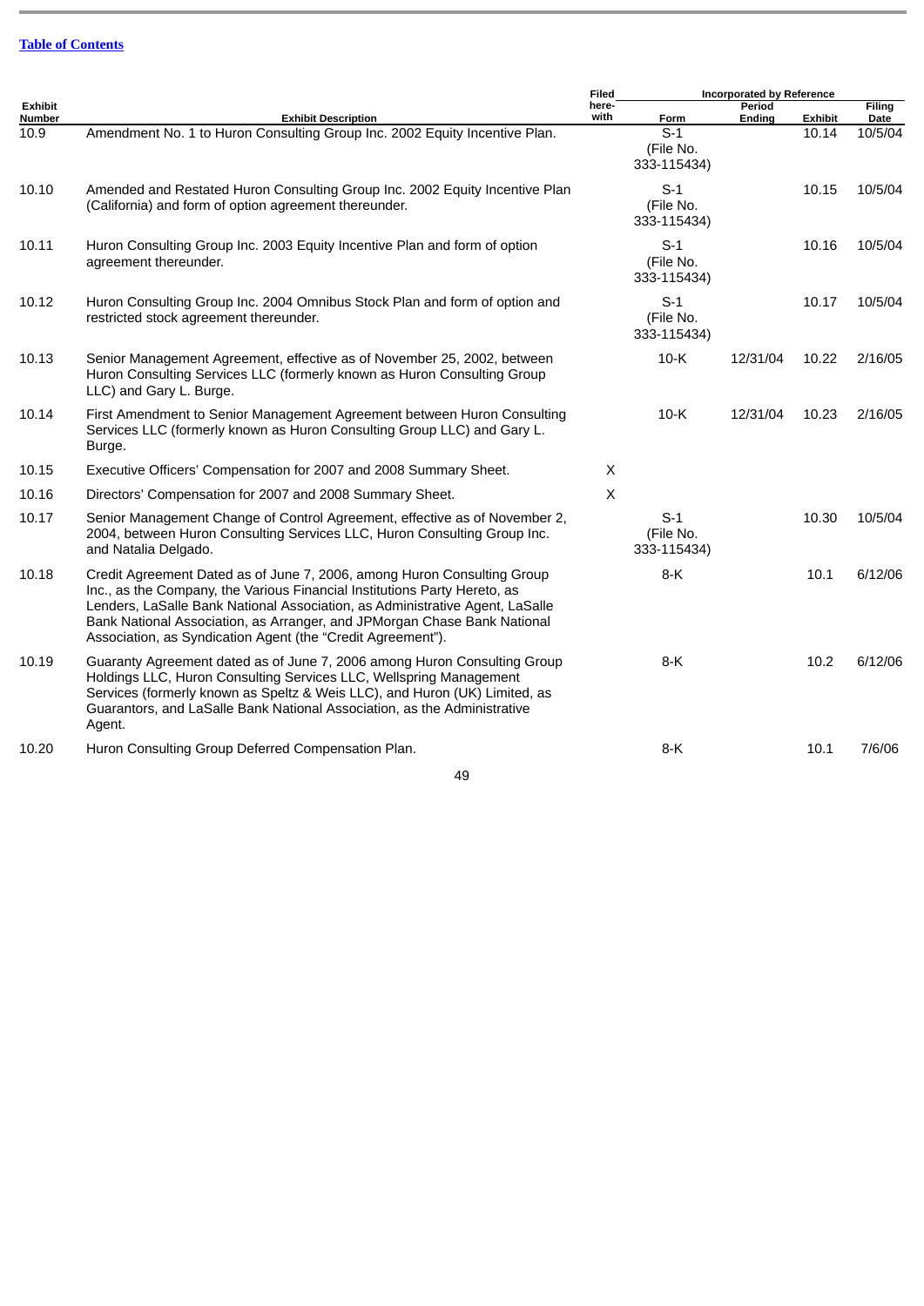| Exhibit Number | Exhibit Description | Filed here-with | Incorporated by Reference | | | |
|---|---|---|---|---|---|---|
| | | | Form | Period Ending | Exhibit | Filing Date |
| 10.9 | Amendment No. 1 to Huron Consulting Group Inc. 2002 Equity Incentive Plan. | | S-1 (File No. 333-115434) | | 10.14 | 10/5/04 |
| 10.10 | Amended and Restated Huron Consulting Group Inc. 2002 Equity Incentive Plan (California) and form of option agreement thereunder. | | S-1 (File No. 333-115434) | | 10.15 | 10/5/04 |
| 10.11 | Huron Consulting Group Inc. 2003 Equity Incentive Plan and form of option agreement thereunder. | | S-1 (File No. 333-115434) | | 10.16 | 10/5/04 |
| 10.12 | Huron Consulting Group Inc. 2004 Omnibus Stock Plan and form of option and restricted stock agreement thereunder. | | S-1 (File No. 333-115434) | | 10.17 | 10/5/04 |
| 10.13 | Senior Management Agreement, effective as of November 25, 2002, between Huron Consulting Services LLC (formerly known as Huron Consulting Group LLC) and Gary L. Burge. | | 10-K | 12/31/04 | 10.22 | 2/16/05 |
| 10.14 | First Amendment to Senior Management Agreement between Huron Consulting Services LLC (formerly known as Huron Consulting Group LLC) and Gary L. Burge. | | 10-K | 12/31/04 | 10.23 | 2/16/05 |
| 10.15 | Executive Officers' Compensation for 2007 and 2008 Summary Sheet. | X | | | | |
| 10.16 | Directors' Compensation for 2007 and 2008 Summary Sheet. | X | | | | |
| 10.17 | Senior Management Change of Control Agreement, effective as of November 2, 2004, between Huron Consulting Services LLC, Huron Consulting Group Inc. and Natalia Delgado. | | S-1 (File No. 333-115434) | | 10.30 | 10/5/04 |
| 10.18 | Credit Agreement Dated as of June 7, 2006, among Huron Consulting Group Inc., as the Company, the Various Financial Institutions Party Hereto, as Lenders, LaSalle Bank National Association, as Administrative Agent, LaSalle Bank National Association, as Arranger, and JPMorgan Chase Bank National Association, as Syndication Agent (the "Credit Agreement"). | | 8-K | | 10.1 | 6/12/06 |
| 10.19 | Guaranty Agreement dated as of June 7, 2006 among Huron Consulting Group Holdings LLC, Huron Consulting Services LLC, Wellspring Management Services (formerly known as Speltz & Weis LLC), and Huron (UK) Limited, as Guarantors, and LaSalle Bank National Association, as the Administrative Agent. | | 8-K | | 10.2 | 6/12/06 |
| 10.20 | Huron Consulting Group Deferred Compensation Plan. | | 8-K | | 10.1 | 7/6/06 |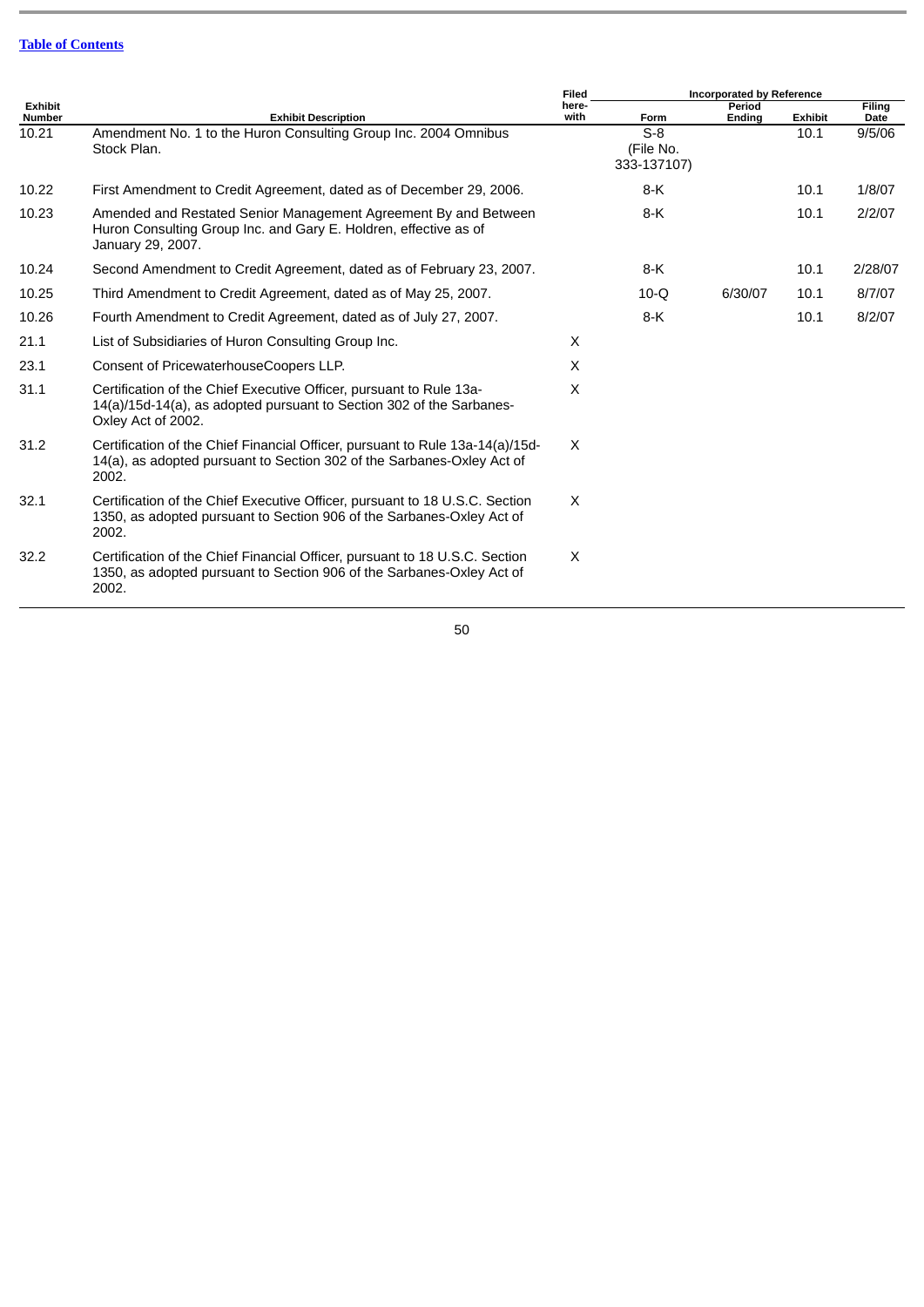[Table of Contents](#)

| Exhibit Number | Exhibit Description | Filed here-with | Incorporated by Reference | | | |
|---|---|---|---|---|---|---|
| | | | Form | Period Ending | Exhibit | Filing Date |
| 10.21 | Amendment No. 1 to the Huron Consulting Group Inc. 2004 Omnibus Stock Plan. | | S-8 (File No. 333-137107) | | 10.1 | 9/5/06 |
| 10.22 | First Amendment to Credit Agreement, dated as of December 29, 2006. | | 8-K | | 10.1 | 1/8/07 |
| 10.23 | Amended and Restated Senior Management Agreement By and Between Huron Consulting Group Inc. and Gary E. Holdren, effective as of January 29, 2007. | | 8-K | | 10.1 | 2/2/07 |
| 10.24 | Second Amendment to Credit Agreement, dated as of February 23, 2007. | | 8-K | | 10.1 | 2/28/07 |
| 10.25 | Third Amendment to Credit Agreement, dated as of May 25, 2007. | | 10-Q | 6/30/07 | 10.1 | 8/7/07 |
| 10.26 | Fourth Amendment to Credit Agreement, dated as of July 27, 2007. | | 8-K | | 10.1 | 8/2/07 |
| 21.1 | List of Subsidiaries of Huron Consulting Group Inc. | X | | | | |
| 23.1 | Consent of PricewaterhouseCoopers LLP. | X | | | | |
| 31.1 | Certification of the Chief Executive Officer, pursuant to Rule 13a-14(a)/15d-14(a), as adopted pursuant to Section 302 of the Sarbanes-Oxley Act of 2002. | X | | | | |
| 31.2 | Certification of the Chief Financial Officer, pursuant to Rule 13a-14(a)/15d-14(a), as adopted pursuant to Section 302 of the Sarbanes-Oxley Act of 2002. | X | | | | |
| 32.1 | Certification of the Chief Executive Officer, pursuant to 18 U.S.C. Section 1350, as adopted pursuant to Section 906 of the Sarbanes-Oxley Act of 2002. | X | | | | |
| 32.2 | Certification of the Chief Financial Officer, pursuant to 18 U.S.C. Section 1350, as adopted pursuant to Section 906 of the Sarbanes-Oxley Act of 2002. | X | | | | |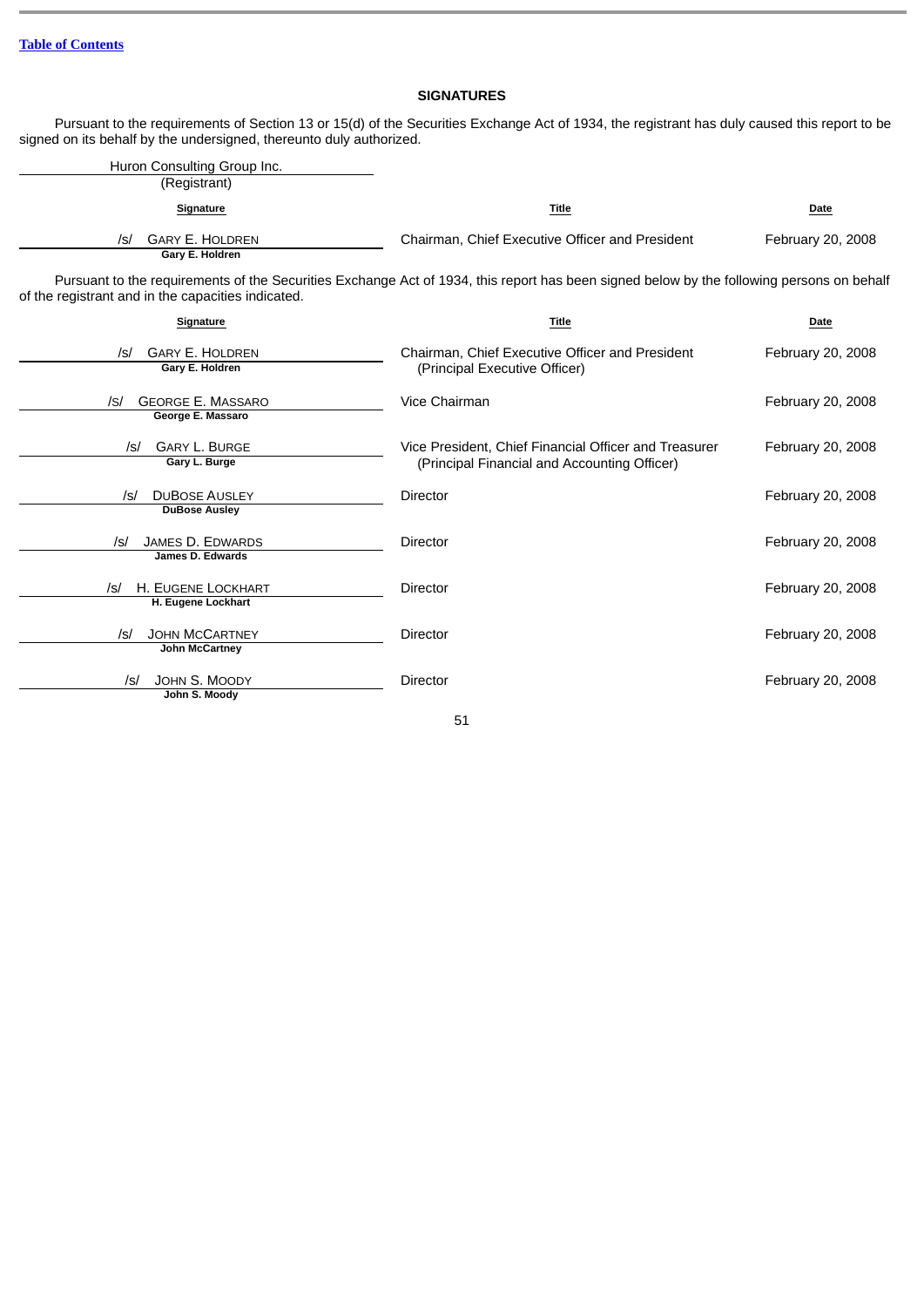## SIGNATURES

Pursuant to the requirements of Section 13 or 15(d) of the Securities Exchange Act of 1934, the registrant has duly caused this report to be signed on its behalf by the undersigned, thereunto duly authorized.

Huron Consulting Group Inc.
(Registrant)

| Signature | Title | Date |
|---|---|---|
| /s/ GARY E. HOLDREN<br>**Gary E. Holdren** | Chairman, Chief Executive Officer and President | February 20, 2008 |

Pursuant to the requirements of the Securities Exchange Act of 1934, this report has been signed below by the following persons on behalf of the registrant and in the capacities indicated.

| Signature | Title | Date |
|---|---|---|
| /s/ GARY E. HOLDREN<br>**Gary E. Holdren** | Chairman, Chief Executive Officer and President (Principal Executive Officer) | February 20, 2008 |
| /s/ GEORGE E. MASSARO<br>**George E. Massaro** | Vice Chairman | February 20, 2008 |
| /s/ GARY L. BURGE<br>**Gary L. Burge** | Vice President, Chief Financial Officer and Treasurer (Principal Financial and Accounting Officer) | February 20, 2008 |
| /s/ DUBOSE AUSLEY<br>**DuBose Ausley** | Director | February 20, 2008 |
| /s/ JAMES D. EDWARDS<br>**James D. Edwards** | Director | February 20, 2008 |
| /s/ H. EUGENE LOCKHART<br>**H. Eugene Lockhart** | Director | February 20, 2008 |
| /s/ JOHN MCCARTNEY<br>**John McCartney** | Director | February 20, 2008 |
| /s/ JOHN S. MOODY<br>**John S. Moody** | Director | February 20, 2008 |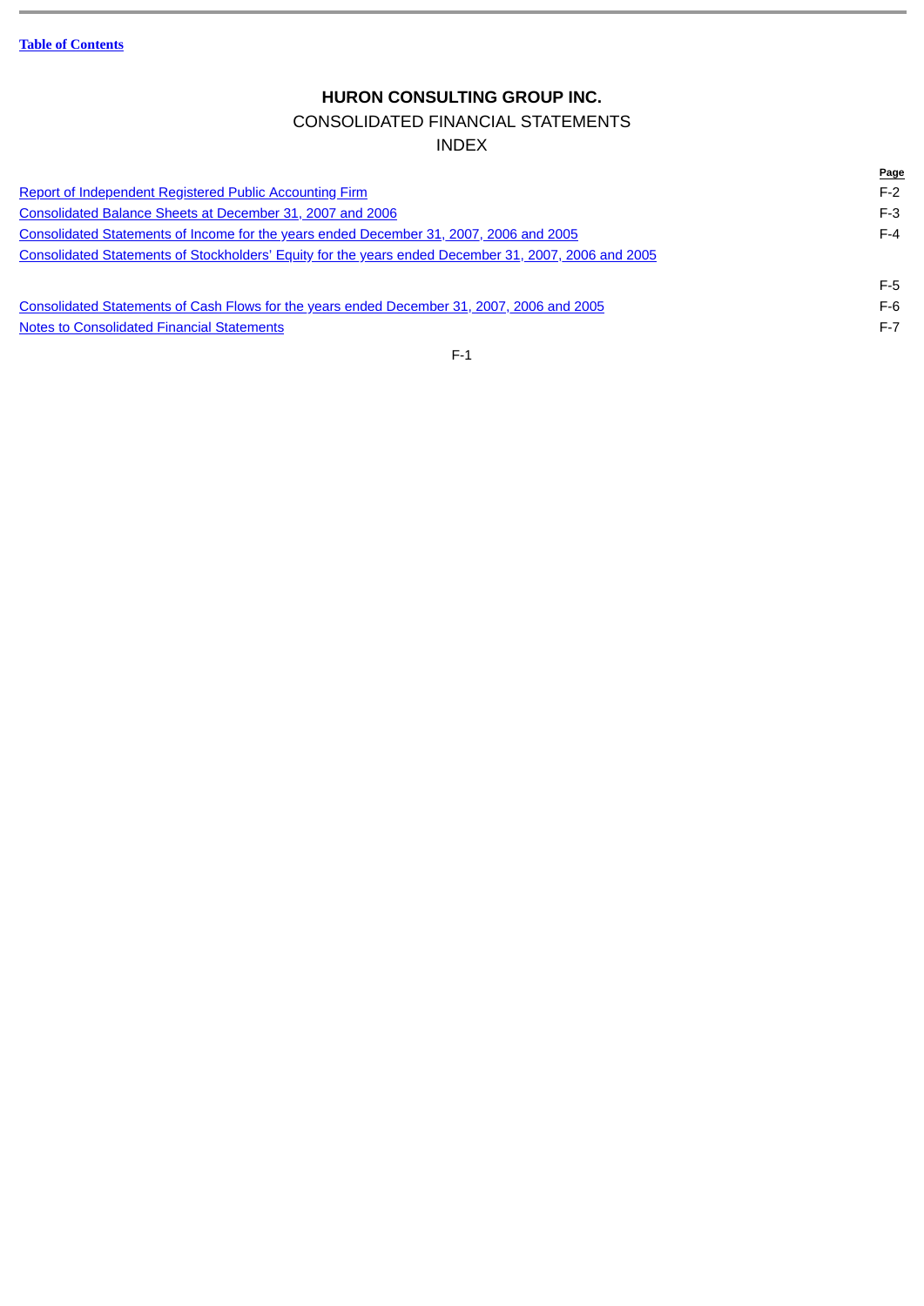[Table of Contents](#)

# HURON CONSULTING GROUP INC.

## CONSOLIDATED FINANCIAL STATEMENTS

## INDEX

| | Page |
|---|---|
| Report of Independent Registered Public Accounting Firm | F-2 |
| Consolidated Balance Sheets at December 31, 2007 and 2006 | F-3 |
| Consolidated Statements of Income for the years ended December 31, 2007, 2006 and 2005 | F-4 |
| Consolidated Statements of Stockholders' Equity for the years ended December 31, 2007, 2006 and 2005 | F-5 |
| Consolidated Statements of Cash Flows for the years ended December 31, 2007, 2006 and 2005 | F-6 |
| Notes to Consolidated Financial Statements | F-7 |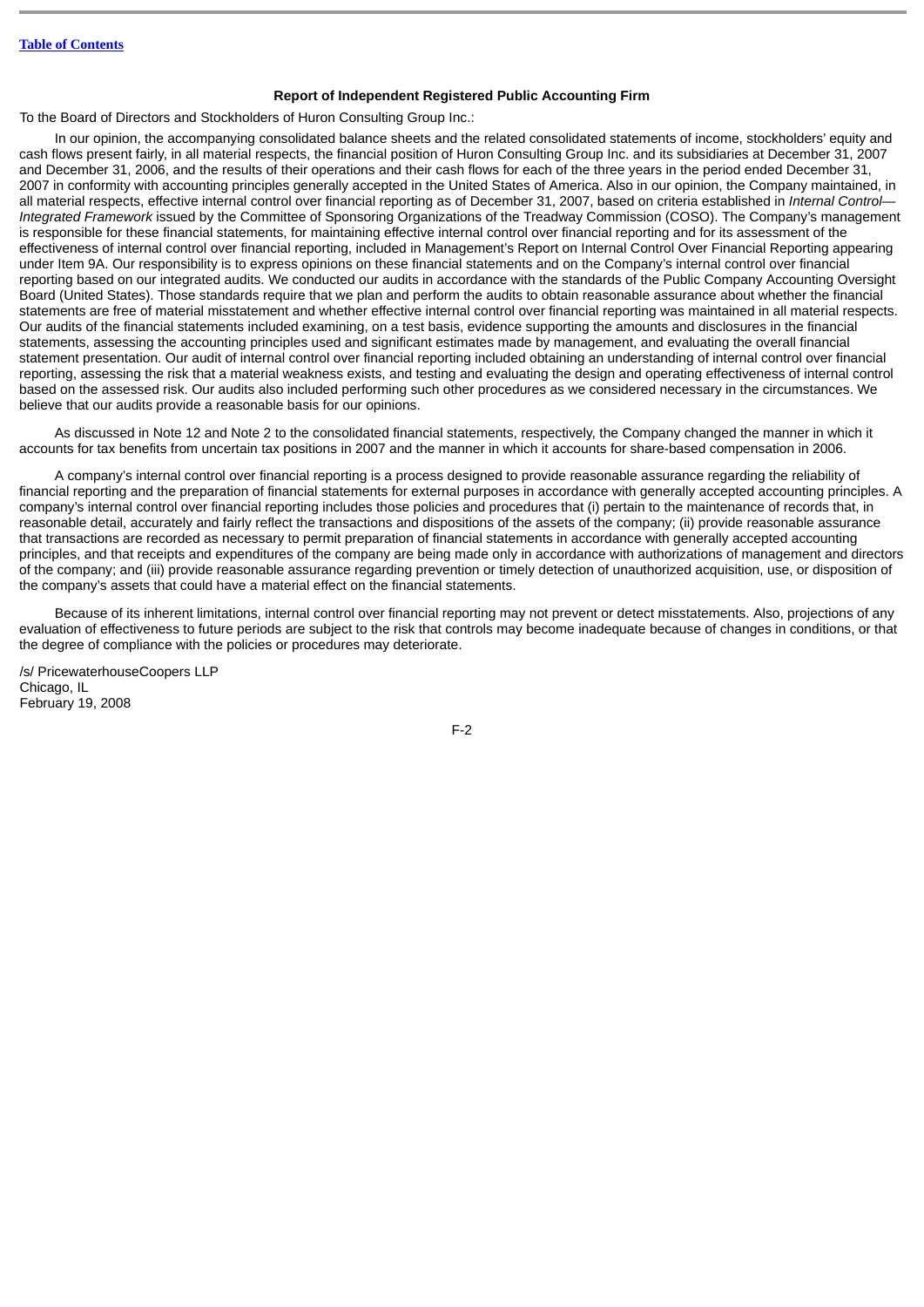**Report of Independent Registered Public Accounting Firm**

To the Board of Directors and Stockholders of Huron Consulting Group Inc.:

In our opinion, the accompanying consolidated balance sheets and the related consolidated statements of income, stockholders' equity and cash flows present fairly, in all material respects, the financial position of Huron Consulting Group Inc. and its subsidiaries at December 31, 2007 and December 31, 2006, and the results of their operations and their cash flows for each of the three years in the period ended December 31, 2007 in conformity with accounting principles generally accepted in the United States of America. Also in our opinion, the Company maintained, in all material respects, effective internal control over financial reporting as of December 31, 2007, based on criteria established in *Internal Control—Integrated Framework* issued by the Committee of Sponsoring Organizations of the Treadway Commission (COSO). The Company's management is responsible for these financial statements, for maintaining effective internal control over financial reporting and for its assessment of the effectiveness of internal control over financial reporting, included in Management's Report on Internal Control Over Financial Reporting appearing under Item 9A. Our responsibility is to express opinions on these financial statements and on the Company's internal control over financial reporting based on our integrated audits. We conducted our audits in accordance with the standards of the Public Company Accounting Oversight Board (United States). Those standards require that we plan and perform the audits to obtain reasonable assurance about whether the financial statements are free of material misstatement and whether effective internal control over financial reporting was maintained in all material respects. Our audits of the financial statements included examining, on a test basis, evidence supporting the amounts and disclosures in the financial statements, assessing the accounting principles used and significant estimates made by management, and evaluating the overall financial statement presentation. Our audit of internal control over financial reporting included obtaining an understanding of internal control over financial reporting, assessing the risk that a material weakness exists, and testing and evaluating the design and operating effectiveness of internal control based on the assessed risk. Our audits also included performing such other procedures as we considered necessary in the circumstances. We believe that our audits provide a reasonable basis for our opinions.

As discussed in Note 12 and Note 2 to the consolidated financial statements, respectively, the Company changed the manner in which it accounts for tax benefits from uncertain tax positions in 2007 and the manner in which it accounts for share-based compensation in 2006.

A company's internal control over financial reporting is a process designed to provide reasonable assurance regarding the reliability of financial reporting and the preparation of financial statements for external purposes in accordance with generally accepted accounting principles. A company's internal control over financial reporting includes those policies and procedures that (i) pertain to the maintenance of records that, in reasonable detail, accurately and fairly reflect the transactions and dispositions of the assets of the company; (ii) provide reasonable assurance that transactions are recorded as necessary to permit preparation of financial statements in accordance with generally accepted accounting principles, and that receipts and expenditures of the company are being made only in accordance with authorizations of management and directors of the company; and (iii) provide reasonable assurance regarding prevention or timely detection of unauthorized acquisition, use, or disposition of the company's assets that could have a material effect on the financial statements.

Because of its inherent limitations, internal control over financial reporting may not prevent or detect misstatements. Also, projections of any evaluation of effectiveness to future periods are subject to the risk that controls may become inadequate because of changes in conditions, or that the degree of compliance with the policies or procedures may deteriorate.

/s/ PricewaterhouseCoopers LLP
Chicago, IL
February 19, 2008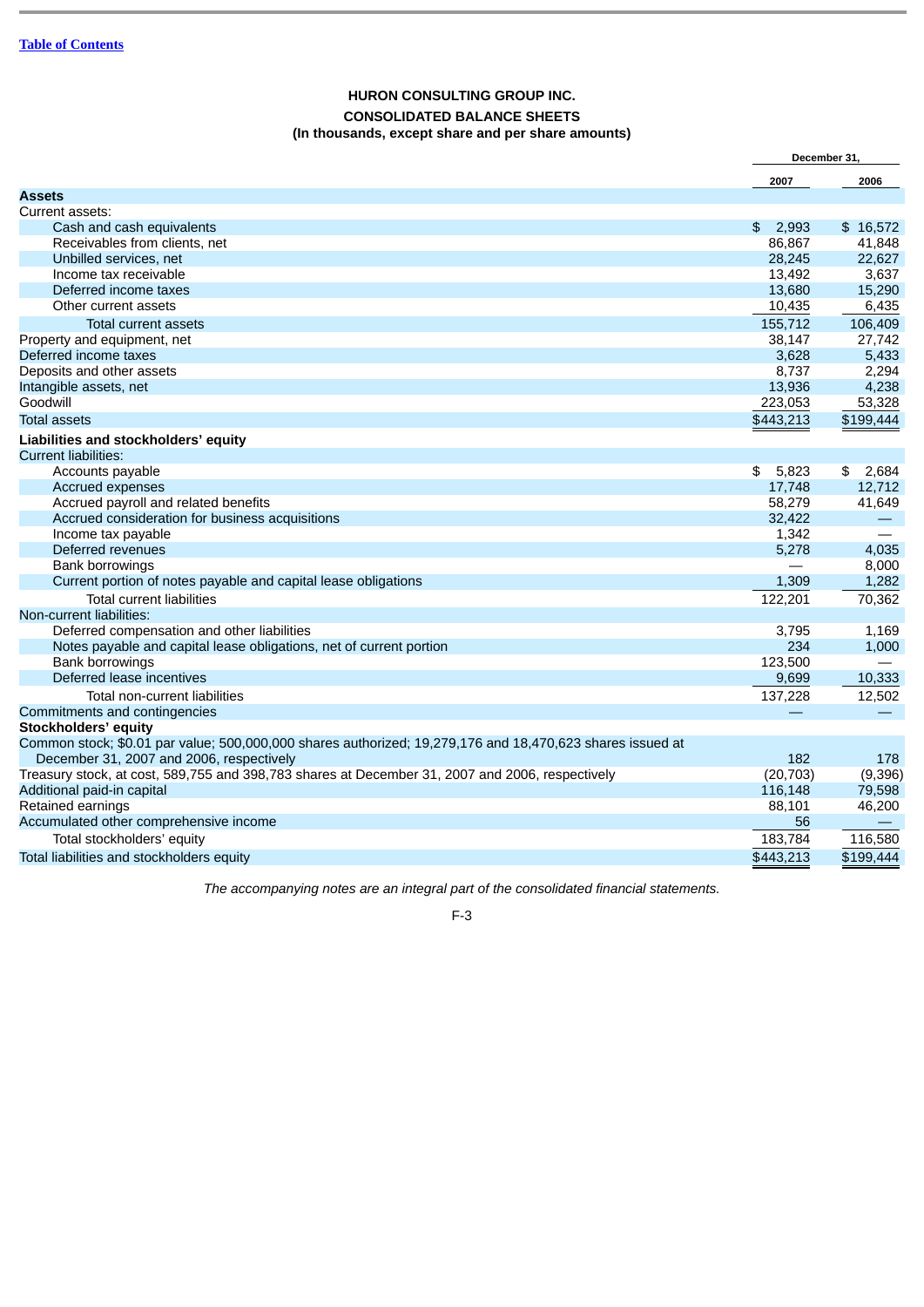HURON CONSULTING GROUP INC.

CONSOLIDATED BALANCE SHEETS

(In thousands, except share and per share amounts)

| | December 31, | |
|---|---|---|
| | 2007 | 2006 |
| **Assets** | | |
| Current assets: | | |
| Cash and cash equivalents | $ 2,993 | $ 16,572 |
| Receivables from clients, net | 86,867 | 41,848 |
| Unbilled services, net | 28,245 | 22,627 |
| Income tax receivable | 13,492 | 3,637 |
| Deferred income taxes | 13,680 | 15,290 |
| Other current assets | 10,435 | 6,435 |
| Total current assets | 155,712 | 106,409 |
| Property and equipment, net | 38,147 | 27,742 |
| Deferred income taxes | 3,628 | 5,433 |
| Deposits and other assets | 8,737 | 2,294 |
| Intangible assets, net | 13,936 | 4,238 |
| Goodwill | 223,053 | 53,328 |
| Total assets | $443,213 | $199,444 |
| **Liabilities and stockholders' equity** | | |
| Current liabilities: | | |
| Accounts payable | $ 5,823 | $ 2,684 |
| Accrued expenses | 17,748 | 12,712 |
| Accrued payroll and related benefits | 58,279 | 41,649 |
| Accrued consideration for business acquisitions | 32,422 | — |
| Income tax payable | 1,342 | — |
| Deferred revenues | 5,278 | 4,035 |
| Bank borrowings | — | 8,000 |
| Current portion of notes payable and capital lease obligations | 1,309 | 1,282 |
| Total current liabilities | 122,201 | 70,362 |
| Non-current liabilities: | | |
| Deferred compensation and other liabilities | 3,795 | 1,169 |
| Notes payable and capital lease obligations, net of current portion | 234 | 1,000 |
| Bank borrowings | 123,500 | — |
| Deferred lease incentives | 9,699 | 10,333 |
| Total non-current liabilities | 137,228 | 12,502 |
| Commitments and contingencies | — | — |
| **Stockholders' equity** | | |
| Common stock; $0.01 par value; 500,000,000 shares authorized; 19,279,176 and 18,470,623 shares issued at December 31, 2007 and 2006, respectively | 182 | 178 |
| Treasury stock, at cost, 589,755 and 398,783 shares at December 31, 2007 and 2006, respectively | (20,703) | (9,396) |
| Additional paid-in capital | 116,148 | 79,598 |
| Retained earnings | 88,101 | 46,200 |
| Accumulated other comprehensive income | 56 | — |
| Total stockholders' equity | 183,784 | 116,580 |
| Total liabilities and stockholders equity | $443,213 | $199,444 |

*The accompanying notes are an integral part of the consolidated financial statements.*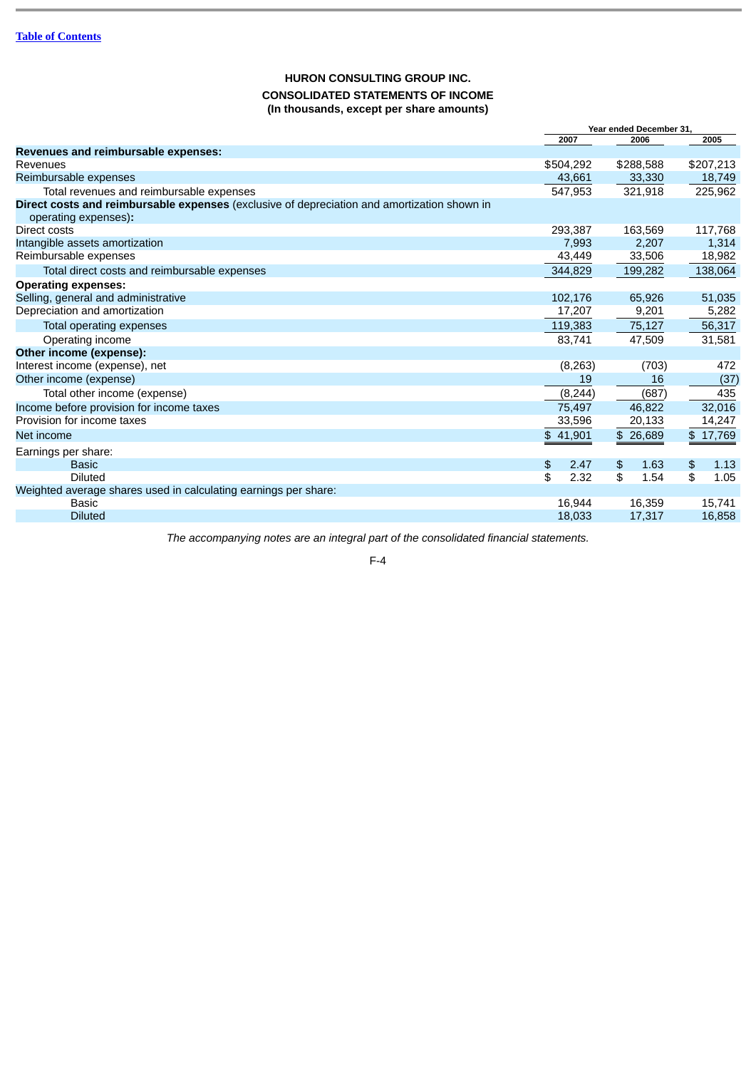Table of Contents

# HURON CONSULTING GROUP INC.

## CONSOLIDATED STATEMENTS OF INCOME

**(In thousands, except per share amounts)**

| | Year ended December 31, | | |
|---|---|---|---|
| | 2007 | 2006 | 2005 |
| **Revenues and reimbursable expenses:** | | | |
| Revenues | $504,292 | $288,588 | $207,213 |
| Reimbursable expenses | 43,661 | 33,330 | 18,749 |
| Total revenues and reimbursable expenses | 547,953 | 321,918 | 225,962 |
| **Direct costs and reimbursable expenses** (exclusive of depreciation and amortization shown in operating expenses)**:** | | | |
| Direct costs | 293,387 | 163,569 | 117,768 |
| Intangible assets amortization | 7,993 | 2,207 | 1,314 |
| Reimbursable expenses | 43,449 | 33,506 | 18,982 |
| Total direct costs and reimbursable expenses | 344,829 | 199,282 | 138,064 |
| **Operating expenses:** | | | |
| Selling, general and administrative | 102,176 | 65,926 | 51,035 |
| Depreciation and amortization | 17,207 | 9,201 | 5,282 |
| Total operating expenses | 119,383 | 75,127 | 56,317 |
| Operating income | 83,741 | 47,509 | 31,581 |
| **Other income (expense):** | | | |
| Interest income (expense), net | (8,263) | (703) | 472 |
| Other income (expense) | 19 | 16 | (37) |
| Total other income (expense) | (8,244) | (687) | 435 |
| Income before provision for income taxes | 75,497 | 46,822 | 32,016 |
| Provision for income taxes | 33,596 | 20,133 | 14,247 |
| Net income | $ 41,901 | $ 26,689 | $ 17,769 |
| Earnings per share: | | | |
| Basic | $ 2.47 | $ 1.63 | $ 1.13 |
| Diluted | $ 2.32 | $ 1.54 | $ 1.05 |
| Weighted average shares used in calculating earnings per share: | | | |
| Basic | 16,944 | 16,359 | 15,741 |
| Diluted | 18,033 | 17,317 | 16,858 |

*The accompanying notes are an integral part of the consolidated financial statements.*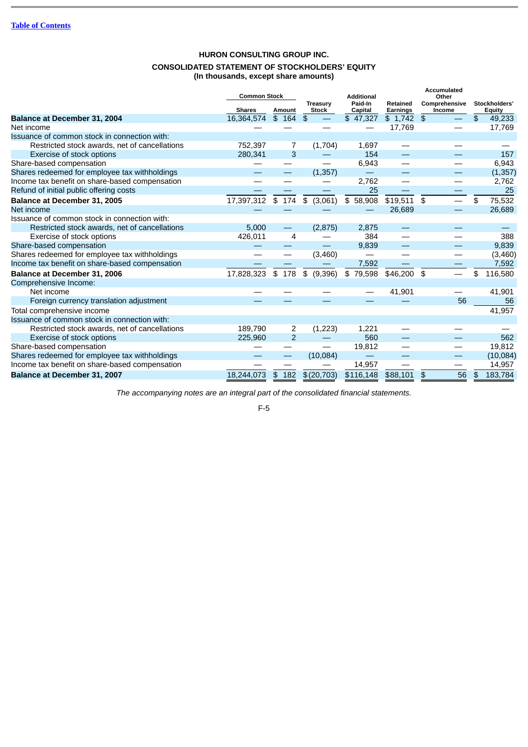[Table of Contents](#)

# HURON CONSULTING GROUP INC.

## CONSOLIDATED STATEMENT OF STOCKHOLDERS' EQUITY

**(In thousands, except share amounts)**

| | Common Stock | | Treasury Stock | Additional Paid-In Capital | Retained Earnings | Accumulated Other Comprehensive Income | Stockholders' Equity |
|---|---|---|---|---|---|---|---|
| | Shares | Amount | | | | | |
| **Balance at December 31, 2004** | 16,364,574 | $ 164 | $ — | $ 47,327 | $ 1,742 | $ — | $ 49,233 |
| Net income | — | — | — | — | 17,769 | — | 17,769 |
| Issuance of common stock in connection with: | | | | | | | |
| Restricted stock awards, net of cancellations | 752,397 | 7 | (1,704) | 1,697 | — | — | — |
| Exercise of stock options | 280,341 | 3 | — | 154 | — | — | 157 |
| Share-based compensation | — | — | — | 6,943 | — | — | 6,943 |
| Shares redeemed for employee tax withholdings | — | — | (1,357) | — | — | — | (1,357) |
| Income tax benefit on share-based compensation | — | — | — | 2,762 | — | — | 2,762 |
| Refund of initial public offering costs | — | — | — | 25 | — | — | 25 |
| **Balance at December 31, 2005** | 17,397,312 | $ 174 | $ (3,061) | $ 58,908 | $19,511 | $ — | $ 75,532 |
| Net income | — | — | — | — | 26,689 | — | 26,689 |
| Issuance of common stock in connection with: | | | | | | | |
| Restricted stock awards, net of cancellations | 5,000 | — | (2,875) | 2,875 | — | — | — |
| Exercise of stock options | 426,011 | 4 | — | 384 | — | — | 388 |
| Share-based compensation | — | — | — | 9,839 | — | — | 9,839 |
| Shares redeemed for employee tax withholdings | — | — | (3,460) | — | — | — | (3,460) |
| Income tax benefit on share-based compensation | — | — | — | 7,592 | — | — | 7,592 |
| **Balance at December 31, 2006** | 17,828,323 | $ 178 | $ (9,396) | $ 79,598 | $46,200 | $ — | $ 116,580 |
| Comprehensive Income: | | | | | | | |
| Net income | — | — | — | — | 41,901 | — | 41,901 |
| Foreign currency translation adjustment | — | — | — | — | — | 56 | 56 |
| Total comprehensive income | | | | | | | 41,957 |
| Issuance of common stock in connection with: | | | | | | | |
| Restricted stock awards, net of cancellations | 189,790 | 2 | (1,223) | 1,221 | — | — | — |
| Exercise of stock options | 225,960 | 2 | — | 560 | — | — | 562 |
| Share-based compensation | — | — | — | 19,812 | — | — | 19,812 |
| Shares redeemed for employee tax withholdings | — | — | (10,084) | — | — | — | (10,084) |
| Income tax benefit on share-based compensation | — | — | — | 14,957 | — | — | 14,957 |
| **Balance at December 31, 2007** | 18,244,073 | $ 182 | $(20,703) | $116,148 | $88,101 | $ 56 | $ 183,784 |

*The accompanying notes are an integral part of the consolidated financial statements.*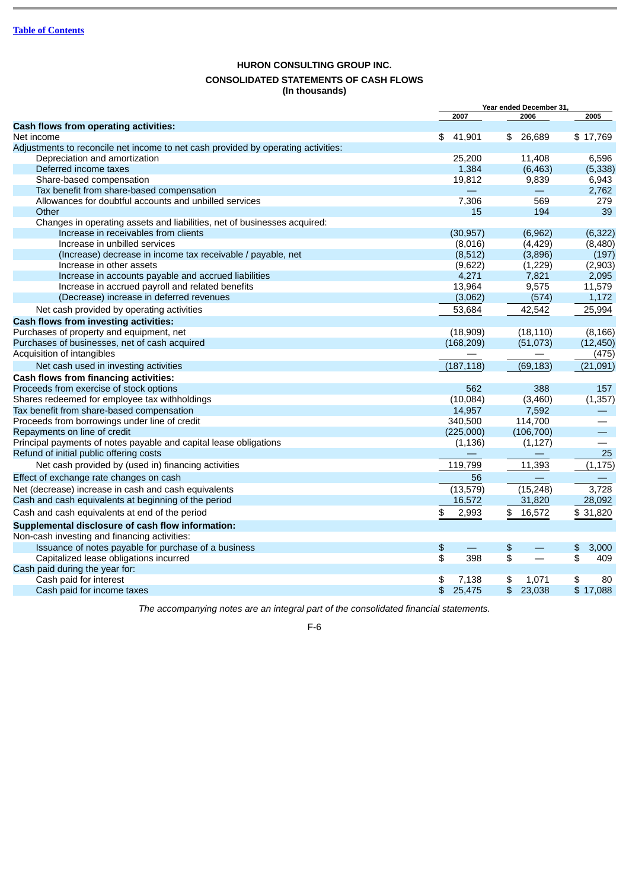[Table of Contents](#)

**HURON CONSULTING GROUP INC.**

**CONSOLIDATED STATEMENTS OF CASH FLOWS**
**(In thousands)**

| | Year ended December 31, | | |
|---|---|---|---|
| | 2007 | 2006 | 2005 |
| **Cash flows from operating activities:** | | | |
| Net income | $ 41,901 | $ 26,689 | $ 17,769 |
| Adjustments to reconcile net income to net cash provided by operating activities: | | | |
| Depreciation and amortization | 25,200 | 11,408 | 6,596 |
| Deferred income taxes | 1,384 | (6,463) | (5,338) |
| Share-based compensation | 19,812 | 9,839 | 6,943 |
| Tax benefit from share-based compensation | — | — | 2,762 |
| Allowances for doubtful accounts and unbilled services | 7,306 | 569 | 279 |
| Other | 15 | 194 | 39 |
| Changes in operating assets and liabilities, net of businesses acquired: | | | |
| Increase in receivables from clients | (30,957) | (6,962) | (6,322) |
| Increase in unbilled services | (8,016) | (4,429) | (8,480) |
| (Increase) decrease in income tax receivable / payable, net | (8,512) | (3,896) | (197) |
| Increase in other assets | (9,622) | (1,229) | (2,903) |
| Increase in accounts payable and accrued liabilities | 4,271 | 7,821 | 2,095 |
| Increase in accrued payroll and related benefits | 13,964 | 9,575 | 11,579 |
| (Decrease) increase in deferred revenues | (3,062) | (574) | 1,172 |
| Net cash provided by operating activities | 53,684 | 42,542 | 25,994 |
| **Cash flows from investing activities:** | | | |
| Purchases of property and equipment, net | (18,909) | (18,110) | (8,166) |
| Purchases of businesses, net of cash acquired | (168,209) | (51,073) | (12,450) |
| Acquisition of intangibles | — | — | (475) |
| Net cash used in investing activities | (187,118) | (69,183) | (21,091) |
| **Cash flows from financing activities:** | | | |
| Proceeds from exercise of stock options | 562 | 388 | 157 |
| Shares redeemed for employee tax withholdings | (10,084) | (3,460) | (1,357) |
| Tax benefit from share-based compensation | 14,957 | 7,592 | — |
| Proceeds from borrowings under line of credit | 340,500 | 114,700 | — |
| Repayments on line of credit | (225,000) | (106,700) | — |
| Principal payments of notes payable and capital lease obligations | (1,136) | (1,127) | — |
| Refund of initial public offering costs | — | — | 25 |
| Net cash provided by (used in) financing activities | 119,799 | 11,393 | (1,175) |
| Effect of exchange rate changes on cash | 56 | — | — |
| Net (decrease) increase in cash and cash equivalents | (13,579) | (15,248) | 3,728 |
| Cash and cash equivalents at beginning of the period | 16,572 | 31,820 | 28,092 |
| Cash and cash equivalents at end of the period | $ 2,993 | $ 16,572 | $ 31,820 |
| **Supplemental disclosure of cash flow information:** | | | |
| Non-cash investing and financing activities: | | | |
| Issuance of notes payable for purchase of a business | $ — | $ — | $ 3,000 |
| Capitalized lease obligations incurred | $ 398 | $ — | $ 409 |
| Cash paid during the year for: | | | |
| Cash paid for interest | $ 7,138 | $ 1,071 | $ 80 |
| Cash paid for income taxes | $ 25,475 | $ 23,038 | $ 17,088 |

*The accompanying notes are an integral part of the consolidated financial statements.*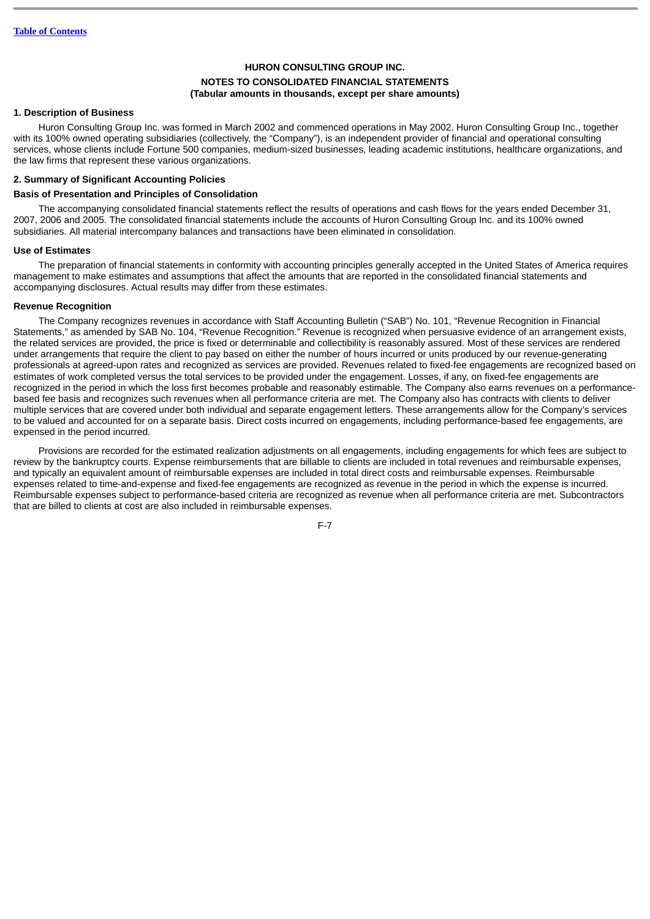**HURON CONSULTING GROUP INC.**

**NOTES TO CONSOLIDATED FINANCIAL STATEMENTS**
**(Tabular amounts in thousands, except per share amounts)**

## 1. Description of Business

Huron Consulting Group Inc. was formed in March 2002 and commenced operations in May 2002. Huron Consulting Group Inc., together with its 100% owned operating subsidiaries (collectively, the "Company"), is an independent provider of financial and operational consulting services, whose clients include Fortune 500 companies, medium-sized businesses, leading academic institutions, healthcare organizations, and the law firms that represent these various organizations.

## 2. Summary of Significant Accounting Policies

### Basis of Presentation and Principles of Consolidation

The accompanying consolidated financial statements reflect the results of operations and cash flows for the years ended December 31, 2007, 2006 and 2005. The consolidated financial statements include the accounts of Huron Consulting Group Inc. and its 100% owned subsidiaries. All material intercompany balances and transactions have been eliminated in consolidation.

### Use of Estimates

The preparation of financial statements in conformity with accounting principles generally accepted in the United States of America requires management to make estimates and assumptions that affect the amounts that are reported in the consolidated financial statements and accompanying disclosures. Actual results may differ from these estimates.

### Revenue Recognition

The Company recognizes revenues in accordance with Staff Accounting Bulletin ("SAB") No. 101, "Revenue Recognition in Financial Statements," as amended by SAB No. 104, "Revenue Recognition." Revenue is recognized when persuasive evidence of an arrangement exists, the related services are provided, the price is fixed or determinable and collectibility is reasonably assured. Most of these services are rendered under arrangements that require the client to pay based on either the number of hours incurred or units produced by our revenue-generating professionals at agreed-upon rates and recognized as services are provided. Revenues related to fixed-fee engagements are recognized based on estimates of work completed versus the total services to be provided under the engagement. Losses, if any, on fixed-fee engagements are recognized in the period in which the loss first becomes probable and reasonably estimable. The Company also earns revenues on a performance-based fee basis and recognizes such revenues when all performance criteria are met. The Company also has contracts with clients to deliver multiple services that are covered under both individual and separate engagement letters. These arrangements allow for the Company's services to be valued and accounted for on a separate basis. Direct costs incurred on engagements, including performance-based fee engagements, are expensed in the period incurred.

Provisions are recorded for the estimated realization adjustments on all engagements, including engagements for which fees are subject to review by the bankruptcy courts. Expense reimbursements that are billable to clients are included in total revenues and reimbursable expenses, and typically an equivalent amount of reimbursable expenses are included in total direct costs and reimbursable expenses. Reimbursable expenses related to time-and-expense and fixed-fee engagements are recognized as revenue in the period in which the expense is incurred. Reimbursable expenses subject to performance-based criteria are recognized as revenue when all performance criteria are met. Subcontractors that are billed to clients at cost are also included in reimbursable expenses.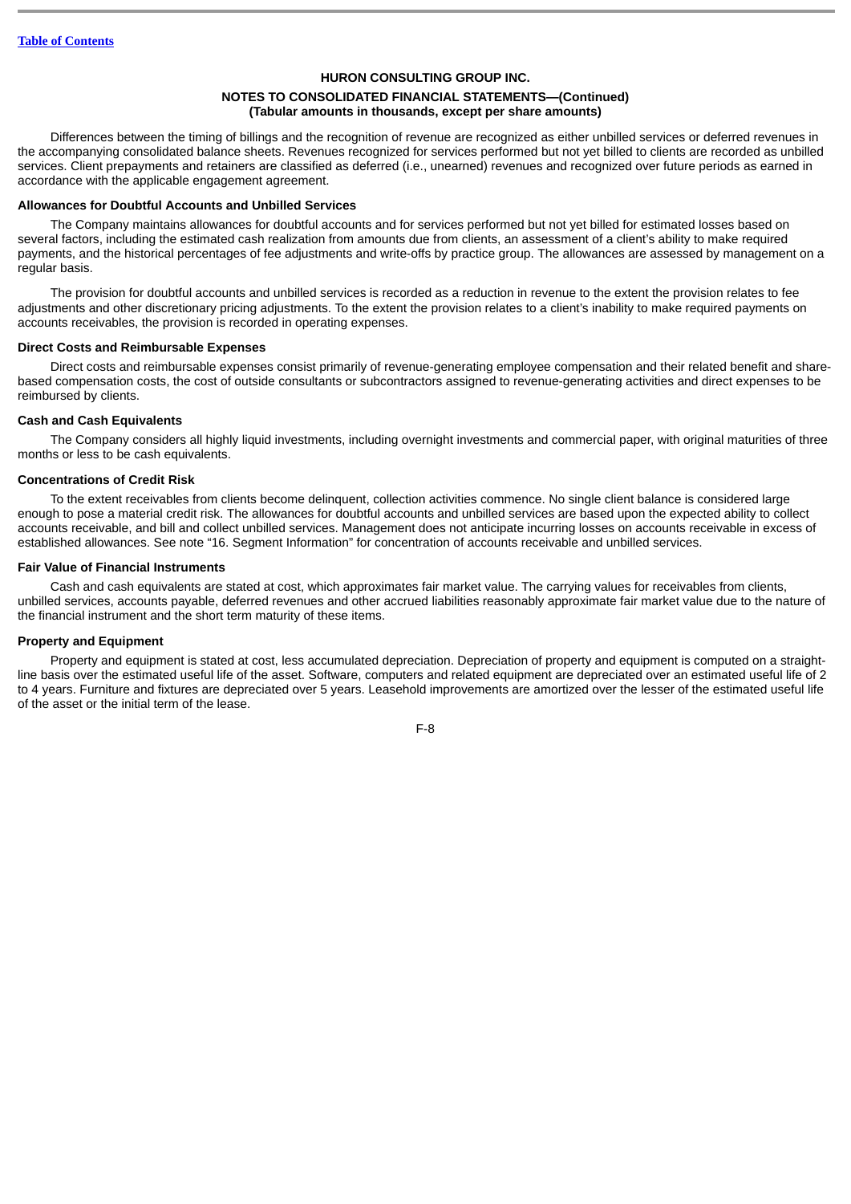Differences between the timing of billings and the recognition of revenue are recognized as either unbilled services or deferred revenues in the accompanying consolidated balance sheets. Revenues recognized for services performed but not yet billed to clients are recorded as unbilled services. Client prepayments and retainers are classified as deferred (i.e., unearned) revenues and recognized over future periods as earned in accordance with the applicable engagement agreement.

**Allowances for Doubtful Accounts and Unbilled Services**

The Company maintains allowances for doubtful accounts and for services performed but not yet billed for estimated losses based on several factors, including the estimated cash realization from amounts due from clients, an assessment of a client's ability to make required payments, and the historical percentages of fee adjustments and write-offs by practice group. The allowances are assessed by management on a regular basis.

The provision for doubtful accounts and unbilled services is recorded as a reduction in revenue to the extent the provision relates to fee adjustments and other discretionary pricing adjustments. To the extent the provision relates to a client's inability to make required payments on accounts receivables, the provision is recorded in operating expenses.

**Direct Costs and Reimbursable Expenses**

Direct costs and reimbursable expenses consist primarily of revenue-generating employee compensation and their related benefit and share-based compensation costs, the cost of outside consultants or subcontractors assigned to revenue-generating activities and direct expenses to be reimbursed by clients.

**Cash and Cash Equivalents**

The Company considers all highly liquid investments, including overnight investments and commercial paper, with original maturities of three months or less to be cash equivalents.

**Concentrations of Credit Risk**

To the extent receivables from clients become delinquent, collection activities commence. No single client balance is considered large enough to pose a material credit risk. The allowances for doubtful accounts and unbilled services are based upon the expected ability to collect accounts receivable, and bill and collect unbilled services. Management does not anticipate incurring losses on accounts receivable in excess of established allowances. See note "16. Segment Information" for concentration of accounts receivable and unbilled services.

**Fair Value of Financial Instruments**

Cash and cash equivalents are stated at cost, which approximates fair market value. The carrying values for receivables from clients, unbilled services, accounts payable, deferred revenues and other accrued liabilities reasonably approximate fair market value due to the nature of the financial instrument and the short term maturity of these items.

**Property and Equipment**

Property and equipment is stated at cost, less accumulated depreciation. Depreciation of property and equipment is computed on a straight-line basis over the estimated useful life of the asset. Software, computers and related equipment are depreciated over an estimated useful life of 2 to 4 years. Furniture and fixtures are depreciated over 5 years. Leasehold improvements are amortized over the lesser of the estimated useful life of the asset or the initial term of the lease.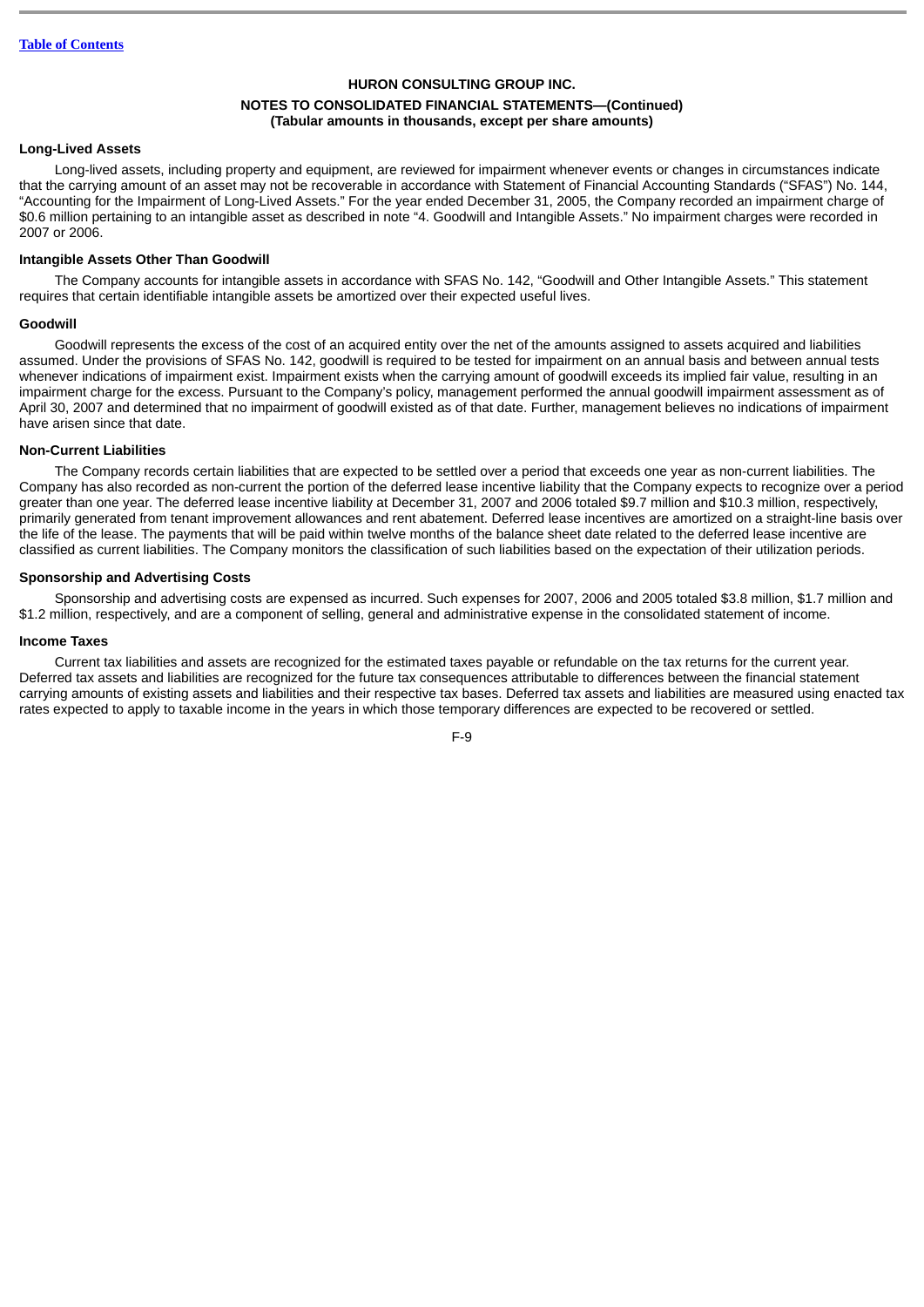HURON CONSULTING GROUP INC.

NOTES TO CONSOLIDATED FINANCIAL STATEMENTS—(Continued)
(Tabular amounts in thousands, except per share amounts)

**Long-Lived Assets**

Long-lived assets, including property and equipment, are reviewed for impairment whenever events or changes in circumstances indicate that the carrying amount of an asset may not be recoverable in accordance with Statement of Financial Accounting Standards ("SFAS") No. 144, "Accounting for the Impairment of Long-Lived Assets." For the year ended December 31, 2005, the Company recorded an impairment charge of $0.6 million pertaining to an intangible asset as described in note "4. Goodwill and Intangible Assets." No impairment charges were recorded in 2007 or 2006.

**Intangible Assets Other Than Goodwill**

The Company accounts for intangible assets in accordance with SFAS No. 142, "Goodwill and Other Intangible Assets." This statement requires that certain identifiable intangible assets be amortized over their expected useful lives.

**Goodwill**

Goodwill represents the excess of the cost of an acquired entity over the net of the amounts assigned to assets acquired and liabilities assumed. Under the provisions of SFAS No. 142, goodwill is required to be tested for impairment on an annual basis and between annual tests whenever indications of impairment exist. Impairment exists when the carrying amount of goodwill exceeds its implied fair value, resulting in an impairment charge for the excess. Pursuant to the Company's policy, management performed the annual goodwill impairment assessment as of April 30, 2007 and determined that no impairment of goodwill existed as of that date. Further, management believes no indications of impairment have arisen since that date.

**Non-Current Liabilities**

The Company records certain liabilities that are expected to be settled over a period that exceeds one year as non-current liabilities. The Company has also recorded as non-current the portion of the deferred lease incentive liability that the Company expects to recognize over a period greater than one year. The deferred lease incentive liability at December 31, 2007 and 2006 totaled $9.7 million and $10.3 million, respectively, primarily generated from tenant improvement allowances and rent abatement. Deferred lease incentives are amortized on a straight-line basis over the life of the lease. The payments that will be paid within twelve months of the balance sheet date related to the deferred lease incentive are classified as current liabilities. The Company monitors the classification of such liabilities based on the expectation of their utilization periods.

**Sponsorship and Advertising Costs**

Sponsorship and advertising costs are expensed as incurred. Such expenses for 2007, 2006 and 2005 totaled $3.8 million, $1.7 million and $1.2 million, respectively, and are a component of selling, general and administrative expense in the consolidated statement of income.

**Income Taxes**

Current tax liabilities and assets are recognized for the estimated taxes payable or refundable on the tax returns for the current year. Deferred tax assets and liabilities are recognized for the future tax consequences attributable to differences between the financial statement carrying amounts of existing assets and liabilities and their respective tax bases. Deferred tax assets and liabilities are measured using enacted tax rates expected to apply to taxable income in the years in which those temporary differences are expected to be recovered or settled.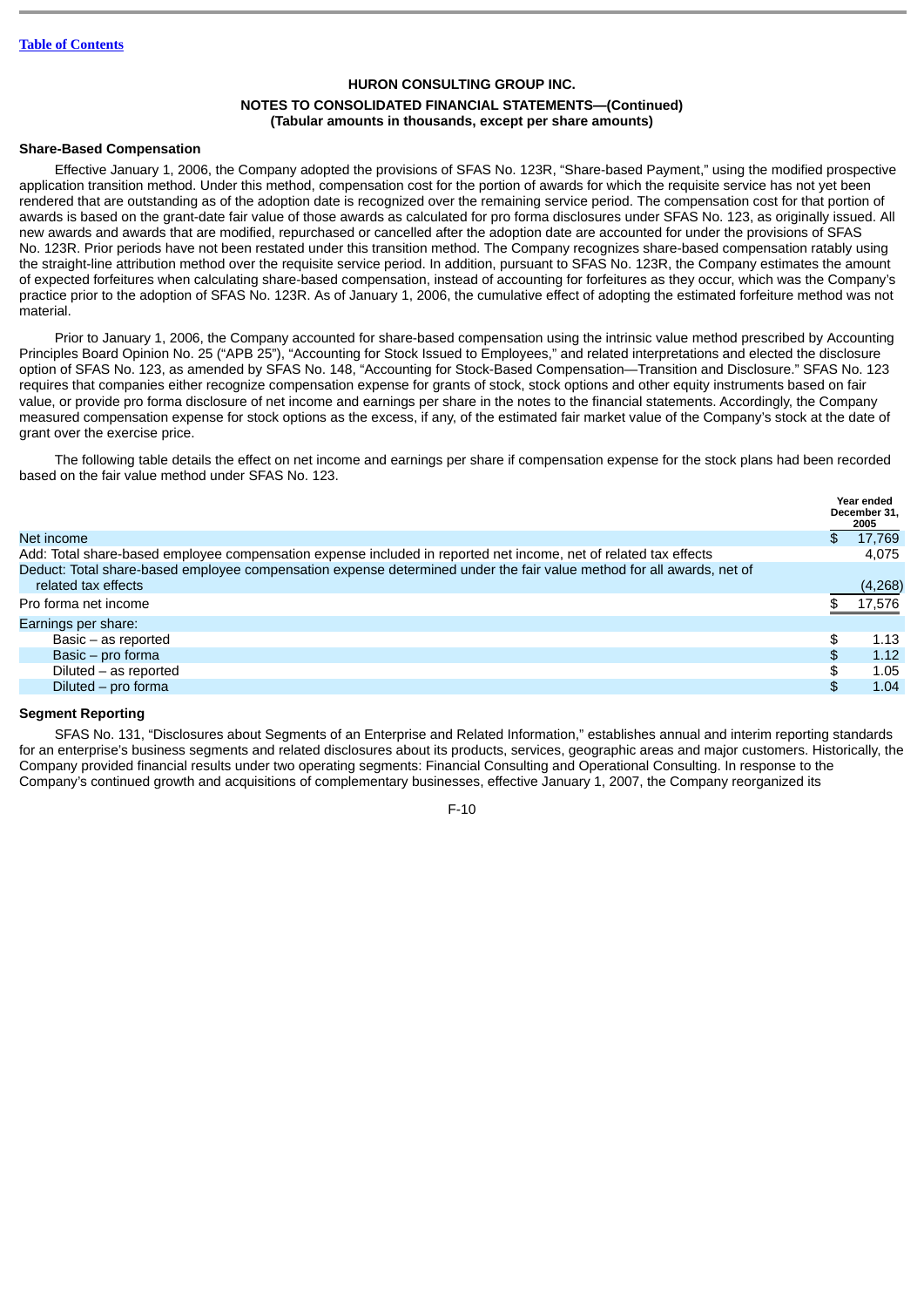HURON CONSULTING GROUP INC.

NOTES TO CONSOLIDATED FINANCIAL STATEMENTS—(Continued)
(Tabular amounts in thousands, except per share amounts)

**Share-Based Compensation**

Effective January 1, 2006, the Company adopted the provisions of SFAS No. 123R, "Share-based Payment," using the modified prospective application transition method. Under this method, compensation cost for the portion of awards for which the requisite service has not yet been rendered that are outstanding as of the adoption date is recognized over the remaining service period. The compensation cost for that portion of awards is based on the grant-date fair value of those awards as calculated for pro forma disclosures under SFAS No. 123, as originally issued. All new awards and awards that are modified, repurchased or cancelled after the adoption date are accounted for under the provisions of SFAS No. 123R. Prior periods have not been restated under this transition method. The Company recognizes share-based compensation ratably using the straight-line attribution method over the requisite service period. In addition, pursuant to SFAS No. 123R, the Company estimates the amount of expected forfeitures when calculating share-based compensation, instead of accounting for forfeitures as they occur, which was the Company's practice prior to the adoption of SFAS No. 123R. As of January 1, 2006, the cumulative effect of adopting the estimated forfeiture method was not material.

Prior to January 1, 2006, the Company accounted for share-based compensation using the intrinsic value method prescribed by Accounting Principles Board Opinion No. 25 ("APB 25"), "Accounting for Stock Issued to Employees," and related interpretations and elected the disclosure option of SFAS No. 123, as amended by SFAS No. 148, "Accounting for Stock-Based Compensation—Transition and Disclosure." SFAS No. 123 requires that companies either recognize compensation expense for grants of stock, stock options and other equity instruments based on fair value, or provide pro forma disclosure of net income and earnings per share in the notes to the financial statements. Accordingly, the Company measured compensation expense for stock options as the excess, if any, of the estimated fair market value of the Company's stock at the date of grant over the exercise price.

The following table details the effect on net income and earnings per share if compensation expense for the stock plans had been recorded based on the fair value method under SFAS No. 123.

| | Year ended December 31, 2005 |
|---|---|
| Net income | $ 17,769 |
| Add: Total share-based employee compensation expense included in reported net income, net of related tax effects | 4,075 |
| Deduct: Total share-based employee compensation expense determined under the fair value method for all awards, net of related tax effects | (4,268) |
| Pro forma net income | $ 17,576 |
| Earnings per share: | |
| Basic – as reported | $ 1.13 |
| Basic – pro forma | $ 1.12 |
| Diluted – as reported | $ 1.05 |
| Diluted – pro forma | $ 1.04 |

**Segment Reporting**

SFAS No. 131, "Disclosures about Segments of an Enterprise and Related Information," establishes annual and interim reporting standards for an enterprise's business segments and related disclosures about its products, services, geographic areas and major customers. Historically, the Company provided financial results under two operating segments: Financial Consulting and Operational Consulting. In response to the Company's continued growth and acquisitions of complementary businesses, effective January 1, 2007, the Company reorganized its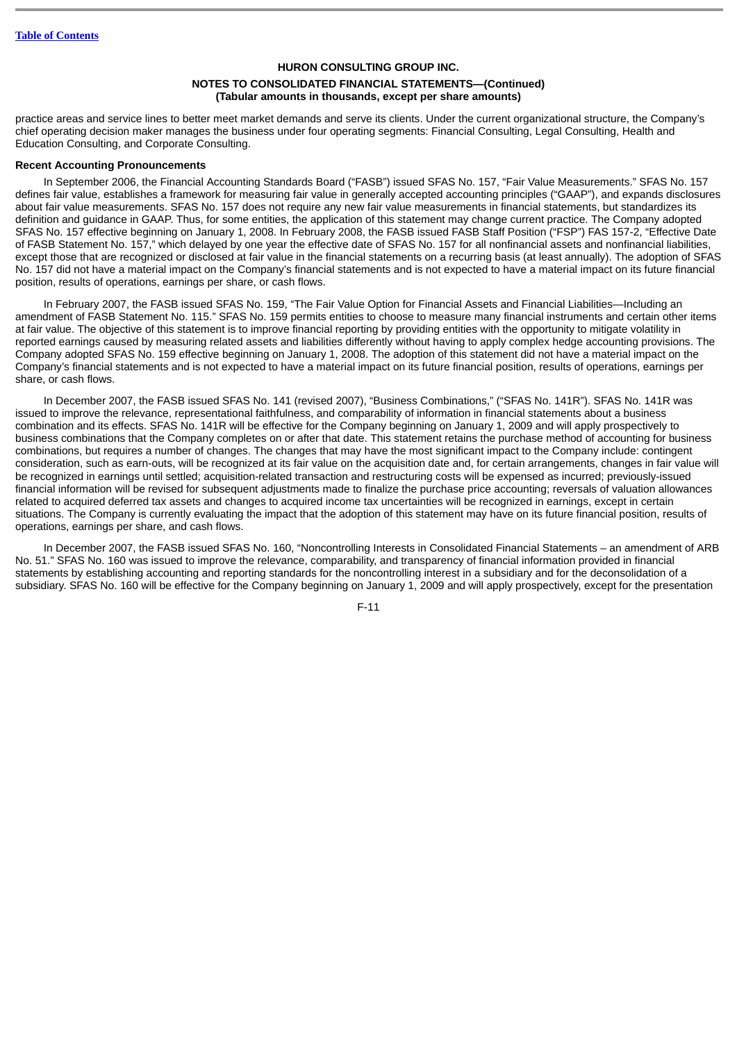practice areas and service lines to better meet market demands and serve its clients. Under the current organizational structure, the Company's chief operating decision maker manages the business under four operating segments: Financial Consulting, Legal Consulting, Health and Education Consulting, and Corporate Consulting.

**Recent Accounting Pronouncements**

In September 2006, the Financial Accounting Standards Board ("FASB") issued SFAS No. 157, "Fair Value Measurements." SFAS No. 157 defines fair value, establishes a framework for measuring fair value in generally accepted accounting principles ("GAAP"), and expands disclosures about fair value measurements. SFAS No. 157 does not require any new fair value measurements in financial statements, but standardizes its definition and guidance in GAAP. Thus, for some entities, the application of this statement may change current practice. The Company adopted SFAS No. 157 effective beginning on January 1, 2008. In February 2008, the FASB issued FASB Staff Position ("FSP") FAS 157-2, "Effective Date of FASB Statement No. 157," which delayed by one year the effective date of SFAS No. 157 for all nonfinancial assets and nonfinancial liabilities, except those that are recognized or disclosed at fair value in the financial statements on a recurring basis (at least annually). The adoption of SFAS No. 157 did not have a material impact on the Company's financial statements and is not expected to have a material impact on its future financial position, results of operations, earnings per share, or cash flows.

In February 2007, the FASB issued SFAS No. 159, "The Fair Value Option for Financial Assets and Financial Liabilities—Including an amendment of FASB Statement No. 115." SFAS No. 159 permits entities to choose to measure many financial instruments and certain other items at fair value. The objective of this statement is to improve financial reporting by providing entities with the opportunity to mitigate volatility in reported earnings caused by measuring related assets and liabilities differently without having to apply complex hedge accounting provisions. The Company adopted SFAS No. 159 effective beginning on January 1, 2008. The adoption of this statement did not have a material impact on the Company's financial statements and is not expected to have a material impact on its future financial position, results of operations, earnings per share, or cash flows.

In December 2007, the FASB issued SFAS No. 141 (revised 2007), "Business Combinations," ("SFAS No. 141R"). SFAS No. 141R was issued to improve the relevance, representational faithfulness, and comparability of information in financial statements about a business combination and its effects. SFAS No. 141R will be effective for the Company beginning on January 1, 2009 and will apply prospectively to business combinations that the Company completes on or after that date. This statement retains the purchase method of accounting for business combinations, but requires a number of changes. The changes that may have the most significant impact to the Company include: contingent consideration, such as earn-outs, will be recognized at its fair value on the acquisition date and, for certain arrangements, changes in fair value will be recognized in earnings until settled; acquisition-related transaction and restructuring costs will be expensed as incurred; previously-issued financial information will be revised for subsequent adjustments made to finalize the purchase price accounting; reversals of valuation allowances related to acquired deferred tax assets and changes to acquired income tax uncertainties will be recognized in earnings, except in certain situations. The Company is currently evaluating the impact that the adoption of this statement may have on its future financial position, results of operations, earnings per share, and cash flows.

In December 2007, the FASB issued SFAS No. 160, "Noncontrolling Interests in Consolidated Financial Statements – an amendment of ARB No. 51." SFAS No. 160 was issued to improve the relevance, comparability, and transparency of financial information provided in financial statements by establishing accounting and reporting standards for the noncontrolling interest in a subsidiary and for the deconsolidation of a subsidiary. SFAS No. 160 will be effective for the Company beginning on January 1, 2009 and will apply prospectively, except for the presentation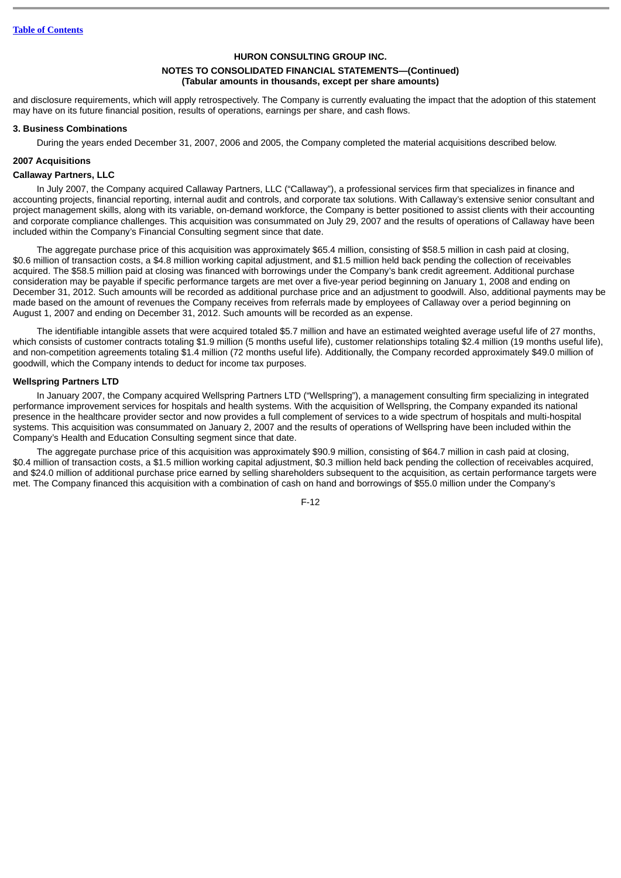and disclosure requirements, which will apply retrospectively. The Company is currently evaluating the impact that the adoption of this statement may have on its future financial position, results of operations, earnings per share, and cash flows.

### 3. Business Combinations

During the years ended December 31, 2007, 2006 and 2005, the Company completed the material acquisitions described below.

#### 2007 Acquisitions

#### Callaway Partners, LLC

In July 2007, the Company acquired Callaway Partners, LLC ("Callaway"), a professional services firm that specializes in finance and accounting projects, financial reporting, internal audit and controls, and corporate tax solutions. With Callaway's extensive senior consultant and project management skills, along with its variable, on-demand workforce, the Company is better positioned to assist clients with their accounting and corporate compliance challenges. This acquisition was consummated on July 29, 2007 and the results of operations of Callaway have been included within the Company's Financial Consulting segment since that date.

The aggregate purchase price of this acquisition was approximately $65.4 million, consisting of $58.5 million in cash paid at closing, $0.6 million of transaction costs, a $4.8 million working capital adjustment, and $1.5 million held back pending the collection of receivables acquired. The $58.5 million paid at closing was financed with borrowings under the Company's bank credit agreement. Additional purchase consideration may be payable if specific performance targets are met over a five-year period beginning on January 1, 2008 and ending on December 31, 2012. Such amounts will be recorded as additional purchase price and an adjustment to goodwill. Also, additional payments may be made based on the amount of revenues the Company receives from referrals made by employees of Callaway over a period beginning on August 1, 2007 and ending on December 31, 2012. Such amounts will be recorded as an expense.

The identifiable intangible assets that were acquired totaled $5.7 million and have an estimated weighted average useful life of 27 months, which consists of customer contracts totaling $1.9 million (5 months useful life), customer relationships totaling $2.4 million (19 months useful life), and non-competition agreements totaling $1.4 million (72 months useful life). Additionally, the Company recorded approximately $49.0 million of goodwill, which the Company intends to deduct for income tax purposes.

#### Wellspring Partners LTD

In January 2007, the Company acquired Wellspring Partners LTD ("Wellspring"), a management consulting firm specializing in integrated performance improvement services for hospitals and health systems. With the acquisition of Wellspring, the Company expanded its national presence in the healthcare provider sector and now provides a full complement of services to a wide spectrum of hospitals and multi-hospital systems. This acquisition was consummated on January 2, 2007 and the results of operations of Wellspring have been included within the Company's Health and Education Consulting segment since that date.

The aggregate purchase price of this acquisition was approximately $90.9 million, consisting of $64.7 million in cash paid at closing, $0.4 million of transaction costs, a $1.5 million working capital adjustment, $0.3 million held back pending the collection of receivables acquired, and $24.0 million of additional purchase price earned by selling shareholders subsequent to the acquisition, as certain performance targets were met. The Company financed this acquisition with a combination of cash on hand and borrowings of $55.0 million under the Company's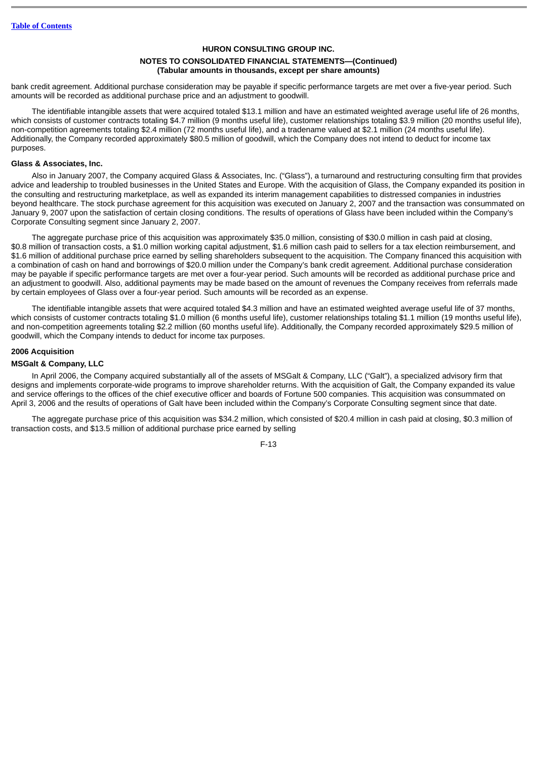bank credit agreement. Additional purchase consideration may be payable if specific performance targets are met over a five-year period. Such amounts will be recorded as additional purchase price and an adjustment to goodwill.

The identifiable intangible assets that were acquired totaled $13.1 million and have an estimated weighted average useful life of 26 months, which consists of customer contracts totaling $4.7 million (9 months useful life), customer relationships totaling $3.9 million (20 months useful life), non-competition agreements totaling $2.4 million (72 months useful life), and a tradename valued at $2.1 million (24 months useful life). Additionally, the Company recorded approximately $80.5 million of goodwill, which the Company does not intend to deduct for income tax purposes.

**Glass & Associates, Inc.**

Also in January 2007, the Company acquired Glass & Associates, Inc. ("Glass"), a turnaround and restructuring consulting firm that provides advice and leadership to troubled businesses in the United States and Europe. With the acquisition of Glass, the Company expanded its position in the consulting and restructuring marketplace, as well as expanded its interim management capabilities to distressed companies in industries beyond healthcare. The stock purchase agreement for this acquisition was executed on January 2, 2007 and the transaction was consummated on January 9, 2007 upon the satisfaction of certain closing conditions. The results of operations of Glass have been included within the Company's Corporate Consulting segment since January 2, 2007.

The aggregate purchase price of this acquisition was approximately $35.0 million, consisting of $30.0 million in cash paid at closing, $0.8 million of transaction costs, a $1.0 million working capital adjustment, $1.6 million cash paid to sellers for a tax election reimbursement, and $1.6 million of additional purchase price earned by selling shareholders subsequent to the acquisition. The Company financed this acquisition with a combination of cash on hand and borrowings of $20.0 million under the Company's bank credit agreement. Additional purchase consideration may be payable if specific performance targets are met over a four-year period. Such amounts will be recorded as additional purchase price and an adjustment to goodwill. Also, additional payments may be made based on the amount of revenues the Company receives from referrals made by certain employees of Glass over a four-year period. Such amounts will be recorded as an expense.

The identifiable intangible assets that were acquired totaled $4.3 million and have an estimated weighted average useful life of 37 months, which consists of customer contracts totaling $1.0 million (6 months useful life), customer relationships totaling $1.1 million (19 months useful life), and non-competition agreements totaling $2.2 million (60 months useful life). Additionally, the Company recorded approximately $29.5 million of goodwill, which the Company intends to deduct for income tax purposes.

**2006 Acquisition**

**MSGalt & Company, LLC**

In April 2006, the Company acquired substantially all of the assets of MSGalt & Company, LLC ("Galt"), a specialized advisory firm that designs and implements corporate-wide programs to improve shareholder returns. With the acquisition of Galt, the Company expanded its value and service offerings to the offices of the chief executive officer and boards of Fortune 500 companies. This acquisition was consummated on April 3, 2006 and the results of operations of Galt have been included within the Company's Corporate Consulting segment since that date.

The aggregate purchase price of this acquisition was $34.2 million, which consisted of $20.4 million in cash paid at closing, $0.3 million of transaction costs, and $13.5 million of additional purchase price earned by selling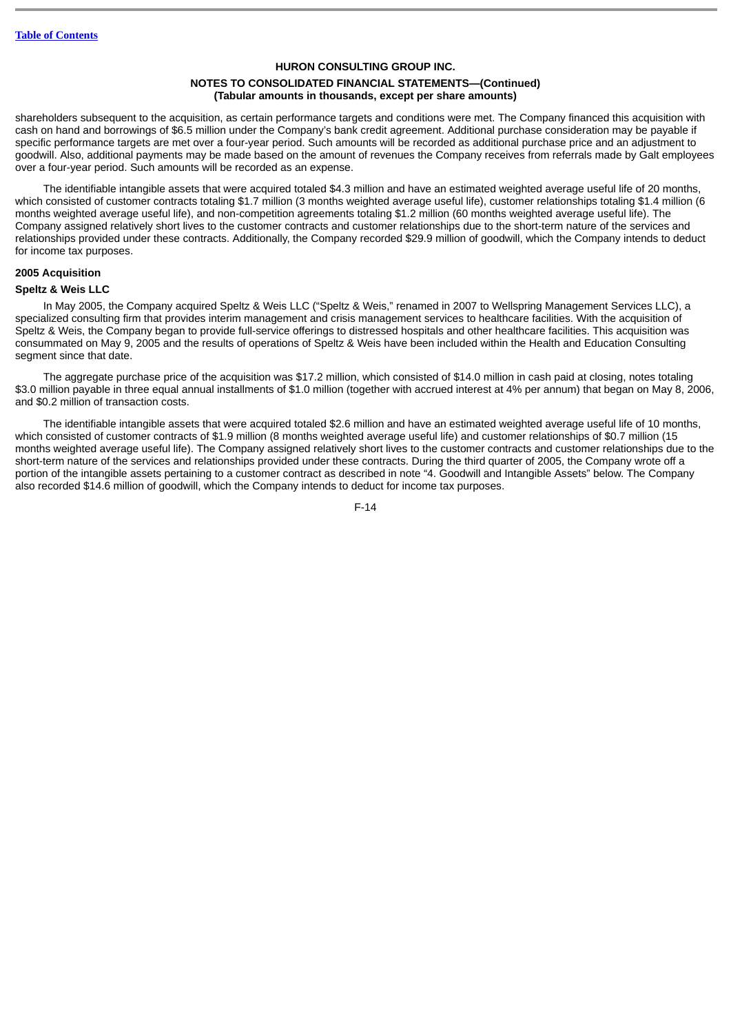shareholders subsequent to the acquisition, as certain performance targets and conditions were met. The Company financed this acquisition with cash on hand and borrowings of $6.5 million under the Company's bank credit agreement. Additional purchase consideration may be payable if specific performance targets are met over a four-year period. Such amounts will be recorded as additional purchase price and an adjustment to goodwill. Also, additional payments may be made based on the amount of revenues the Company receives from referrals made by Galt employees over a four-year period. Such amounts will be recorded as an expense.

The identifiable intangible assets that were acquired totaled $4.3 million and have an estimated weighted average useful life of 20 months, which consisted of customer contracts totaling $1.7 million (3 months weighted average useful life), customer relationships totaling $1.4 million (6 months weighted average useful life), and non-competition agreements totaling $1.2 million (60 months weighted average useful life). The Company assigned relatively short lives to the customer contracts and customer relationships due to the short-term nature of the services and relationships provided under these contracts. Additionally, the Company recorded $29.9 million of goodwill, which the Company intends to deduct for income tax purposes.

**2005 Acquisition**

**Speltz & Weis LLC**

In May 2005, the Company acquired Speltz & Weis LLC ("Speltz & Weis," renamed in 2007 to Wellspring Management Services LLC), a specialized consulting firm that provides interim management and crisis management services to healthcare facilities. With the acquisition of Speltz & Weis, the Company began to provide full-service offerings to distressed hospitals and other healthcare facilities. This acquisition was consummated on May 9, 2005 and the results of operations of Speltz & Weis have been included within the Health and Education Consulting segment since that date.

The aggregate purchase price of the acquisition was $17.2 million, which consisted of $14.0 million in cash paid at closing, notes totaling $3.0 million payable in three equal annual installments of $1.0 million (together with accrued interest at 4% per annum) that began on May 8, 2006, and $0.2 million of transaction costs.

The identifiable intangible assets that were acquired totaled $2.6 million and have an estimated weighted average useful life of 10 months, which consisted of customer contracts of $1.9 million (8 months weighted average useful life) and customer relationships of $0.7 million (15 months weighted average useful life). The Company assigned relatively short lives to the customer contracts and customer relationships due to the short-term nature of the services and relationships provided under these contracts. During the third quarter of 2005, the Company wrote off a portion of the intangible assets pertaining to a customer contract as described in note "4. Goodwill and Intangible Assets" below. The Company also recorded $14.6 million of goodwill, which the Company intends to deduct for income tax purposes.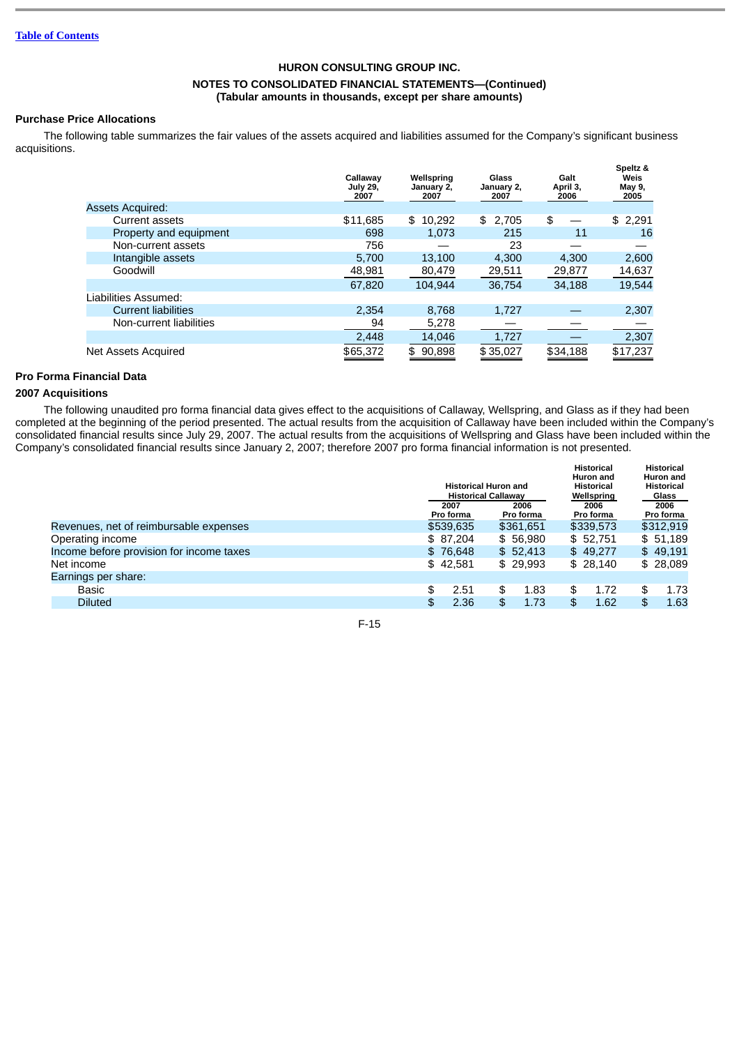Table of Contents

## HURON CONSULTING GROUP INC.

### NOTES TO CONSOLIDATED FINANCIAL STATEMENTS—(Continued)
### (Tabular amounts in thousands, except per share amounts)

**Purchase Price Allocations**

The following table summarizes the fair values of the assets acquired and liabilities assumed for the Company's significant business acquisitions.

| | Callaway July 29, 2007 | Wellspring January 2, 2007 | Glass January 2, 2007 | Galt April 3, 2006 | Speltz & Weis May 9, 2005 |
|---|---|---|---|---|---|
| Assets Acquired: | | | | | |
| Current assets | $11,685 | $ 10,292 | $ 2,705 | $ — | $ 2,291 |
| Property and equipment | 698 | 1,073 | 215 | 11 | 16 |
| Non-current assets | 756 | — | 23 | — | — |
| Intangible assets | 5,700 | 13,100 | 4,300 | 4,300 | 2,600 |
| Goodwill | 48,981 | 80,479 | 29,511 | 29,877 | 14,637 |
| | 67,820 | 104,944 | 36,754 | 34,188 | 19,544 |
| Liabilities Assumed: | | | | | |
| Current liabilities | 2,354 | 8,768 | 1,727 | — | 2,307 |
| Non-current liabilities | 94 | 5,278 | — | — | — |
| | 2,448 | 14,046 | 1,727 | — | 2,307 |
| Net Assets Acquired | $65,372 | $ 90,898 | $ 35,027 | $34,188 | $17,237 |

**Pro Forma Financial Data**

**2007 Acquisitions**

The following unaudited pro forma financial data gives effect to the acquisitions of Callaway, Wellspring, and Glass as if they had been completed at the beginning of the period presented. The actual results from the acquisition of Callaway have been included within the Company's consolidated financial results since July 29, 2007. The actual results from the acquisitions of Wellspring and Glass have been included within the Company's consolidated financial results since January 2, 2007; therefore 2007 pro forma financial information is not presented.

| | Historical Huron and Historical Callaway | | Historical Huron and Historical Wellspring | Historical Huron and Historical Glass |
|---|---|---|---|---|
| | 2007 Pro forma | 2006 Pro forma | 2006 Pro forma | 2006 Pro forma |
| Revenues, net of reimbursable expenses | $539,635 | $361,651 | $339,573 | $312,919 |
| Operating income | $ 87,204 | $ 56,980 | $ 52,751 | $ 51,189 |
| Income before provision for income taxes | $ 76,648 | $ 52,413 | $ 49,277 | $ 49,191 |
| Net income | $ 42,581 | $ 29,993 | $ 28,140 | $ 28,089 |
| Earnings per share: | | | | |
| Basic | $ 2.51 | $ 1.83 | $ 1.72 | $ 1.73 |
| Diluted | $ 2.36 | $ 1.73 | $ 1.62 | $ 1.63 |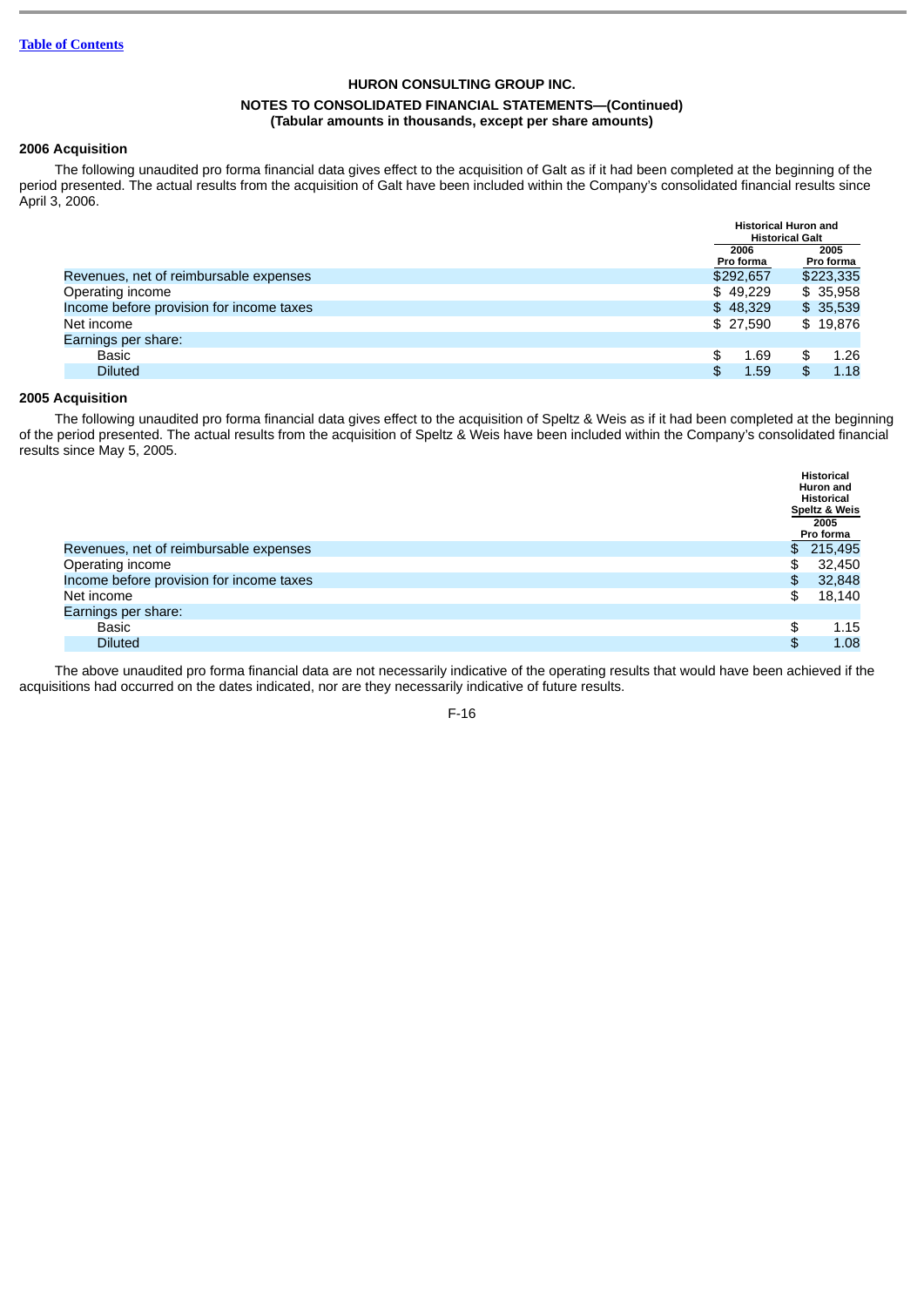HURON CONSULTING GROUP INC.

NOTES TO CONSOLIDATED FINANCIAL STATEMENTS—(Continued)
(Tabular amounts in thousands, except per share amounts)

**2006 Acquisition**

The following unaudited pro forma financial data gives effect to the acquisition of Galt as if it had been completed at the beginning of the period presented. The actual results from the acquisition of Galt have been included within the Company's consolidated financial results since April 3, 2006.

| | Historical Huron and Historical Galt | |
|---|---|---|
| | 2006 Pro forma | 2005 Pro forma |
| Revenues, net of reimbursable expenses | $292,657 | $223,335 |
| Operating income | $ 49,229 | $ 35,958 |
| Income before provision for income taxes | $ 48,329 | $ 35,539 |
| Net income | $ 27,590 | $ 19,876 |
| Earnings per share: | | |
| Basic | $ 1.69 | $ 1.26 |
| Diluted | $ 1.59 | $ 1.18 |

**2005 Acquisition**

The following unaudited pro forma financial data gives effect to the acquisition of Speltz & Weis as if it had been completed at the beginning of the period presented. The actual results from the acquisition of Speltz & Weis have been included within the Company's consolidated financial results since May 5, 2005.

| | Historical Huron and Historical Speltz & Weis |
|---|---|
| | 2005 Pro forma |
| Revenues, net of reimbursable expenses | $ 215,495 |
| Operating income | $ 32,450 |
| Income before provision for income taxes | $ 32,848 |
| Net income | $ 18,140 |
| Earnings per share: | |
| Basic | $ 1.15 |
| Diluted | $ 1.08 |

The above unaudited pro forma financial data are not necessarily indicative of the operating results that would have been achieved if the acquisitions had occurred on the dates indicated, nor are they necessarily indicative of future results.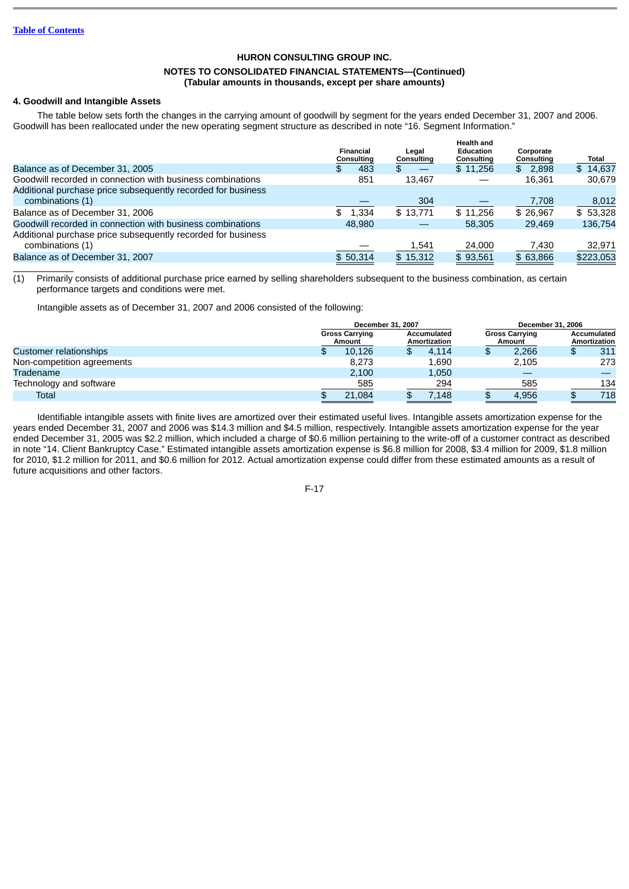[Table of Contents](#)

**HURON CONSULTING GROUP INC.**

**NOTES TO CONSOLIDATED FINANCIAL STATEMENTS—(Continued)**
**(Tabular amounts in thousands, except per share amounts)**

### 4. Goodwill and Intangible Assets

The table below sets forth the changes in the carrying amount of goodwill by segment for the years ended December 31, 2007 and 2006. Goodwill has been reallocated under the new operating segment structure as described in note "16. Segment Information."

| | Financial Consulting | Legal Consulting | Health and Education Consulting | Corporate Consulting | Total |
|---|---|---|---|---|---|
| Balance as of December 31, 2005 | $ 483 | $ — | $ 11,256 | $ 2,898 | $ 14,637 |
| Goodwill recorded in connection with business combinations | 851 | 13,467 | — | 16,361 | 30,679 |
| Additional purchase price subsequently recorded for business combinations (1) | — | 304 | — | 7,708 | 8,012 |
| Balance as of December 31, 2006 | $ 1,334 | $ 13,771 | $ 11,256 | $ 26,967 | $ 53,328 |
| Goodwill recorded in connection with business combinations | 48,980 | — | 58,305 | 29,469 | 136,754 |
| Additional purchase price subsequently recorded for business combinations (1) | — | 1,541 | 24,000 | 7,430 | 32,971 |
| Balance as of December 31, 2007 | $ 50,314 | $ 15,312 | $ 93,561 | $ 63,866 | $223,053 |

(1) Primarily consists of additional purchase price earned by selling shareholders subsequent to the business combination, as certain performance targets and conditions were met.

Intangible assets as of December 31, 2007 and 2006 consisted of the following:

| | December 31, 2007 | | December 31, 2006 | |
|---|---|---|---|---|
| | Gross Carrying Amount | Accumulated Amortization | Gross Carrying Amount | Accumulated Amortization |
| Customer relationships | $ 10,126 | $ 4,114 | $ 2,266 | $ 311 |
| Non-competition agreements | 8,273 | 1,690 | 2,105 | 273 |
| Tradename | 2,100 | 1,050 | — | — |
| Technology and software | 585 | 294 | 585 | 134 |
| Total | $ 21,084 | $ 7,148 | $ 4,956 | $ 718 |

Identifiable intangible assets with finite lives are amortized over their estimated useful lives. Intangible assets amortization expense for the years ended December 31, 2007 and 2006 was $14.3 million and $4.5 million, respectively. Intangible assets amortization expense for the year ended December 31, 2005 was $2.2 million, which included a charge of $0.6 million pertaining to the write-off of a customer contract as described in note "14. Client Bankruptcy Case." Estimated intangible assets amortization expense is $6.8 million for 2008, $3.4 million for 2009, $1.8 million for 2010, $1.2 million for 2011, and $0.6 million for 2012. Actual amortization expense could differ from these estimated amounts as a result of future acquisitions and other factors.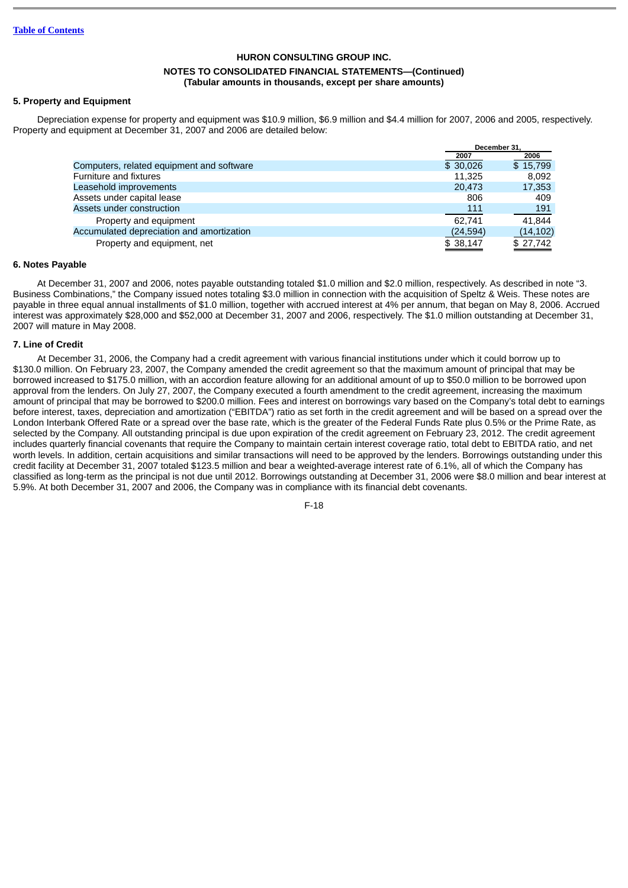HURON CONSULTING GROUP INC.

NOTES TO CONSOLIDATED FINANCIAL STATEMENTS—(Continued)
(Tabular amounts in thousands, except per share amounts)

## 5. Property and Equipment

Depreciation expense for property and equipment was $10.9 million, $6.9 million and $4.4 million for 2007, 2006 and 2005, respectively. Property and equipment at December 31, 2007 and 2006 are detailed below:

| | December 31, | |
|---|---|---|
| | 2007 | 2006 |
| Computers, related equipment and software | $ 30,026 | $ 15,799 |
| Furniture and fixtures | 11,325 | 8,092 |
| Leasehold improvements | 20,473 | 17,353 |
| Assets under capital lease | 806 | 409 |
| Assets under construction | 111 | 191 |
| Property and equipment | 62,741 | 41,844 |
| Accumulated depreciation and amortization | (24,594) | (14,102) |
| Property and equipment, net | $ 38,147 | $ 27,742 |

## 6. Notes Payable

At December 31, 2007 and 2006, notes payable outstanding totaled $1.0 million and $2.0 million, respectively. As described in note "3. Business Combinations," the Company issued notes totaling $3.0 million in connection with the acquisition of Speltz & Weis. These notes are payable in three equal annual installments of $1.0 million, together with accrued interest at 4% per annum, that began on May 8, 2006. Accrued interest was approximately $28,000 and $52,000 at December 31, 2007 and 2006, respectively. The $1.0 million outstanding at December 31, 2007 will mature in May 2008.

## 7. Line of Credit

At December 31, 2006, the Company had a credit agreement with various financial institutions under which it could borrow up to $130.0 million. On February 23, 2007, the Company amended the credit agreement so that the maximum amount of principal that may be borrowed increased to $175.0 million, with an accordion feature allowing for an additional amount of up to $50.0 million to be borrowed upon approval from the lenders. On July 27, 2007, the Company executed a fourth amendment to the credit agreement, increasing the maximum amount of principal that may be borrowed to $200.0 million. Fees and interest on borrowings vary based on the Company's total debt to earnings before interest, taxes, depreciation and amortization ("EBITDA") ratio as set forth in the credit agreement and will be based on a spread over the London Interbank Offered Rate or a spread over the base rate, which is the greater of the Federal Funds Rate plus 0.5% or the Prime Rate, as selected by the Company. All outstanding principal is due upon expiration of the credit agreement on February 23, 2012. The credit agreement includes quarterly financial covenants that require the Company to maintain certain interest coverage ratio, total debt to EBITDA ratio, and net worth levels. In addition, certain acquisitions and similar transactions will need to be approved by the lenders. Borrowings outstanding under this credit facility at December 31, 2007 totaled $123.5 million and bear a weighted-average interest rate of 6.1%, all of which the Company has classified as long-term as the principal is not due until 2012. Borrowings outstanding at December 31, 2006 were $8.0 million and bear interest at 5.9%. At both December 31, 2007 and 2006, the Company was in compliance with its financial debt covenants.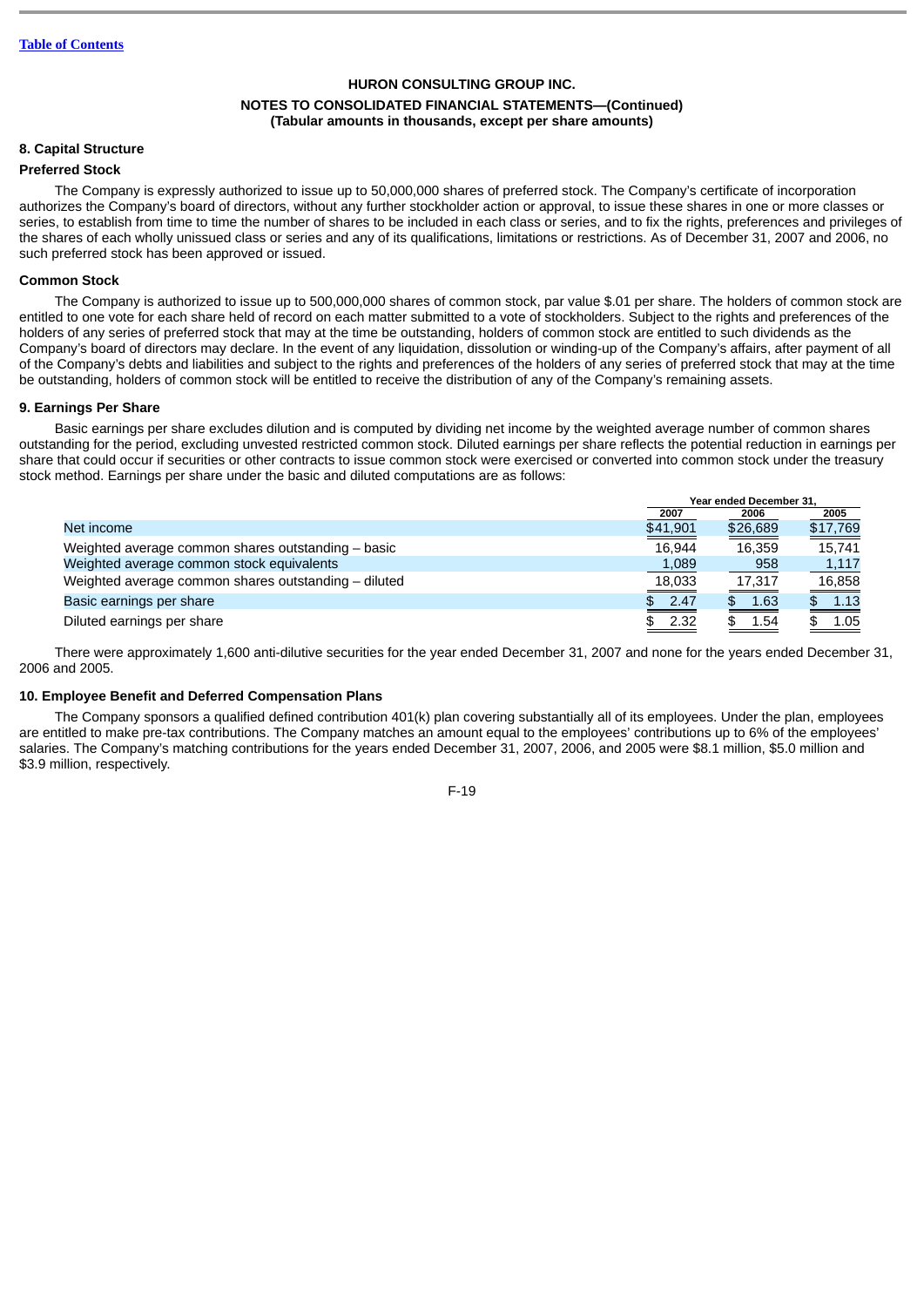HURON CONSULTING GROUP INC.

NOTES TO CONSOLIDATED FINANCIAL STATEMENTS—(Continued)
(Tabular amounts in thousands, except per share amounts)

### 8. Capital Structure

#### Preferred Stock

The Company is expressly authorized to issue up to 50,000,000 shares of preferred stock. The Company's certificate of incorporation authorizes the Company's board of directors, without any further stockholder action or approval, to issue these shares in one or more classes or series, to establish from time to time the number of shares to be included in each class or series, and to fix the rights, preferences and privileges of the shares of each wholly unissued class or series and any of its qualifications, limitations or restrictions. As of December 31, 2007 and 2006, no such preferred stock has been approved or issued.

#### Common Stock

The Company is authorized to issue up to 500,000,000 shares of common stock, par value $.01 per share. The holders of common stock are entitled to one vote for each share held of record on each matter submitted to a vote of stockholders. Subject to the rights and preferences of the holders of any series of preferred stock that may at the time be outstanding, holders of common stock are entitled to such dividends as the Company's board of directors may declare. In the event of any liquidation, dissolution or winding-up of the Company's affairs, after payment of all of the Company's debts and liabilities and subject to the rights and preferences of the holders of any series of preferred stock that may at the time be outstanding, holders of common stock will be entitled to receive the distribution of any of the Company's remaining assets.

### 9. Earnings Per Share

Basic earnings per share excludes dilution and is computed by dividing net income by the weighted average number of common shares outstanding for the period, excluding unvested restricted common stock. Diluted earnings per share reflects the potential reduction in earnings per share that could occur if securities or other contracts to issue common stock were exercised or converted into common stock under the treasury stock method. Earnings per share under the basic and diluted computations are as follows:

| | Year ended December 31, | | |
|---|---|---|---|
| | 2007 | 2006 | 2005 |
| Net income | $41,901 | $26,689 | $17,769 |
| Weighted average common shares outstanding – basic | 16,944 | 16,359 | 15,741 |
| Weighted average common stock equivalents | 1,089 | 958 | 1,117 |
| Weighted average common shares outstanding – diluted | 18,033 | 17,317 | 16,858 |
| Basic earnings per share | $ 2.47 | $ 1.63 | $ 1.13 |
| Diluted earnings per share | $ 2.32 | $ 1.54 | $ 1.05 |

There were approximately 1,600 anti-dilutive securities for the year ended December 31, 2007 and none for the years ended December 31, 2006 and 2005.

### 10. Employee Benefit and Deferred Compensation Plans

The Company sponsors a qualified defined contribution 401(k) plan covering substantially all of its employees. Under the plan, employees are entitled to make pre-tax contributions. The Company matches an amount equal to the employees' contributions up to 6% of the employees' salaries. The Company's matching contributions for the years ended December 31, 2007, 2006, and 2005 were $8.1 million, $5.0 million and $3.9 million, respectively.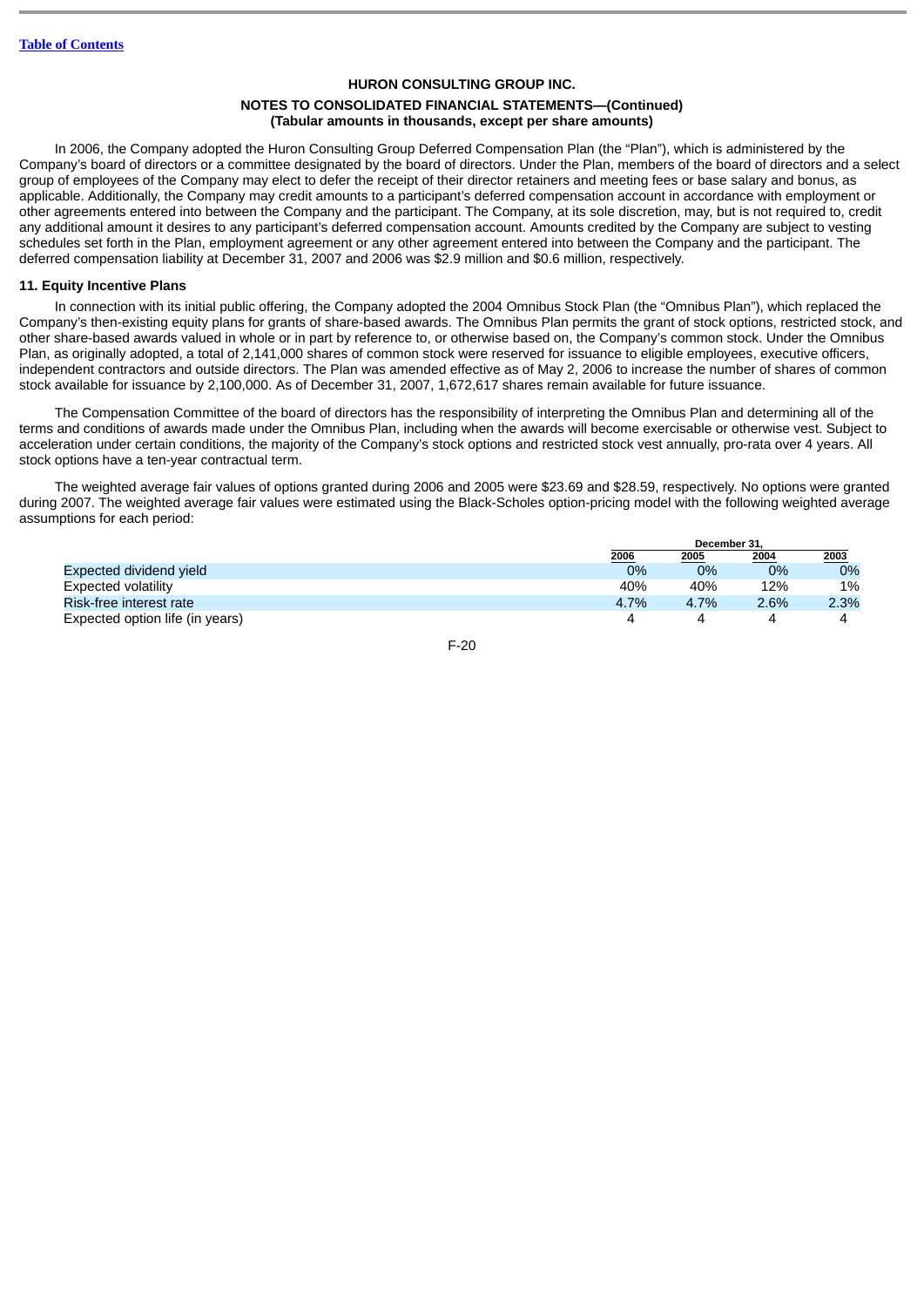HURON CONSULTING GROUP INC.

NOTES TO CONSOLIDATED FINANCIAL STATEMENTS—(Continued)
(Tabular amounts in thousands, except per share amounts)

In 2006, the Company adopted the Huron Consulting Group Deferred Compensation Plan (the "Plan"), which is administered by the Company's board of directors or a committee designated by the board of directors. Under the Plan, members of the board of directors and a select group of employees of the Company may elect to defer the receipt of their director retainers and meeting fees or base salary and bonus, as applicable. Additionally, the Company may credit amounts to a participant's deferred compensation account in accordance with employment or other agreements entered into between the Company and the participant. The Company, at its sole discretion, may, but is not required to, credit any additional amount it desires to any participant's deferred compensation account. Amounts credited by the Company are subject to vesting schedules set forth in the Plan, employment agreement or any other agreement entered into between the Company and the participant. The deferred compensation liability at December 31, 2007 and 2006 was $2.9 million and $0.6 million, respectively.

**11. Equity Incentive Plans**

In connection with its initial public offering, the Company adopted the 2004 Omnibus Stock Plan (the "Omnibus Plan"), which replaced the Company's then-existing equity plans for grants of share-based awards. The Omnibus Plan permits the grant of stock options, restricted stock, and other share-based awards valued in whole or in part by reference to, or otherwise based on, the Company's common stock. Under the Omnibus Plan, as originally adopted, a total of 2,141,000 shares of common stock were reserved for issuance to eligible employees, executive officers, independent contractors and outside directors. The Plan was amended effective as of May 2, 2006 to increase the number of shares of common stock available for issuance by 2,100,000. As of December 31, 2007, 1,672,617 shares remain available for future issuance.

The Compensation Committee of the board of directors has the responsibility of interpreting the Omnibus Plan and determining all of the terms and conditions of awards made under the Omnibus Plan, including when the awards will become exercisable or otherwise vest. Subject to acceleration under certain conditions, the majority of the Company's stock options and restricted stock vest annually, pro-rata over 4 years. All stock options have a ten-year contractual term.

The weighted average fair values of options granted during 2006 and 2005 were $23.69 and $28.59, respectively. No options were granted during 2007. The weighted average fair values were estimated using the Black-Scholes option-pricing model with the following weighted average assumptions for each period:

| | December 31, | | | |
|---|---|---|---|---|
| | 2006 | 2005 | 2004 | 2003 |
| Expected dividend yield | 0% | 0% | 0% | 0% |
| Expected volatility | 40% | 40% | 12% | 1% |
| Risk-free interest rate | 4.7% | 4.7% | 2.6% | 2.3% |
| Expected option life (in years) | 4 | 4 | 4 | 4 |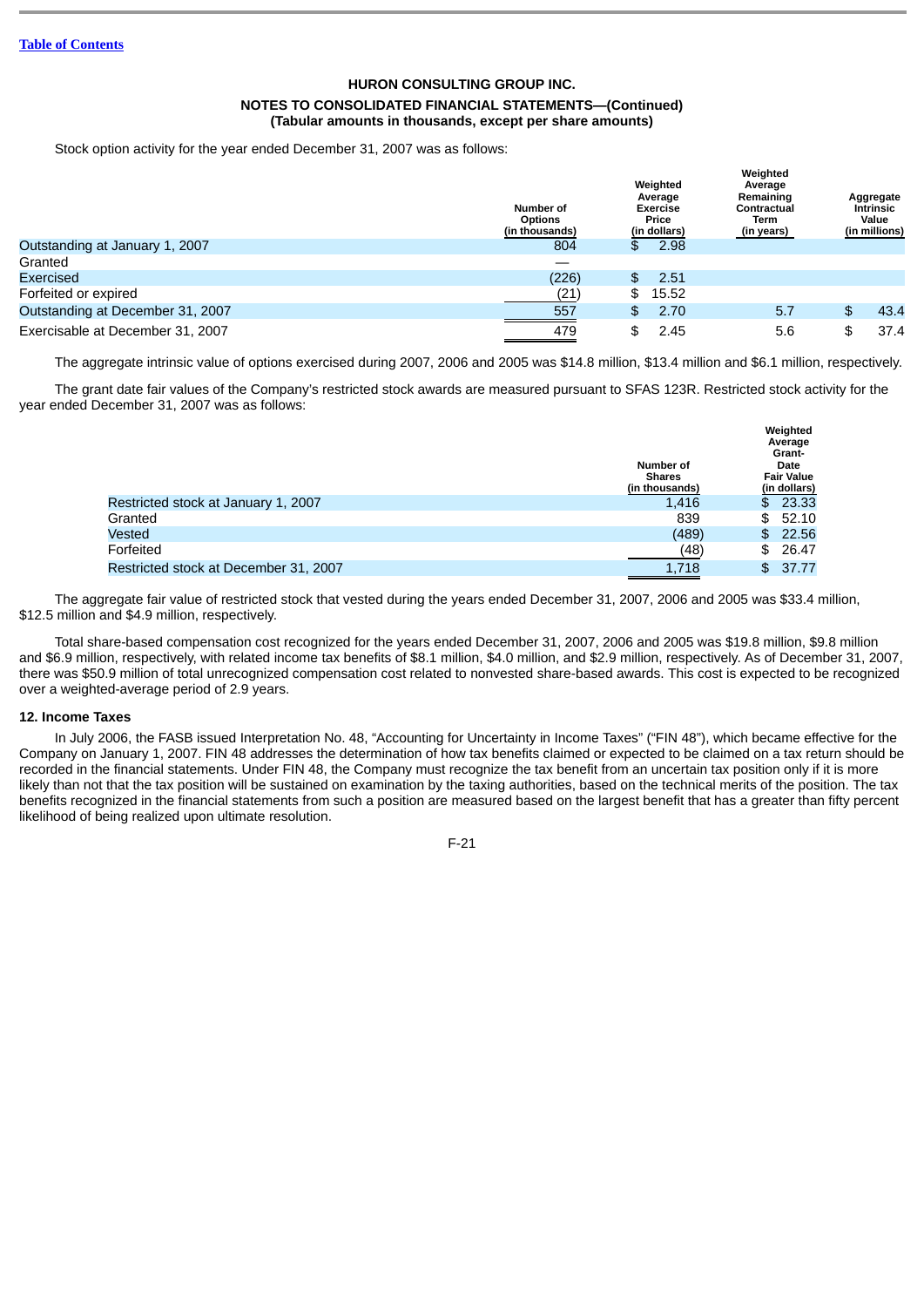HURON CONSULTING GROUP INC.

NOTES TO CONSOLIDATED FINANCIAL STATEMENTS—(Continued)
(Tabular amounts in thousands, except per share amounts)

Stock option activity for the year ended December 31, 2007 was as follows:

| | Number of Options (in thousands) | Weighted Average Exercise Price (in dollars) | Weighted Average Remaining Contractual Term (in years) | Aggregate Intrinsic Value (in millions) |
|---|---|---|---|---|
| Outstanding at January 1, 2007 | 804 | $ 2.98 | | |
| Granted | — | | | |
| Exercised | (226) | $ 2.51 | | |
| Forfeited or expired | (21) | $ 15.52 | | |
| Outstanding at December 31, 2007 | 557 | $ 2.70 | 5.7 | $ 43.4 |
| Exercisable at December 31, 2007 | 479 | $ 2.45 | 5.6 | $ 37.4 |

The aggregate intrinsic value of options exercised during 2007, 2006 and 2005 was $14.8 million, $13.4 million and $6.1 million, respectively.

The grant date fair values of the Company's restricted stock awards are measured pursuant to SFAS 123R. Restricted stock activity for the year ended December 31, 2007 was as follows:

| | Number of Shares (in thousands) | Weighted Average Grant-Date Fair Value (in dollars) |
|---|---|---|
| Restricted stock at January 1, 2007 | 1,416 | $ 23.33 |
| Granted | 839 | $ 52.10 |
| Vested | (489) | $ 22.56 |
| Forfeited | (48) | $ 26.47 |
| Restricted stock at December 31, 2007 | 1,718 | $ 37.77 |

The aggregate fair value of restricted stock that vested during the years ended December 31, 2007, 2006 and 2005 was $33.4 million, $12.5 million and $4.9 million, respectively.

Total share-based compensation cost recognized for the years ended December 31, 2007, 2006 and 2005 was $19.8 million, $9.8 million and $6.9 million, respectively, with related income tax benefits of $8.1 million, $4.0 million, and $2.9 million, respectively. As of December 31, 2007, there was $50.9 million of total unrecognized compensation cost related to nonvested share-based awards. This cost is expected to be recognized over a weighted-average period of 2.9 years.

**12. Income Taxes**

In July 2006, the FASB issued Interpretation No. 48, "Accounting for Uncertainty in Income Taxes" ("FIN 48"), which became effective for the Company on January 1, 2007. FIN 48 addresses the determination of how tax benefits claimed or expected to be claimed on a tax return should be recorded in the financial statements. Under FIN 48, the Company must recognize the tax benefit from an uncertain tax position only if it is more likely than not that the tax position will be sustained on examination by the taxing authorities, based on the technical merits of the position. The tax benefits recognized in the financial statements from such a position are measured based on the largest benefit that has a greater than fifty percent likelihood of being realized upon ultimate resolution.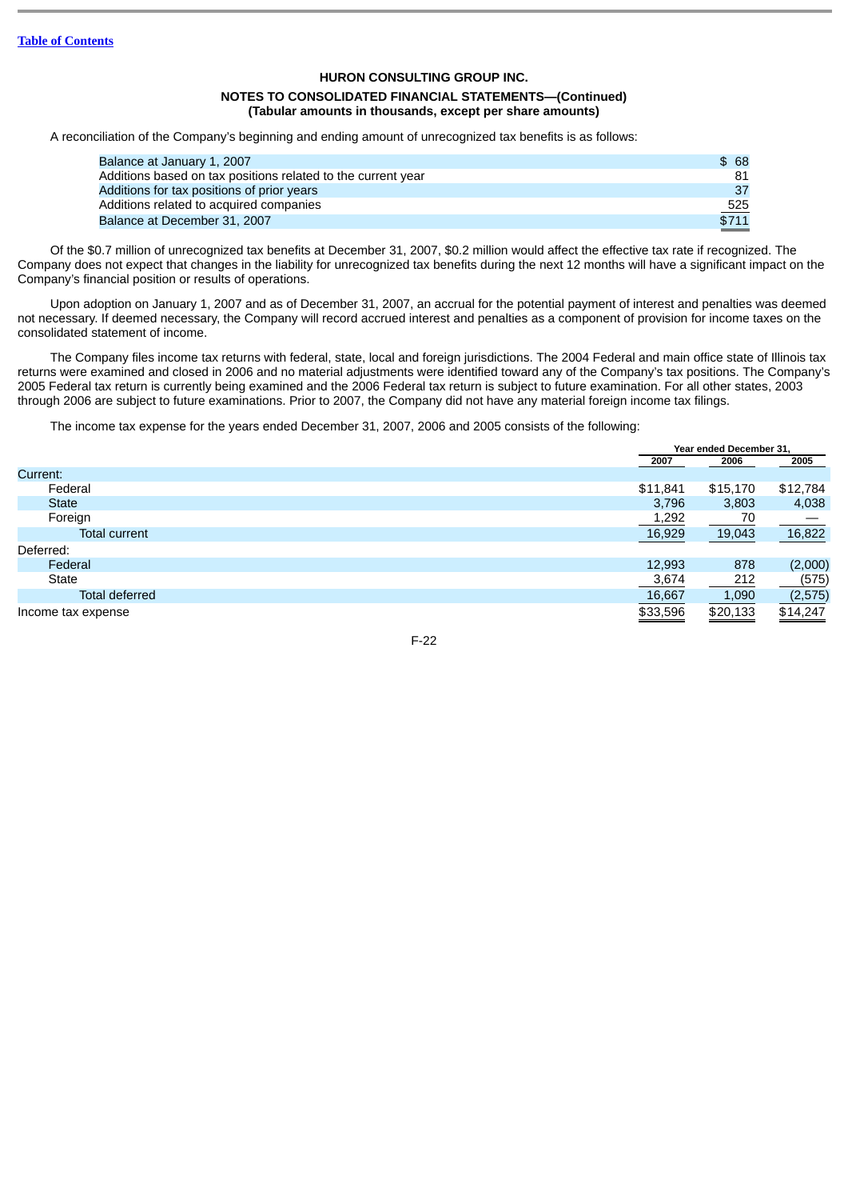HURON CONSULTING GROUP INC.

NOTES TO CONSOLIDATED FINANCIAL STATEMENTS—(Continued)
(Tabular amounts in thousands, except per share amounts)

A reconciliation of the Company's beginning and ending amount of unrecognized tax benefits is as follows:

| | |
|---|---|
| Balance at January 1, 2007 | $ 68 |
| Additions based on tax positions related to the current year | 81 |
| Additions for tax positions of prior years | 37 |
| Additions related to acquired companies | 525 |
| Balance at December 31, 2007 | $711 |

Of the $0.7 million of unrecognized tax benefits at December 31, 2007, $0.2 million would affect the effective tax rate if recognized. The Company does not expect that changes in the liability for unrecognized tax benefits during the next 12 months will have a significant impact on the Company's financial position or results of operations.

Upon adoption on January 1, 2007 and as of December 31, 2007, an accrual for the potential payment of interest and penalties was deemed not necessary. If deemed necessary, the Company will record accrued interest and penalties as a component of provision for income taxes on the consolidated statement of income.

The Company files income tax returns with federal, state, local and foreign jurisdictions. The 2004 Federal and main office state of Illinois tax returns were examined and closed in 2006 and no material adjustments were identified toward any of the Company's tax positions. The Company's 2005 Federal tax return is currently being examined and the 2006 Federal tax return is subject to future examination. For all other states, 2003 through 2006 are subject to future examinations. Prior to 2007, the Company did not have any material foreign income tax filings.

The income tax expense for the years ended December 31, 2007, 2006 and 2005 consists of the following:

| | Year ended December 31, | | |
|---|---|---|---|
| | 2007 | 2006 | 2005 |
| Current: | | | |
| Federal | $11,841 | $15,170 | $12,784 |
| State | 3,796 | 3,803 | 4,038 |
| Foreign | 1,292 | 70 | — |
| Total current | 16,929 | 19,043 | 16,822 |
| Deferred: | | | |
| Federal | 12,993 | 878 | (2,000) |
| State | 3,674 | 212 | (575) |
| Total deferred | 16,667 | 1,090 | (2,575) |
| Income tax expense | $33,596 | $20,133 | $14,247 |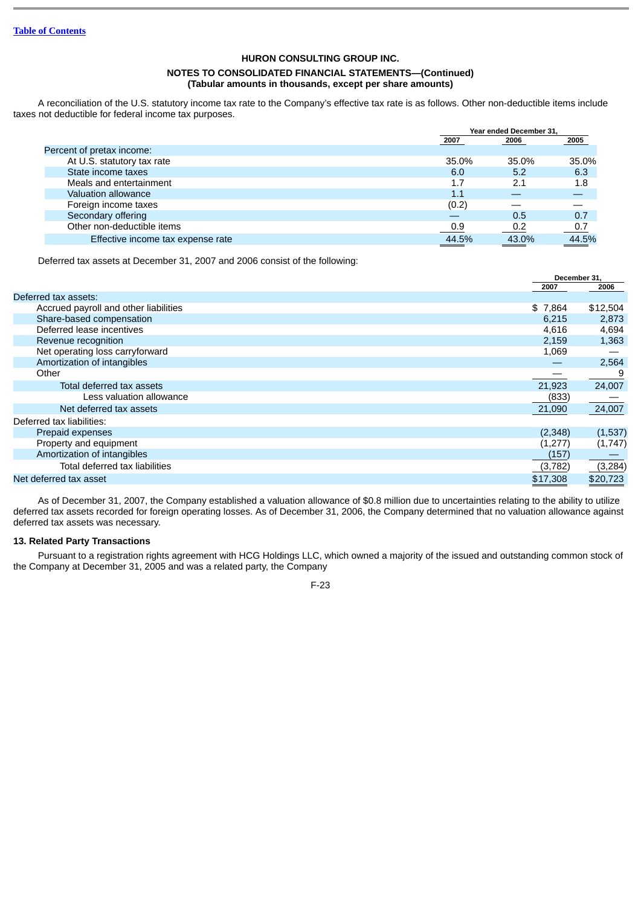HURON CONSULTING GROUP INC.

**NOTES TO CONSOLIDATED FINANCIAL STATEMENTS—(Continued)**
**(Tabular amounts in thousands, except per share amounts)**

A reconciliation of the U.S. statutory income tax rate to the Company's effective tax rate is as follows. Other non-deductible items include taxes not deductible for federal income tax purposes.

| | Year ended December 31, | | |
|---|---|---|---|
| | 2007 | 2006 | 2005 |
| Percent of pretax income: | | | |
| At U.S. statutory tax rate | 35.0% | 35.0% | 35.0% |
| State income taxes | 6.0 | 5.2 | 6.3 |
| Meals and entertainment | 1.7 | 2.1 | 1.8 |
| Valuation allowance | 1.1 | — | — |
| Foreign income taxes | (0.2) | — | — |
| Secondary offering | — | 0.5 | 0.7 |
| Other non-deductible items | 0.9 | 0.2 | 0.7 |
| Effective income tax expense rate | 44.5% | 43.0% | 44.5% |

Deferred tax assets at December 31, 2007 and 2006 consist of the following:

| | December 31, | |
|---|---|---|
| | 2007 | 2006 |
| Deferred tax assets: | | |
| Accrued payroll and other liabilities | $ 7,864 | $12,504 |
| Share-based compensation | 6,215 | 2,873 |
| Deferred lease incentives | 4,616 | 4,694 |
| Revenue recognition | 2,159 | 1,363 |
| Net operating loss carryforward | 1,069 | — |
| Amortization of intangibles | — | 2,564 |
| Other | — | 9 |
| Total deferred tax assets | 21,923 | 24,007 |
| Less valuation allowance | (833) | — |
| Net deferred tax assets | 21,090 | 24,007 |
| Deferred tax liabilities: | | |
| Prepaid expenses | (2,348) | (1,537) |
| Property and equipment | (1,277) | (1,747) |
| Amortization of intangibles | (157) | — |
| Total deferred tax liabilities | (3,782) | (3,284) |
| Net deferred tax asset | $17,308 | $20,723 |

As of December 31, 2007, the Company established a valuation allowance of $0.8 million due to uncertainties relating to the ability to utilize deferred tax assets recorded for foreign operating losses. As of December 31, 2006, the Company determined that no valuation allowance against deferred tax assets was necessary.

**13. Related Party Transactions**

Pursuant to a registration rights agreement with HCG Holdings LLC, which owned a majority of the issued and outstanding common stock of the Company at December 31, 2005 and was a related party, the Company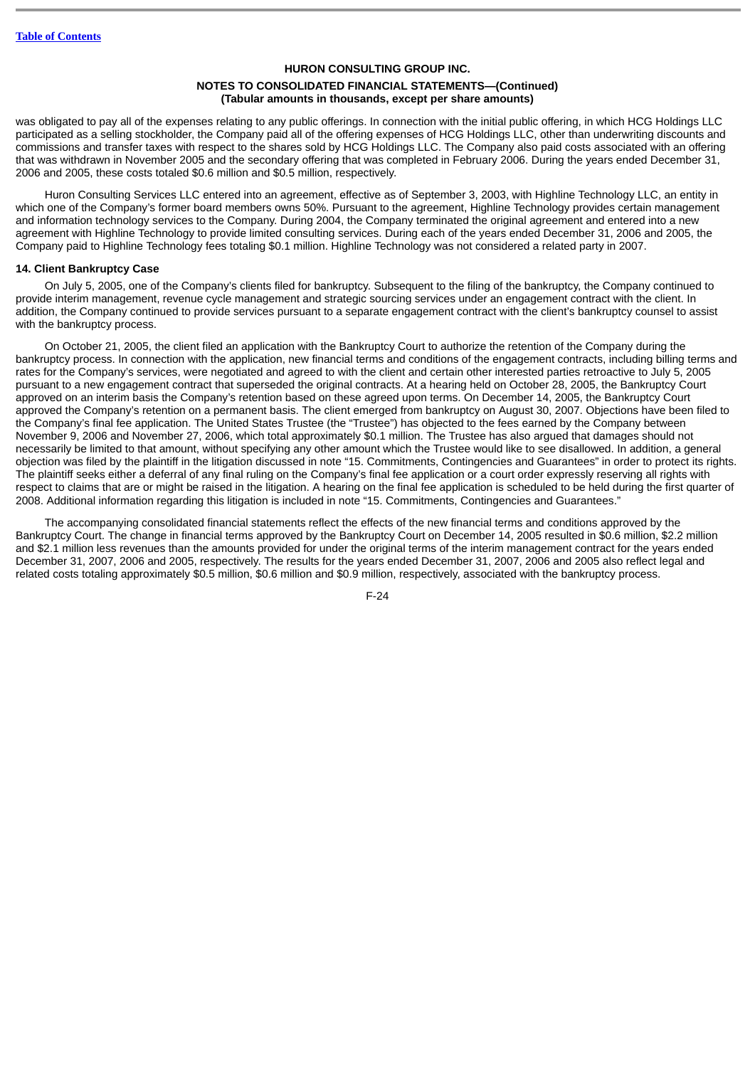was obligated to pay all of the expenses relating to any public offerings. In connection with the initial public offering, in which HCG Holdings LLC participated as a selling stockholder, the Company paid all of the offering expenses of HCG Holdings LLC, other than underwriting discounts and commissions and transfer taxes with respect to the shares sold by HCG Holdings LLC. The Company also paid costs associated with an offering that was withdrawn in November 2005 and the secondary offering that was completed in February 2006. During the years ended December 31, 2006 and 2005, these costs totaled \$0.6 million and \$0.5 million, respectively.

Huron Consulting Services LLC entered into an agreement, effective as of September 3, 2003, with Highline Technology LLC, an entity in which one of the Company's former board members owns 50%. Pursuant to the agreement, Highline Technology provides certain management and information technology services to the Company. During 2004, the Company terminated the original agreement and entered into a new agreement with Highline Technology to provide limited consulting services. During each of the years ended December 31, 2006 and 2005, the Company paid to Highline Technology fees totaling \$0.1 million. Highline Technology was not considered a related party in 2007.

**14. Client Bankruptcy Case**

On July 5, 2005, one of the Company's clients filed for bankruptcy. Subsequent to the filing of the bankruptcy, the Company continued to provide interim management, revenue cycle management and strategic sourcing services under an engagement contract with the client. In addition, the Company continued to provide services pursuant to a separate engagement contract with the client's bankruptcy counsel to assist with the bankruptcy process.

On October 21, 2005, the client filed an application with the Bankruptcy Court to authorize the retention of the Company during the bankruptcy process. In connection with the application, new financial terms and conditions of the engagement contracts, including billing terms and rates for the Company's services, were negotiated and agreed to with the client and certain other interested parties retroactive to July 5, 2005 pursuant to a new engagement contract that superseded the original contracts. At a hearing held on October 28, 2005, the Bankruptcy Court approved on an interim basis the Company's retention based on these agreed upon terms. On December 14, 2005, the Bankruptcy Court approved the Company's retention on a permanent basis. The client emerged from bankruptcy on August 30, 2007. Objections have been filed to the Company's final fee application. The United States Trustee (the "Trustee") has objected to the fees earned by the Company between November 9, 2006 and November 27, 2006, which total approximately \$0.1 million. The Trustee has also argued that damages should not necessarily be limited to that amount, without specifying any other amount which the Trustee would like to see disallowed. In addition, a general objection was filed by the plaintiff in the litigation discussed in note "15. Commitments, Contingencies and Guarantees" in order to protect its rights. The plaintiff seeks either a deferral of any final ruling on the Company's final fee application or a court order expressly reserving all rights with respect to claims that are or might be raised in the litigation. A hearing on the final fee application is scheduled to be held during the first quarter of 2008. Additional information regarding this litigation is included in note "15. Commitments, Contingencies and Guarantees."

The accompanying consolidated financial statements reflect the effects of the new financial terms and conditions approved by the Bankruptcy Court. The change in financial terms approved by the Bankruptcy Court on December 14, 2005 resulted in \$0.6 million, \$2.2 million and \$2.1 million less revenues than the amounts provided for under the original terms of the interim management contract for the years ended December 31, 2007, 2006 and 2005, respectively. The results for the years ended December 31, 2007, 2006 and 2005 also reflect legal and related costs totaling approximately \$0.5 million, \$0.6 million and \$0.9 million, respectively, associated with the bankruptcy process.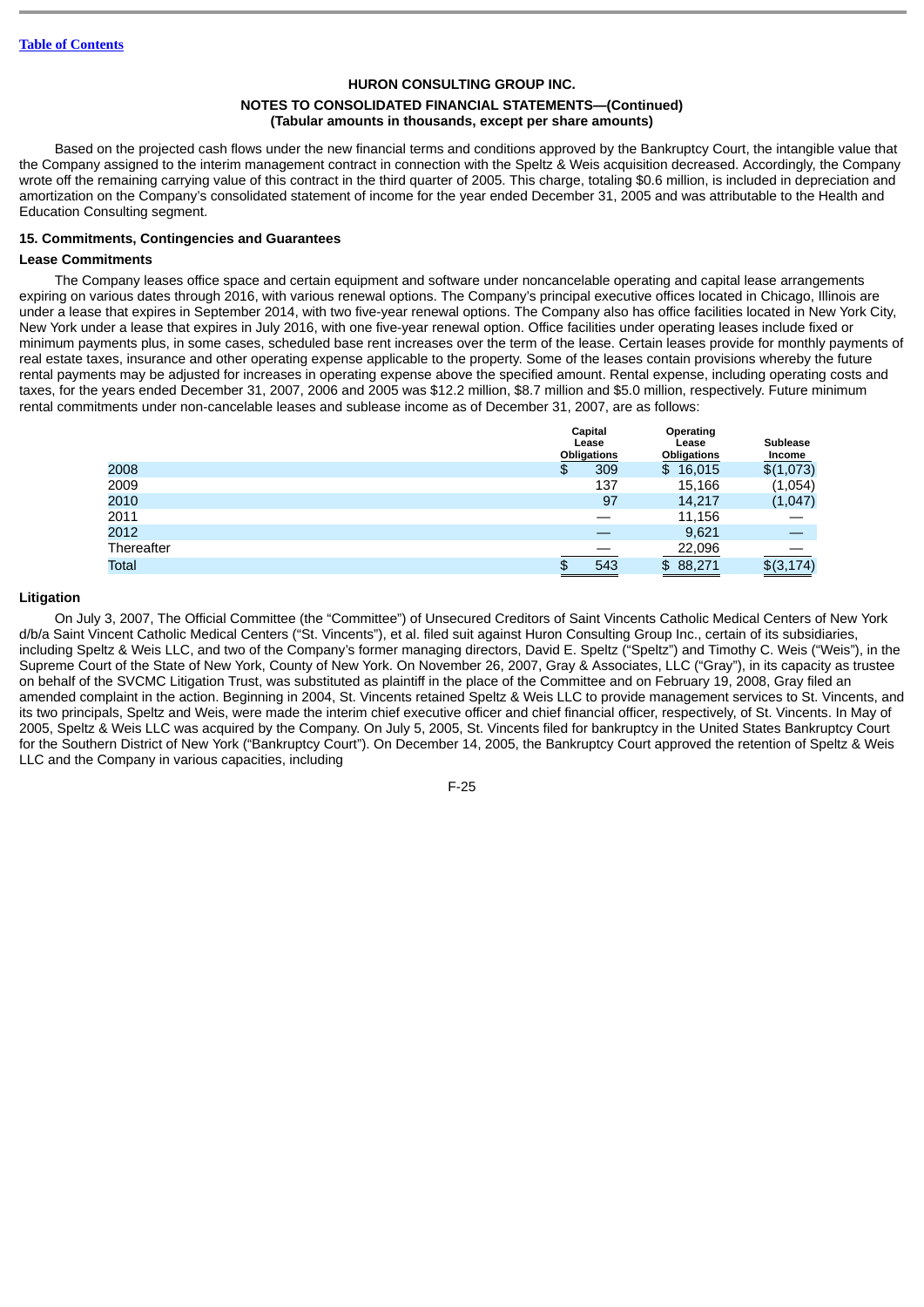HURON CONSULTING GROUP INC.

NOTES TO CONSOLIDATED FINANCIAL STATEMENTS—(Continued)
(Tabular amounts in thousands, except per share amounts)

Based on the projected cash flows under the new financial terms and conditions approved by the Bankruptcy Court, the intangible value that the Company assigned to the interim management contract in connection with the Speltz & Weis acquisition decreased. Accordingly, the Company wrote off the remaining carrying value of this contract in the third quarter of 2005. This charge, totaling $0.6 million, is included in depreciation and amortization on the Company's consolidated statement of income for the year ended December 31, 2005 and was attributable to the Health and Education Consulting segment.

### 15. Commitments, Contingencies and Guarantees

#### Lease Commitments

The Company leases office space and certain equipment and software under noncancelable operating and capital lease arrangements expiring on various dates through 2016, with various renewal options. The Company's principal executive offices located in Chicago, Illinois are under a lease that expires in September 2014, with two five-year renewal options. The Company also has office facilities located in New York City, New York under a lease that expires in July 2016, with one five-year renewal option. Office facilities under operating leases include fixed or minimum payments plus, in some cases, scheduled base rent increases over the term of the lease. Certain leases provide for monthly payments of real estate taxes, insurance and other operating expense applicable to the property. Some of the leases contain provisions whereby the future rental payments may be adjusted for increases in operating expense above the specified amount. Rental expense, including operating costs and taxes, for the years ended December 31, 2007, 2006 and 2005 was $12.2 million, $8.7 million and $5.0 million, respectively. Future minimum rental commitments under non-cancelable leases and sublease income as of December 31, 2007, are as follows:

| | Capital Lease Obligations | Operating Lease Obligations | Sublease Income |
|---|---|---|---|
| 2008 | $ 309 | $ 16,015 | $(1,073) |
| 2009 | 137 | 15,166 | (1,054) |
| 2010 | 97 | 14,217 | (1,047) |
| 2011 | — | 11,156 | — |
| 2012 | — | 9,621 | — |
| Thereafter | — | 22,096 | — |
| Total | $ 543 | $ 88,271 | $(3,174) |

#### Litigation

On July 3, 2007, The Official Committee (the "Committee") of Unsecured Creditors of Saint Vincents Catholic Medical Centers of New York d/b/a Saint Vincent Catholic Medical Centers ("St. Vincents"), et al. filed suit against Huron Consulting Group Inc., certain of its subsidiaries, including Speltz & Weis LLC, and two of the Company's former managing directors, David E. Speltz ("Speltz") and Timothy C. Weis ("Weis"), in the Supreme Court of the State of New York, County of New York. On November 26, 2007, Gray & Associates, LLC ("Gray"), in its capacity as trustee on behalf of the SVCMC Litigation Trust, was substituted as plaintiff in the place of the Committee and on February 19, 2008, Gray filed an amended complaint in the action. Beginning in 2004, St. Vincents retained Speltz & Weis LLC to provide management services to St. Vincents, and its two principals, Speltz and Weis, were made the interim chief executive officer and chief financial officer, respectively, of St. Vincents. In May of 2005, Speltz & Weis LLC was acquired by the Company. On July 5, 2005, St. Vincents filed for bankruptcy in the United States Bankruptcy Court for the Southern District of New York ("Bankruptcy Court"). On December 14, 2005, the Bankruptcy Court approved the retention of Speltz & Weis LLC and the Company in various capacities, including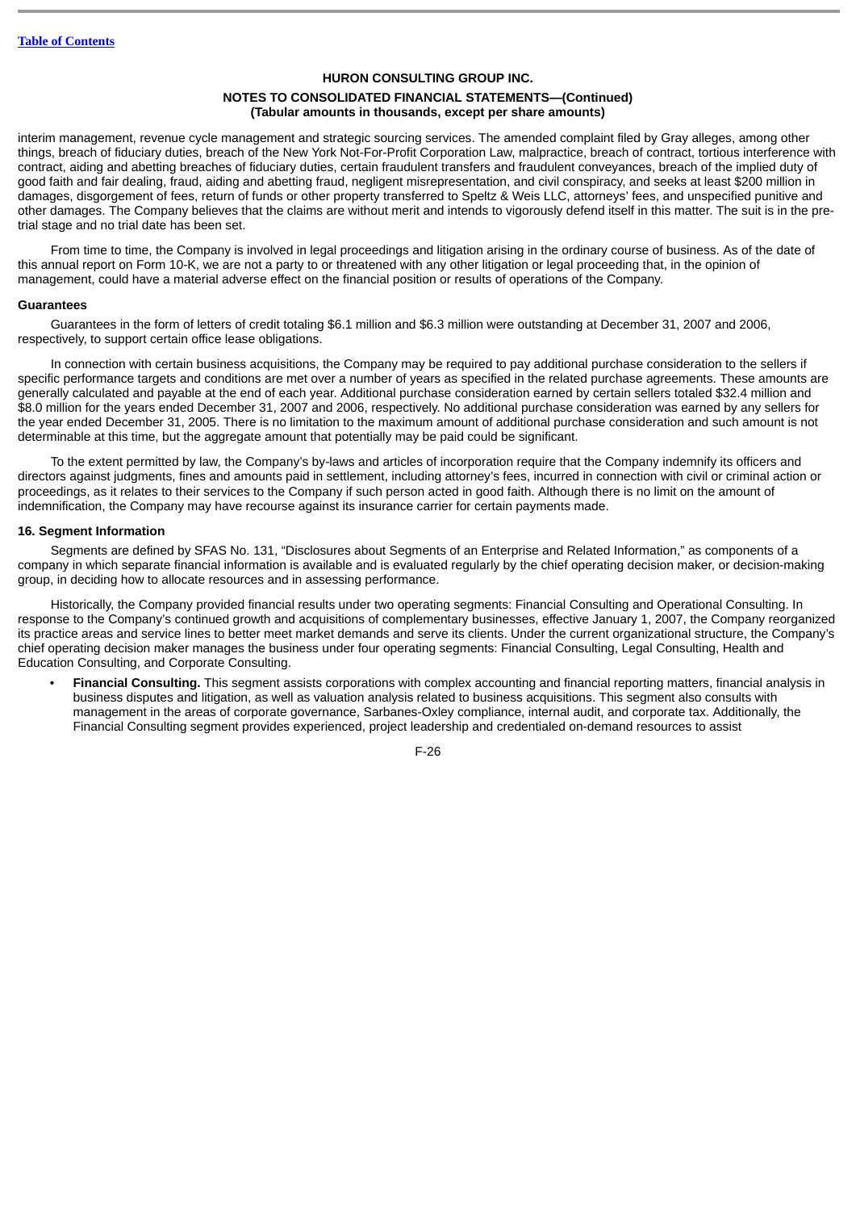interim management, revenue cycle management and strategic sourcing services. The amended complaint filed by Gray alleges, among other things, breach of fiduciary duties, breach of the New York Not-For-Profit Corporation Law, malpractice, breach of contract, tortious interference with contract, aiding and abetting breaches of fiduciary duties, certain fraudulent transfers and fraudulent conveyances, breach of the implied duty of good faith and fair dealing, fraud, aiding and abetting fraud, negligent misrepresentation, and civil conspiracy, and seeks at least $200 million in damages, disgorgement of fees, return of funds or other property transferred to Speltz & Weis LLC, attorneys' fees, and unspecified punitive and other damages. The Company believes that the claims are without merit and intends to vigorously defend itself in this matter. The suit is in the pre-trial stage and no trial date has been set.

From time to time, the Company is involved in legal proceedings and litigation arising in the ordinary course of business. As of the date of this annual report on Form 10-K, we are not a party to or threatened with any other litigation or legal proceeding that, in the opinion of management, could have a material adverse effect on the financial position or results of operations of the Company.

**Guarantees**

Guarantees in the form of letters of credit totaling $6.1 million and $6.3 million were outstanding at December 31, 2007 and 2006, respectively, to support certain office lease obligations.

In connection with certain business acquisitions, the Company may be required to pay additional purchase consideration to the sellers if specific performance targets and conditions are met over a number of years as specified in the related purchase agreements. These amounts are generally calculated and payable at the end of each year. Additional purchase consideration earned by certain sellers totaled $32.4 million and $8.0 million for the years ended December 31, 2007 and 2006, respectively. No additional purchase consideration was earned by any sellers for the year ended December 31, 2005. There is no limitation to the maximum amount of additional purchase consideration and such amount is not determinable at this time, but the aggregate amount that potentially may be paid could be significant.

To the extent permitted by law, the Company's by-laws and articles of incorporation require that the Company indemnify its officers and directors against judgments, fines and amounts paid in settlement, including attorney's fees, incurred in connection with civil or criminal action or proceedings, as it relates to their services to the Company if such person acted in good faith. Although there is no limit on the amount of indemnification, the Company may have recourse against its insurance carrier for certain payments made.

**16. Segment Information**

Segments are defined by SFAS No. 131, "Disclosures about Segments of an Enterprise and Related Information," as components of a company in which separate financial information is available and is evaluated regularly by the chief operating decision maker, or decision-making group, in deciding how to allocate resources and in assessing performance.

Historically, the Company provided financial results under two operating segments: Financial Consulting and Operational Consulting. In response to the Company's continued growth and acquisitions of complementary businesses, effective January 1, 2007, the Company reorganized its practice areas and service lines to better meet market demands and serve its clients. Under the current organizational structure, the Company's chief operating decision maker manages the business under four operating segments: Financial Consulting, Legal Consulting, Health and Education Consulting, and Corporate Consulting.

- **Financial Consulting.** This segment assists corporations with complex accounting and financial reporting matters, financial analysis in business disputes and litigation, as well as valuation analysis related to business acquisitions. This segment also consults with management in the areas of corporate governance, Sarbanes-Oxley compliance, internal audit, and corporate tax. Additionally, the Financial Consulting segment provides experienced, project leadership and credentialed on-demand resources to assist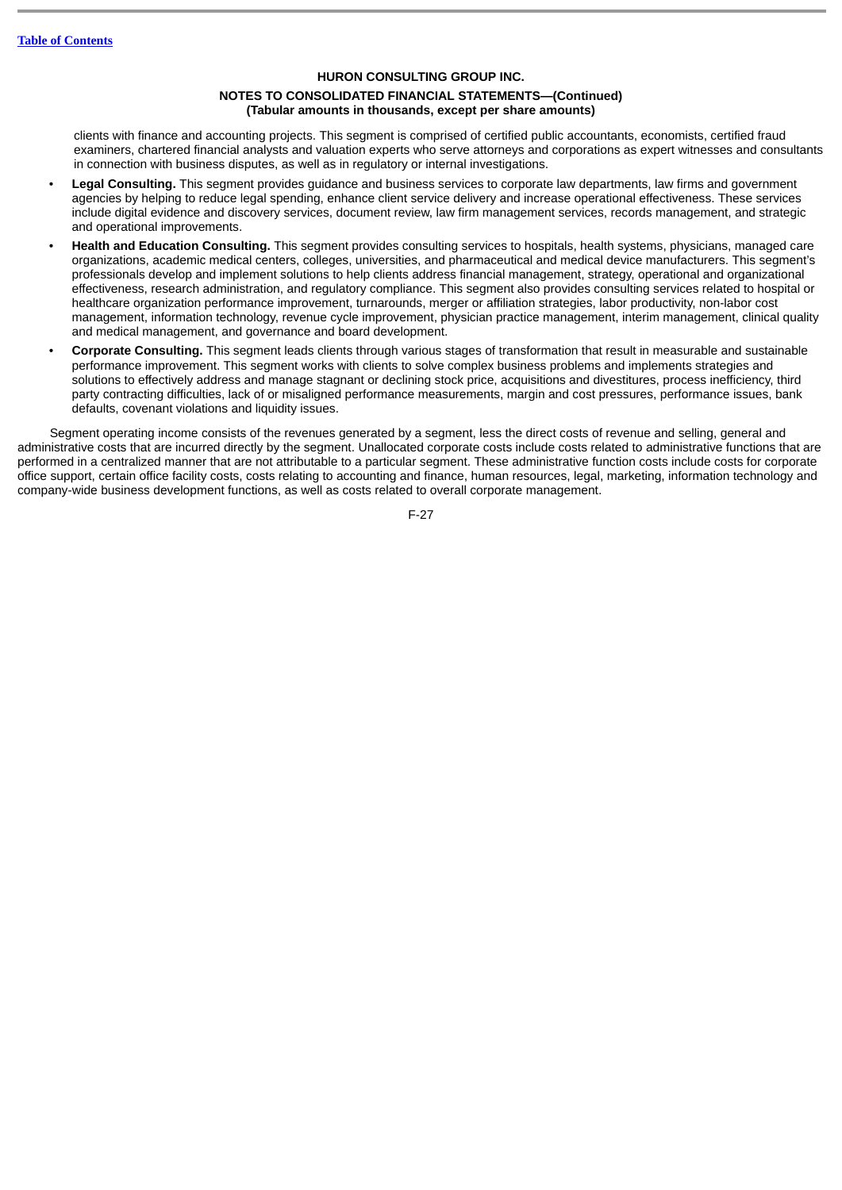clients with finance and accounting projects. This segment is comprised of certified public accountants, economists, certified fraud examiners, chartered financial analysts and valuation experts who serve attorneys and corporations as expert witnesses and consultants in connection with business disputes, as well as in regulatory or internal investigations.

- **Legal Consulting.** This segment provides guidance and business services to corporate law departments, law firms and government agencies by helping to reduce legal spending, enhance client service delivery and increase operational effectiveness. These services include digital evidence and discovery services, document review, law firm management services, records management, and strategic and operational improvements.
- **Health and Education Consulting.** This segment provides consulting services to hospitals, health systems, physicians, managed care organizations, academic medical centers, colleges, universities, and pharmaceutical and medical device manufacturers. This segment's professionals develop and implement solutions to help clients address financial management, strategy, operational and organizational effectiveness, research administration, and regulatory compliance. This segment also provides consulting services related to hospital or healthcare organization performance improvement, turnarounds, merger or affiliation strategies, labor productivity, non-labor cost management, information technology, revenue cycle improvement, physician practice management, interim management, clinical quality and medical management, and governance and board development.
- **Corporate Consulting.** This segment leads clients through various stages of transformation that result in measurable and sustainable performance improvement. This segment works with clients to solve complex business problems and implements strategies and solutions to effectively address and manage stagnant or declining stock price, acquisitions and divestitures, process inefficiency, third party contracting difficulties, lack of or misaligned performance measurements, margin and cost pressures, performance issues, bank defaults, covenant violations and liquidity issues.

Segment operating income consists of the revenues generated by a segment, less the direct costs of revenue and selling, general and administrative costs that are incurred directly by the segment. Unallocated corporate costs include costs related to administrative functions that are performed in a centralized manner that are not attributable to a particular segment. These administrative function costs include costs for corporate office support, certain office facility costs, costs relating to accounting and finance, human resources, legal, marketing, information technology and company-wide business development functions, as well as costs related to overall corporate management.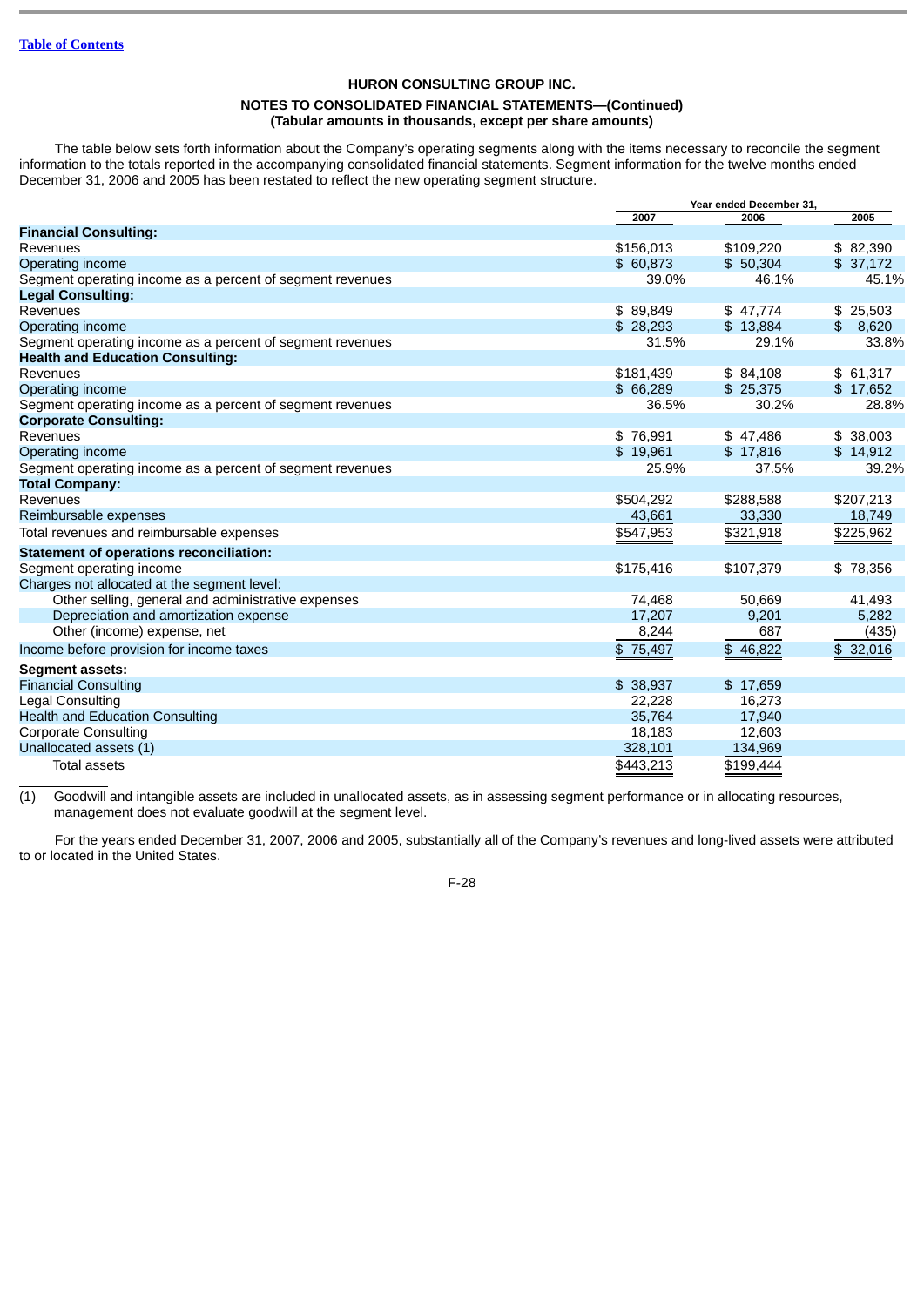HURON CONSULTING GROUP INC.

NOTES TO CONSOLIDATED FINANCIAL STATEMENTS—(Continued)
(Tabular amounts in thousands, except per share amounts)

The table below sets forth information about the Company's operating segments along with the items necessary to reconcile the segment information to the totals reported in the accompanying consolidated financial statements. Segment information for the twelve months ended December 31, 2006 and 2005 has been restated to reflect the new operating segment structure.

| | Year ended December 31, | | |
|---|---|---|---|
| | 2007 | 2006 | 2005 |
| **Financial Consulting:** | | | |
| Revenues | $156,013 | $109,220 | $ 82,390 |
| Operating income | $ 60,873 | $ 50,304 | $ 37,172 |
| Segment operating income as a percent of segment revenues | 39.0% | 46.1% | 45.1% |
| **Legal Consulting:** | | | |
| Revenues | $ 89,849 | $ 47,774 | $ 25,503 |
| Operating income | $ 28,293 | $ 13,884 | $ 8,620 |
| Segment operating income as a percent of segment revenues | 31.5% | 29.1% | 33.8% |
| **Health and Education Consulting:** | | | |
| Revenues | $181,439 | $ 84,108 | $ 61,317 |
| Operating income | $ 66,289 | $ 25,375 | $ 17,652 |
| Segment operating income as a percent of segment revenues | 36.5% | 30.2% | 28.8% |
| **Corporate Consulting:** | | | |
| Revenues | $ 76,991 | $ 47,486 | $ 38,003 |
| Operating income | $ 19,961 | $ 17,816 | $ 14,912 |
| Segment operating income as a percent of segment revenues | 25.9% | 37.5% | 39.2% |
| **Total Company:** | | | |
| Revenues | $504,292 | $288,588 | $207,213 |
| Reimbursable expenses | 43,661 | 33,330 | 18,749 |
| Total revenues and reimbursable expenses | $547,953 | $321,918 | $225,962 |
| **Statement of operations reconciliation:** | | | |
| Segment operating income | $175,416 | $107,379 | $ 78,356 |
| Charges not allocated at the segment level: | | | |
| Other selling, general and administrative expenses | 74,468 | 50,669 | 41,493 |
| Depreciation and amortization expense | 17,207 | 9,201 | 5,282 |
| Other (income) expense, net | 8,244 | 687 | (435) |
| Income before provision for income taxes | $ 75,497 | $ 46,822 | $ 32,016 |
| **Segment assets:** | | | |
| Financial Consulting | $ 38,937 | $ 17,659 | |
| Legal Consulting | 22,228 | 16,273 | |
| Health and Education Consulting | 35,764 | 17,940 | |
| Corporate Consulting | 18,183 | 12,603 | |
| Unallocated assets (1) | 328,101 | 134,969 | |
| Total assets | $443,213 | $199,444 | |

(1) Goodwill and intangible assets are included in unallocated assets, as in assessing segment performance or in allocating resources, management does not evaluate goodwill at the segment level.

For the years ended December 31, 2007, 2006 and 2005, substantially all of the Company's revenues and long-lived assets were attributed to or located in the United States.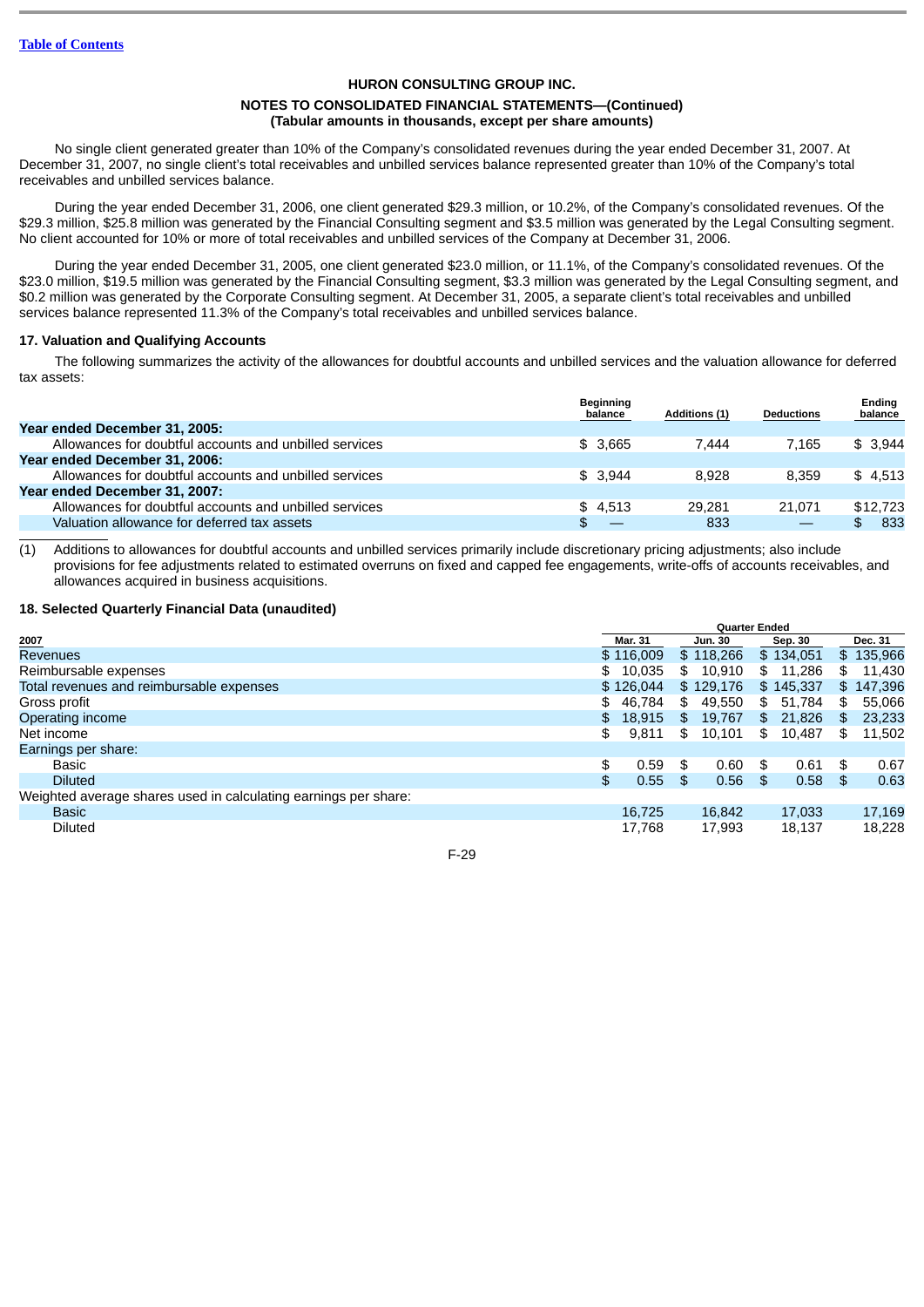Table of Contents

# HURON CONSULTING GROUP INC.

## NOTES TO CONSOLIDATED FINANCIAL STATEMENTS—(Continued)
**(Tabular amounts in thousands, except per share amounts)**

No single client generated greater than 10% of the Company's consolidated revenues during the year ended December 31, 2007. At December 31, 2007, no single client's total receivables and unbilled services balance represented greater than 10% of the Company's total receivables and unbilled services balance.

During the year ended December 31, 2006, one client generated $29.3 million, or 10.2%, of the Company's consolidated revenues. Of the $29.3 million, $25.8 million was generated by the Financial Consulting segment and $3.5 million was generated by the Legal Consulting segment. No client accounted for 10% or more of total receivables and unbilled services of the Company at December 31, 2006.

During the year ended December 31, 2005, one client generated $23.0 million, or 11.1%, of the Company's consolidated revenues. Of the $23.0 million, $19.5 million was generated by the Financial Consulting segment, $3.3 million was generated by the Legal Consulting segment, and $0.2 million was generated by the Corporate Consulting segment. At December 31, 2005, a separate client's total receivables and unbilled services balance represented 11.3% of the Company's total receivables and unbilled services balance.

### 17. Valuation and Qualifying Accounts

The following summarizes the activity of the allowances for doubtful accounts and unbilled services and the valuation allowance for deferred tax assets:

| | Beginning balance | Additions (1) | Deductions | Ending balance |
|---|---|---|---|---|
| **Year ended December 31, 2005:** | | | | |
| Allowances for doubtful accounts and unbilled services | $ 3,665 | 7,444 | 7,165 | $ 3,944 |
| **Year ended December 31, 2006:** | | | | |
| Allowances for doubtful accounts and unbilled services | $ 3,944 | 8,928 | 8,359 | $ 4,513 |
| **Year ended December 31, 2007:** | | | | |
| Allowances for doubtful accounts and unbilled services | $ 4,513 | 29,281 | 21,071 | $12,723 |
| Valuation allowance for deferred tax assets | $ — | 833 | — | $ 833 |

(1) Additions to allowances for doubtful accounts and unbilled services primarily include discretionary pricing adjustments; also include provisions for fee adjustments related to estimated overruns on fixed and capped fee engagements, write-offs of accounts receivables, and allowances acquired in business acquisitions.

### 18. Selected Quarterly Financial Data (unaudited)

| | Quarter Ended | | | |
|---|---|---|---|---|
| **2007** | **Mar. 31** | **Jun. 30** | **Sep. 30** | **Dec. 31** |
| Revenues | $ 116,009 | $ 118,266 | $ 134,051 | $ 135,966 |
| Reimbursable expenses | $ 10,035 | $ 10,910 | $ 11,286 | $ 11,430 |
| Total revenues and reimbursable expenses | $ 126,044 | $ 129,176 | $ 145,337 | $ 147,396 |
| Gross profit | $ 46,784 | $ 49,550 | $ 51,784 | $ 55,066 |
| Operating income | $ 18,915 | $ 19,767 | $ 21,826 | $ 23,233 |
| Net income | $ 9,811 | $ 10,101 | $ 10,487 | $ 11,502 |
| Earnings per share: | | | | |
| Basic | $ 0.59 | $ 0.60 | $ 0.61 | $ 0.67 |
| Diluted | $ 0.55 | $ 0.56 | $ 0.58 | $ 0.63 |
| Weighted average shares used in calculating earnings per share: | | | | |
| Basic | 16,725 | 16,842 | 17,033 | 17,169 |
| Diluted | 17,768 | 17,993 | 18,137 | 18,228 |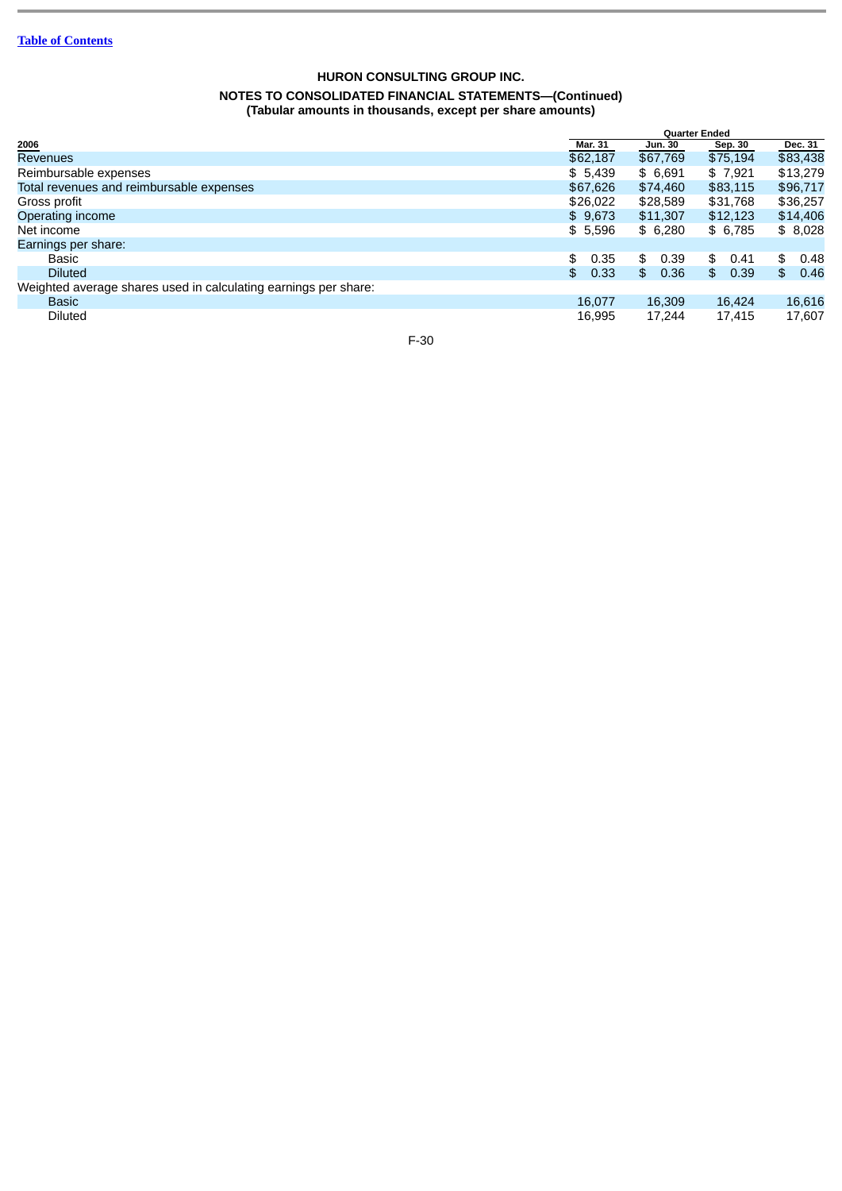Table of Contents

**HURON CONSULTING GROUP INC.**

**NOTES TO CONSOLIDATED FINANCIAL STATEMENTS—(Continued)**
**(Tabular amounts in thousands, except per share amounts)**

| 2006 | Quarter Ended | | | |
|---|---|---|---|---|
| | Mar. 31 | Jun. 30 | Sep. 30 | Dec. 31 |
| Revenues | $62,187 | $67,769 | $75,194 | $83,438 |
| Reimbursable expenses | $ 5,439 | $ 6,691 | $ 7,921 | $13,279 |
| Total revenues and reimbursable expenses | $67,626 | $74,460 | $83,115 | $96,717 |
| Gross profit | $26,022 | $28,589 | $31,768 | $36,257 |
| Operating income | $ 9,673 | $11,307 | $12,123 | $14,406 |
| Net income | $ 5,596 | $ 6,280 | $ 6,785 | $ 8,028 |
| Earnings per share: | | | | |
| Basic | $ 0.35 | $ 0.39 | $ 0.41 | $ 0.48 |
| Diluted | $ 0.33 | $ 0.36 | $ 0.39 | $ 0.46 |
| Weighted average shares used in calculating earnings per share: | | | | |
| Basic | 16,077 | 16,309 | 16,424 | 16,616 |
| Diluted | 16,995 | 17,244 | 17,415 | 17,607 |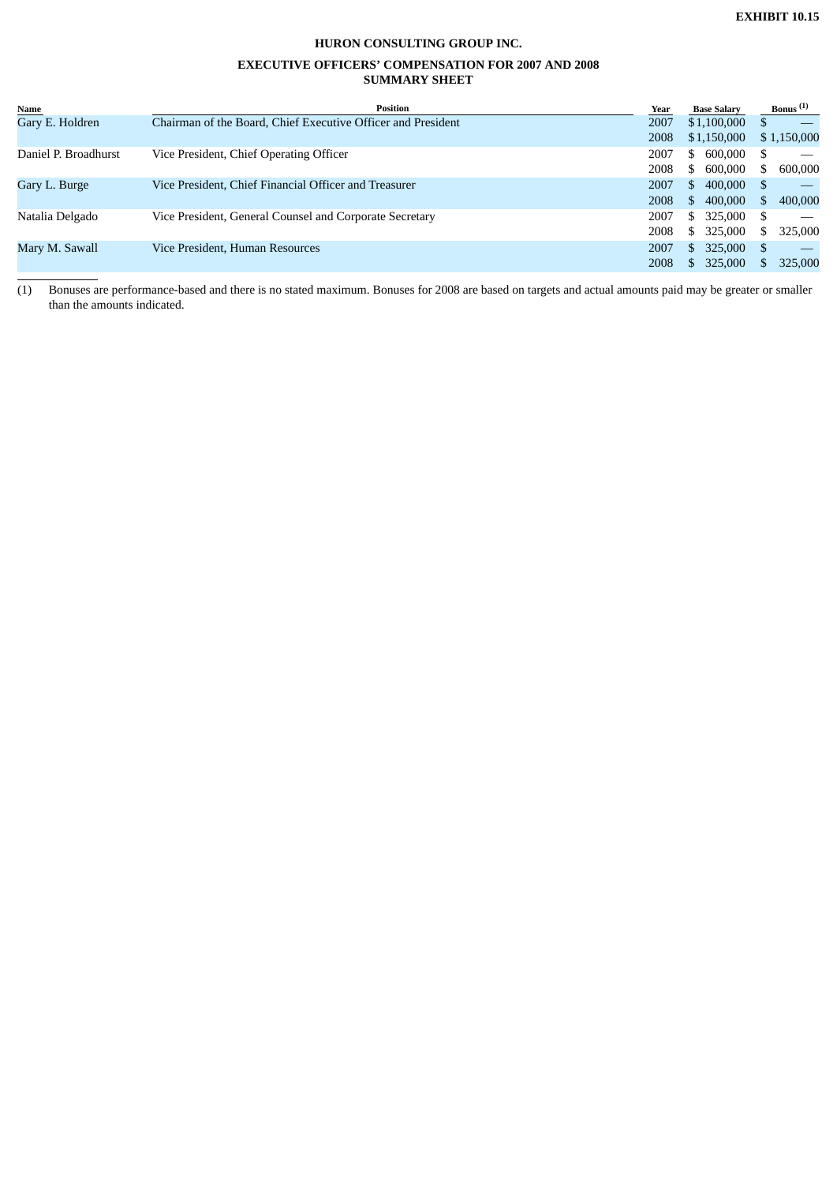**EXHIBIT 10.15**

# HURON CONSULTING GROUP INC.

## EXECUTIVE OFFICERS' COMPENSATION FOR 2007 AND 2008
## SUMMARY SHEET

| Name | Position | Year | Base Salary | Bonus [1] |
|---|---|---|---|---|
| Gary E. Holdren | Chairman of the Board, Chief Executive Officer and President | 2007 | $1,100,000 | $ — |
| | | 2008 | $1,150,000 | $ 1,150,000 |
| Daniel P. Broadhurst | Vice President, Chief Operating Officer | 2007 | $ 600,000 | $ — |
| | | 2008 | $ 600,000 | $ 600,000 |
| Gary L. Burge | Vice President, Chief Financial Officer and Treasurer | 2007 | $ 400,000 | $ — |
| | | 2008 | $ 400,000 | $ 400,000 |
| Natalia Delgado | Vice President, General Counsel and Corporate Secretary | 2007 | $ 325,000 | $ — |
| | | 2008 | $ 325,000 | $ 325,000 |
| Mary M. Sawall | Vice President, Human Resources | 2007 | $ 325,000 | $ — |
| | | 2008 | $ 325,000 | $ 325,000 |

(1) Bonuses are performance-based and there is no stated maximum. Bonuses for 2008 are based on targets and actual amounts paid may be greater or smaller than the amounts indicated.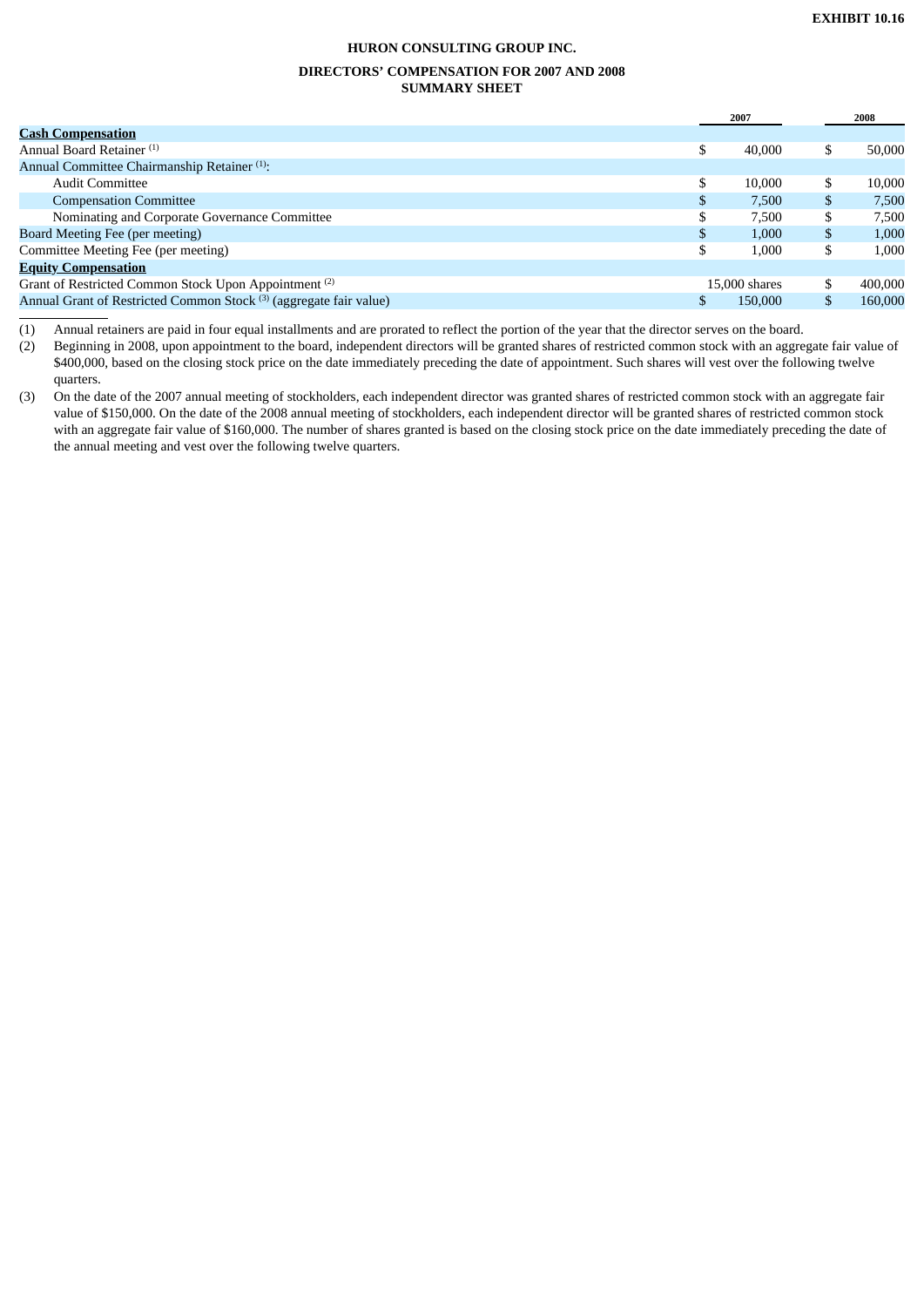**EXHIBIT 10.16**

**HURON CONSULTING GROUP INC.**

**DIRECTORS' COMPENSATION FOR 2007 AND 2008**
**SUMMARY SHEET**

| | 2007 | 2008 |
|---|---|---|
| **Cash Compensation** | | |
| Annual Board Retainer [(1)] | $ 40,000 | $ 50,000 |
| Annual Committee Chairmanship Retainer [(1)]: | | |
| Audit Committee | $ 10,000 | $ 10,000 |
| Compensation Committee | $ 7,500 | $ 7,500 |
| Nominating and Corporate Governance Committee | $ 7,500 | $ 7,500 |
| Board Meeting Fee (per meeting) | $ 1,000 | $ 1,000 |
| Committee Meeting Fee (per meeting) | $ 1,000 | $ 1,000 |
| **Equity Compensation** | | |
| Grant of Restricted Common Stock Upon Appointment [(2)] | 15,000 shares | $ 400,000 |
| Annual Grant of Restricted Common Stock [(3)] (aggregate fair value) | $ 150,000 | $ 160,000 |

(1) Annual retainers are paid in four equal installments and are prorated to reflect the portion of the year that the director serves on the board.

(2) Beginning in 2008, upon appointment to the board, independent directors will be granted shares of restricted common stock with an aggregate fair value of $400,000, based on the closing stock price on the date immediately preceding the date of appointment. Such shares will vest over the following twelve quarters.

(3) On the date of the 2007 annual meeting of stockholders, each independent director was granted shares of restricted common stock with an aggregate fair value of $150,000. On the date of the 2008 annual meeting of stockholders, each independent director will be granted shares of restricted common stock with an aggregate fair value of $160,000. The number of shares granted is based on the closing stock price on the date immediately preceding the date of the annual meeting and vest over the following twelve quarters.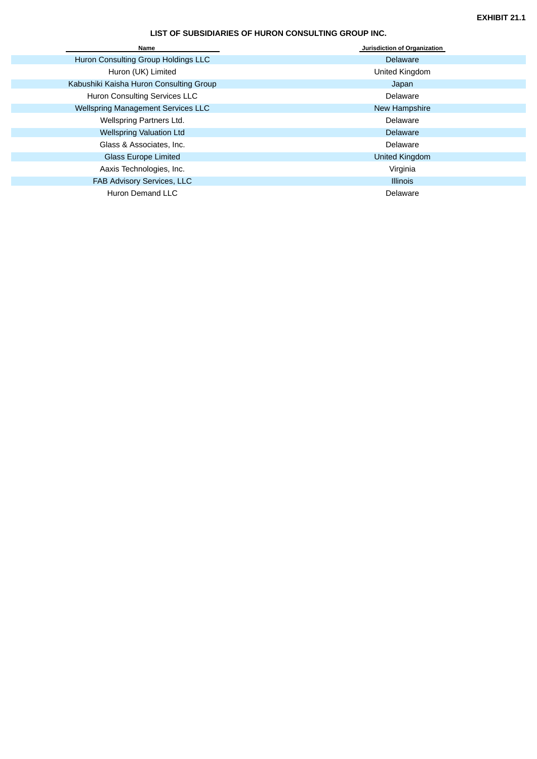**EXHIBIT 21.1**

**LIST OF SUBSIDIARIES OF HURON CONSULTING GROUP INC.**

| Name | Jurisdiction of Organization |
|---|---|
| Huron Consulting Group Holdings LLC | Delaware |
| Huron (UK) Limited | United Kingdom |
| Kabushiki Kaisha Huron Consulting Group | Japan |
| Huron Consulting Services LLC | Delaware |
| Wellspring Management Services LLC | New Hampshire |
| Wellspring Partners Ltd. | Delaware |
| Wellspring Valuation Ltd | Delaware |
| Glass & Associates, Inc. | Delaware |
| Glass Europe Limited | United Kingdom |
| Aaxis Technologies, Inc. | Virginia |
| FAB Advisory Services, LLC | Illinois |
| Huron Demand LLC | Delaware |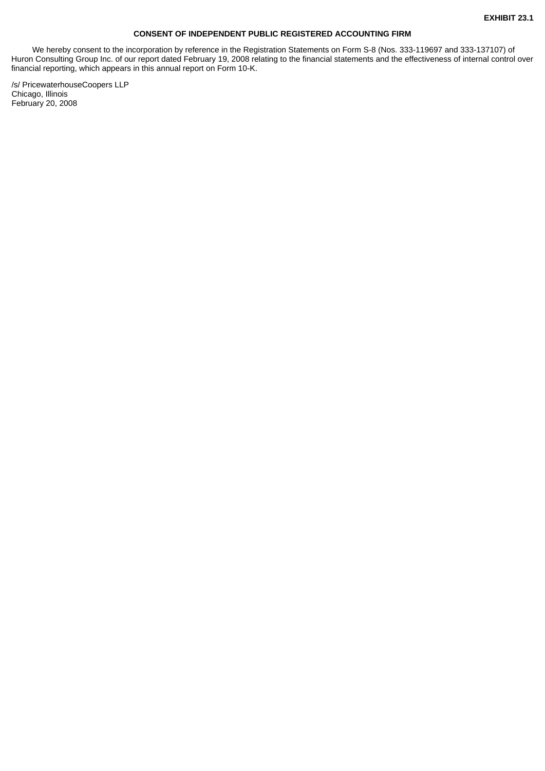**EXHIBIT 23.1**

**CONSENT OF INDEPENDENT PUBLIC REGISTERED ACCOUNTING FIRM**

We hereby consent to the incorporation by reference in the Registration Statements on Form S-8 (Nos. 333-119697 and 333-137107) of Huron Consulting Group Inc. of our report dated February 19, 2008 relating to the financial statements and the effectiveness of internal control over financial reporting, which appears in this annual report on Form 10-K.

/s/ PricewaterhouseCoopers LLP
Chicago, Illinois
February 20, 2008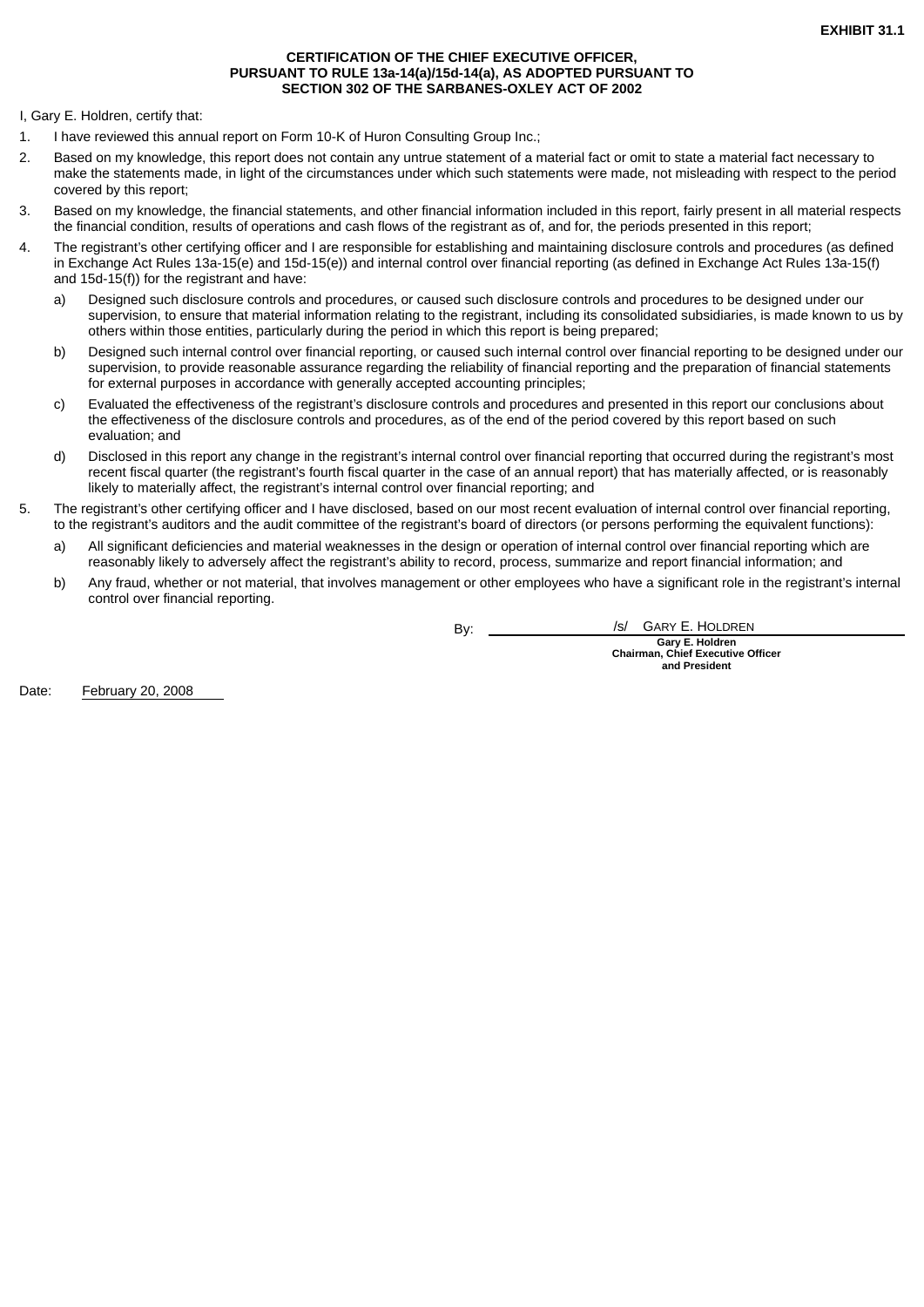**EXHIBIT 31.1**

**CERTIFICATION OF THE CHIEF EXECUTIVE OFFICER,
PURSUANT TO RULE 13a-14(a)/15d-14(a), AS ADOPTED PURSUANT TO
SECTION 302 OF THE SARBANES-OXLEY ACT OF 2002**

I, Gary E. Holdren, certify that:

1. I have reviewed this annual report on Form 10-K of Huron Consulting Group Inc.;
2. Based on my knowledge, this report does not contain any untrue statement of a material fact or omit to state a material fact necessary to make the statements made, in light of the circumstances under which such statements were made, not misleading with respect to the period covered by this report;
3. Based on my knowledge, the financial statements, and other financial information included in this report, fairly present in all material respects the financial condition, results of operations and cash flows of the registrant as of, and for, the periods presented in this report;
4. The registrant's other certifying officer and I are responsible for establishing and maintaining disclosure controls and procedures (as defined in Exchange Act Rules 13a-15(e) and 15d-15(e)) and internal control over financial reporting (as defined in Exchange Act Rules 13a-15(f) and 15d-15(f)) for the registrant and have:
   a) Designed such disclosure controls and procedures, or caused such disclosure controls and procedures to be designed under our supervision, to ensure that material information relating to the registrant, including its consolidated subsidiaries, is made known to us by others within those entities, particularly during the period in which this report is being prepared;
   b) Designed such internal control over financial reporting, or caused such internal control over financial reporting to be designed under our supervision, to provide reasonable assurance regarding the reliability of financial reporting and the preparation of financial statements for external purposes in accordance with generally accepted accounting principles;
   c) Evaluated the effectiveness of the registrant's disclosure controls and procedures and presented in this report our conclusions about the effectiveness of the disclosure controls and procedures, as of the end of the period covered by this report based on such evaluation; and
   d) Disclosed in this report any change in the registrant's internal control over financial reporting that occurred during the registrant's most recent fiscal quarter (the registrant's fourth fiscal quarter in the case of an annual report) that has materially affected, or is reasonably likely to materially affect, the registrant's internal control over financial reporting; and
5. The registrant's other certifying officer and I have disclosed, based on our most recent evaluation of internal control over financial reporting, to the registrant's auditors and the audit committee of the registrant's board of directors (or persons performing the equivalent functions):
   a) All significant deficiencies and material weaknesses in the design or operation of internal control over financial reporting which are reasonably likely to adversely affect the registrant's ability to record, process, summarize and report financial information; and
   b) Any fraud, whether or not material, that involves management or other employees who have a significant role in the registrant's internal control over financial reporting.

By: /s/ GARY E. HOLDREN
**Gary E. Holdren**
**Chairman, Chief Executive Officer and President**

Date: February 20, 2008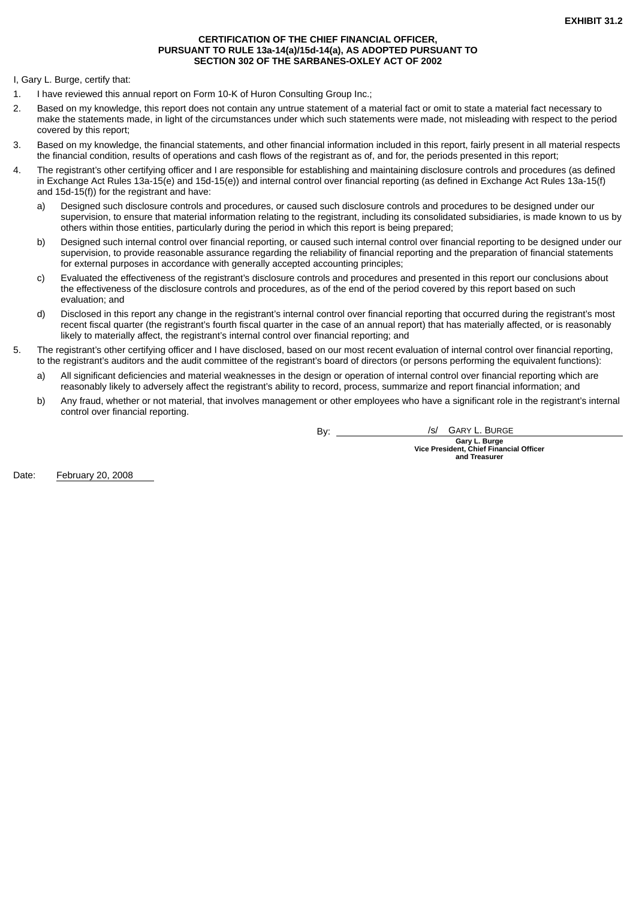**EXHIBIT 31.2**

**CERTIFICATION OF THE CHIEF FINANCIAL OFFICER,
PURSUANT TO RULE 13a-14(a)/15d-14(a), AS ADOPTED PURSUANT TO
SECTION 302 OF THE SARBANES-OXLEY ACT OF 2002**

I, Gary L. Burge, certify that:

1. I have reviewed this annual report on Form 10-K of Huron Consulting Group Inc.;
2. Based on my knowledge, this report does not contain any untrue statement of a material fact or omit to state a material fact necessary to make the statements made, in light of the circumstances under which such statements were made, not misleading with respect to the period covered by this report;
3. Based on my knowledge, the financial statements, and other financial information included in this report, fairly present in all material respects the financial condition, results of operations and cash flows of the registrant as of, and for, the periods presented in this report;
4. The registrant's other certifying officer and I are responsible for establishing and maintaining disclosure controls and procedures (as defined in Exchange Act Rules 13a-15(e) and 15d-15(e)) and internal control over financial reporting (as defined in Exchange Act Rules 13a-15(f) and 15d-15(f)) for the registrant and have:
   a) Designed such disclosure controls and procedures, or caused such disclosure controls and procedures to be designed under our supervision, to ensure that material information relating to the registrant, including its consolidated subsidiaries, is made known to us by others within those entities, particularly during the period in which this report is being prepared;
   b) Designed such internal control over financial reporting, or caused such internal control over financial reporting to be designed under our supervision, to provide reasonable assurance regarding the reliability of financial reporting and the preparation of financial statements for external purposes in accordance with generally accepted accounting principles;
   c) Evaluated the effectiveness of the registrant's disclosure controls and procedures and presented in this report our conclusions about the effectiveness of the disclosure controls and procedures, as of the end of the period covered by this report based on such evaluation; and
   d) Disclosed in this report any change in the registrant's internal control over financial reporting that occurred during the registrant's most recent fiscal quarter (the registrant's fourth fiscal quarter in the case of an annual report) that has materially affected, or is reasonably likely to materially affect, the registrant's internal control over financial reporting; and
5. The registrant's other certifying officer and I have disclosed, based on our most recent evaluation of internal control over financial reporting, to the registrant's auditors and the audit committee of the registrant's board of directors (or persons performing the equivalent functions):
   a) All significant deficiencies and material weaknesses in the design or operation of internal control over financial reporting which are reasonably likely to adversely affect the registrant's ability to record, process, summarize and report financial information; and
   b) Any fraud, whether or not material, that involves management or other employees who have a significant role in the registrant's internal control over financial reporting.

By: /s/ GARY L. BURGE

**Gary L. Burge**
**Vice President, Chief Financial Officer**
**and Treasurer**

Date: February 20, 2008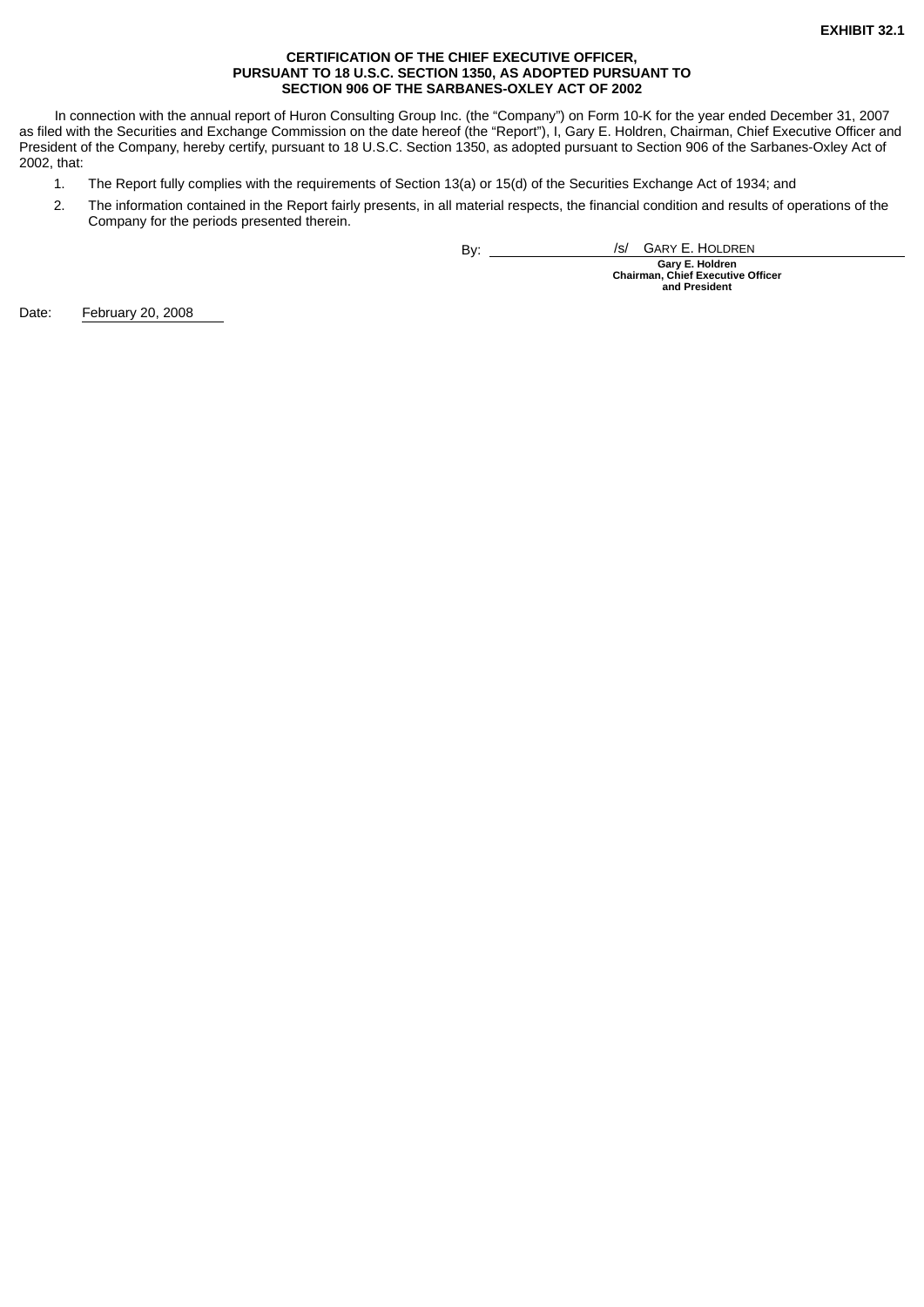**EXHIBIT 32.1**

**CERTIFICATION OF THE CHIEF EXECUTIVE OFFICER,
PURSUANT TO 18 U.S.C. SECTION 1350, AS ADOPTED PURSUANT TO
SECTION 906 OF THE SARBANES-OXLEY ACT OF 2002**

In connection with the annual report of Huron Consulting Group Inc. (the "Company") on Form 10-K for the year ended December 31, 2007 as filed with the Securities and Exchange Commission on the date hereof (the "Report"), I, Gary E. Holdren, Chairman, Chief Executive Officer and President of the Company, hereby certify, pursuant to 18 U.S.C. Section 1350, as adopted pursuant to Section 906 of the Sarbanes-Oxley Act of 2002, that:

1. The Report fully complies with the requirements of Section 13(a) or 15(d) of the Securities Exchange Act of 1934; and
2. The information contained in the Report fairly presents, in all material respects, the financial condition and results of operations of the Company for the periods presented therein.

By: /s/ GARY E. HOLDREN
**Gary E. Holdren**
**Chairman, Chief Executive Officer and President**

Date: February 20, 2008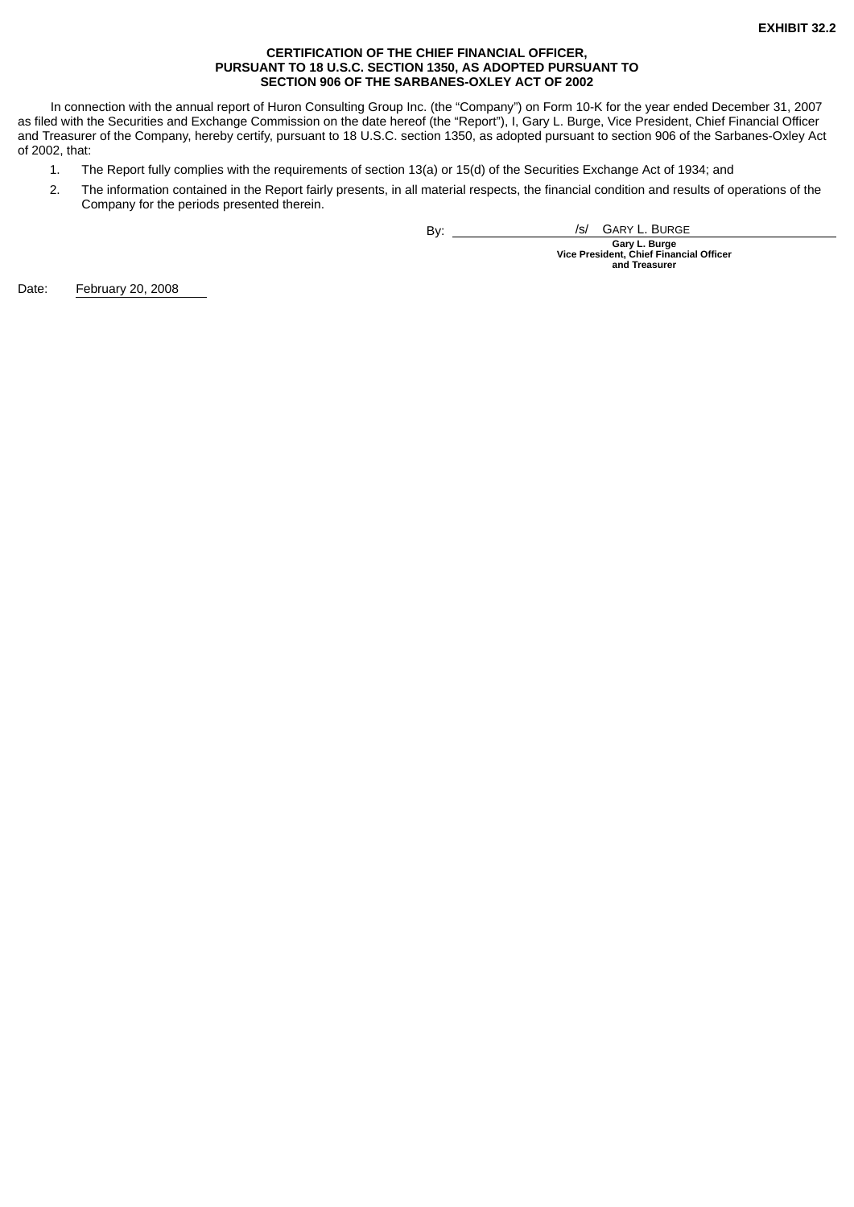**EXHIBIT 32.2**

**CERTIFICATION OF THE CHIEF FINANCIAL OFFICER,
PURSUANT TO 18 U.S.C. SECTION 1350, AS ADOPTED PURSUANT TO
SECTION 906 OF THE SARBANES-OXLEY ACT OF 2002**

In connection with the annual report of Huron Consulting Group Inc. (the "Company") on Form 10-K for the year ended December 31, 2007 as filed with the Securities and Exchange Commission on the date hereof (the "Report"), I, Gary L. Burge, Vice President, Chief Financial Officer and Treasurer of the Company, hereby certify, pursuant to 18 U.S.C. section 1350, as adopted pursuant to section 906 of the Sarbanes-Oxley Act of 2002, that:

1. The Report fully complies with the requirements of section 13(a) or 15(d) of the Securities Exchange Act of 1934; and
2. The information contained in the Report fairly presents, in all material respects, the financial condition and results of operations of the Company for the periods presented therein.

By: /s/ GARY L. BURGE

**Gary L. Burge**
**Vice President, Chief Financial Officer and Treasurer**

Date: February 20, 2008